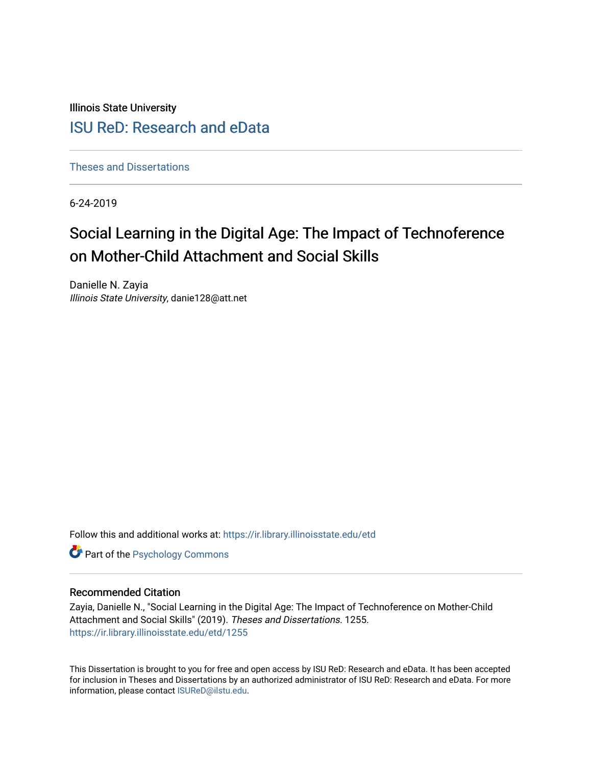Illinois State University

## ISU ReD: Research and eData

Theses and Dissertations

6-24-2019

# Social Learning in the Digital Age: The Impact of Technoference on Mother-Child Attachment and Social Skills

Danielle N. Zayia
*Illinois State University*, danie128@att.net

Follow this and additional works at: https://ir.library.illinoisstate.edu/etd

Part of the Psychology Commons

### Recommended Citation

Zayia, Danielle N., "Social Learning in the Digital Age: The Impact of Technoference on Mother-Child Attachment and Social Skills" (2019). *Theses and Dissertations*. 1255.
https://ir.library.illinoisstate.edu/etd/1255

This Dissertation is brought to you for free and open access by ISU ReD: Research and eData. It has been accepted for inclusion in Theses and Dissertations by an authorized administrator of ISU ReD: Research and eData. For more information, please contact ISUReD@ilstu.edu.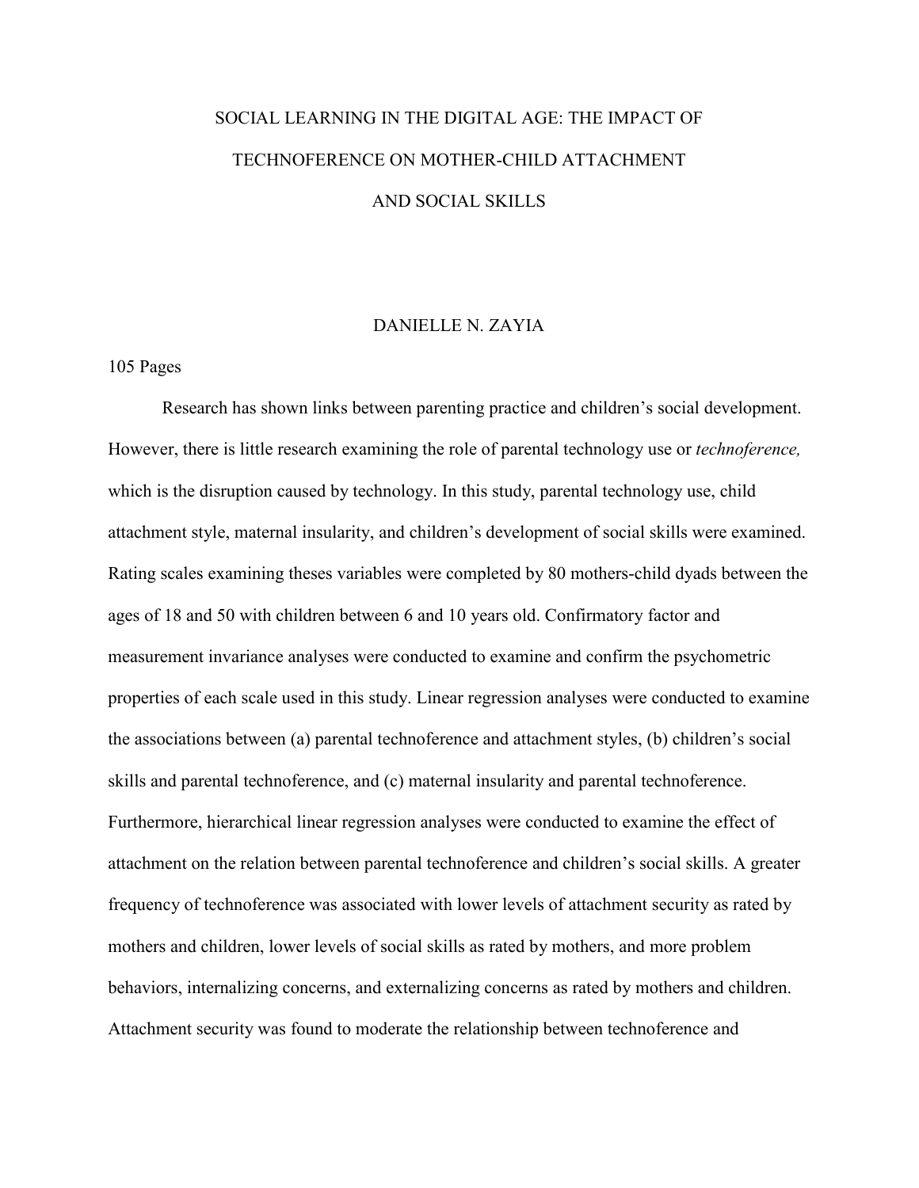# SOCIAL LEARNING IN THE DIGITAL AGE: THE IMPACT OF TECHNOFERENCE ON MOTHER-CHILD ATTACHMENT AND SOCIAL SKILLS

DANIELLE N. ZAYIA

105 Pages

Research has shown links between parenting practice and children's social development. However, there is little research examining the role of parental technology use or *technoference,* which is the disruption caused by technology. In this study, parental technology use, child attachment style, maternal insularity, and children's development of social skills were examined. Rating scales examining theses variables were completed by 80 mothers-child dyads between the ages of 18 and 50 with children between 6 and 10 years old. Confirmatory factor and measurement invariance analyses were conducted to examine and confirm the psychometric properties of each scale used in this study. Linear regression analyses were conducted to examine the associations between (a) parental technoference and attachment styles, (b) children's social skills and parental technoference, and (c) maternal insularity and parental technoference. Furthermore, hierarchical linear regression analyses were conducted to examine the effect of attachment on the relation between parental technoference and children's social skills. A greater frequency of technoference was associated with lower levels of attachment security as rated by mothers and children, lower levels of social skills as rated by mothers, and more problem behaviors, internalizing concerns, and externalizing concerns as rated by mothers and children. Attachment security was found to moderate the relationship between technoference and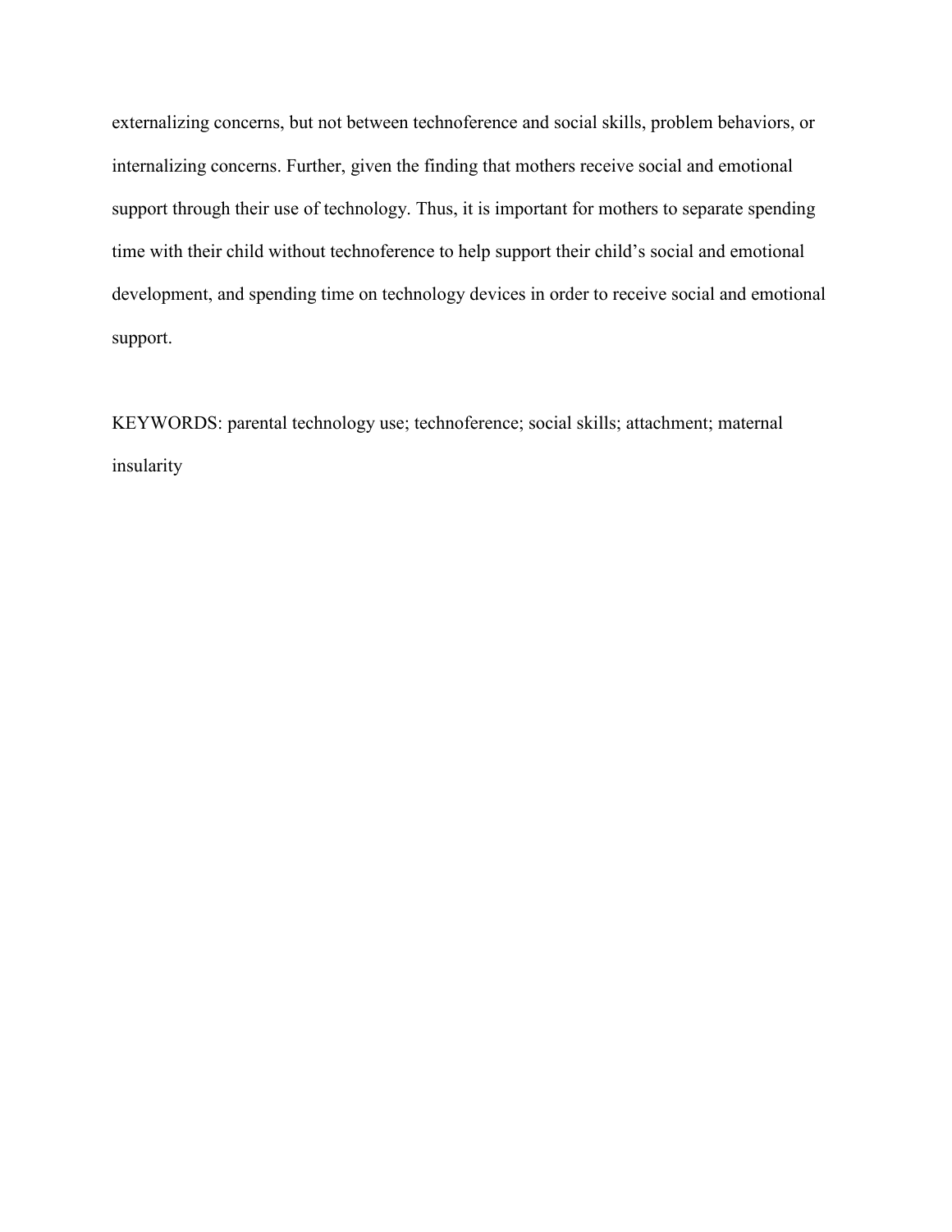externalizing concerns, but not between technoference and social skills, problem behaviors, or internalizing concerns. Further, given the finding that mothers receive social and emotional support through their use of technology. Thus, it is important for mothers to separate spending time with their child without technoference to help support their child's social and emotional development, and spending time on technology devices in order to receive social and emotional support.

KEYWORDS: parental technology use; technoference; social skills; attachment; maternal insularity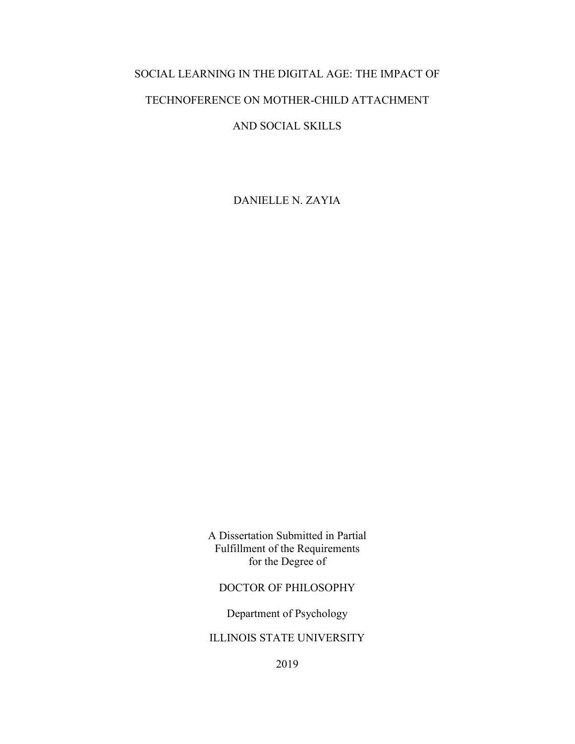# SOCIAL LEARNING IN THE DIGITAL AGE: THE IMPACT OF TECHNOFERENCE ON MOTHER-CHILD ATTACHMENT AND SOCIAL SKILLS

DANIELLE N. ZAYIA

A Dissertation Submitted in Partial
Fulfillment of the Requirements
for the Degree of

DOCTOR OF PHILOSOPHY

Department of Psychology

ILLINOIS STATE UNIVERSITY

2019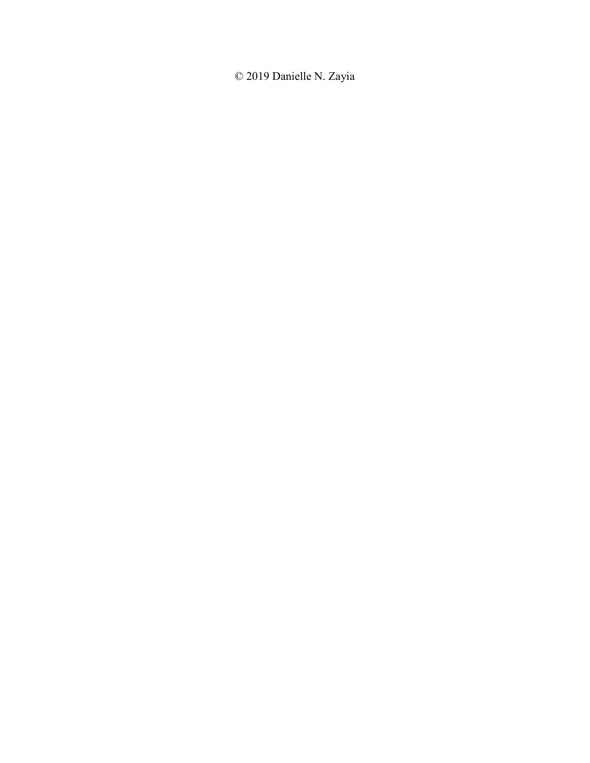© 2019 Danielle N. Zayia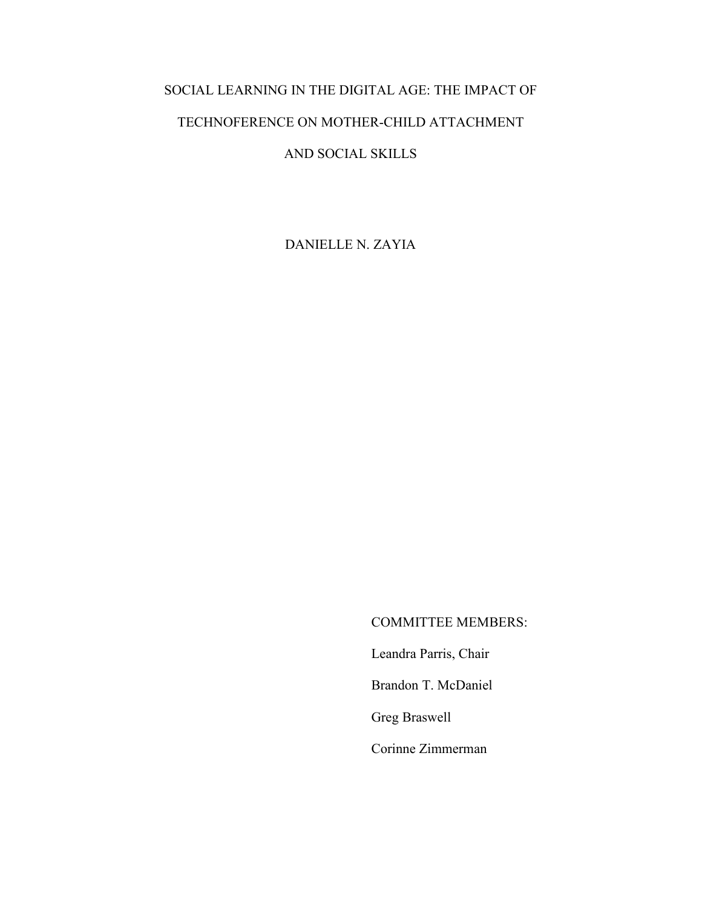# SOCIAL LEARNING IN THE DIGITAL AGE: THE IMPACT OF TECHNOFERENCE ON MOTHER-CHILD ATTACHMENT AND SOCIAL SKILLS

DANIELLE N. ZAYIA

COMMITTEE MEMBERS:

Leandra Parris, Chair

Brandon T. McDaniel

Greg Braswell

Corinne Zimmerman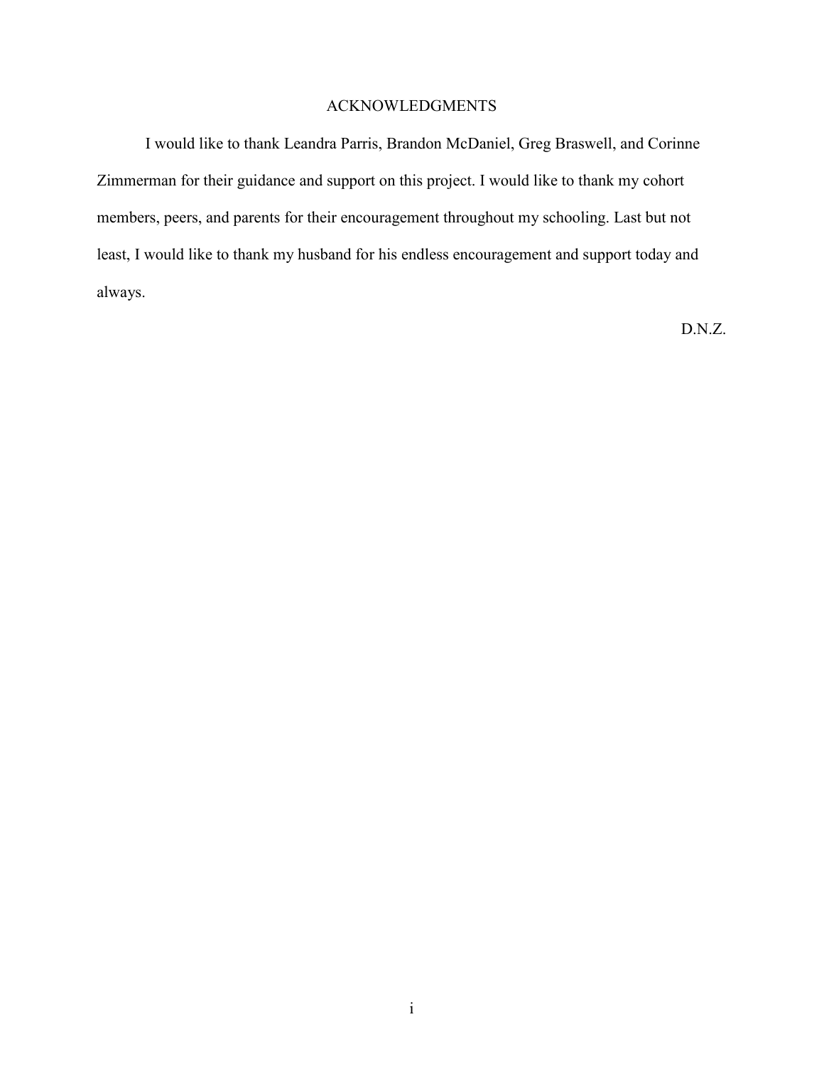# ACKNOWLEDGMENTS

I would like to thank Leandra Parris, Brandon McDaniel, Greg Braswell, and Corinne Zimmerman for their guidance and support on this project. I would like to thank my cohort members, peers, and parents for their encouragement throughout my schooling. Last but not least, I would like to thank my husband for his endless encouragement and support today and always.

D.N.Z.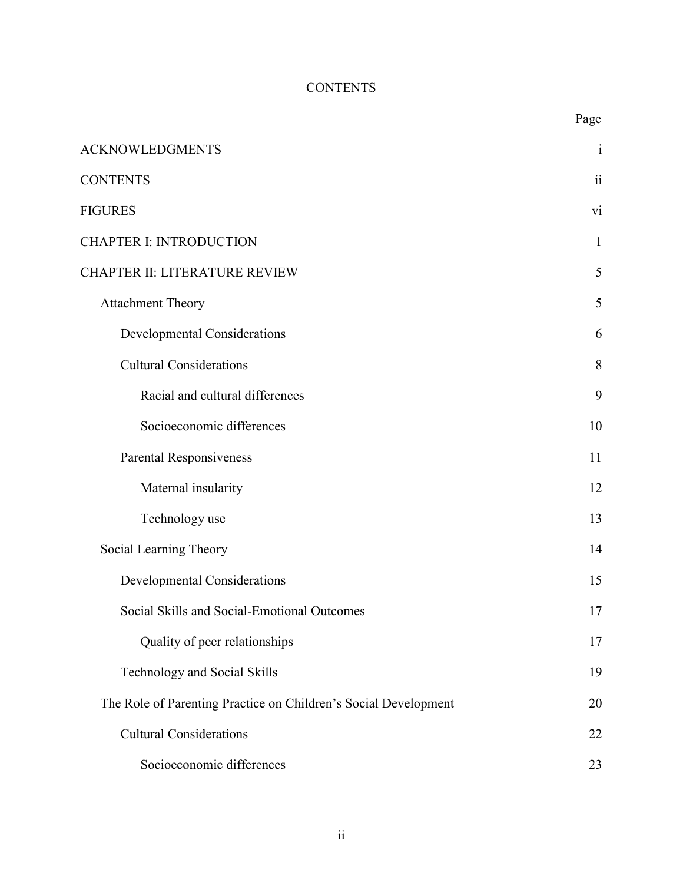# CONTENTS

| | Page |
|---|---|
| ACKNOWLEDGMENTS | i |
| CONTENTS | ii |
| FIGURES | vi |
| CHAPTER I: INTRODUCTION | 1 |
| CHAPTER II: LITERATURE REVIEW | 5 |
| Attachment Theory | 5 |
| Developmental Considerations | 6 |
| Cultural Considerations | 8 |
| Racial and cultural differences | 9 |
| Socioeconomic differences | 10 |
| Parental Responsiveness | 11 |
| Maternal insularity | 12 |
| Technology use | 13 |
| Social Learning Theory | 14 |
| Developmental Considerations | 15 |
| Social Skills and Social-Emotional Outcomes | 17 |
| Quality of peer relationships | 17 |
| Technology and Social Skills | 19 |
| The Role of Parenting Practice on Children's Social Development | 20 |
| Cultural Considerations | 22 |
| Socioeconomic differences | 23 |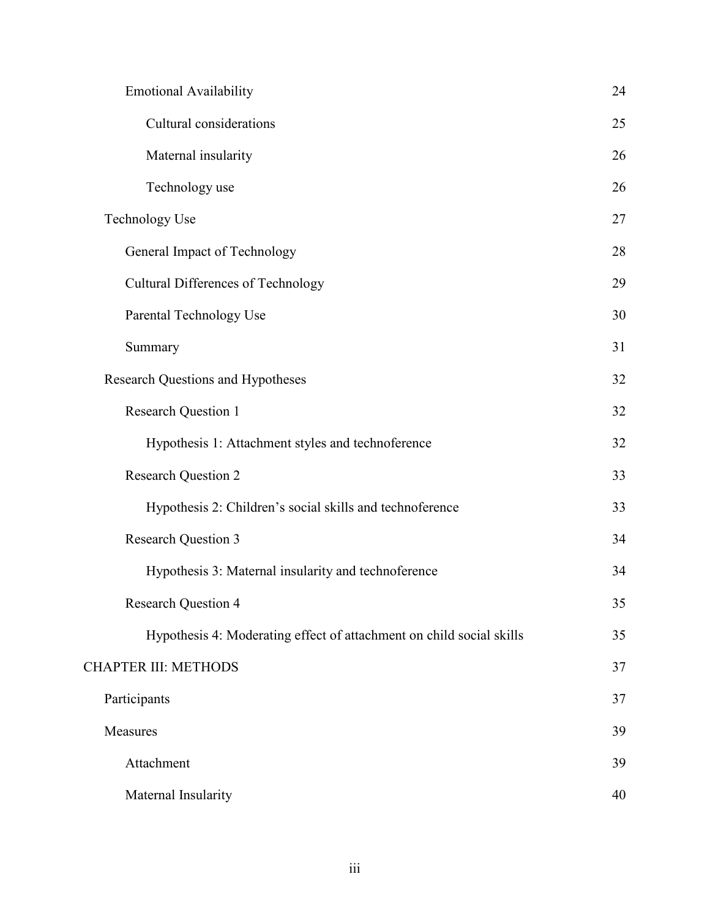| | |
|---|---|
| Emotional Availability | 24 |
| &nbsp;&nbsp;&nbsp;&nbsp;Cultural considerations | 25 |
| &nbsp;&nbsp;&nbsp;&nbsp;Maternal insularity | 26 |
| &nbsp;&nbsp;&nbsp;&nbsp;Technology use | 26 |
| Technology Use | 27 |
| &nbsp;&nbsp;General Impact of Technology | 28 |
| &nbsp;&nbsp;Cultural Differences of Technology | 29 |
| &nbsp;&nbsp;Parental Technology Use | 30 |
| &nbsp;&nbsp;Summary | 31 |
| Research Questions and Hypotheses | 32 |
| &nbsp;&nbsp;Research Question 1 | 32 |
| &nbsp;&nbsp;&nbsp;&nbsp;Hypothesis 1: Attachment styles and technoference | 32 |
| &nbsp;&nbsp;Research Question 2 | 33 |
| &nbsp;&nbsp;&nbsp;&nbsp;Hypothesis 2: Children's social skills and technoference | 33 |
| &nbsp;&nbsp;Research Question 3 | 34 |
| &nbsp;&nbsp;&nbsp;&nbsp;Hypothesis 3: Maternal insularity and technoference | 34 |
| &nbsp;&nbsp;Research Question 4 | 35 |
| &nbsp;&nbsp;&nbsp;&nbsp;Hypothesis 4: Moderating effect of attachment on child social skills | 35 |
| CHAPTER III: METHODS | 37 |
| Participants | 37 |
| Measures | 39 |
| &nbsp;&nbsp;Attachment | 39 |
| &nbsp;&nbsp;Maternal Insularity | 40 |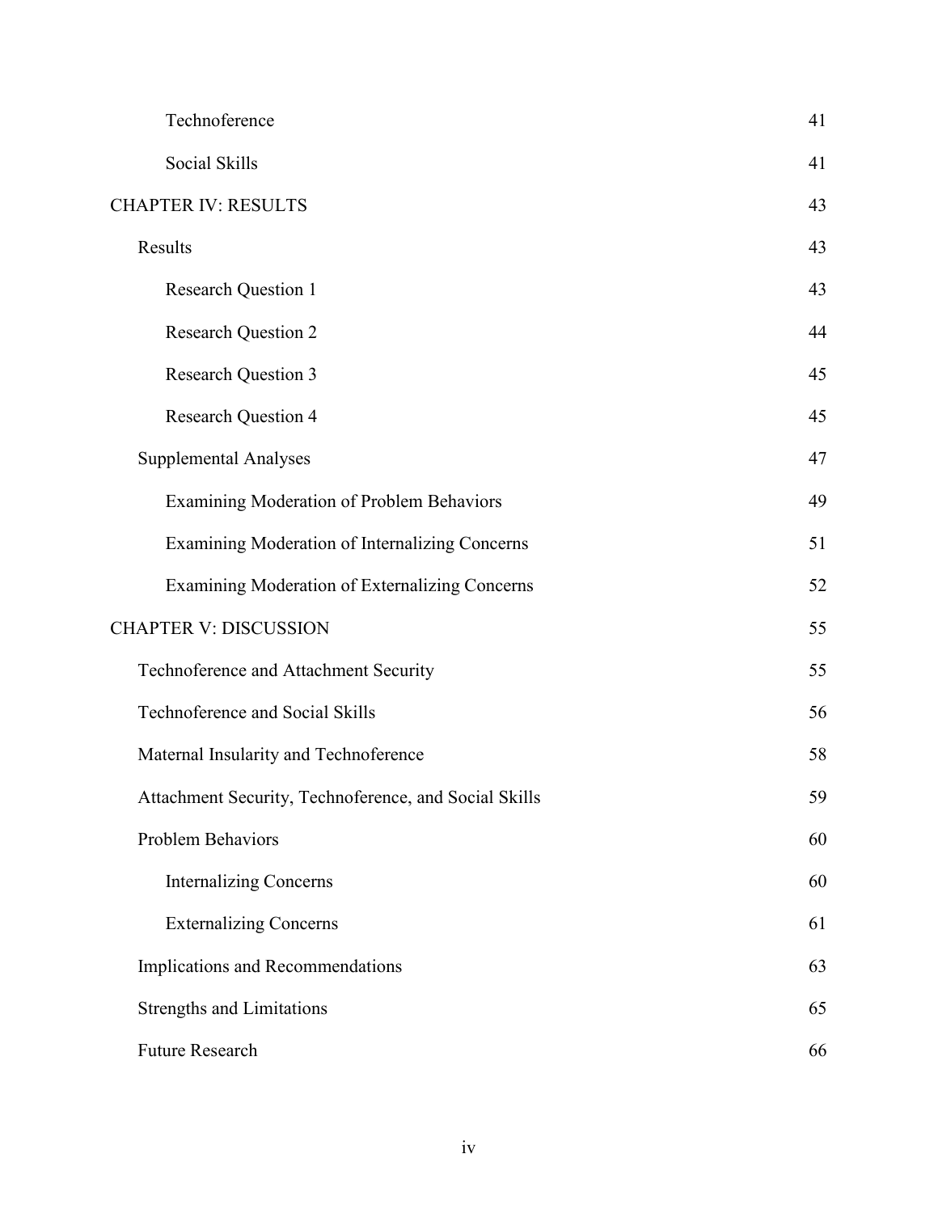| | |
|---|---|
| Technoference | 41 |
| Social Skills | 41 |
| CHAPTER IV: RESULTS | 43 |
| Results | 43 |
| Research Question 1 | 43 |
| Research Question 2 | 44 |
| Research Question 3 | 45 |
| Research Question 4 | 45 |
| Supplemental Analyses | 47 |
| Examining Moderation of Problem Behaviors | 49 |
| Examining Moderation of Internalizing Concerns | 51 |
| Examining Moderation of Externalizing Concerns | 52 |
| CHAPTER V: DISCUSSION | 55 |
| Technoference and Attachment Security | 55 |
| Technoference and Social Skills | 56 |
| Maternal Insularity and Technoference | 58 |
| Attachment Security, Technoference, and Social Skills | 59 |
| Problem Behaviors | 60 |
| Internalizing Concerns | 60 |
| Externalizing Concerns | 61 |
| Implications and Recommendations | 63 |
| Strengths and Limitations | 65 |
| Future Research | 66 |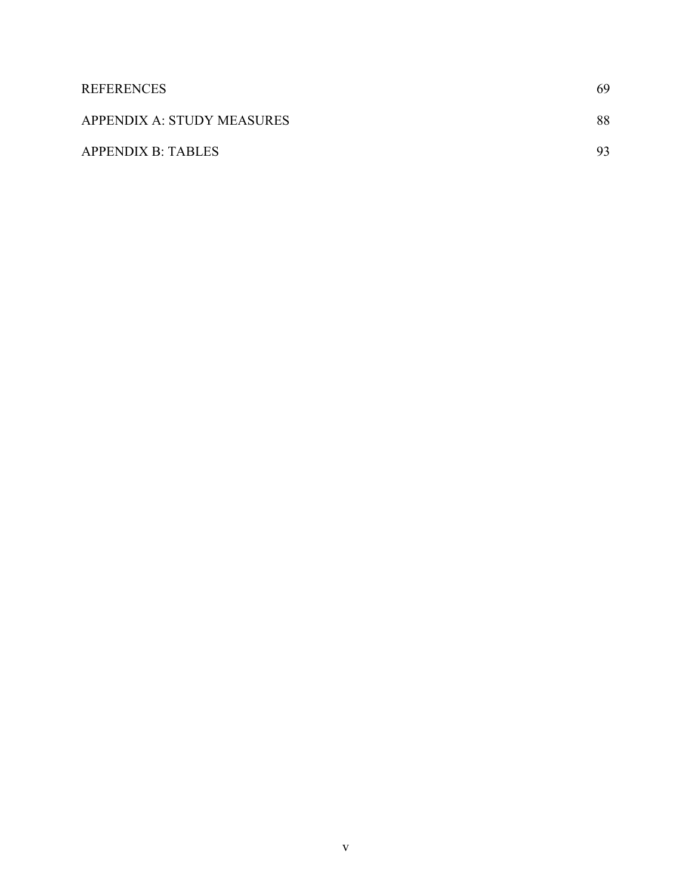REFERENCES 69

APPENDIX A: STUDY MEASURES 88

APPENDIX B: TABLES 93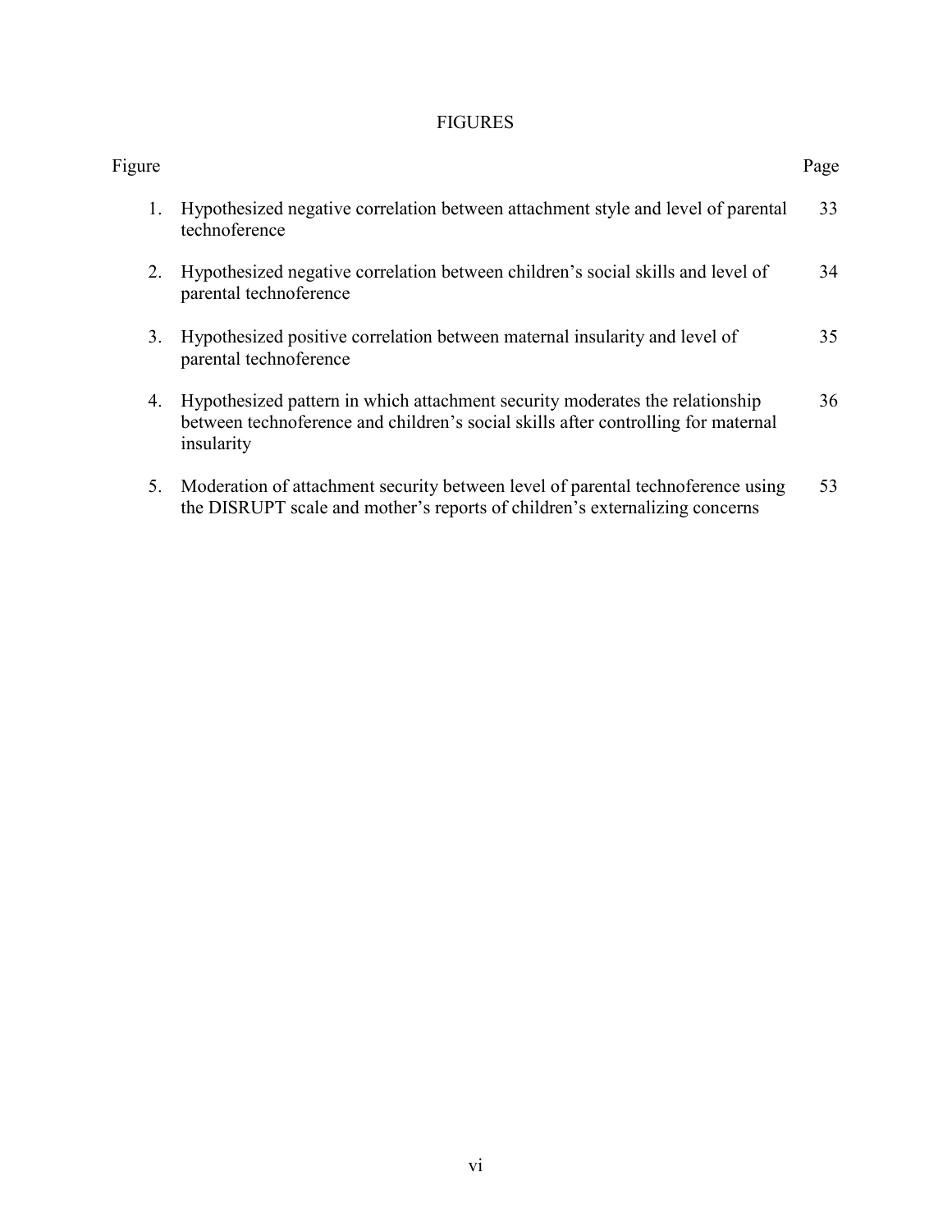# FIGURES

| Figure | | Page |
|---|---|---|
| 1. | Hypothesized negative correlation between attachment style and level of parental technoference | 33 |
| 2. | Hypothesized negative correlation between children's social skills and level of parental technoference | 34 |
| 3. | Hypothesized positive correlation between maternal insularity and level of parental technoference | 35 |
| 4. | Hypothesized pattern in which attachment security moderates the relationship between technoference and children's social skills after controlling for maternal insularity | 36 |
| 5. | Moderation of attachment security between level of parental technoference using the DISRUPT scale and mother's reports of children's externalizing concerns | 53 |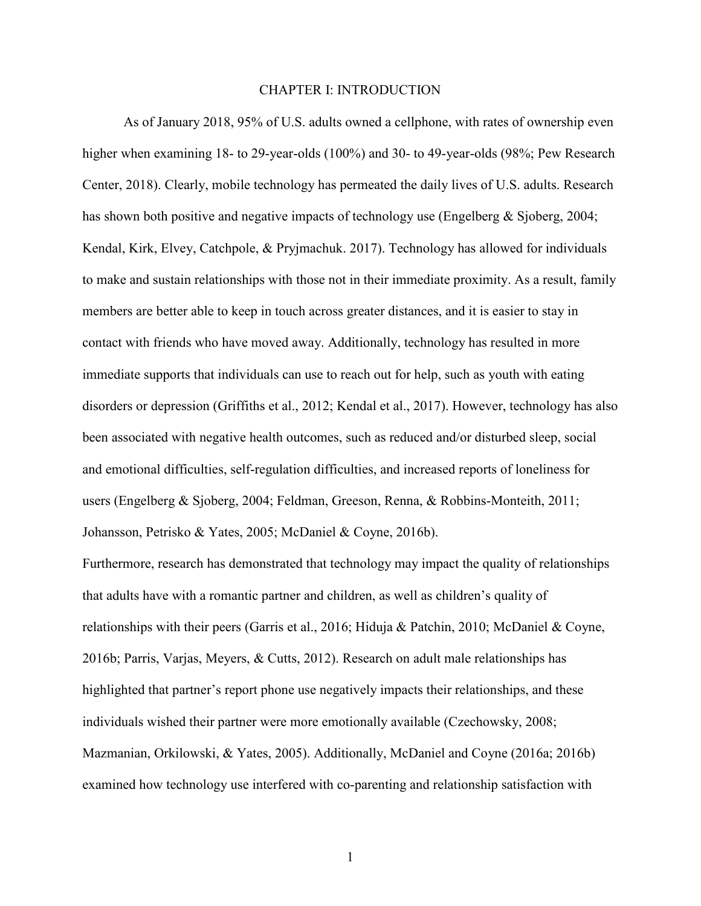# CHAPTER I: INTRODUCTION

As of January 2018, 95% of U.S. adults owned a cellphone, with rates of ownership even higher when examining 18- to 29-year-olds (100%) and 30- to 49-year-olds (98%; Pew Research Center, 2018). Clearly, mobile technology has permeated the daily lives of U.S. adults. Research has shown both positive and negative impacts of technology use (Engelberg & Sjoberg, 2004; Kendal, Kirk, Elvey, Catchpole, & Pryjmachuk. 2017). Technology has allowed for individuals to make and sustain relationships with those not in their immediate proximity. As a result, family members are better able to keep in touch across greater distances, and it is easier to stay in contact with friends who have moved away. Additionally, technology has resulted in more immediate supports that individuals can use to reach out for help, such as youth with eating disorders or depression (Griffiths et al., 2012; Kendal et al., 2017). However, technology has also been associated with negative health outcomes, such as reduced and/or disturbed sleep, social and emotional difficulties, self-regulation difficulties, and increased reports of loneliness for users (Engelberg & Sjoberg, 2004; Feldman, Greeson, Renna, & Robbins-Monteith, 2011; Johansson, Petrisko & Yates, 2005; McDaniel & Coyne, 2016b).

Furthermore, research has demonstrated that technology may impact the quality of relationships that adults have with a romantic partner and children, as well as children's quality of relationships with their peers (Garris et al., 2016; Hiduja & Patchin, 2010; McDaniel & Coyne, 2016b; Parris, Varjas, Meyers, & Cutts, 2012). Research on adult male relationships has highlighted that partner's report phone use negatively impacts their relationships, and these individuals wished their partner were more emotionally available (Czechowsky, 2008; Mazmanian, Orkilowski, & Yates, 2005). Additionally, McDaniel and Coyne (2016a; 2016b) examined how technology use interfered with co-parenting and relationship satisfaction with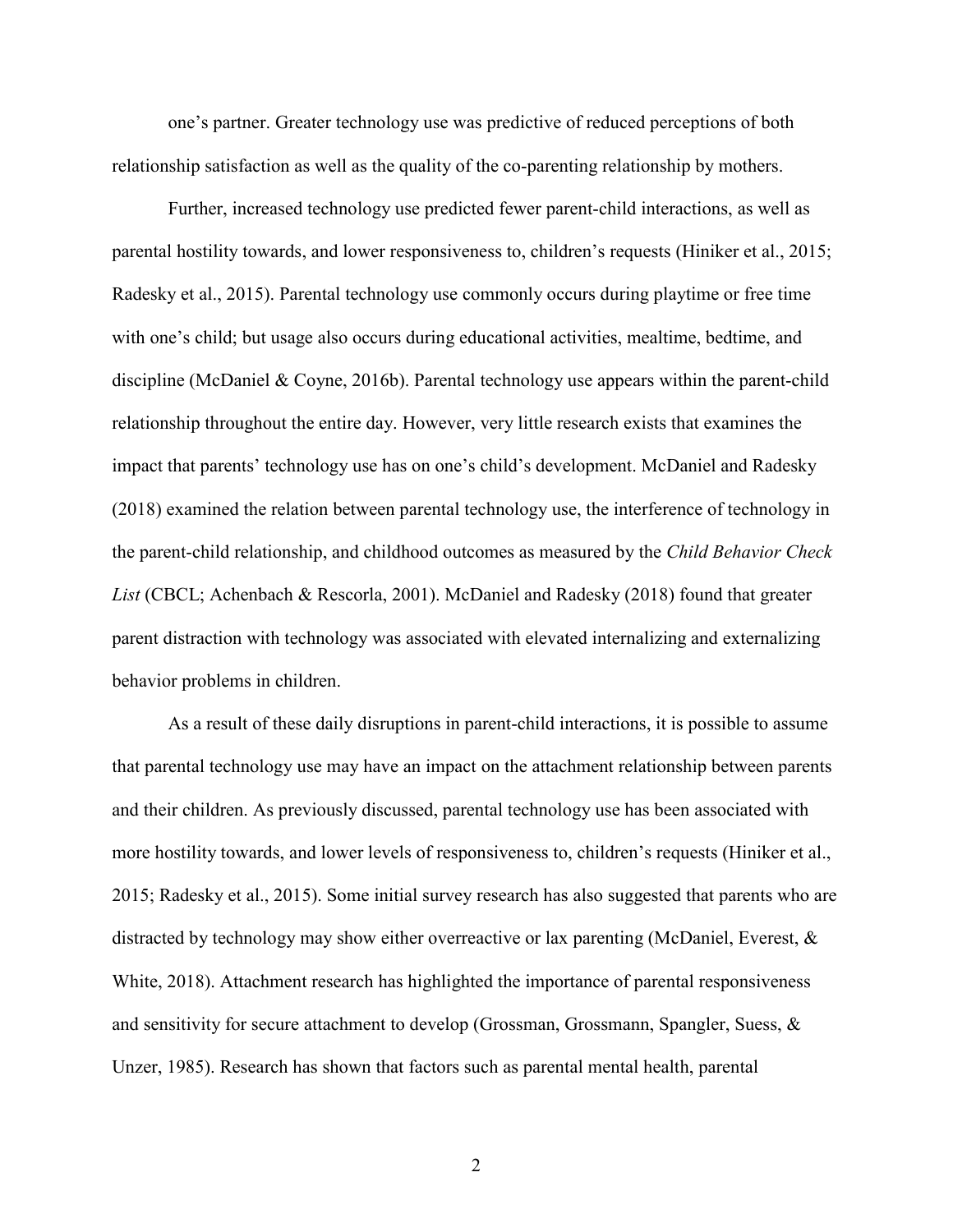one's partner. Greater technology use was predictive of reduced perceptions of both relationship satisfaction as well as the quality of the co-parenting relationship by mothers.

Further, increased technology use predicted fewer parent-child interactions, as well as parental hostility towards, and lower responsiveness to, children's requests (Hiniker et al., 2015; Radesky et al., 2015). Parental technology use commonly occurs during playtime or free time with one's child; but usage also occurs during educational activities, mealtime, bedtime, and discipline (McDaniel & Coyne, 2016b). Parental technology use appears within the parent-child relationship throughout the entire day. However, very little research exists that examines the impact that parents' technology use has on one's child's development. McDaniel and Radesky (2018) examined the relation between parental technology use, the interference of technology in the parent-child relationship, and childhood outcomes as measured by the *Child Behavior Check List* (CBCL; Achenbach & Rescorla, 2001). McDaniel and Radesky (2018) found that greater parent distraction with technology was associated with elevated internalizing and externalizing behavior problems in children.

As a result of these daily disruptions in parent-child interactions, it is possible to assume that parental technology use may have an impact on the attachment relationship between parents and their children. As previously discussed, parental technology use has been associated with more hostility towards, and lower levels of responsiveness to, children's requests (Hiniker et al., 2015; Radesky et al., 2015). Some initial survey research has also suggested that parents who are distracted by technology may show either overreactive or lax parenting (McDaniel, Everest, & White, 2018). Attachment research has highlighted the importance of parental responsiveness and sensitivity for secure attachment to develop (Grossman, Grossmann, Spangler, Suess, & Unzer, 1985). Research has shown that factors such as parental mental health, parental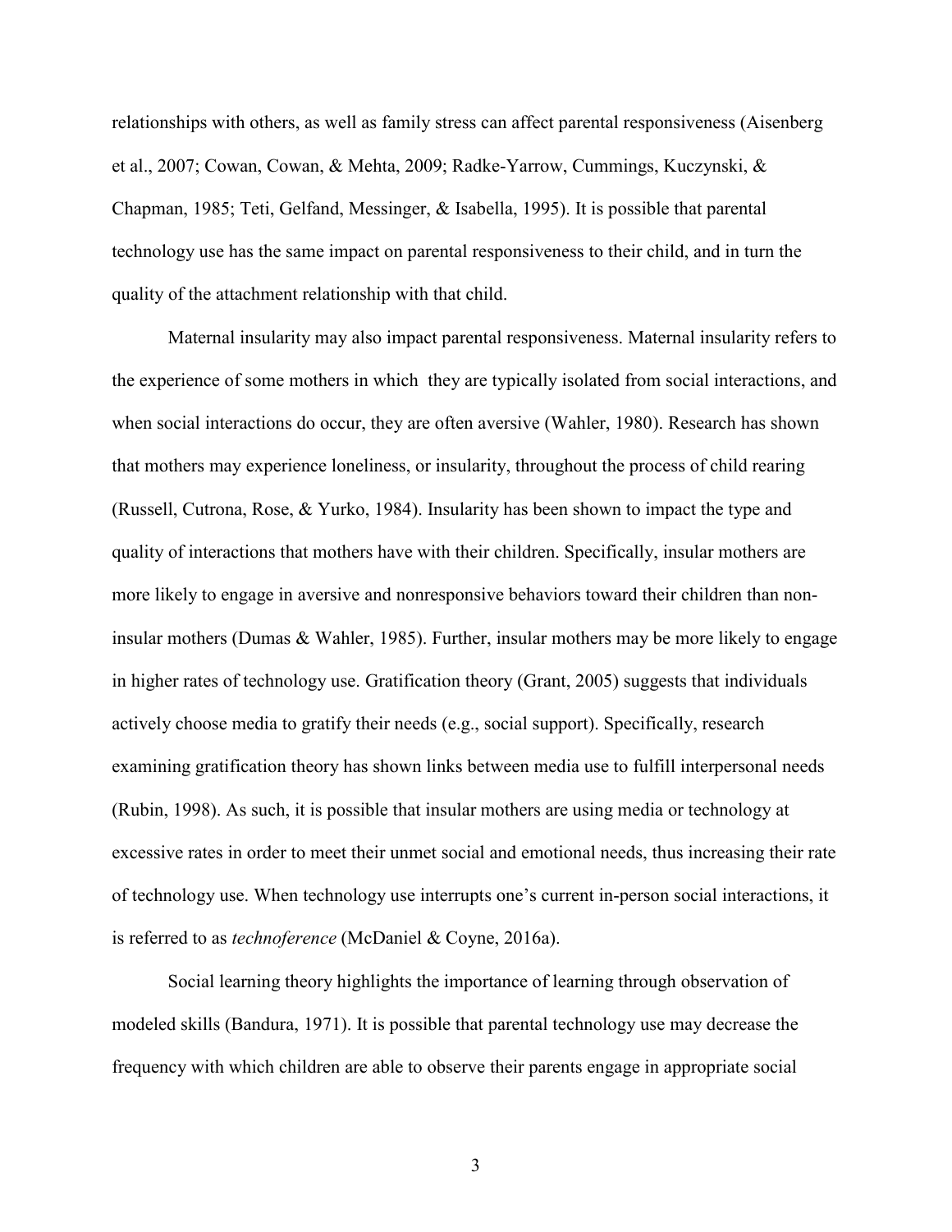relationships with others, as well as family stress can affect parental responsiveness (Aisenberg et al., 2007; Cowan, Cowan, & Mehta, 2009; Radke-Yarrow, Cummings, Kuczynski, & Chapman, 1985; Teti, Gelfand, Messinger, & Isabella, 1995). It is possible that parental technology use has the same impact on parental responsiveness to their child, and in turn the quality of the attachment relationship with that child.

Maternal insularity may also impact parental responsiveness. Maternal insularity refers to the experience of some mothers in which they are typically isolated from social interactions, and when social interactions do occur, they are often aversive (Wahler, 1980). Research has shown that mothers may experience loneliness, or insularity, throughout the process of child rearing (Russell, Cutrona, Rose, & Yurko, 1984). Insularity has been shown to impact the type and quality of interactions that mothers have with their children. Specifically, insular mothers are more likely to engage in aversive and nonresponsive behaviors toward their children than non-insular mothers (Dumas & Wahler, 1985). Further, insular mothers may be more likely to engage in higher rates of technology use. Gratification theory (Grant, 2005) suggests that individuals actively choose media to gratify their needs (e.g., social support). Specifically, research examining gratification theory has shown links between media use to fulfill interpersonal needs (Rubin, 1998). As such, it is possible that insular mothers are using media or technology at excessive rates in order to meet their unmet social and emotional needs, thus increasing their rate of technology use. When technology use interrupts one's current in-person social interactions, it is referred to as *technoference* (McDaniel & Coyne, 2016a).

Social learning theory highlights the importance of learning through observation of modeled skills (Bandura, 1971). It is possible that parental technology use may decrease the frequency with which children are able to observe their parents engage in appropriate social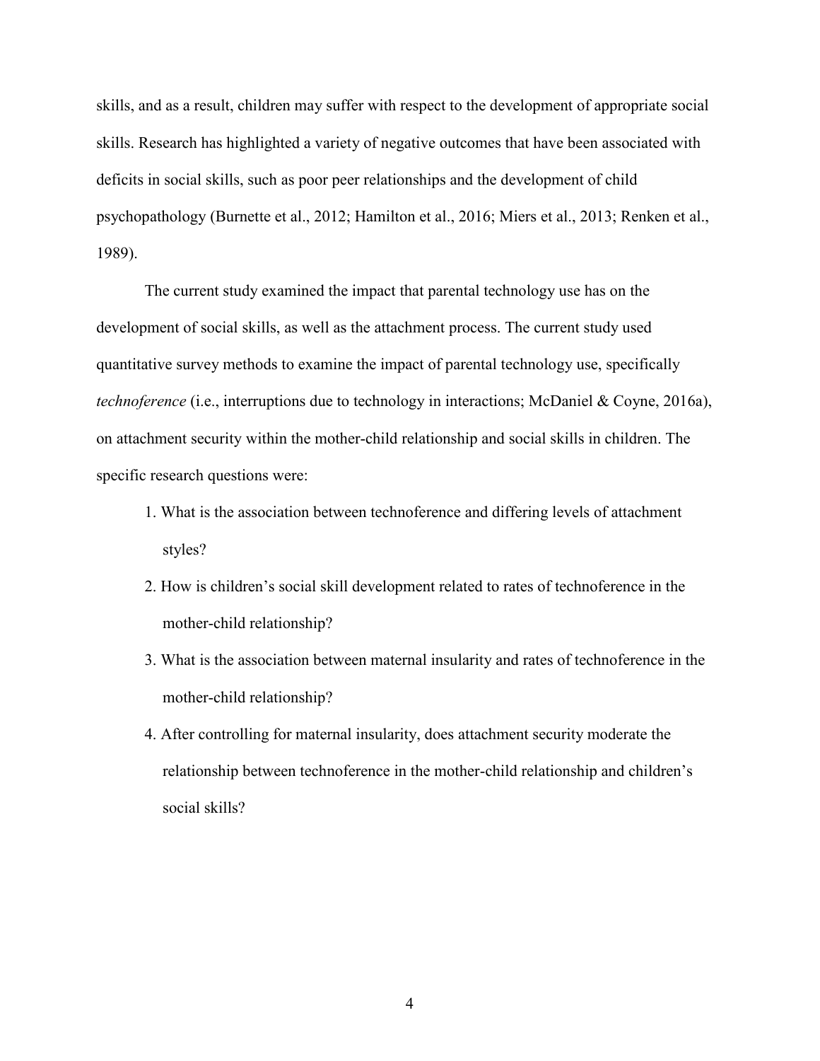skills, and as a result, children may suffer with respect to the development of appropriate social skills. Research has highlighted a variety of negative outcomes that have been associated with deficits in social skills, such as poor peer relationships and the development of child psychopathology (Burnette et al., 2012; Hamilton et al., 2016; Miers et al., 2013; Renken et al., 1989).

The current study examined the impact that parental technology use has on the development of social skills, as well as the attachment process. The current study used quantitative survey methods to examine the impact of parental technology use, specifically *technoference* (i.e., interruptions due to technology in interactions; McDaniel & Coyne, 2016a), on attachment security within the mother-child relationship and social skills in children. The specific research questions were:

1. What is the association between technoference and differing levels of attachment styles?
2. How is children's social skill development related to rates of technoference in the mother-child relationship?
3. What is the association between maternal insularity and rates of technoference in the mother-child relationship?
4. After controlling for maternal insularity, does attachment security moderate the relationship between technoference in the mother-child relationship and children's social skills?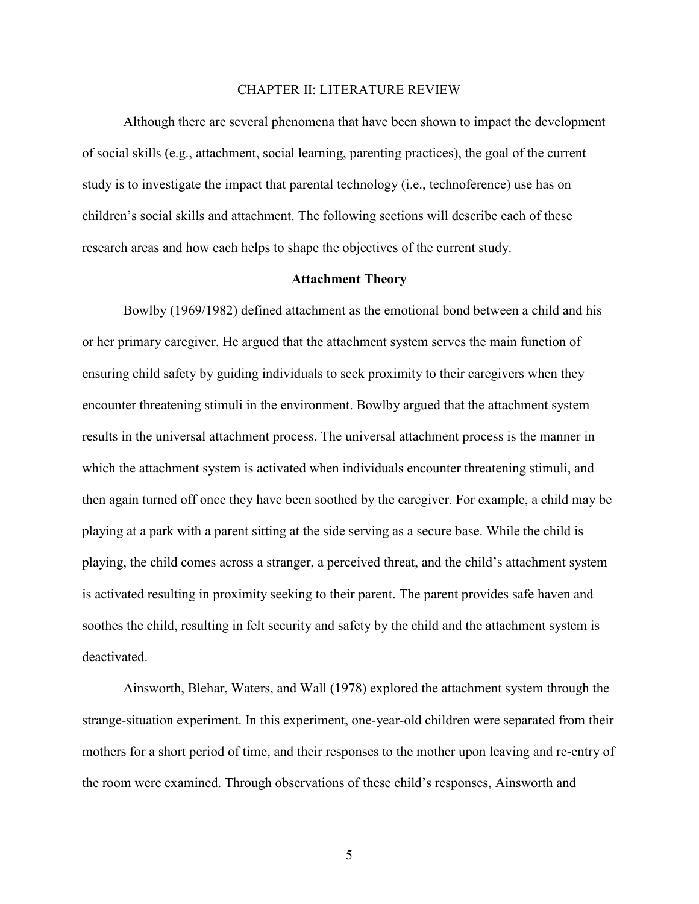# CHAPTER II: LITERATURE REVIEW

Although there are several phenomena that have been shown to impact the development of social skills (e.g., attachment, social learning, parenting practices), the goal of the current study is to investigate the impact that parental technology (i.e., technoference) use has on children's social skills and attachment. The following sections will describe each of these research areas and how each helps to shape the objectives of the current study.

## Attachment Theory

Bowlby (1969/1982) defined attachment as the emotional bond between a child and his or her primary caregiver. He argued that the attachment system serves the main function of ensuring child safety by guiding individuals to seek proximity to their caregivers when they encounter threatening stimuli in the environment. Bowlby argued that the attachment system results in the universal attachment process. The universal attachment process is the manner in which the attachment system is activated when individuals encounter threatening stimuli, and then again turned off once they have been soothed by the caregiver. For example, a child may be playing at a park with a parent sitting at the side serving as a secure base. While the child is playing, the child comes across a stranger, a perceived threat, and the child's attachment system is activated resulting in proximity seeking to their parent. The parent provides safe haven and soothes the child, resulting in felt security and safety by the child and the attachment system is deactivated.

Ainsworth, Blehar, Waters, and Wall (1978) explored the attachment system through the strange-situation experiment. In this experiment, one-year-old children were separated from their mothers for a short period of time, and their responses to the mother upon leaving and re-entry of the room were examined. Through observations of these child's responses, Ainsworth and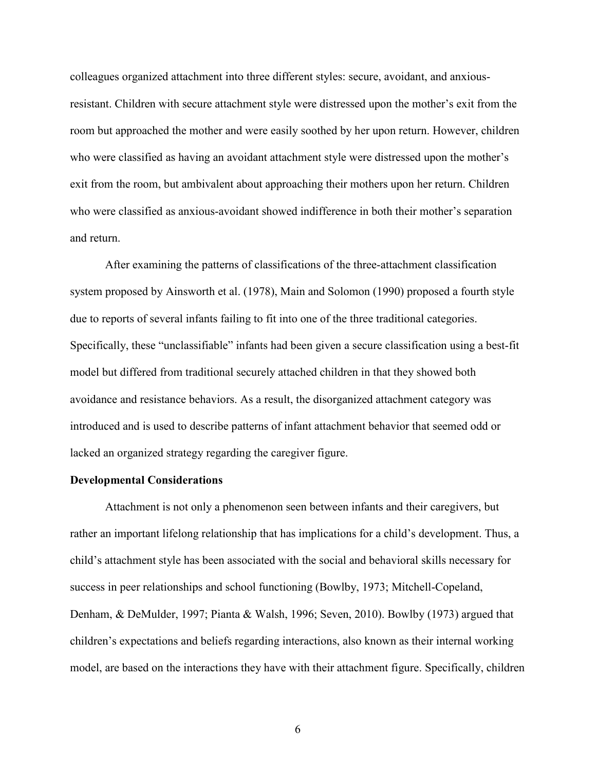colleagues organized attachment into three different styles: secure, avoidant, and anxious-resistant. Children with secure attachment style were distressed upon the mother's exit from the room but approached the mother and were easily soothed by her upon return. However, children who were classified as having an avoidant attachment style were distressed upon the mother's exit from the room, but ambivalent about approaching their mothers upon her return. Children who were classified as anxious-avoidant showed indifference in both their mother's separation and return.

After examining the patterns of classifications of the three-attachment classification system proposed by Ainsworth et al. (1978), Main and Solomon (1990) proposed a fourth style due to reports of several infants failing to fit into one of the three traditional categories. Specifically, these "unclassifiable" infants had been given a secure classification using a best-fit model but differed from traditional securely attached children in that they showed both avoidance and resistance behaviors. As a result, the disorganized attachment category was introduced and is used to describe patterns of infant attachment behavior that seemed odd or lacked an organized strategy regarding the caregiver figure.

**Developmental Considerations**

Attachment is not only a phenomenon seen between infants and their caregivers, but rather an important lifelong relationship that has implications for a child's development. Thus, a child's attachment style has been associated with the social and behavioral skills necessary for success in peer relationships and school functioning (Bowlby, 1973; Mitchell-Copeland, Denham, & DeMulder, 1997; Pianta & Walsh, 1996; Seven, 2010). Bowlby (1973) argued that children's expectations and beliefs regarding interactions, also known as their internal working model, are based on the interactions they have with their attachment figure. Specifically, children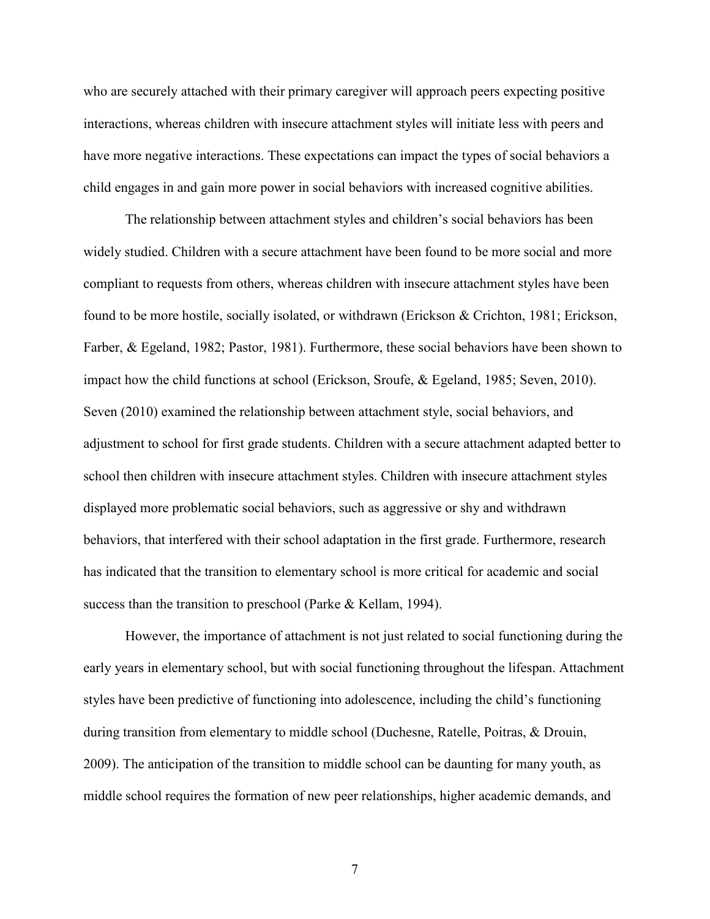who are securely attached with their primary caregiver will approach peers expecting positive interactions, whereas children with insecure attachment styles will initiate less with peers and have more negative interactions. These expectations can impact the types of social behaviors a child engages in and gain more power in social behaviors with increased cognitive abilities.

The relationship between attachment styles and children's social behaviors has been widely studied. Children with a secure attachment have been found to be more social and more compliant to requests from others, whereas children with insecure attachment styles have been found to be more hostile, socially isolated, or withdrawn (Erickson & Crichton, 1981; Erickson, Farber, & Egeland, 1982; Pastor, 1981). Furthermore, these social behaviors have been shown to impact how the child functions at school (Erickson, Sroufe, & Egeland, 1985; Seven, 2010). Seven (2010) examined the relationship between attachment style, social behaviors, and adjustment to school for first grade students. Children with a secure attachment adapted better to school then children with insecure attachment styles. Children with insecure attachment styles displayed more problematic social behaviors, such as aggressive or shy and withdrawn behaviors, that interfered with their school adaptation in the first grade. Furthermore, research has indicated that the transition to elementary school is more critical for academic and social success than the transition to preschool (Parke & Kellam, 1994).

However, the importance of attachment is not just related to social functioning during the early years in elementary school, but with social functioning throughout the lifespan. Attachment styles have been predictive of functioning into adolescence, including the child's functioning during transition from elementary to middle school (Duchesne, Ratelle, Poitras, & Drouin, 2009). The anticipation of the transition to middle school can be daunting for many youth, as middle school requires the formation of new peer relationships, higher academic demands, and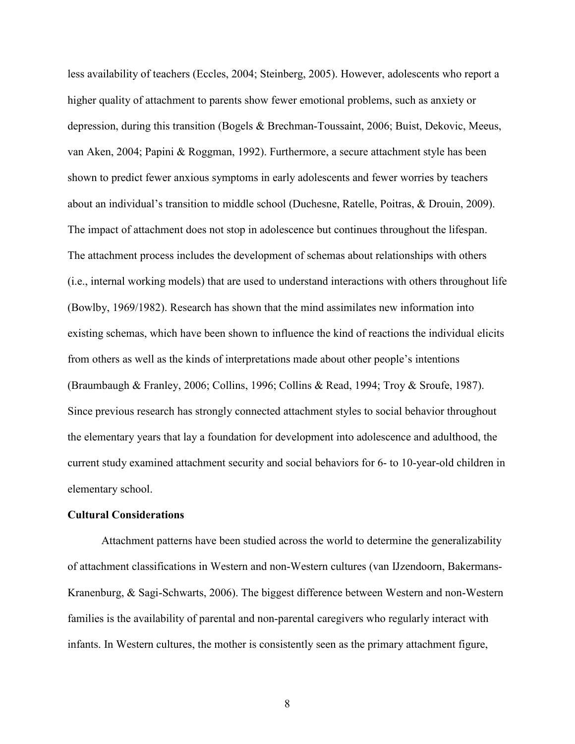less availability of teachers (Eccles, 2004; Steinberg, 2005). However, adolescents who report a higher quality of attachment to parents show fewer emotional problems, such as anxiety or depression, during this transition (Bogels & Brechman-Toussaint, 2006; Buist, Dekovic, Meeus, van Aken, 2004; Papini & Roggman, 1992). Furthermore, a secure attachment style has been shown to predict fewer anxious symptoms in early adolescents and fewer worries by teachers about an individual's transition to middle school (Duchesne, Ratelle, Poitras, & Drouin, 2009). The impact of attachment does not stop in adolescence but continues throughout the lifespan. The attachment process includes the development of schemas about relationships with others (i.e., internal working models) that are used to understand interactions with others throughout life (Bowlby, 1969/1982). Research has shown that the mind assimilates new information into existing schemas, which have been shown to influence the kind of reactions the individual elicits from others as well as the kinds of interpretations made about other people's intentions (Braumbaugh & Franley, 2006; Collins, 1996; Collins & Read, 1994; Troy & Sroufe, 1987). Since previous research has strongly connected attachment styles to social behavior throughout the elementary years that lay a foundation for development into adolescence and adulthood, the current study examined attachment security and social behaviors for 6- to 10-year-old children in elementary school.

**Cultural Considerations**

Attachment patterns have been studied across the world to determine the generalizability of attachment classifications in Western and non-Western cultures (van IJzendoorn, Bakermans-Kranenburg, & Sagi-Schwarts, 2006). The biggest difference between Western and non-Western families is the availability of parental and non-parental caregivers who regularly interact with infants. In Western cultures, the mother is consistently seen as the primary attachment figure,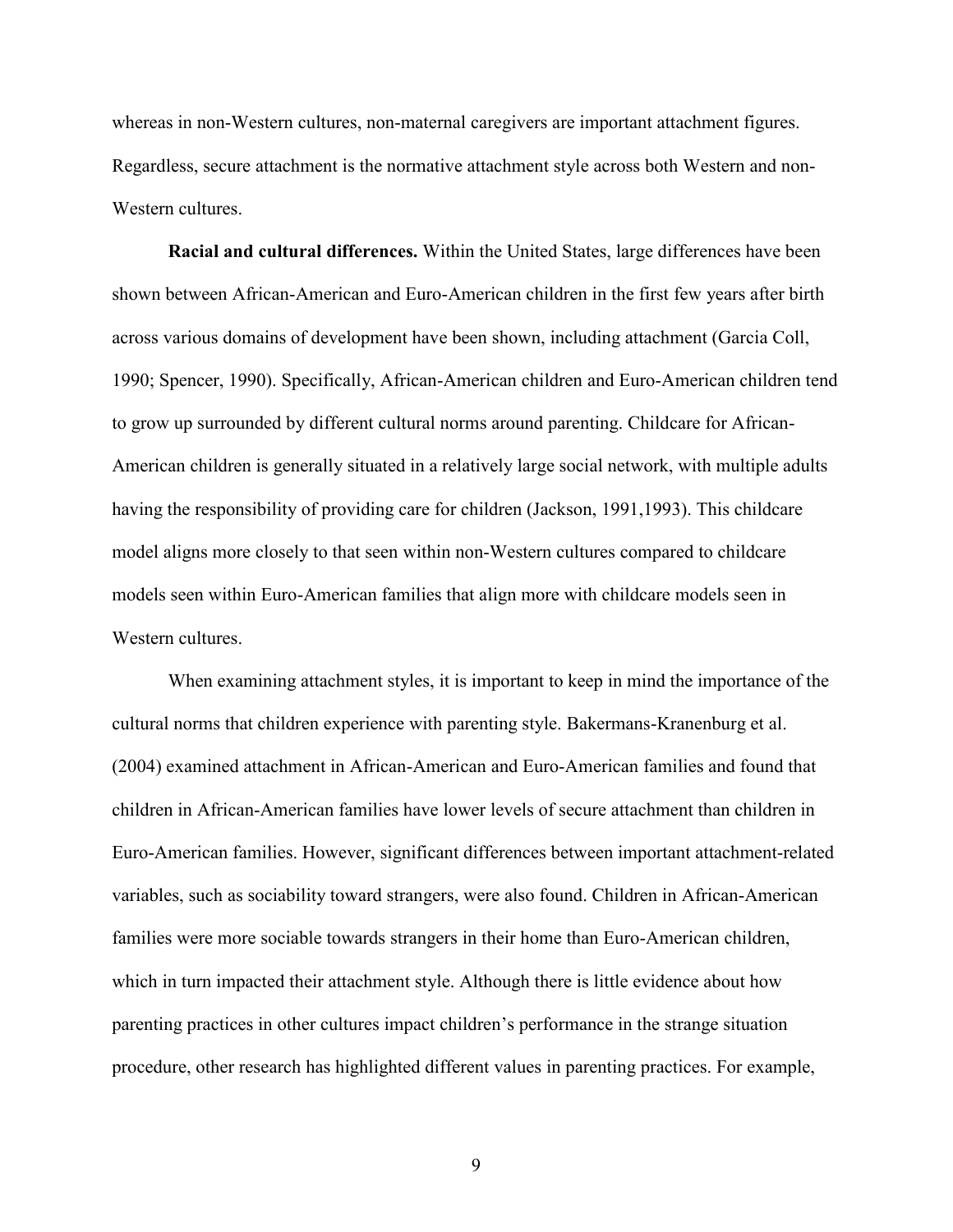whereas in non-Western cultures, non-maternal caregivers are important attachment figures. Regardless, secure attachment is the normative attachment style across both Western and non-Western cultures.

**Racial and cultural differences.** Within the United States, large differences have been shown between African-American and Euro-American children in the first few years after birth across various domains of development have been shown, including attachment (Garcia Coll, 1990; Spencer, 1990). Specifically, African-American children and Euro-American children tend to grow up surrounded by different cultural norms around parenting. Childcare for African-American children is generally situated in a relatively large social network, with multiple adults having the responsibility of providing care for children (Jackson, 1991,1993). This childcare model aligns more closely to that seen within non-Western cultures compared to childcare models seen within Euro-American families that align more with childcare models seen in Western cultures.

When examining attachment styles, it is important to keep in mind the importance of the cultural norms that children experience with parenting style. Bakermans-Kranenburg et al. (2004) examined attachment in African-American and Euro-American families and found that children in African-American families have lower levels of secure attachment than children in Euro-American families. However, significant differences between important attachment-related variables, such as sociability toward strangers, were also found. Children in African-American families were more sociable towards strangers in their home than Euro-American children, which in turn impacted their attachment style. Although there is little evidence about how parenting practices in other cultures impact children's performance in the strange situation procedure, other research has highlighted different values in parenting practices. For example,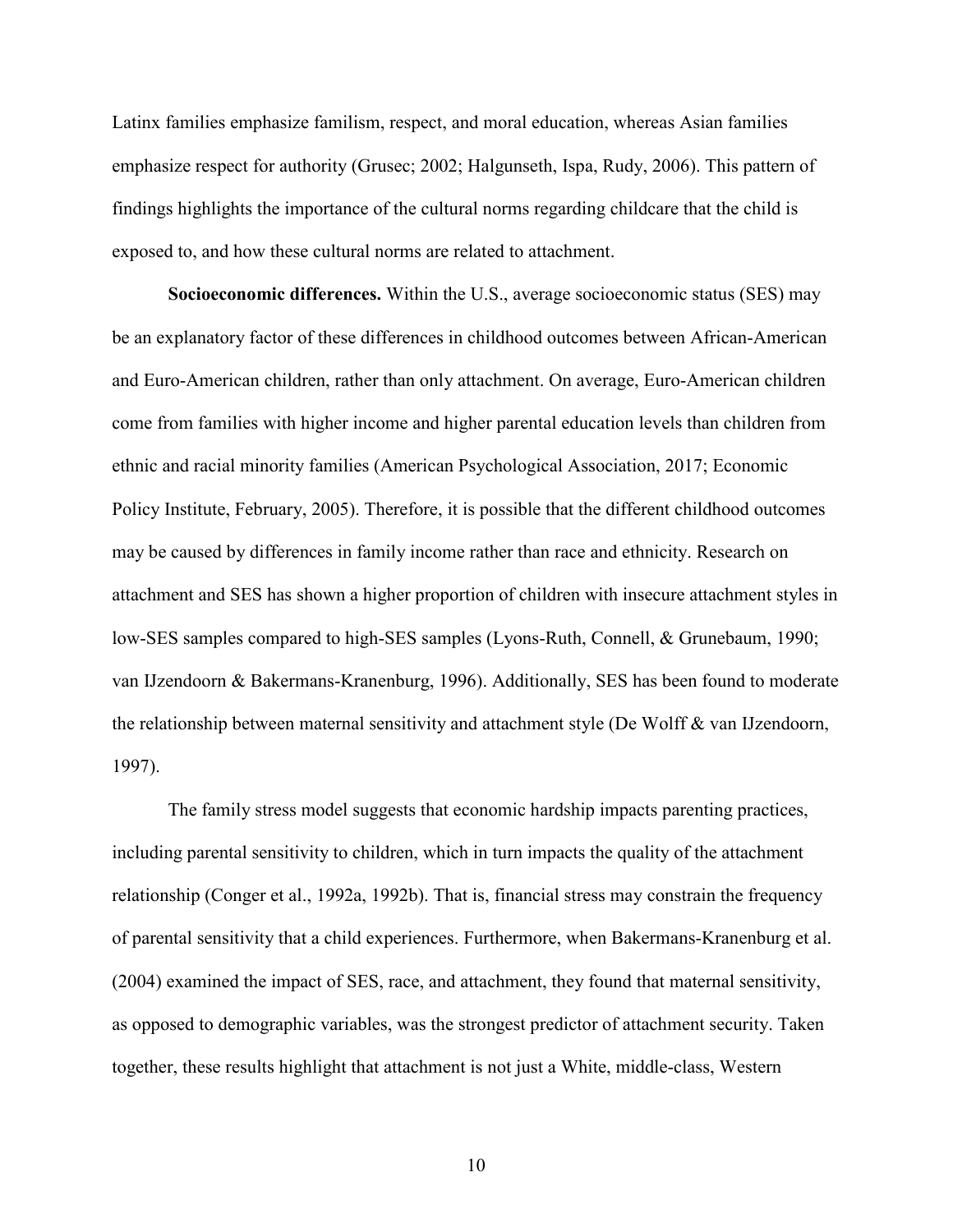Latinx families emphasize familism, respect, and moral education, whereas Asian families emphasize respect for authority (Grusec; 2002; Halgunseth, Ispa, Rudy, 2006). This pattern of findings highlights the importance of the cultural norms regarding childcare that the child is exposed to, and how these cultural norms are related to attachment.

**Socioeconomic differences.** Within the U.S., average socioeconomic status (SES) may be an explanatory factor of these differences in childhood outcomes between African-American and Euro-American children, rather than only attachment. On average, Euro-American children come from families with higher income and higher parental education levels than children from ethnic and racial minority families (American Psychological Association, 2017; Economic Policy Institute, February, 2005). Therefore, it is possible that the different childhood outcomes may be caused by differences in family income rather than race and ethnicity. Research on attachment and SES has shown a higher proportion of children with insecure attachment styles in low-SES samples compared to high-SES samples (Lyons-Ruth, Connell, & Grunebaum, 1990; van IJzendoorn & Bakermans-Kranenburg, 1996). Additionally, SES has been found to moderate the relationship between maternal sensitivity and attachment style (De Wolff & van IJzendoorn, 1997).

The family stress model suggests that economic hardship impacts parenting practices, including parental sensitivity to children, which in turn impacts the quality of the attachment relationship (Conger et al., 1992a, 1992b). That is, financial stress may constrain the frequency of parental sensitivity that a child experiences. Furthermore, when Bakermans-Kranenburg et al. (2004) examined the impact of SES, race, and attachment, they found that maternal sensitivity, as opposed to demographic variables, was the strongest predictor of attachment security. Taken together, these results highlight that attachment is not just a White, middle-class, Western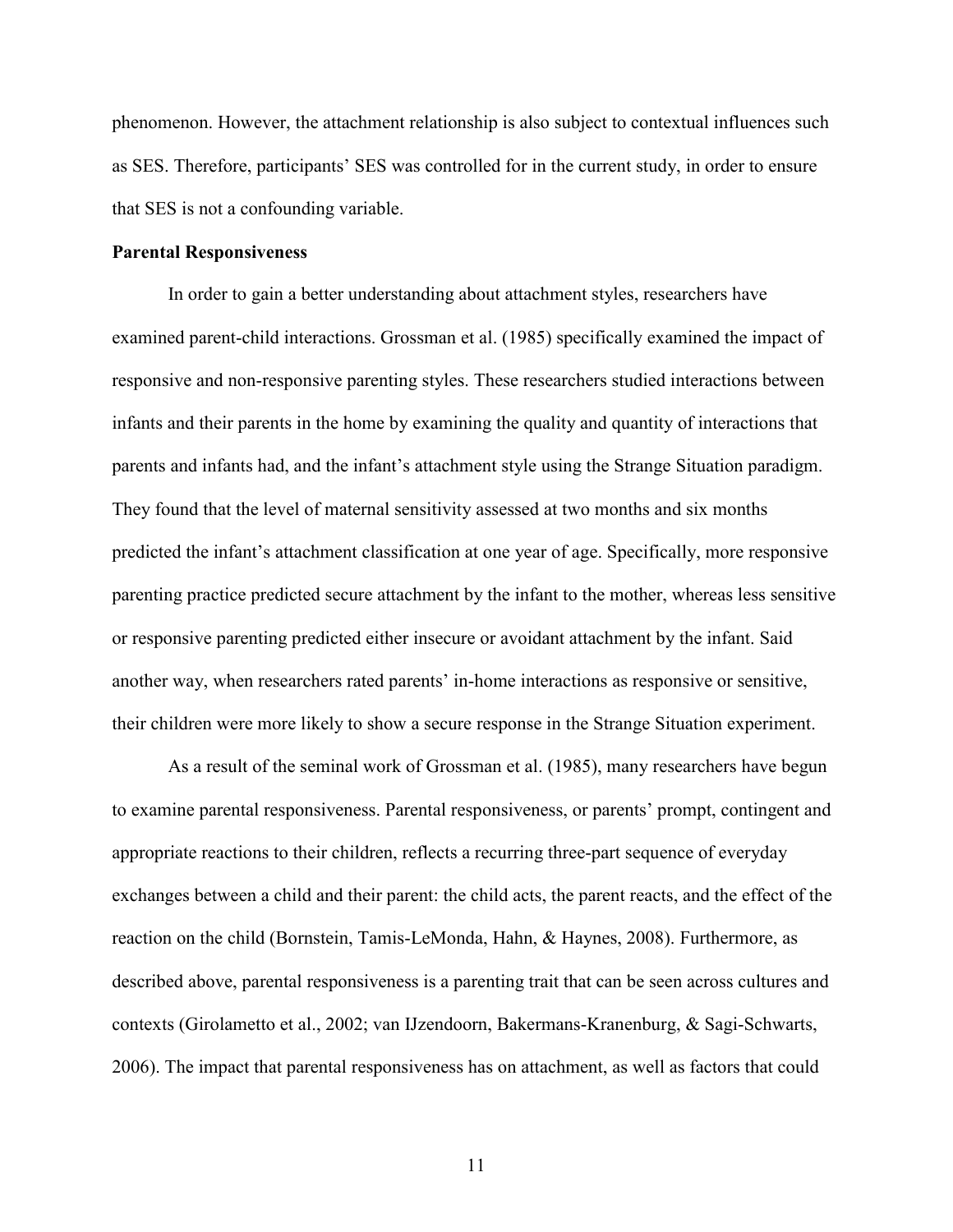phenomenon. However, the attachment relationship is also subject to contextual influences such as SES. Therefore, participants' SES was controlled for in the current study, in order to ensure that SES is not a confounding variable.

**Parental Responsiveness**

In order to gain a better understanding about attachment styles, researchers have examined parent-child interactions. Grossman et al. (1985) specifically examined the impact of responsive and non-responsive parenting styles. These researchers studied interactions between infants and their parents in the home by examining the quality and quantity of interactions that parents and infants had, and the infant's attachment style using the Strange Situation paradigm. They found that the level of maternal sensitivity assessed at two months and six months predicted the infant's attachment classification at one year of age. Specifically, more responsive parenting practice predicted secure attachment by the infant to the mother, whereas less sensitive or responsive parenting predicted either insecure or avoidant attachment by the infant. Said another way, when researchers rated parents' in-home interactions as responsive or sensitive, their children were more likely to show a secure response in the Strange Situation experiment.

As a result of the seminal work of Grossman et al. (1985), many researchers have begun to examine parental responsiveness. Parental responsiveness, or parents' prompt, contingent and appropriate reactions to their children, reflects a recurring three-part sequence of everyday exchanges between a child and their parent: the child acts, the parent reacts, and the effect of the reaction on the child (Bornstein, Tamis-LeMonda, Hahn, & Haynes, 2008). Furthermore, as described above, parental responsiveness is a parenting trait that can be seen across cultures and contexts (Girolametto et al., 2002; van IJzendoorn, Bakermans-Kranenburg, & Sagi-Schwarts, 2006). The impact that parental responsiveness has on attachment, as well as factors that could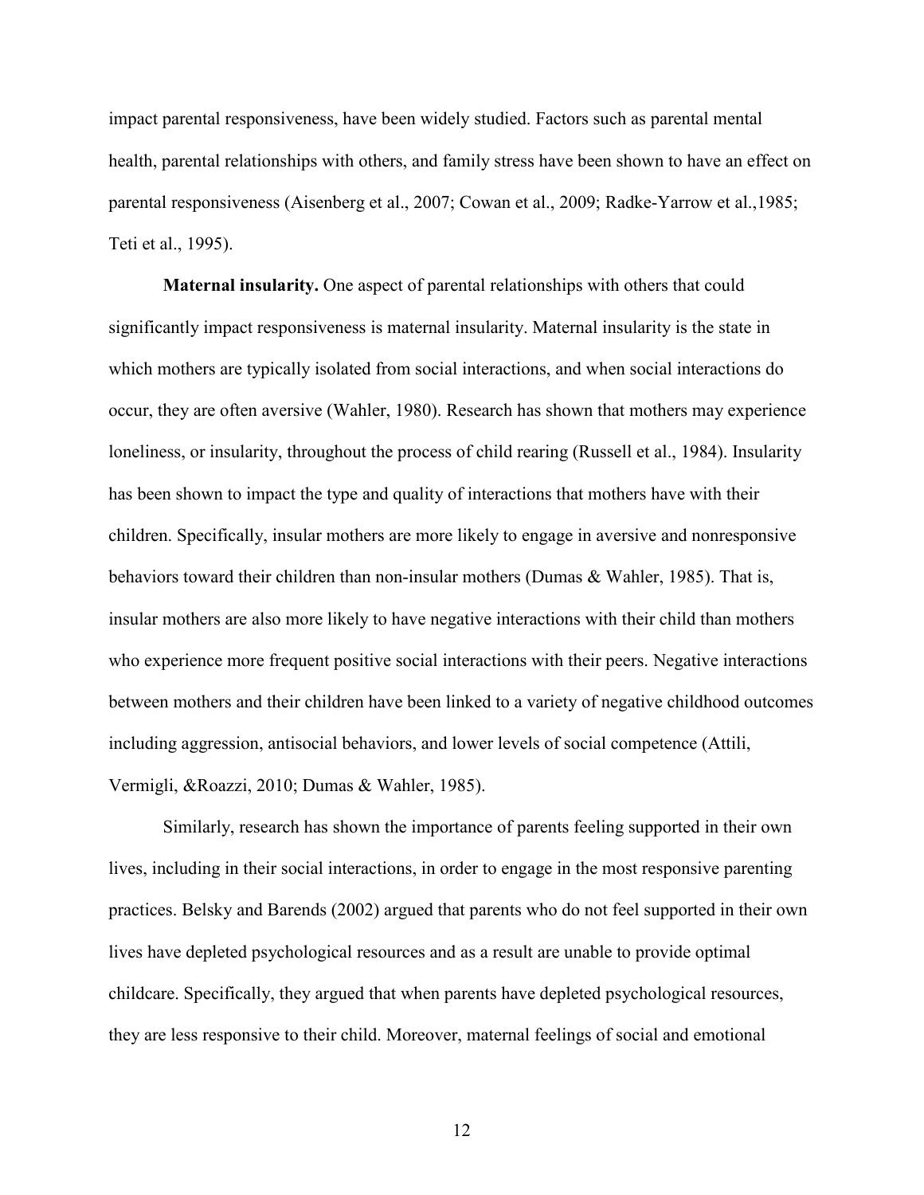impact parental responsiveness, have been widely studied. Factors such as parental mental health, parental relationships with others, and family stress have been shown to have an effect on parental responsiveness (Aisenberg et al., 2007; Cowan et al., 2009; Radke-Yarrow et al.,1985; Teti et al., 1995).

**Maternal insularity.** One aspect of parental relationships with others that could significantly impact responsiveness is maternal insularity. Maternal insularity is the state in which mothers are typically isolated from social interactions, and when social interactions do occur, they are often aversive (Wahler, 1980). Research has shown that mothers may experience loneliness, or insularity, throughout the process of child rearing (Russell et al., 1984). Insularity has been shown to impact the type and quality of interactions that mothers have with their children. Specifically, insular mothers are more likely to engage in aversive and nonresponsive behaviors toward their children than non-insular mothers (Dumas & Wahler, 1985). That is, insular mothers are also more likely to have negative interactions with their child than mothers who experience more frequent positive social interactions with their peers. Negative interactions between mothers and their children have been linked to a variety of negative childhood outcomes including aggression, antisocial behaviors, and lower levels of social competence (Attili, Vermigli, &Roazzi, 2010; Dumas & Wahler, 1985).

Similarly, research has shown the importance of parents feeling supported in their own lives, including in their social interactions, in order to engage in the most responsive parenting practices. Belsky and Barends (2002) argued that parents who do not feel supported in their own lives have depleted psychological resources and as a result are unable to provide optimal childcare. Specifically, they argued that when parents have depleted psychological resources, they are less responsive to their child. Moreover, maternal feelings of social and emotional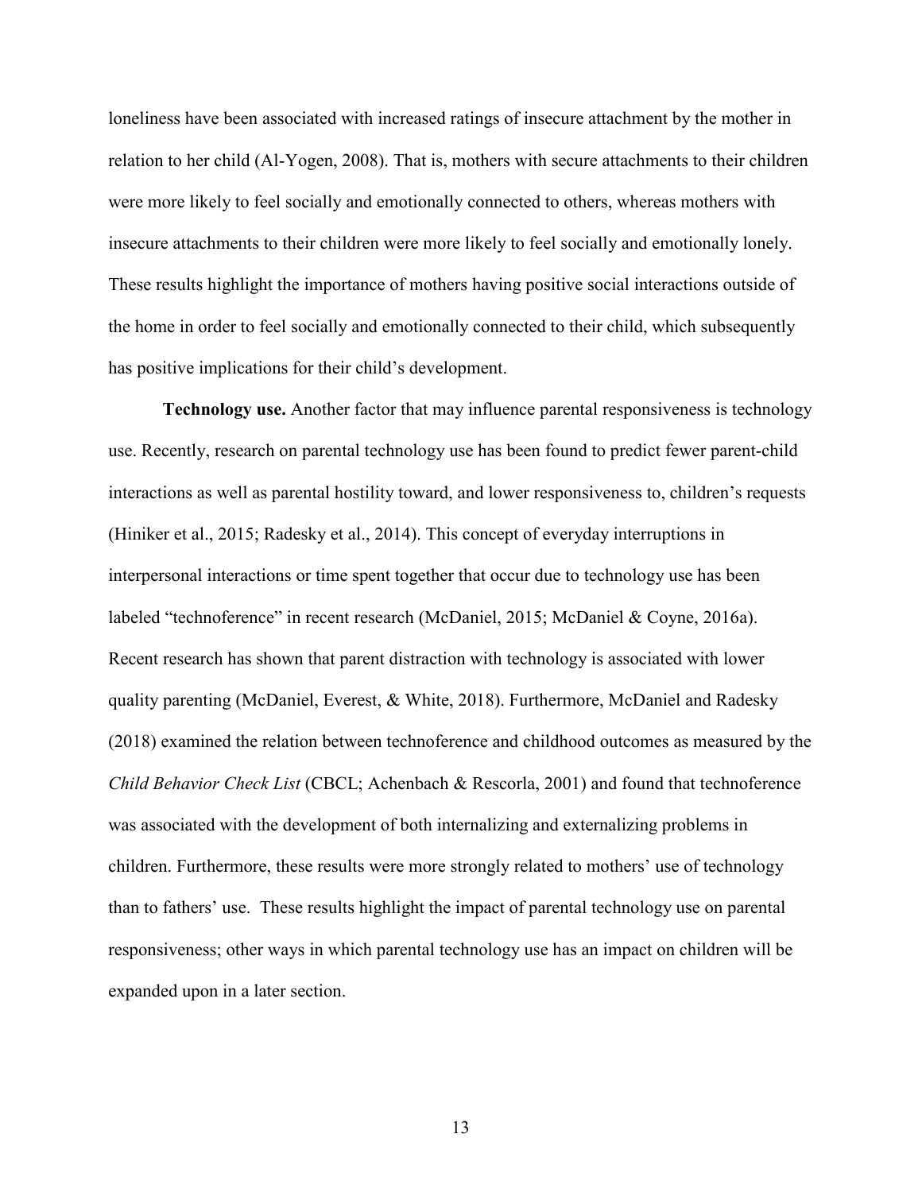loneliness have been associated with increased ratings of insecure attachment by the mother in relation to her child (Al-Yogen, 2008). That is, mothers with secure attachments to their children were more likely to feel socially and emotionally connected to others, whereas mothers with insecure attachments to their children were more likely to feel socially and emotionally lonely. These results highlight the importance of mothers having positive social interactions outside of the home in order to feel socially and emotionally connected to their child, which subsequently has positive implications for their child's development.

**Technology use.** Another factor that may influence parental responsiveness is technology use. Recently, research on parental technology use has been found to predict fewer parent-child interactions as well as parental hostility toward, and lower responsiveness to, children's requests (Hiniker et al., 2015; Radesky et al., 2014). This concept of everyday interruptions in interpersonal interactions or time spent together that occur due to technology use has been labeled "technoference" in recent research (McDaniel, 2015; McDaniel & Coyne, 2016a). Recent research has shown that parent distraction with technology is associated with lower quality parenting (McDaniel, Everest, & White, 2018). Furthermore, McDaniel and Radesky (2018) examined the relation between technoference and childhood outcomes as measured by the *Child Behavior Check List* (CBCL; Achenbach & Rescorla, 2001) and found that technoference was associated with the development of both internalizing and externalizing problems in children. Furthermore, these results were more strongly related to mothers' use of technology than to fathers' use. These results highlight the impact of parental technology use on parental responsiveness; other ways in which parental technology use has an impact on children will be expanded upon in a later section.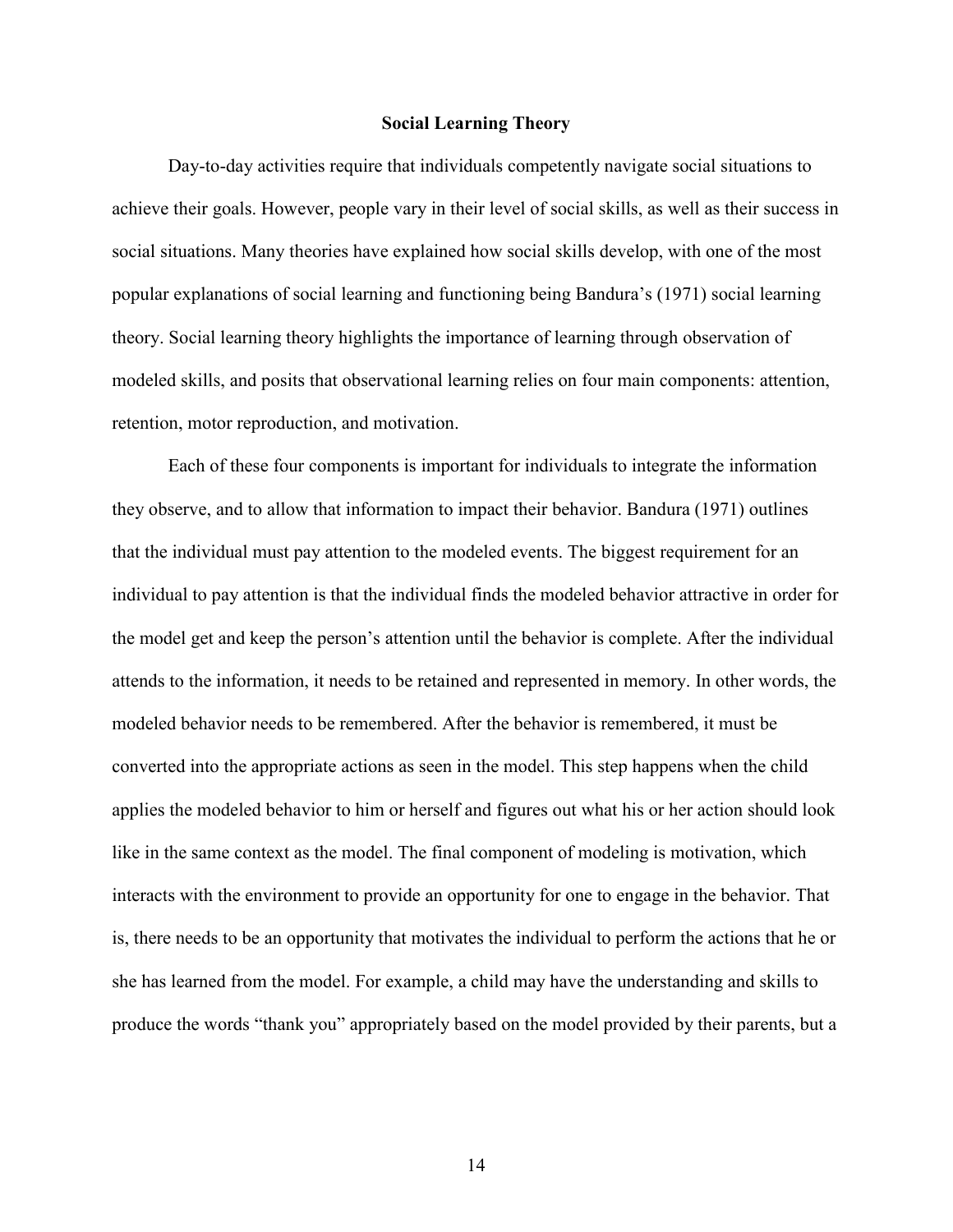## Social Learning Theory

Day-to-day activities require that individuals competently navigate social situations to achieve their goals. However, people vary in their level of social skills, as well as their success in social situations. Many theories have explained how social skills develop, with one of the most popular explanations of social learning and functioning being Bandura's (1971) social learning theory. Social learning theory highlights the importance of learning through observation of modeled skills, and posits that observational learning relies on four main components: attention, retention, motor reproduction, and motivation.

Each of these four components is important for individuals to integrate the information they observe, and to allow that information to impact their behavior. Bandura (1971) outlines that the individual must pay attention to the modeled events. The biggest requirement for an individual to pay attention is that the individual finds the modeled behavior attractive in order for the model get and keep the person's attention until the behavior is complete. After the individual attends to the information, it needs to be retained and represented in memory. In other words, the modeled behavior needs to be remembered. After the behavior is remembered, it must be converted into the appropriate actions as seen in the model. This step happens when the child applies the modeled behavior to him or herself and figures out what his or her action should look like in the same context as the model. The final component of modeling is motivation, which interacts with the environment to provide an opportunity for one to engage in the behavior. That is, there needs to be an opportunity that motivates the individual to perform the actions that he or she has learned from the model. For example, a child may have the understanding and skills to produce the words "thank you" appropriately based on the model provided by their parents, but a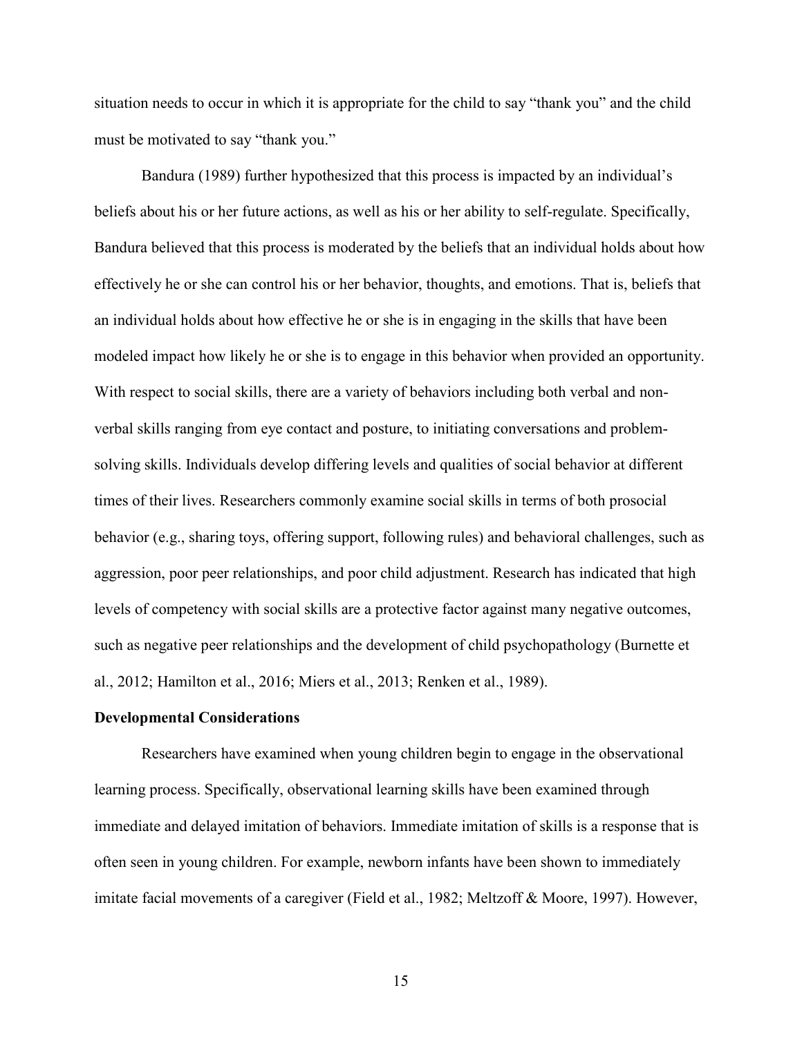situation needs to occur in which it is appropriate for the child to say "thank you" and the child must be motivated to say "thank you."

Bandura (1989) further hypothesized that this process is impacted by an individual's beliefs about his or her future actions, as well as his or her ability to self-regulate. Specifically, Bandura believed that this process is moderated by the beliefs that an individual holds about how effectively he or she can control his or her behavior, thoughts, and emotions. That is, beliefs that an individual holds about how effective he or she is in engaging in the skills that have been modeled impact how likely he or she is to engage in this behavior when provided an opportunity. With respect to social skills, there are a variety of behaviors including both verbal and non-verbal skills ranging from eye contact and posture, to initiating conversations and problem-solving skills. Individuals develop differing levels and qualities of social behavior at different times of their lives. Researchers commonly examine social skills in terms of both prosocial behavior (e.g., sharing toys, offering support, following rules) and behavioral challenges, such as aggression, poor peer relationships, and poor child adjustment. Research has indicated that high levels of competency with social skills are a protective factor against many negative outcomes, such as negative peer relationships and the development of child psychopathology (Burnette et al., 2012; Hamilton et al., 2016; Miers et al., 2013; Renken et al., 1989).

**Developmental Considerations**

Researchers have examined when young children begin to engage in the observational learning process. Specifically, observational learning skills have been examined through immediate and delayed imitation of behaviors. Immediate imitation of skills is a response that is often seen in young children. For example, newborn infants have been shown to immediately imitate facial movements of a caregiver (Field et al., 1982; Meltzoff & Moore, 1997). However,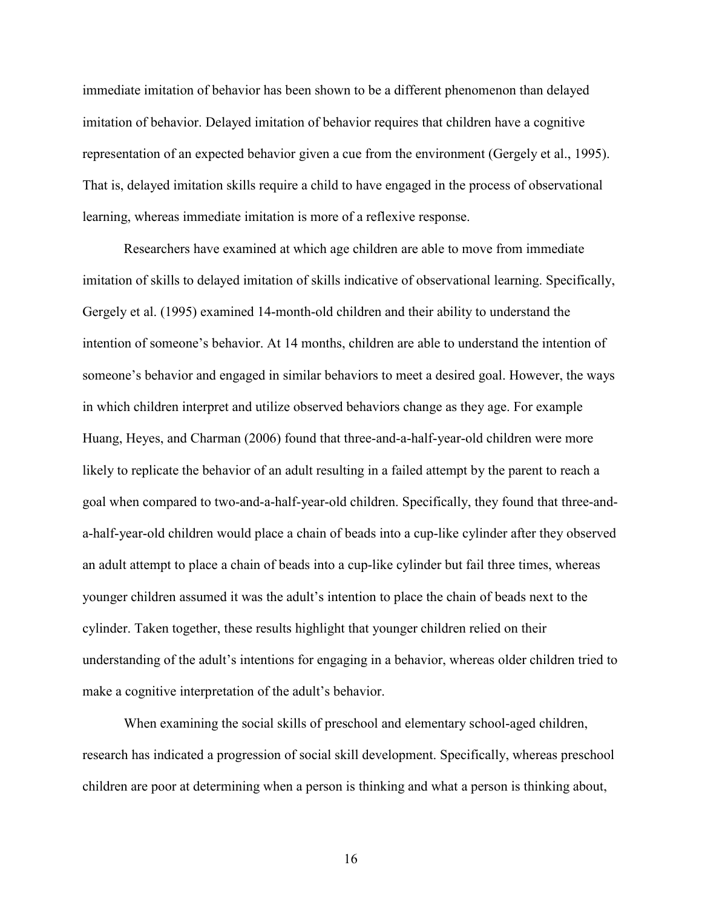immediate imitation of behavior has been shown to be a different phenomenon than delayed imitation of behavior. Delayed imitation of behavior requires that children have a cognitive representation of an expected behavior given a cue from the environment (Gergely et al., 1995). That is, delayed imitation skills require a child to have engaged in the process of observational learning, whereas immediate imitation is more of a reflexive response.

Researchers have examined at which age children are able to move from immediate imitation of skills to delayed imitation of skills indicative of observational learning. Specifically, Gergely et al. (1995) examined 14-month-old children and their ability to understand the intention of someone's behavior. At 14 months, children are able to understand the intention of someone's behavior and engaged in similar behaviors to meet a desired goal. However, the ways in which children interpret and utilize observed behaviors change as they age. For example Huang, Heyes, and Charman (2006) found that three-and-a-half-year-old children were more likely to replicate the behavior of an adult resulting in a failed attempt by the parent to reach a goal when compared to two-and-a-half-year-old children. Specifically, they found that three-and-a-half-year-old children would place a chain of beads into a cup-like cylinder after they observed an adult attempt to place a chain of beads into a cup-like cylinder but fail three times, whereas younger children assumed it was the adult's intention to place the chain of beads next to the cylinder. Taken together, these results highlight that younger children relied on their understanding of the adult's intentions for engaging in a behavior, whereas older children tried to make a cognitive interpretation of the adult's behavior.

When examining the social skills of preschool and elementary school-aged children, research has indicated a progression of social skill development. Specifically, whereas preschool children are poor at determining when a person is thinking and what a person is thinking about,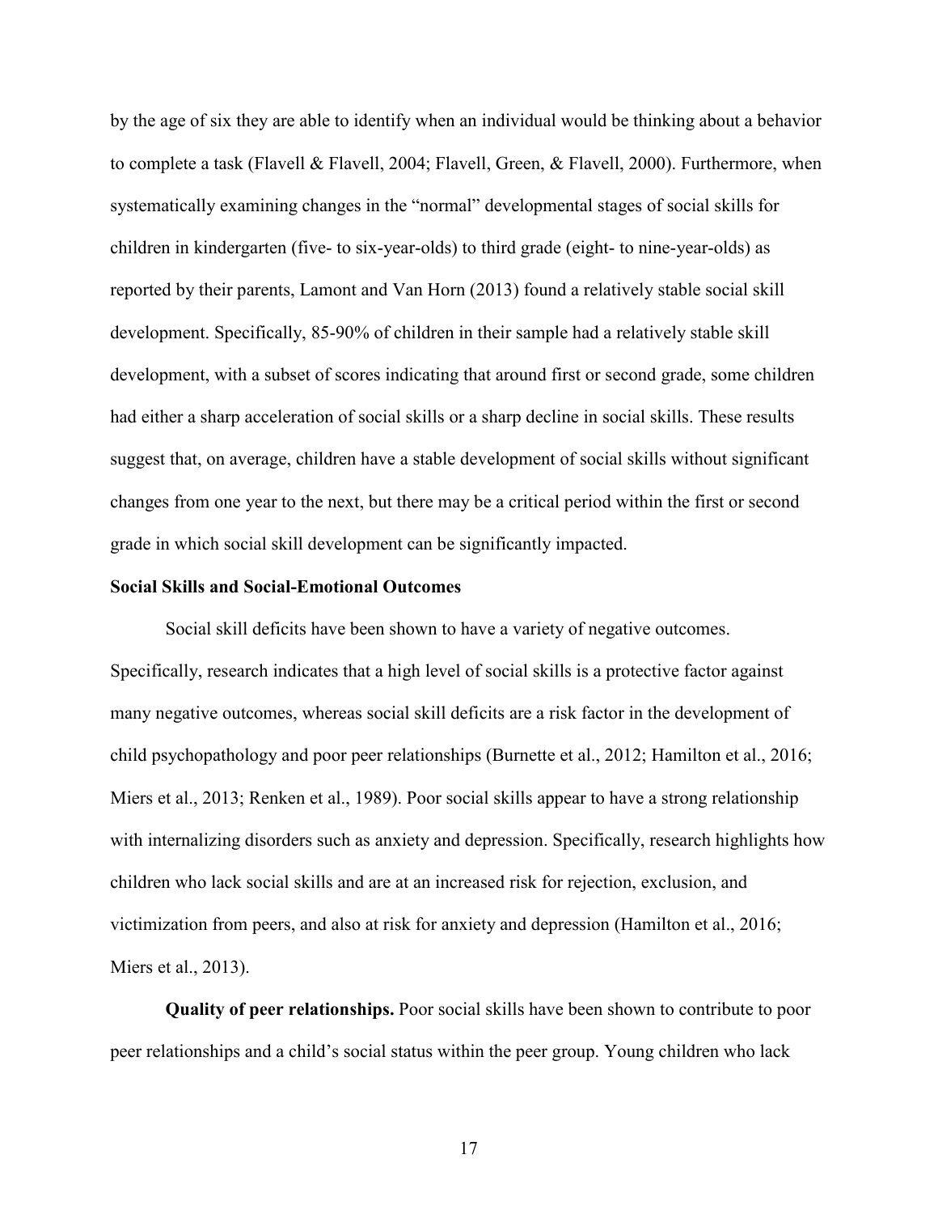by the age of six they are able to identify when an individual would be thinking about a behavior to complete a task (Flavell & Flavell, 2004; Flavell, Green, & Flavell, 2000). Furthermore, when systematically examining changes in the "normal" developmental stages of social skills for children in kindergarten (five- to six-year-olds) to third grade (eight- to nine-year-olds) as reported by their parents, Lamont and Van Horn (2013) found a relatively stable social skill development. Specifically, 85-90% of children in their sample had a relatively stable skill development, with a subset of scores indicating that around first or second grade, some children had either a sharp acceleration of social skills or a sharp decline in social skills. These results suggest that, on average, children have a stable development of social skills without significant changes from one year to the next, but there may be a critical period within the first or second grade in which social skill development can be significantly impacted.

### Social Skills and Social-Emotional Outcomes

Social skill deficits have been shown to have a variety of negative outcomes. Specifically, research indicates that a high level of social skills is a protective factor against many negative outcomes, whereas social skill deficits are a risk factor in the development of child psychopathology and poor peer relationships (Burnette et al., 2012; Hamilton et al., 2016; Miers et al., 2013; Renken et al., 1989). Poor social skills appear to have a strong relationship with internalizing disorders such as anxiety and depression. Specifically, research highlights how children who lack social skills and are at an increased risk for rejection, exclusion, and victimization from peers, and also at risk for anxiety and depression (Hamilton et al., 2016; Miers et al., 2013).

**Quality of peer relationships.** Poor social skills have been shown to contribute to poor peer relationships and a child's social status within the peer group. Young children who lack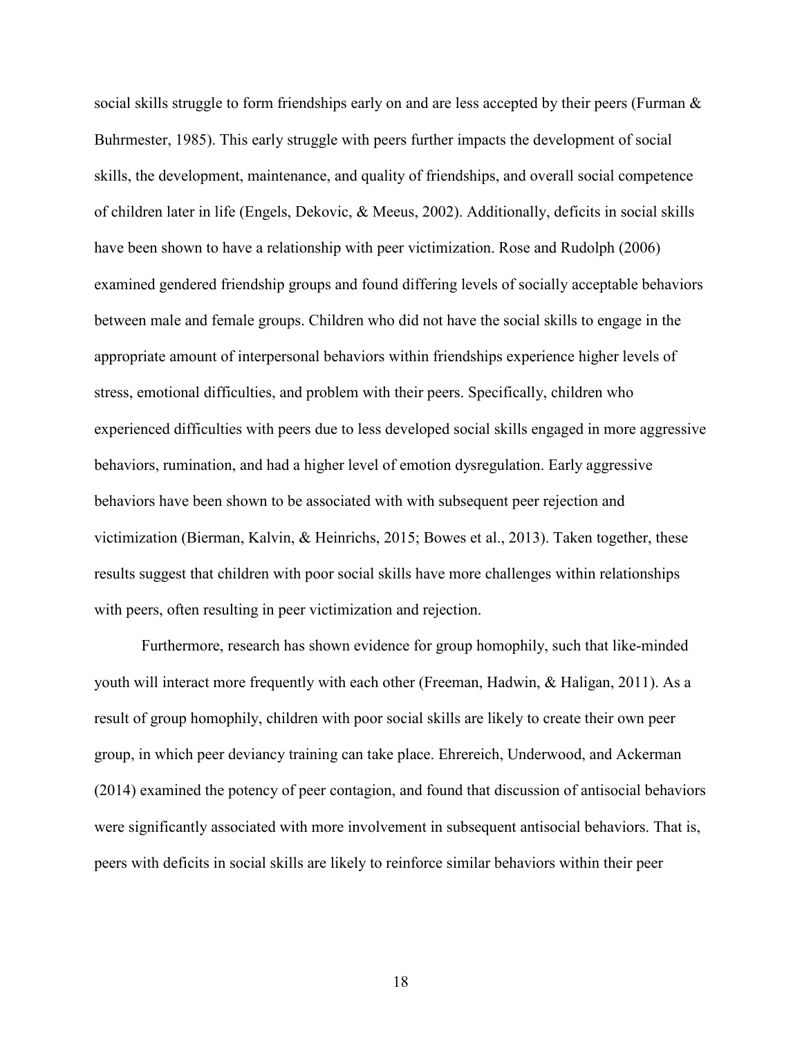social skills struggle to form friendships early on and are less accepted by their peers (Furman & Buhrmester, 1985). This early struggle with peers further impacts the development of social skills, the development, maintenance, and quality of friendships, and overall social competence of children later in life (Engels, Dekovic, & Meeus, 2002). Additionally, deficits in social skills have been shown to have a relationship with peer victimization. Rose and Rudolph (2006) examined gendered friendship groups and found differing levels of socially acceptable behaviors between male and female groups. Children who did not have the social skills to engage in the appropriate amount of interpersonal behaviors within friendships experience higher levels of stress, emotional difficulties, and problem with their peers. Specifically, children who experienced difficulties with peers due to less developed social skills engaged in more aggressive behaviors, rumination, and had a higher level of emotion dysregulation. Early aggressive behaviors have been shown to be associated with with subsequent peer rejection and victimization (Bierman, Kalvin, & Heinrichs, 2015; Bowes et al., 2013). Taken together, these results suggest that children with poor social skills have more challenges within relationships with peers, often resulting in peer victimization and rejection.

Furthermore, research has shown evidence for group homophily, such that like-minded youth will interact more frequently with each other (Freeman, Hadwin, & Haligan, 2011). As a result of group homophily, children with poor social skills are likely to create their own peer group, in which peer deviancy training can take place. Ehrereich, Underwood, and Ackerman (2014) examined the potency of peer contagion, and found that discussion of antisocial behaviors were significantly associated with more involvement in subsequent antisocial behaviors. That is, peers with deficits in social skills are likely to reinforce similar behaviors within their peer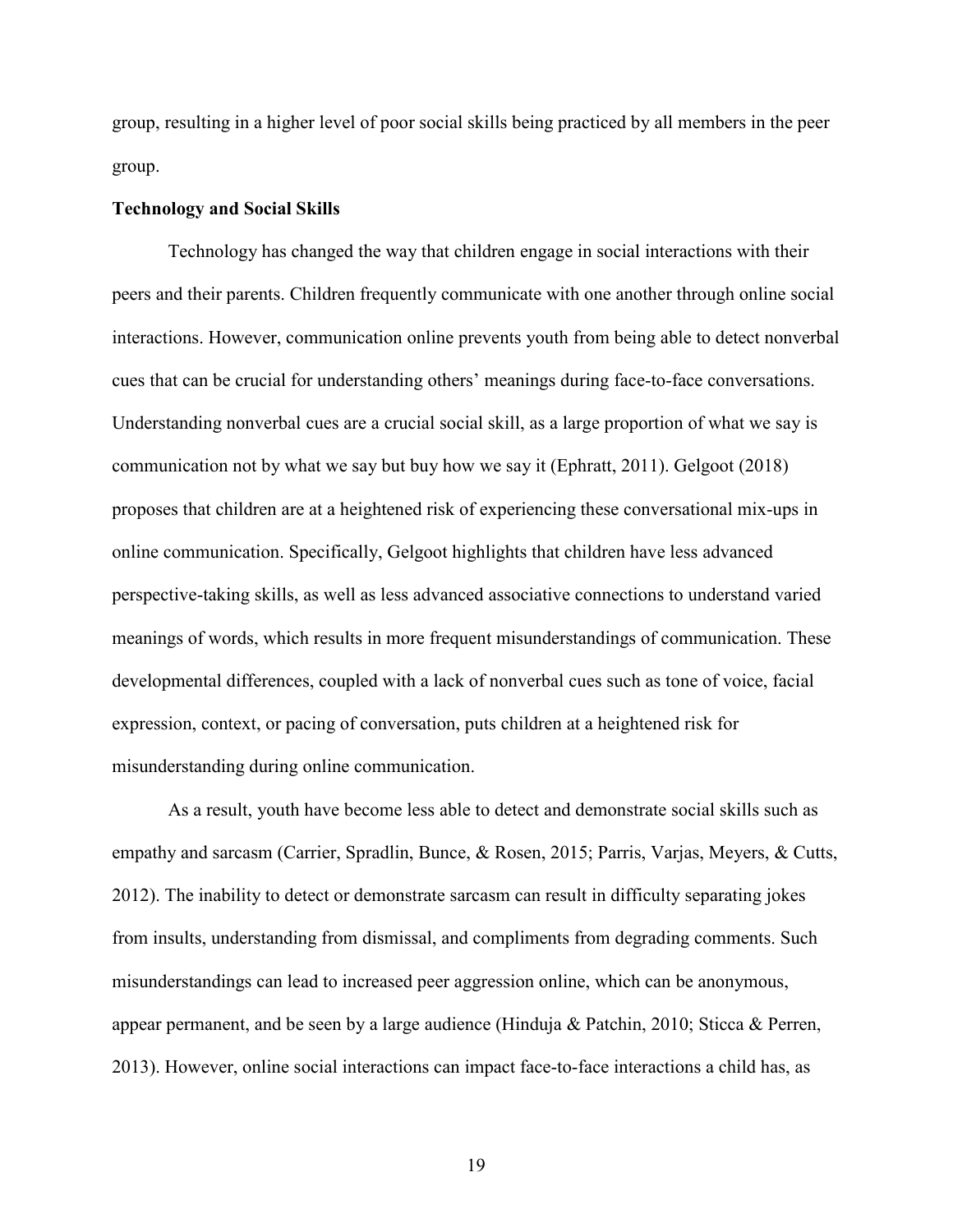group, resulting in a higher level of poor social skills being practiced by all members in the peer group.

**Technology and Social Skills**

Technology has changed the way that children engage in social interactions with their peers and their parents. Children frequently communicate with one another through online social interactions. However, communication online prevents youth from being able to detect nonverbal cues that can be crucial for understanding others' meanings during face-to-face conversations. Understanding nonverbal cues are a crucial social skill, as a large proportion of what we say is communication not by what we say but buy how we say it (Ephratt, 2011). Gelgoot (2018) proposes that children are at a heightened risk of experiencing these conversational mix-ups in online communication. Specifically, Gelgoot highlights that children have less advanced perspective-taking skills, as well as less advanced associative connections to understand varied meanings of words, which results in more frequent misunderstandings of communication. These developmental differences, coupled with a lack of nonverbal cues such as tone of voice, facial expression, context, or pacing of conversation, puts children at a heightened risk for misunderstanding during online communication.

As a result, youth have become less able to detect and demonstrate social skills such as empathy and sarcasm (Carrier, Spradlin, Bunce, & Rosen, 2015; Parris, Varjas, Meyers, & Cutts, 2012). The inability to detect or demonstrate sarcasm can result in difficulty separating jokes from insults, understanding from dismissal, and compliments from degrading comments. Such misunderstandings can lead to increased peer aggression online, which can be anonymous, appear permanent, and be seen by a large audience (Hinduja & Patchin, 2010; Sticca & Perren, 2013). However, online social interactions can impact face-to-face interactions a child has, as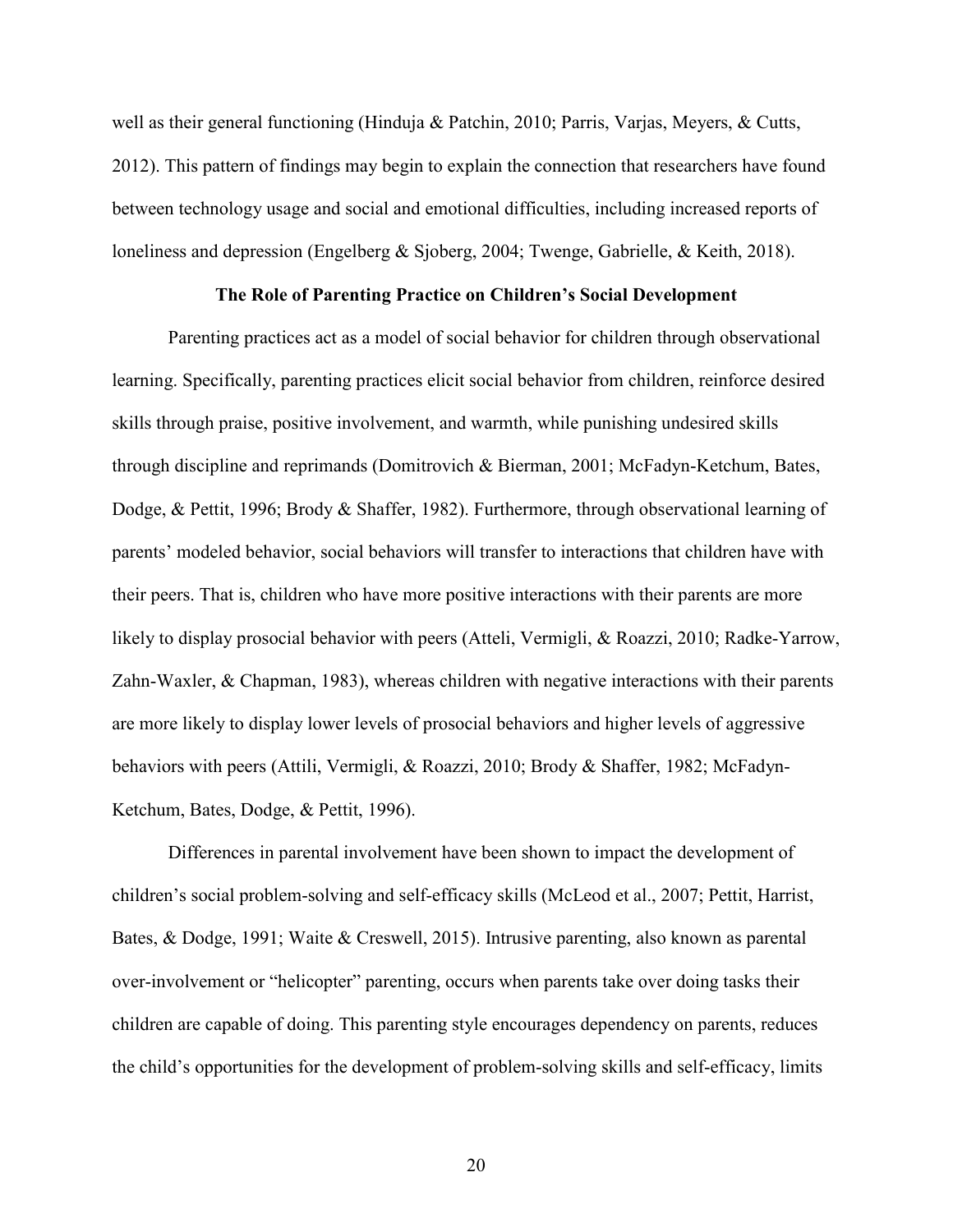well as their general functioning (Hinduja & Patchin, 2010; Parris, Varjas, Meyers, & Cutts, 2012). This pattern of findings may begin to explain the connection that researchers have found between technology usage and social and emotional difficulties, including increased reports of loneliness and depression (Engelberg & Sjoberg, 2004; Twenge, Gabrielle, & Keith, 2018).

## The Role of Parenting Practice on Children's Social Development

Parenting practices act as a model of social behavior for children through observational learning. Specifically, parenting practices elicit social behavior from children, reinforce desired skills through praise, positive involvement, and warmth, while punishing undesired skills through discipline and reprimands (Domitrovich & Bierman, 2001; McFadyn-Ketchum, Bates, Dodge, & Pettit, 1996; Brody & Shaffer, 1982). Furthermore, through observational learning of parents' modeled behavior, social behaviors will transfer to interactions that children have with their peers. That is, children who have more positive interactions with their parents are more likely to display prosocial behavior with peers (Atteli, Vermigli, & Roazzi, 2010; Radke-Yarrow, Zahn-Waxler, & Chapman, 1983), whereas children with negative interactions with their parents are more likely to display lower levels of prosocial behaviors and higher levels of aggressive behaviors with peers (Attili, Vermigli, & Roazzi, 2010; Brody & Shaffer, 1982; McFadyn-Ketchum, Bates, Dodge, & Pettit, 1996).

Differences in parental involvement have been shown to impact the development of children's social problem-solving and self-efficacy skills (McLeod et al., 2007; Pettit, Harrist, Bates, & Dodge, 1991; Waite & Creswell, 2015). Intrusive parenting, also known as parental over-involvement or "helicopter" parenting, occurs when parents take over doing tasks their children are capable of doing. This parenting style encourages dependency on parents, reduces the child's opportunities for the development of problem-solving skills and self-efficacy, limits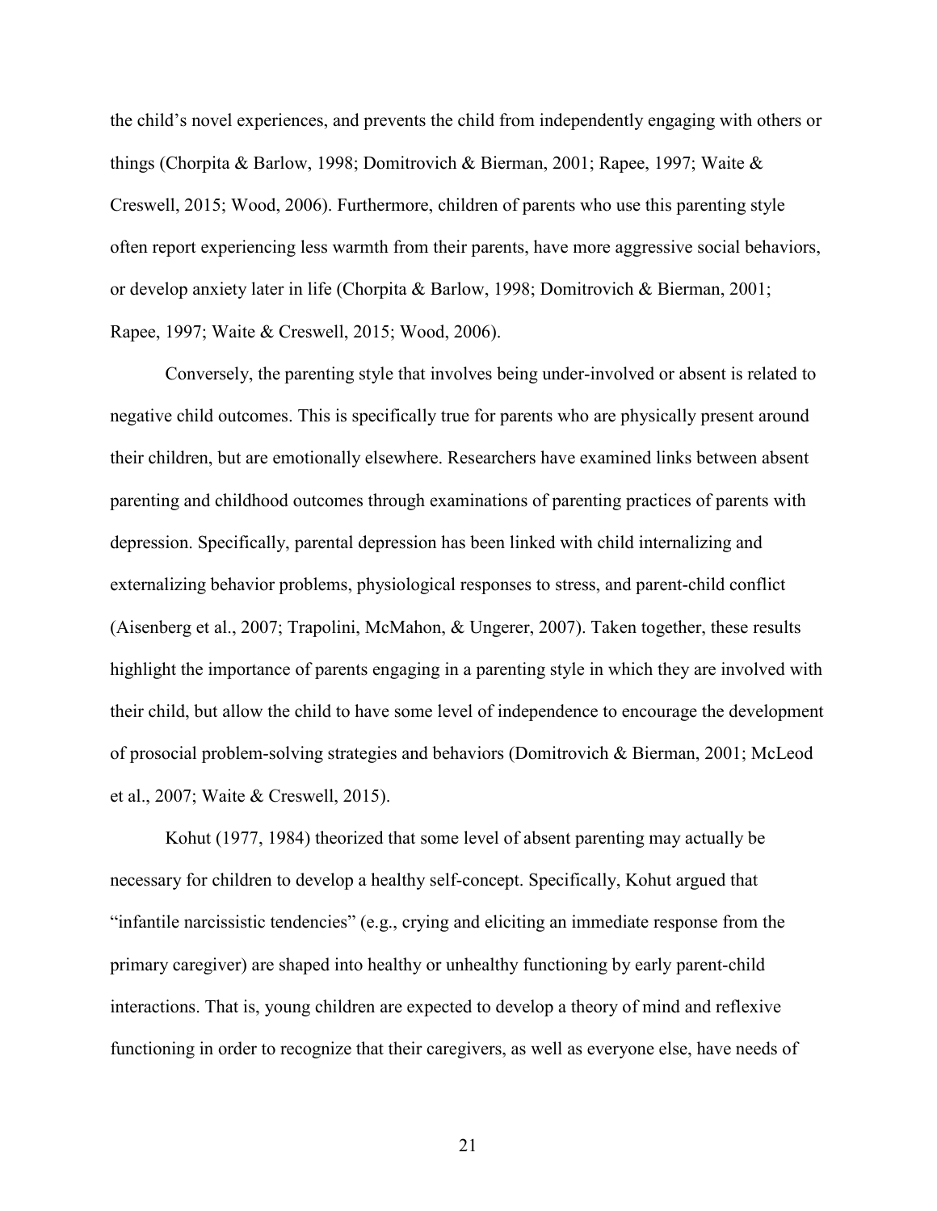the child's novel experiences, and prevents the child from independently engaging with others or things (Chorpita & Barlow, 1998; Domitrovich & Bierman, 2001; Rapee, 1997; Waite & Creswell, 2015; Wood, 2006). Furthermore, children of parents who use this parenting style often report experiencing less warmth from their parents, have more aggressive social behaviors, or develop anxiety later in life (Chorpita & Barlow, 1998; Domitrovich & Bierman, 2001; Rapee, 1997; Waite & Creswell, 2015; Wood, 2006).

Conversely, the parenting style that involves being under-involved or absent is related to negative child outcomes. This is specifically true for parents who are physically present around their children, but are emotionally elsewhere. Researchers have examined links between absent parenting and childhood outcomes through examinations of parenting practices of parents with depression. Specifically, parental depression has been linked with child internalizing and externalizing behavior problems, physiological responses to stress, and parent-child conflict (Aisenberg et al., 2007; Trapolini, McMahon, & Ungerer, 2007). Taken together, these results highlight the importance of parents engaging in a parenting style in which they are involved with their child, but allow the child to have some level of independence to encourage the development of prosocial problem-solving strategies and behaviors (Domitrovich & Bierman, 2001; McLeod et al., 2007; Waite & Creswell, 2015).

Kohut (1977, 1984) theorized that some level of absent parenting may actually be necessary for children to develop a healthy self-concept. Specifically, Kohut argued that "infantile narcissistic tendencies" (e.g., crying and eliciting an immediate response from the primary caregiver) are shaped into healthy or unhealthy functioning by early parent-child interactions. That is, young children are expected to develop a theory of mind and reflexive functioning in order to recognize that their caregivers, as well as everyone else, have needs of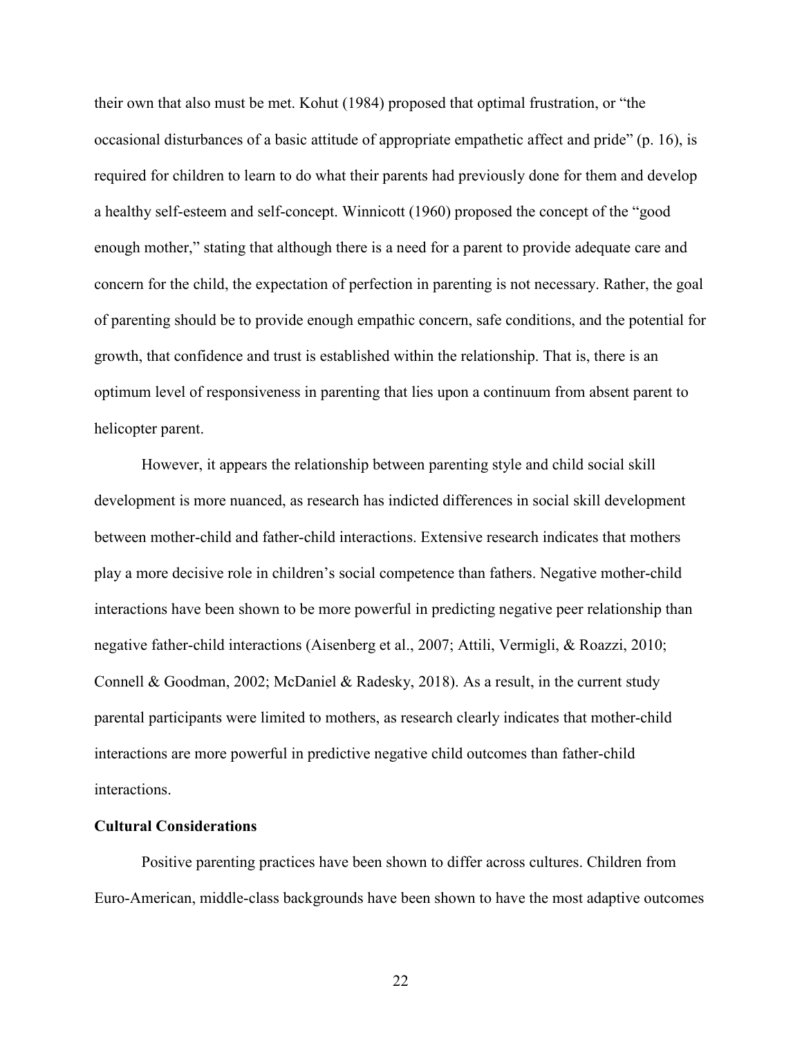their own that also must be met. Kohut (1984) proposed that optimal frustration, or "the occasional disturbances of a basic attitude of appropriate empathetic affect and pride" (p. 16), is required for children to learn to do what their parents had previously done for them and develop a healthy self-esteem and self-concept. Winnicott (1960) proposed the concept of the "good enough mother," stating that although there is a need for a parent to provide adequate care and concern for the child, the expectation of perfection in parenting is not necessary. Rather, the goal of parenting should be to provide enough empathic concern, safe conditions, and the potential for growth, that confidence and trust is established within the relationship. That is, there is an optimum level of responsiveness in parenting that lies upon a continuum from absent parent to helicopter parent.

However, it appears the relationship between parenting style and child social skill development is more nuanced, as research has indicted differences in social skill development between mother-child and father-child interactions. Extensive research indicates that mothers play a more decisive role in children's social competence than fathers. Negative mother-child interactions have been shown to be more powerful in predicting negative peer relationship than negative father-child interactions (Aisenberg et al., 2007; Attili, Vermigli, & Roazzi, 2010; Connell & Goodman, 2002; McDaniel & Radesky, 2018). As a result, in the current study parental participants were limited to mothers, as research clearly indicates that mother-child interactions are more powerful in predictive negative child outcomes than father-child interactions.

**Cultural Considerations**

Positive parenting practices have been shown to differ across cultures. Children from Euro-American, middle-class backgrounds have been shown to have the most adaptive outcomes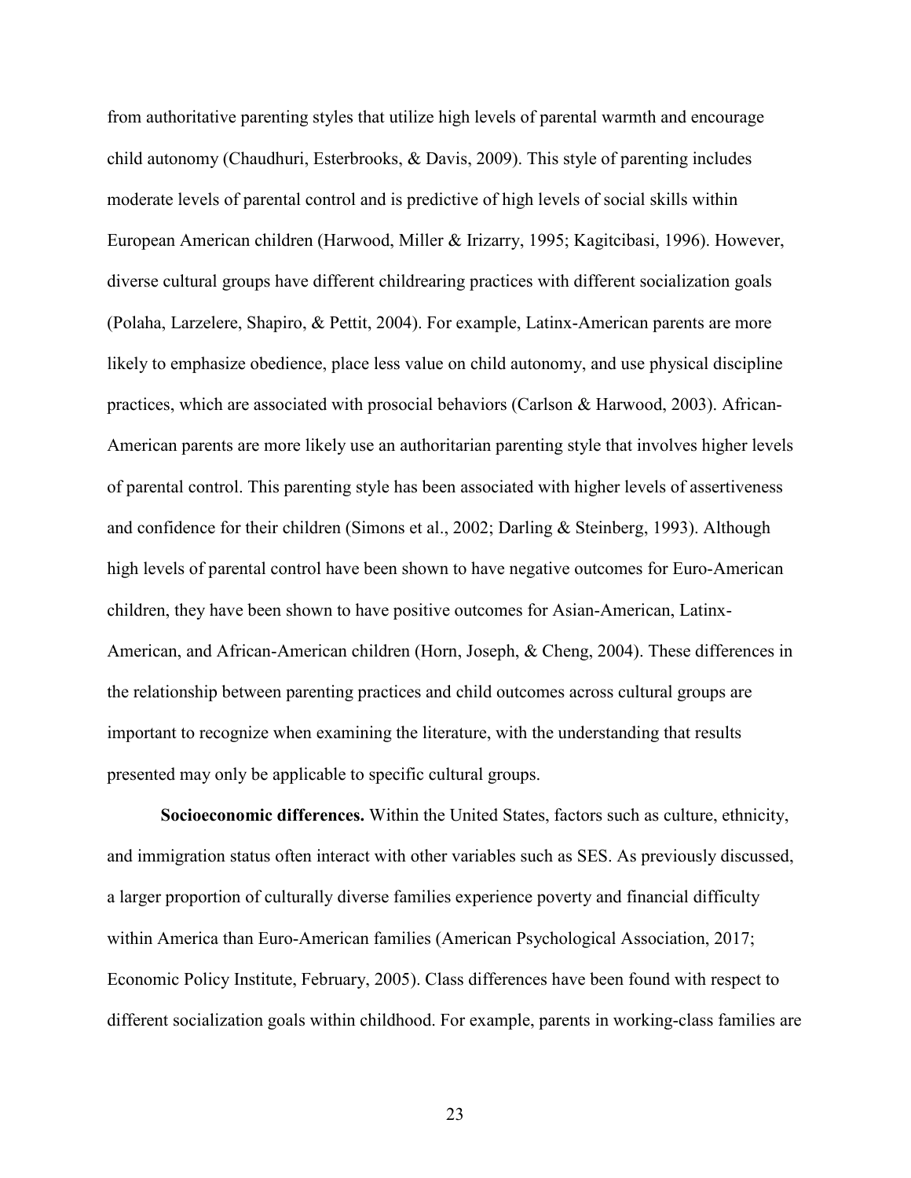from authoritative parenting styles that utilize high levels of parental warmth and encourage child autonomy (Chaudhuri, Esterbrooks, & Davis, 2009). This style of parenting includes moderate levels of parental control and is predictive of high levels of social skills within European American children (Harwood, Miller & Irizarry, 1995; Kagitcibasi, 1996). However, diverse cultural groups have different childrearing practices with different socialization goals (Polaha, Larzelere, Shapiro, & Pettit, 2004). For example, Latinx-American parents are more likely to emphasize obedience, place less value on child autonomy, and use physical discipline practices, which are associated with prosocial behaviors (Carlson & Harwood, 2003). African-American parents are more likely use an authoritarian parenting style that involves higher levels of parental control. This parenting style has been associated with higher levels of assertiveness and confidence for their children (Simons et al., 2002; Darling & Steinberg, 1993). Although high levels of parental control have been shown to have negative outcomes for Euro-American children, they have been shown to have positive outcomes for Asian-American, Latinx-American, and African-American children (Horn, Joseph, & Cheng, 2004). These differences in the relationship between parenting practices and child outcomes across cultural groups are important to recognize when examining the literature, with the understanding that results presented may only be applicable to specific cultural groups.

**Socioeconomic differences.** Within the United States, factors such as culture, ethnicity, and immigration status often interact with other variables such as SES. As previously discussed, a larger proportion of culturally diverse families experience poverty and financial difficulty within America than Euro-American families (American Psychological Association, 2017; Economic Policy Institute, February, 2005). Class differences have been found with respect to different socialization goals within childhood. For example, parents in working-class families are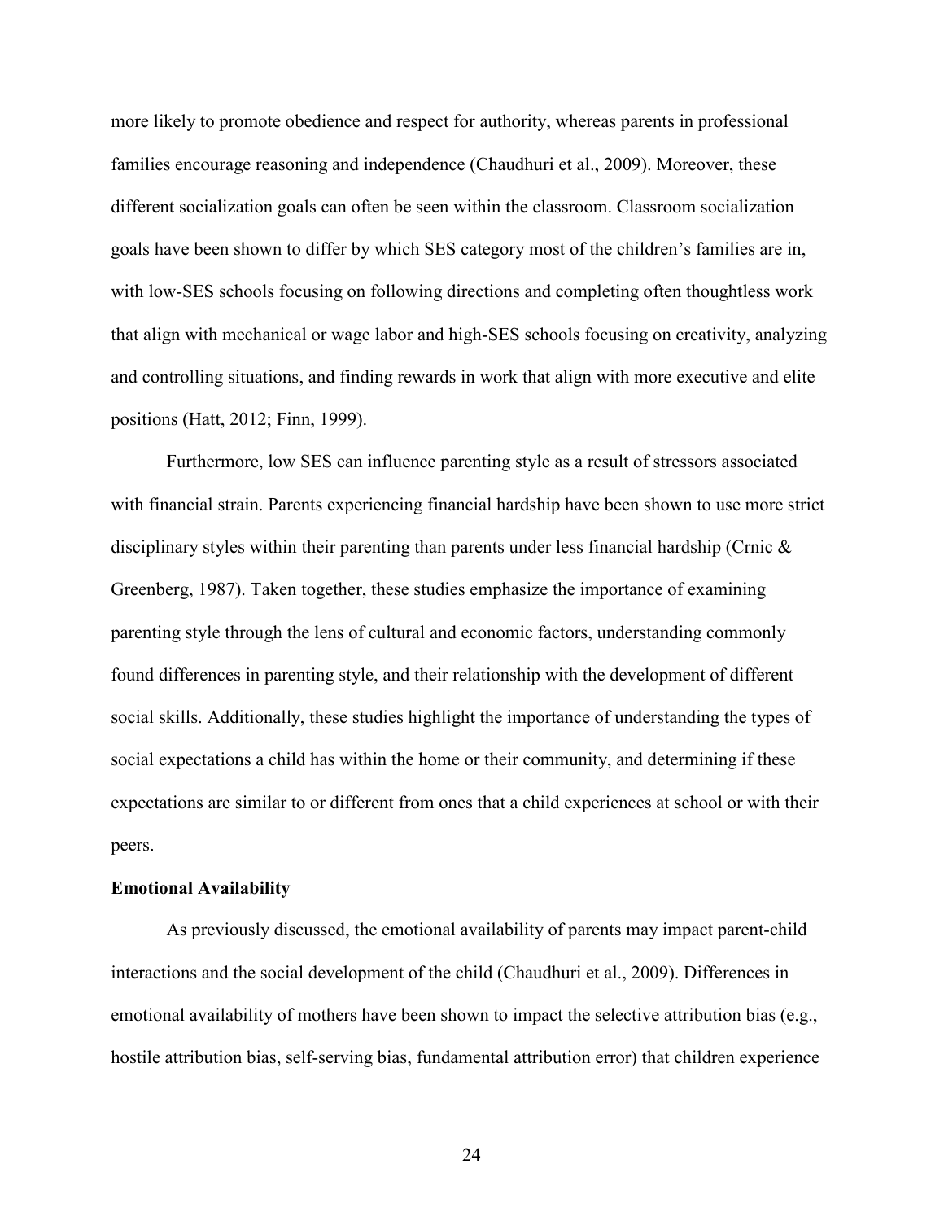more likely to promote obedience and respect for authority, whereas parents in professional families encourage reasoning and independence (Chaudhuri et al., 2009). Moreover, these different socialization goals can often be seen within the classroom. Classroom socialization goals have been shown to differ by which SES category most of the children's families are in, with low-SES schools focusing on following directions and completing often thoughtless work that align with mechanical or wage labor and high-SES schools focusing on creativity, analyzing and controlling situations, and finding rewards in work that align with more executive and elite positions (Hatt, 2012; Finn, 1999).

Furthermore, low SES can influence parenting style as a result of stressors associated with financial strain. Parents experiencing financial hardship have been shown to use more strict disciplinary styles within their parenting than parents under less financial hardship (Crnic & Greenberg, 1987). Taken together, these studies emphasize the importance of examining parenting style through the lens of cultural and economic factors, understanding commonly found differences in parenting style, and their relationship with the development of different social skills. Additionally, these studies highlight the importance of understanding the types of social expectations a child has within the home or their community, and determining if these expectations are similar to or different from ones that a child experiences at school or with their peers.

**Emotional Availability**

As previously discussed, the emotional availability of parents may impact parent-child interactions and the social development of the child (Chaudhuri et al., 2009). Differences in emotional availability of mothers have been shown to impact the selective attribution bias (e.g., hostile attribution bias, self-serving bias, fundamental attribution error) that children experience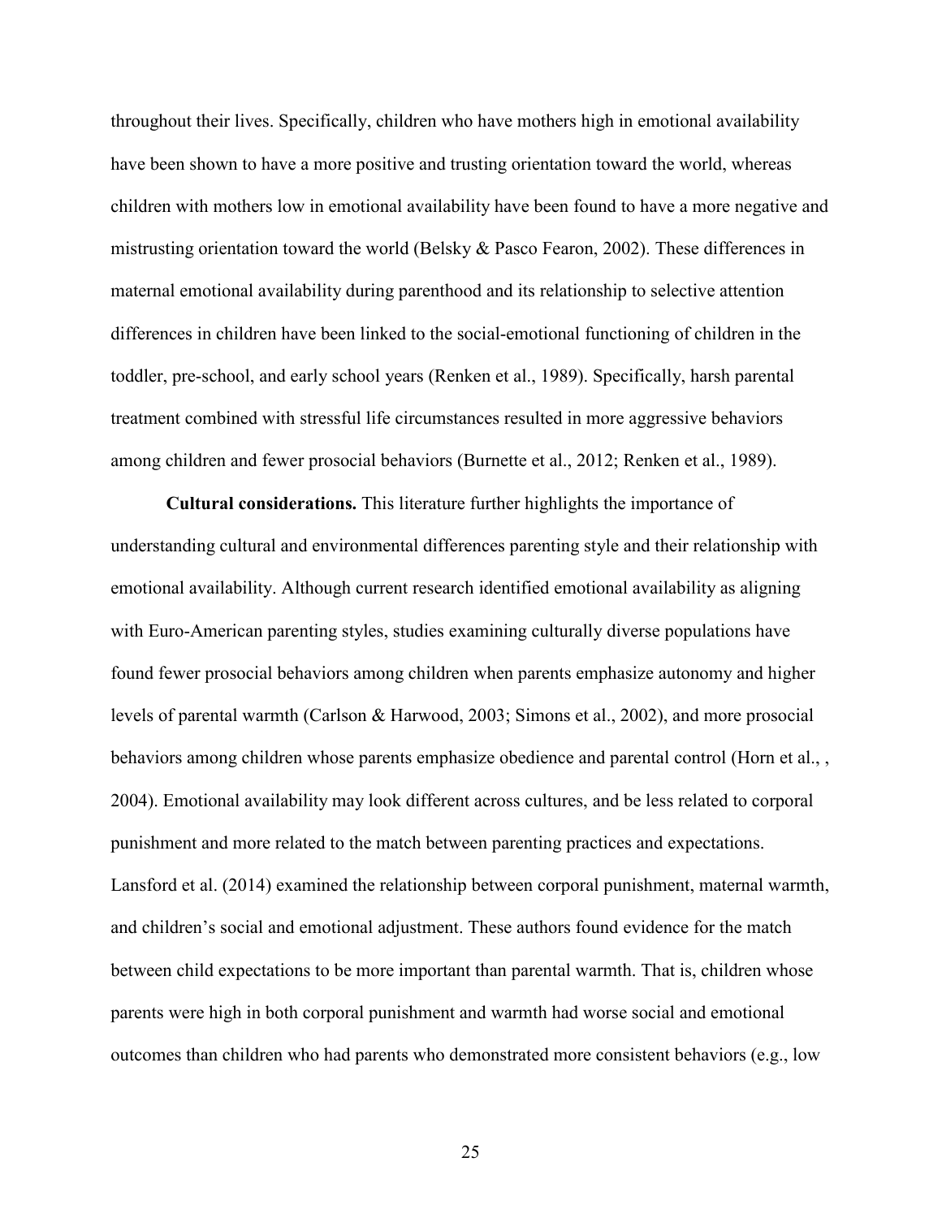throughout their lives. Specifically, children who have mothers high in emotional availability have been shown to have a more positive and trusting orientation toward the world, whereas children with mothers low in emotional availability have been found to have a more negative and mistrusting orientation toward the world (Belsky & Pasco Fearon, 2002). These differences in maternal emotional availability during parenthood and its relationship to selective attention differences in children have been linked to the social-emotional functioning of children in the toddler, pre-school, and early school years (Renken et al., 1989). Specifically, harsh parental treatment combined with stressful life circumstances resulted in more aggressive behaviors among children and fewer prosocial behaviors (Burnette et al., 2012; Renken et al., 1989).

**Cultural considerations.** This literature further highlights the importance of understanding cultural and environmental differences parenting style and their relationship with emotional availability. Although current research identified emotional availability as aligning with Euro-American parenting styles, studies examining culturally diverse populations have found fewer prosocial behaviors among children when parents emphasize autonomy and higher levels of parental warmth (Carlson & Harwood, 2003; Simons et al., 2002), and more prosocial behaviors among children whose parents emphasize obedience and parental control (Horn et al., , 2004). Emotional availability may look different across cultures, and be less related to corporal punishment and more related to the match between parenting practices and expectations. Lansford et al. (2014) examined the relationship between corporal punishment, maternal warmth, and children's social and emotional adjustment. These authors found evidence for the match between child expectations to be more important than parental warmth. That is, children whose parents were high in both corporal punishment and warmth had worse social and emotional outcomes than children who had parents who demonstrated more consistent behaviors (e.g., low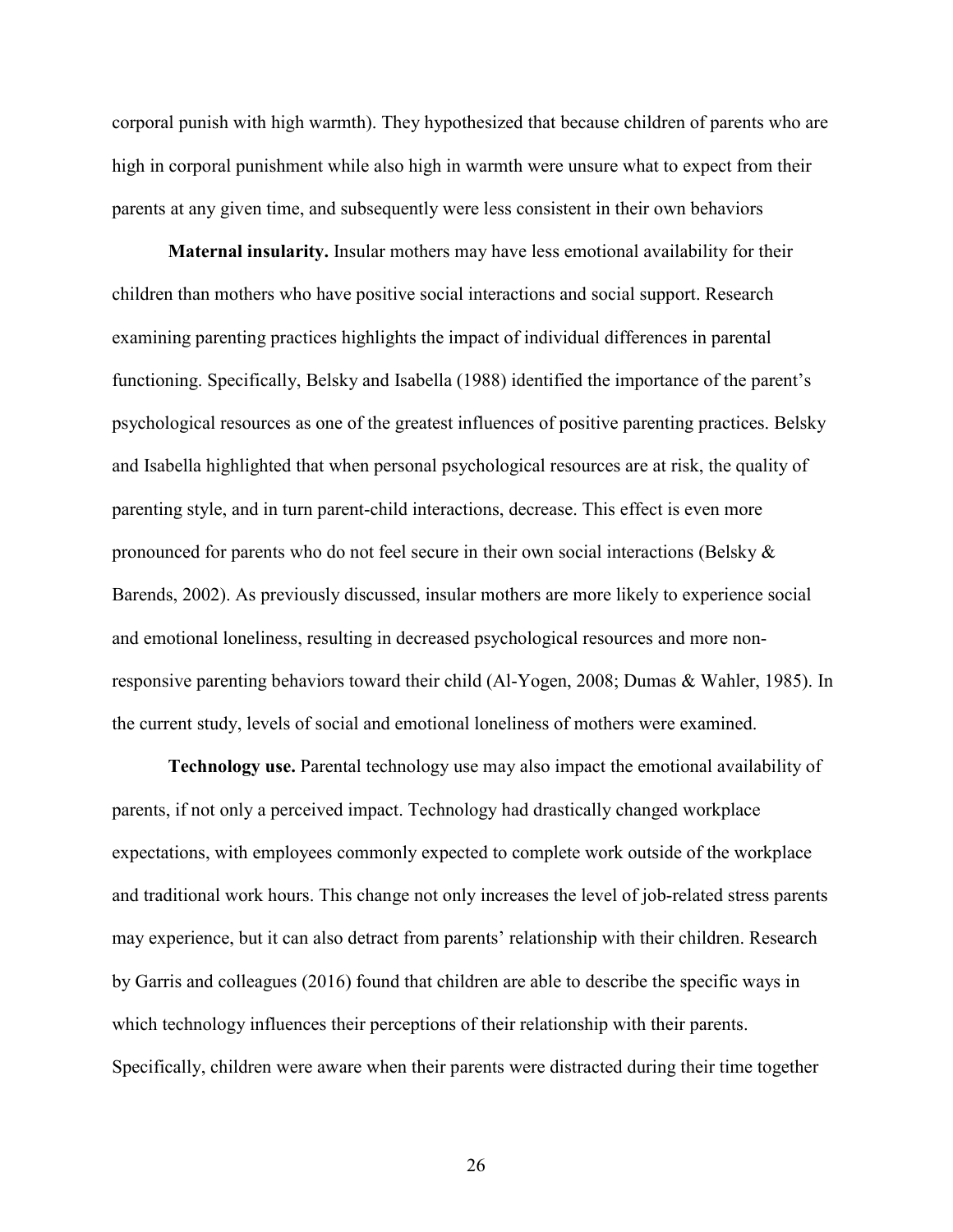corporal punish with high warmth). They hypothesized that because children of parents who are high in corporal punishment while also high in warmth were unsure what to expect from their parents at any given time, and subsequently were less consistent in their own behaviors

**Maternal insularity.** Insular mothers may have less emotional availability for their children than mothers who have positive social interactions and social support. Research examining parenting practices highlights the impact of individual differences in parental functioning. Specifically, Belsky and Isabella (1988) identified the importance of the parent's psychological resources as one of the greatest influences of positive parenting practices. Belsky and Isabella highlighted that when personal psychological resources are at risk, the quality of parenting style, and in turn parent-child interactions, decrease. This effect is even more pronounced for parents who do not feel secure in their own social interactions (Belsky & Barends, 2002). As previously discussed, insular mothers are more likely to experience social and emotional loneliness, resulting in decreased psychological resources and more non-responsive parenting behaviors toward their child (Al-Yogen, 2008; Dumas & Wahler, 1985). In the current study, levels of social and emotional loneliness of mothers were examined.

**Technology use.** Parental technology use may also impact the emotional availability of parents, if not only a perceived impact. Technology had drastically changed workplace expectations, with employees commonly expected to complete work outside of the workplace and traditional work hours. This change not only increases the level of job-related stress parents may experience, but it can also detract from parents' relationship with their children. Research by Garris and colleagues (2016) found that children are able to describe the specific ways in which technology influences their perceptions of their relationship with their parents. Specifically, children were aware when their parents were distracted during their time together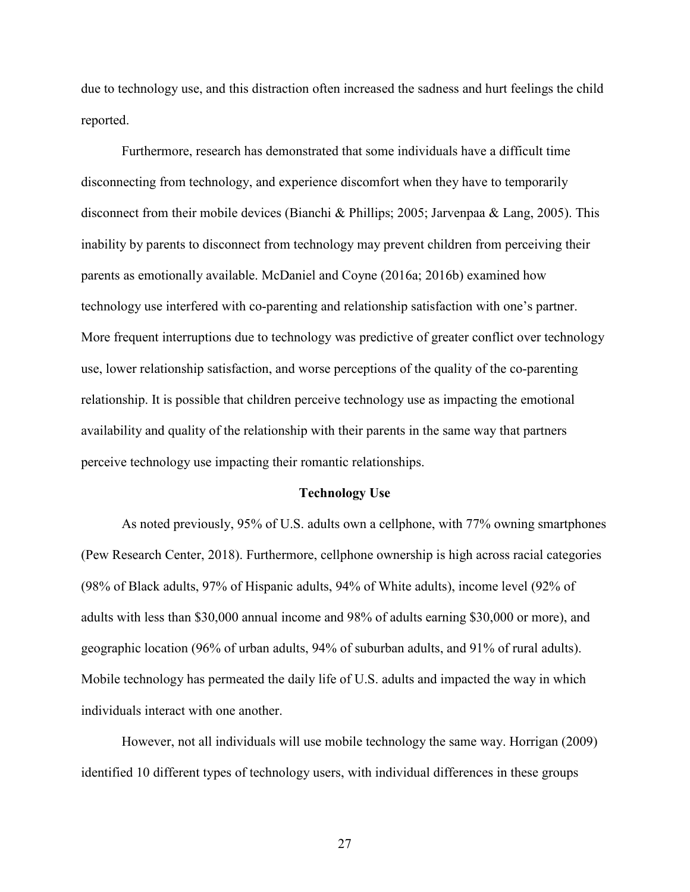due to technology use, and this distraction often increased the sadness and hurt feelings the child reported.

Furthermore, research has demonstrated that some individuals have a difficult time disconnecting from technology, and experience discomfort when they have to temporarily disconnect from their mobile devices (Bianchi & Phillips; 2005; Jarvenpaa & Lang, 2005). This inability by parents to disconnect from technology may prevent children from perceiving their parents as emotionally available. McDaniel and Coyne (2016a; 2016b) examined how technology use interfered with co-parenting and relationship satisfaction with one's partner. More frequent interruptions due to technology was predictive of greater conflict over technology use, lower relationship satisfaction, and worse perceptions of the quality of the co-parenting relationship. It is possible that children perceive technology use as impacting the emotional availability and quality of the relationship with their parents in the same way that partners perceive technology use impacting their romantic relationships.

## Technology Use

As noted previously, 95% of U.S. adults own a cellphone, with 77% owning smartphones (Pew Research Center, 2018). Furthermore, cellphone ownership is high across racial categories (98% of Black adults, 97% of Hispanic adults, 94% of White adults), income level (92% of adults with less than $30,000 annual income and 98% of adults earning $30,000 or more), and geographic location (96% of urban adults, 94% of suburban adults, and 91% of rural adults). Mobile technology has permeated the daily life of U.S. adults and impacted the way in which individuals interact with one another.

However, not all individuals will use mobile technology the same way. Horrigan (2009) identified 10 different types of technology users, with individual differences in these groups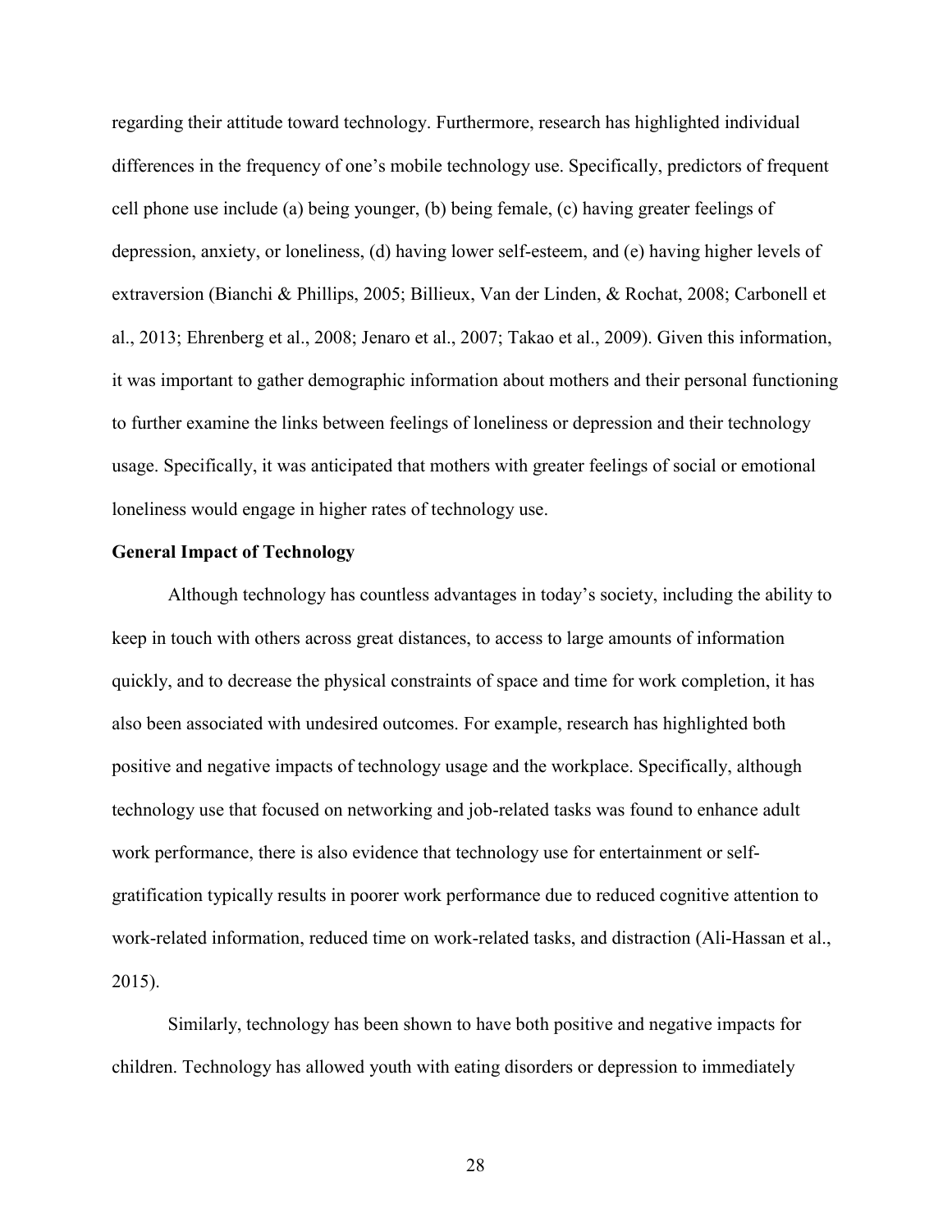regarding their attitude toward technology. Furthermore, research has highlighted individual differences in the frequency of one's mobile technology use. Specifically, predictors of frequent cell phone use include (a) being younger, (b) being female, (c) having greater feelings of depression, anxiety, or loneliness, (d) having lower self-esteem, and (e) having higher levels of extraversion (Bianchi & Phillips, 2005; Billieux, Van der Linden, & Rochat, 2008; Carbonell et al., 2013; Ehrenberg et al., 2008; Jenaro et al., 2007; Takao et al., 2009). Given this information, it was important to gather demographic information about mothers and their personal functioning to further examine the links between feelings of loneliness or depression and their technology usage. Specifically, it was anticipated that mothers with greater feelings of social or emotional loneliness would engage in higher rates of technology use.

**General Impact of Technology**

Although technology has countless advantages in today's society, including the ability to keep in touch with others across great distances, to access to large amounts of information quickly, and to decrease the physical constraints of space and time for work completion, it has also been associated with undesired outcomes. For example, research has highlighted both positive and negative impacts of technology usage and the workplace. Specifically, although technology use that focused on networking and job-related tasks was found to enhance adult work performance, there is also evidence that technology use for entertainment or self-gratification typically results in poorer work performance due to reduced cognitive attention to work-related information, reduced time on work-related tasks, and distraction (Ali-Hassan et al., 2015).

Similarly, technology has been shown to have both positive and negative impacts for children. Technology has allowed youth with eating disorders or depression to immediately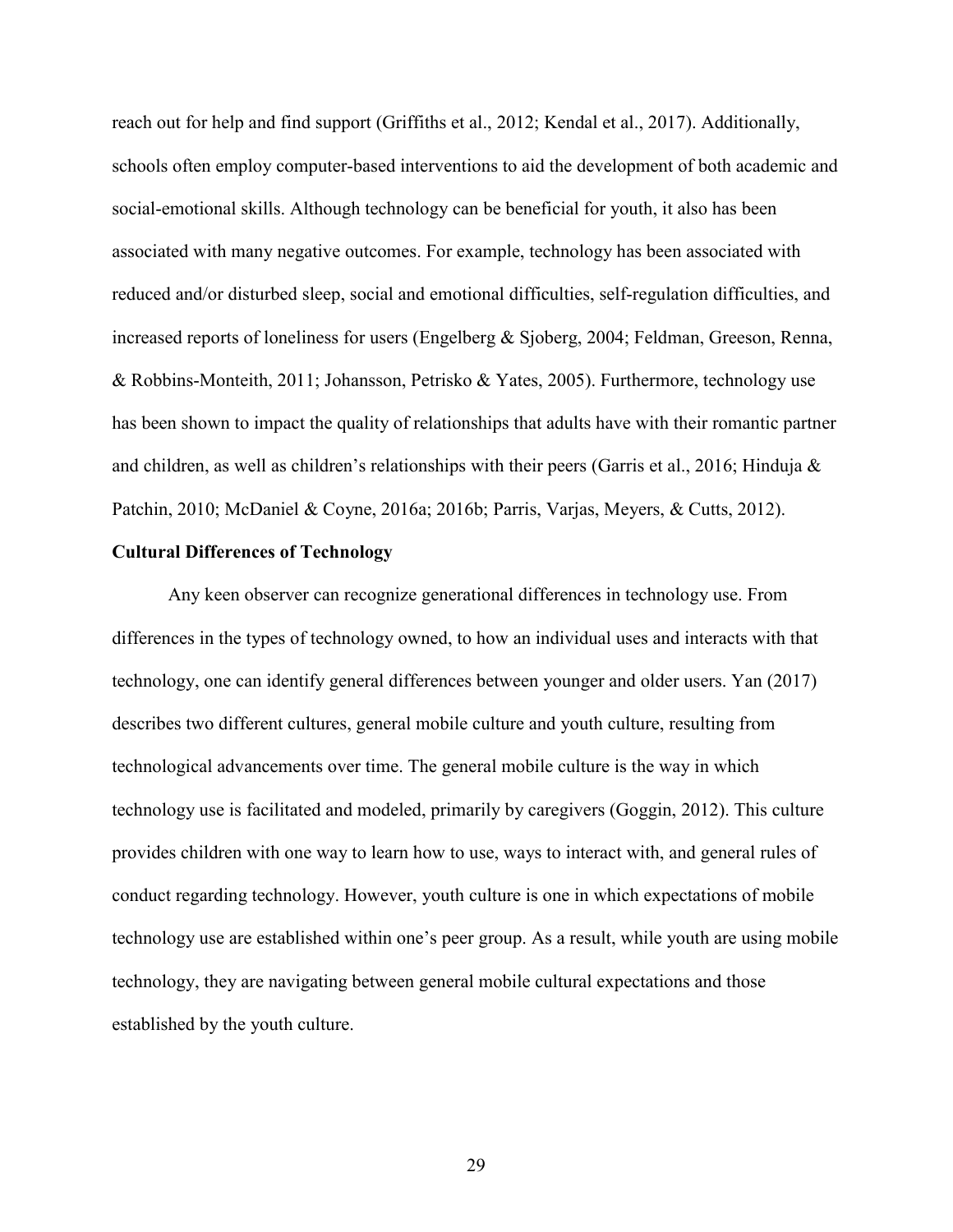reach out for help and find support (Griffiths et al., 2012; Kendal et al., 2017). Additionally, schools often employ computer-based interventions to aid the development of both academic and social-emotional skills. Although technology can be beneficial for youth, it also has been associated with many negative outcomes. For example, technology has been associated with reduced and/or disturbed sleep, social and emotional difficulties, self-regulation difficulties, and increased reports of loneliness for users (Engelberg & Sjoberg, 2004; Feldman, Greeson, Renna, & Robbins-Monteith, 2011; Johansson, Petrisko & Yates, 2005). Furthermore, technology use has been shown to impact the quality of relationships that adults have with their romantic partner and children, as well as children's relationships with their peers (Garris et al., 2016; Hinduja & Patchin, 2010; McDaniel & Coyne, 2016a; 2016b; Parris, Varjas, Meyers, & Cutts, 2012).

**Cultural Differences of Technology**

Any keen observer can recognize generational differences in technology use. From differences in the types of technology owned, to how an individual uses and interacts with that technology, one can identify general differences between younger and older users. Yan (2017) describes two different cultures, general mobile culture and youth culture, resulting from technological advancements over time. The general mobile culture is the way in which technology use is facilitated and modeled, primarily by caregivers (Goggin, 2012). This culture provides children with one way to learn how to use, ways to interact with, and general rules of conduct regarding technology. However, youth culture is one in which expectations of mobile technology use are established within one's peer group. As a result, while youth are using mobile technology, they are navigating between general mobile cultural expectations and those established by the youth culture.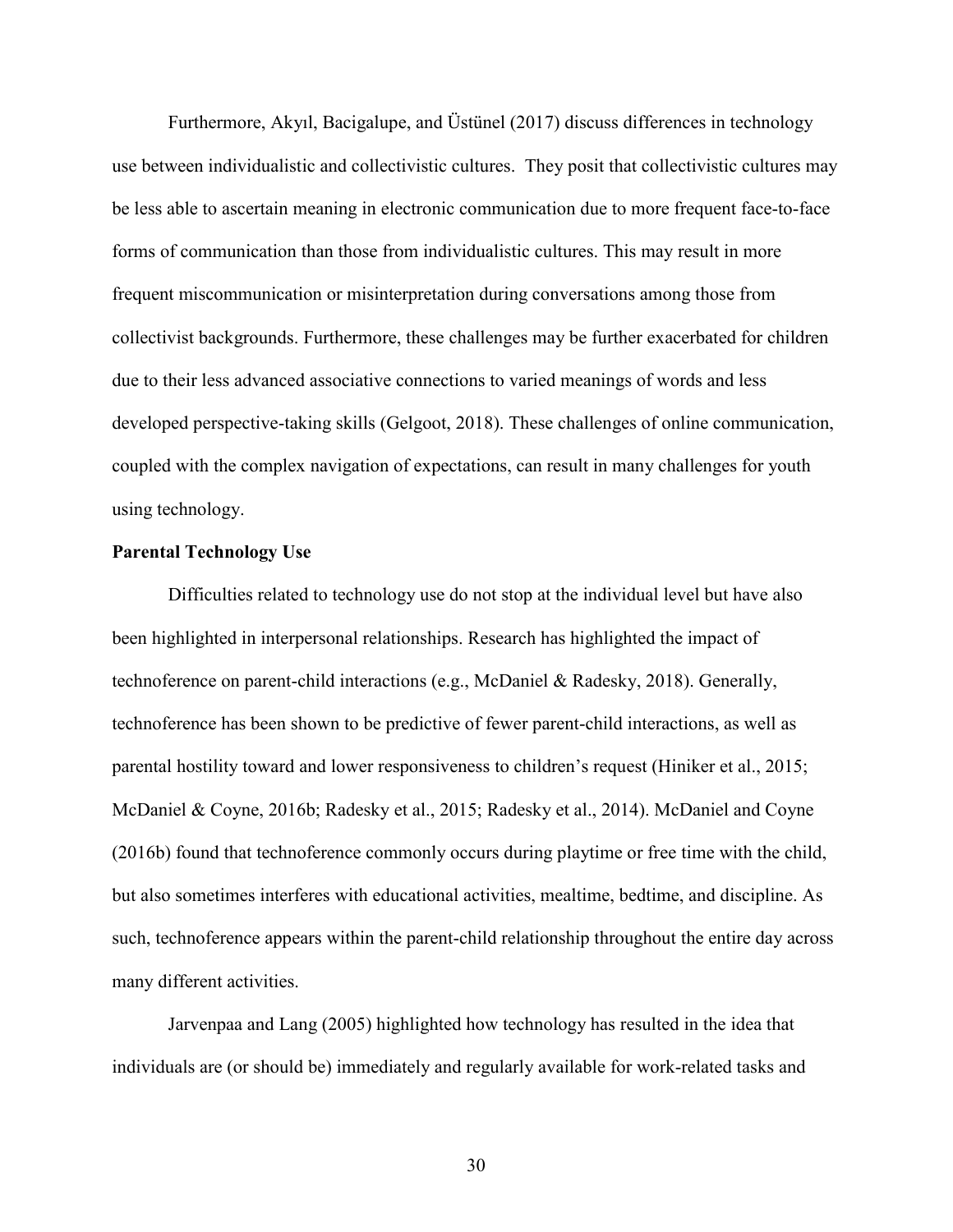Furthermore, Akyıl, Bacigalupe, and Üstünel (2017) discuss differences in technology use between individualistic and collectivistic cultures. They posit that collectivistic cultures may be less able to ascertain meaning in electronic communication due to more frequent face-to-face forms of communication than those from individualistic cultures. This may result in more frequent miscommunication or misinterpretation during conversations among those from collectivist backgrounds. Furthermore, these challenges may be further exacerbated for children due to their less advanced associative connections to varied meanings of words and less developed perspective-taking skills (Gelgoot, 2018). These challenges of online communication, coupled with the complex navigation of expectations, can result in many challenges for youth using technology.

**Parental Technology Use**

Difficulties related to technology use do not stop at the individual level but have also been highlighted in interpersonal relationships. Research has highlighted the impact of technoference on parent-child interactions (e.g., McDaniel & Radesky, 2018). Generally, technoference has been shown to be predictive of fewer parent-child interactions, as well as parental hostility toward and lower responsiveness to children's request (Hiniker et al., 2015; McDaniel & Coyne, 2016b; Radesky et al., 2015; Radesky et al., 2014). McDaniel and Coyne (2016b) found that technoference commonly occurs during playtime or free time with the child, but also sometimes interferes with educational activities, mealtime, bedtime, and discipline. As such, technoference appears within the parent-child relationship throughout the entire day across many different activities.

Jarvenpaa and Lang (2005) highlighted how technology has resulted in the idea that individuals are (or should be) immediately and regularly available for work-related tasks and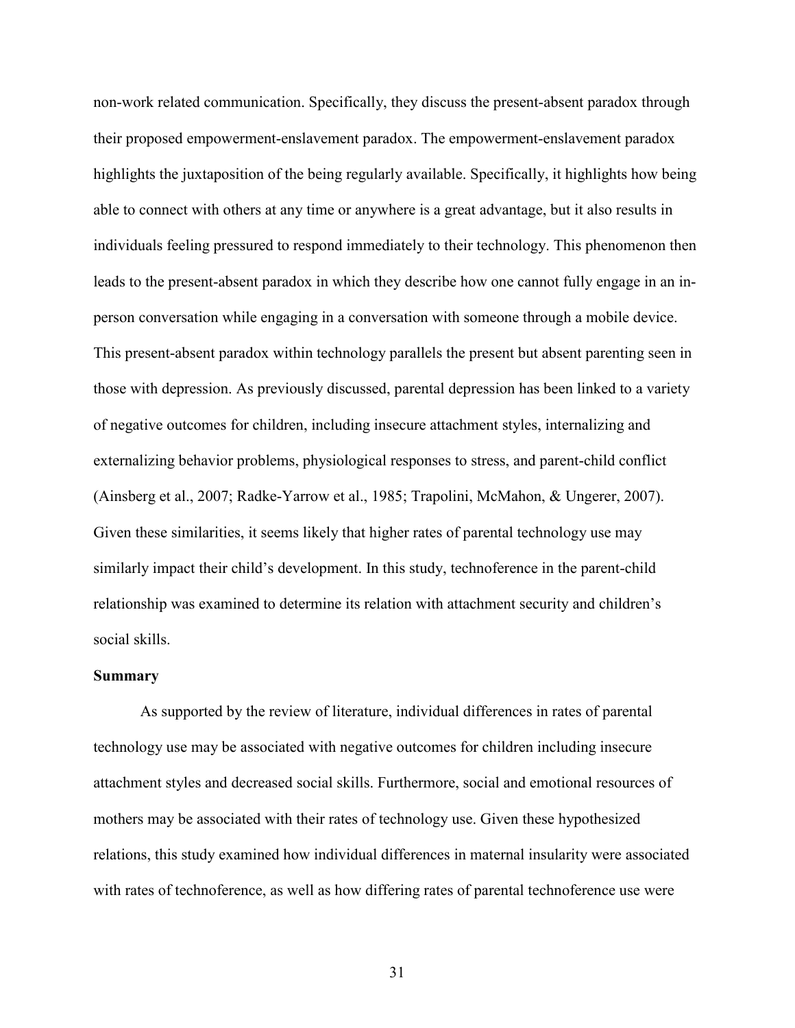non-work related communication. Specifically, they discuss the present-absent paradox through their proposed empowerment-enslavement paradox. The empowerment-enslavement paradox highlights the juxtaposition of the being regularly available. Specifically, it highlights how being able to connect with others at any time or anywhere is a great advantage, but it also results in individuals feeling pressured to respond immediately to their technology. This phenomenon then leads to the present-absent paradox in which they describe how one cannot fully engage in an in-person conversation while engaging in a conversation with someone through a mobile device. This present-absent paradox within technology parallels the present but absent parenting seen in those with depression. As previously discussed, parental depression has been linked to a variety of negative outcomes for children, including insecure attachment styles, internalizing and externalizing behavior problems, physiological responses to stress, and parent-child conflict (Ainsberg et al., 2007; Radke-Yarrow et al., 1985; Trapolini, McMahon, & Ungerer, 2007). Given these similarities, it seems likely that higher rates of parental technology use may similarly impact their child's development. In this study, technoference in the parent-child relationship was examined to determine its relation with attachment security and children's social skills.

**Summary**

As supported by the review of literature, individual differences in rates of parental technology use may be associated with negative outcomes for children including insecure attachment styles and decreased social skills. Furthermore, social and emotional resources of mothers may be associated with their rates of technology use. Given these hypothesized relations, this study examined how individual differences in maternal insularity were associated with rates of technoference, as well as how differing rates of parental technoference use were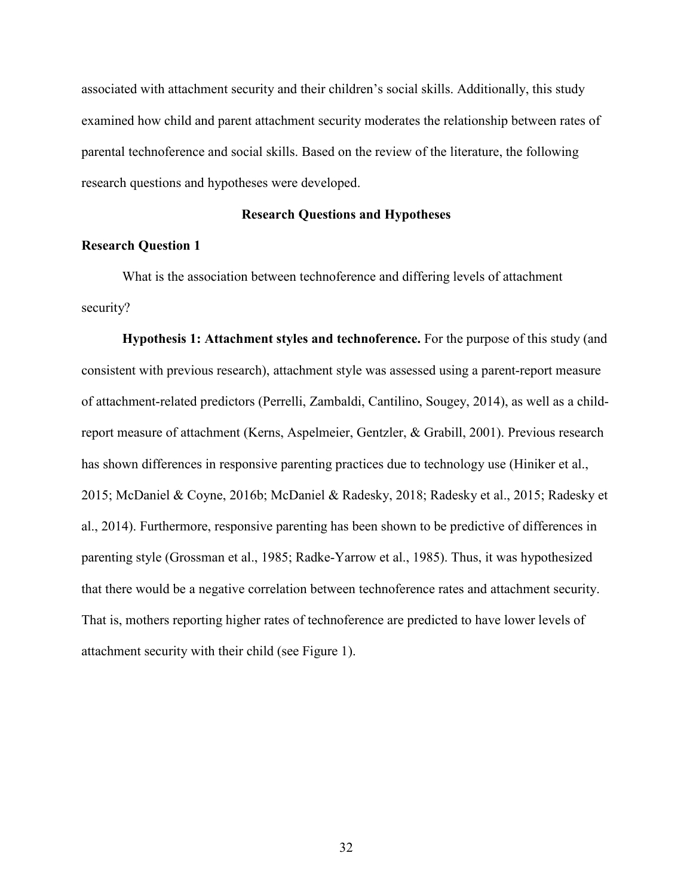associated with attachment security and their children's social skills. Additionally, this study examined how child and parent attachment security moderates the relationship between rates of parental technoference and social skills. Based on the review of the literature, the following research questions and hypotheses were developed.

## Research Questions and Hypotheses

### Research Question 1

What is the association between technoference and differing levels of attachment security?

**Hypothesis 1: Attachment styles and technoference.** For the purpose of this study (and consistent with previous research), attachment style was assessed using a parent-report measure of attachment-related predictors (Perrelli, Zambaldi, Cantilino, Sougey, 2014), as well as a child-report measure of attachment (Kerns, Aspelmeier, Gentzler, & Grabill, 2001). Previous research has shown differences in responsive parenting practices due to technology use (Hiniker et al., 2015; McDaniel & Coyne, 2016b; McDaniel & Radesky, 2018; Radesky et al., 2015; Radesky et al., 2014). Furthermore, responsive parenting has been shown to be predictive of differences in parenting style (Grossman et al., 1985; Radke-Yarrow et al., 1985). Thus, it was hypothesized that there would be a negative correlation between technoference rates and attachment security. That is, mothers reporting higher rates of technoference are predicted to have lower levels of attachment security with their child (see Figure 1).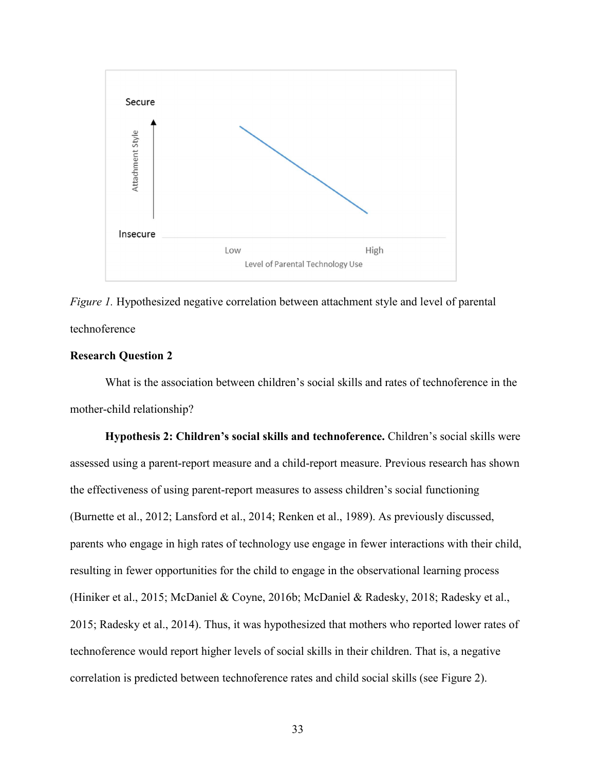*Figure 1.* Hypothesized negative correlation between attachment style and level of parental technoference

**Research Question 2**

What is the association between children's social skills and rates of technoference in the mother-child relationship?

**Hypothesis 2: Children's social skills and technoference.** Children's social skills were assessed using a parent-report measure and a child-report measure. Previous research has shown the effectiveness of using parent-report measures to assess children's social functioning (Burnette et al., 2012; Lansford et al., 2014; Renken et al., 1989). As previously discussed, parents who engage in high rates of technology use engage in fewer interactions with their child, resulting in fewer opportunities for the child to engage in the observational learning process (Hiniker et al., 2015; McDaniel & Coyne, 2016b; McDaniel & Radesky, 2018; Radesky et al., 2015; Radesky et al., 2014). Thus, it was hypothesized that mothers who reported lower rates of technoference would report higher levels of social skills in their children. That is, a negative correlation is predicted between technoference rates and child social skills (see Figure 2).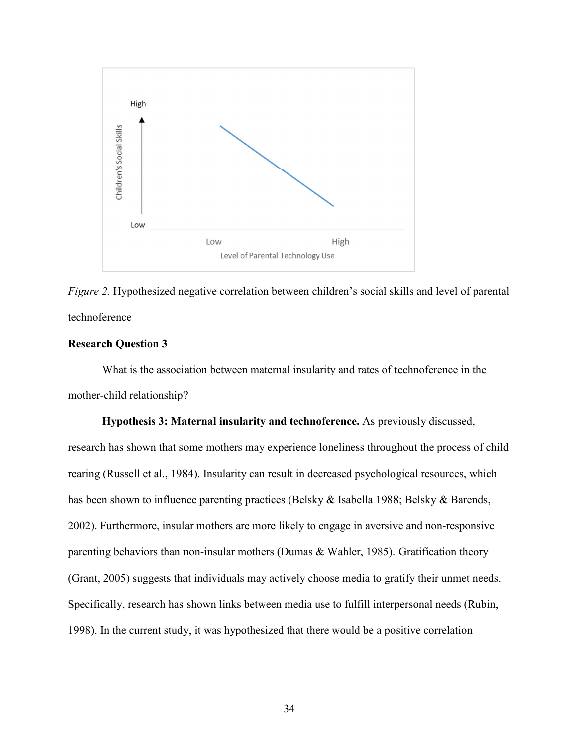*Figure 2.* Hypothesized negative correlation between children's social skills and level of parental technoference

**Research Question 3**

What is the association between maternal insularity and rates of technoference in the mother-child relationship?

**Hypothesis 3: Maternal insularity and technoference.** As previously discussed, research has shown that some mothers may experience loneliness throughout the process of child rearing (Russell et al., 1984). Insularity can result in decreased psychological resources, which has been shown to influence parenting practices (Belsky & Isabella 1988; Belsky & Barends, 2002). Furthermore, insular mothers are more likely to engage in aversive and non-responsive parenting behaviors than non-insular mothers (Dumas & Wahler, 1985). Gratification theory (Grant, 2005) suggests that individuals may actively choose media to gratify their unmet needs. Specifically, research has shown links between media use to fulfill interpersonal needs (Rubin, 1998). In the current study, it was hypothesized that there would be a positive correlation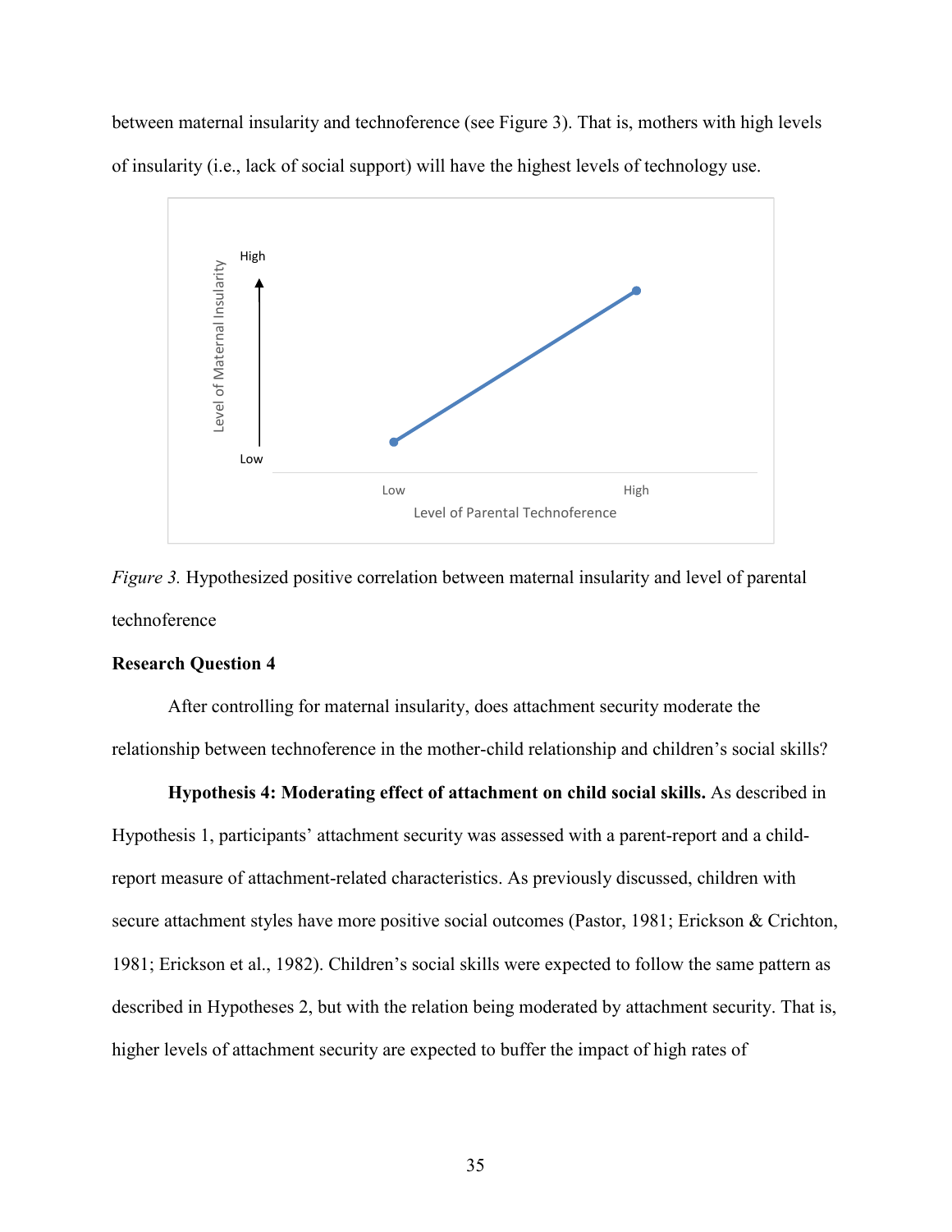between maternal insularity and technoference (see Figure 3). That is, mothers with high levels of insularity (i.e., lack of social support) will have the highest levels of technology use.

*Figure 3.* Hypothesized positive correlation between maternal insularity and level of parental technoference

**Research Question 4**

After controlling for maternal insularity, does attachment security moderate the relationship between technoference in the mother-child relationship and children's social skills?

**Hypothesis 4: Moderating effect of attachment on child social skills.** As described in Hypothesis 1, participants' attachment security was assessed with a parent-report and a child-report measure of attachment-related characteristics. As previously discussed, children with secure attachment styles have more positive social outcomes (Pastor, 1981; Erickson & Crichton, 1981; Erickson et al., 1982). Children's social skills were expected to follow the same pattern as described in Hypotheses 2, but with the relation being moderated by attachment security. That is, higher levels of attachment security are expected to buffer the impact of high rates of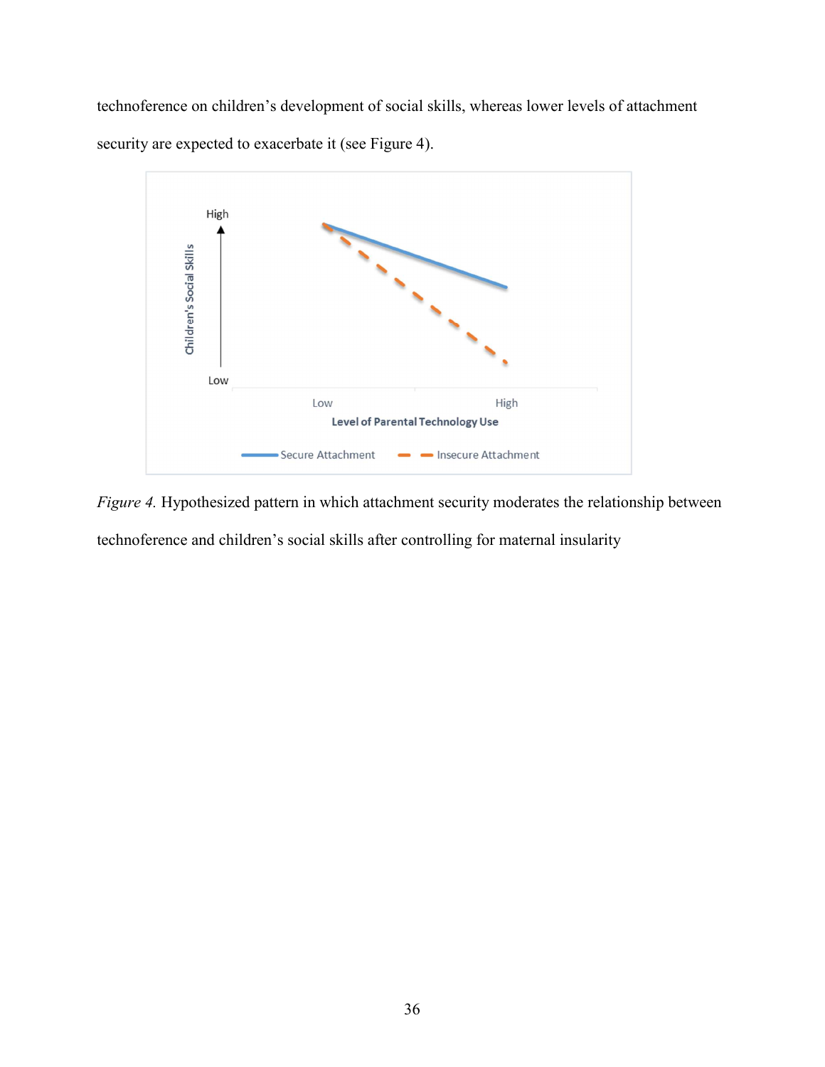technoference on children's development of social skills, whereas lower levels of attachment security are expected to exacerbate it (see Figure 4).

*Figure 4.* Hypothesized pattern in which attachment security moderates the relationship between technoference and children's social skills after controlling for maternal insularity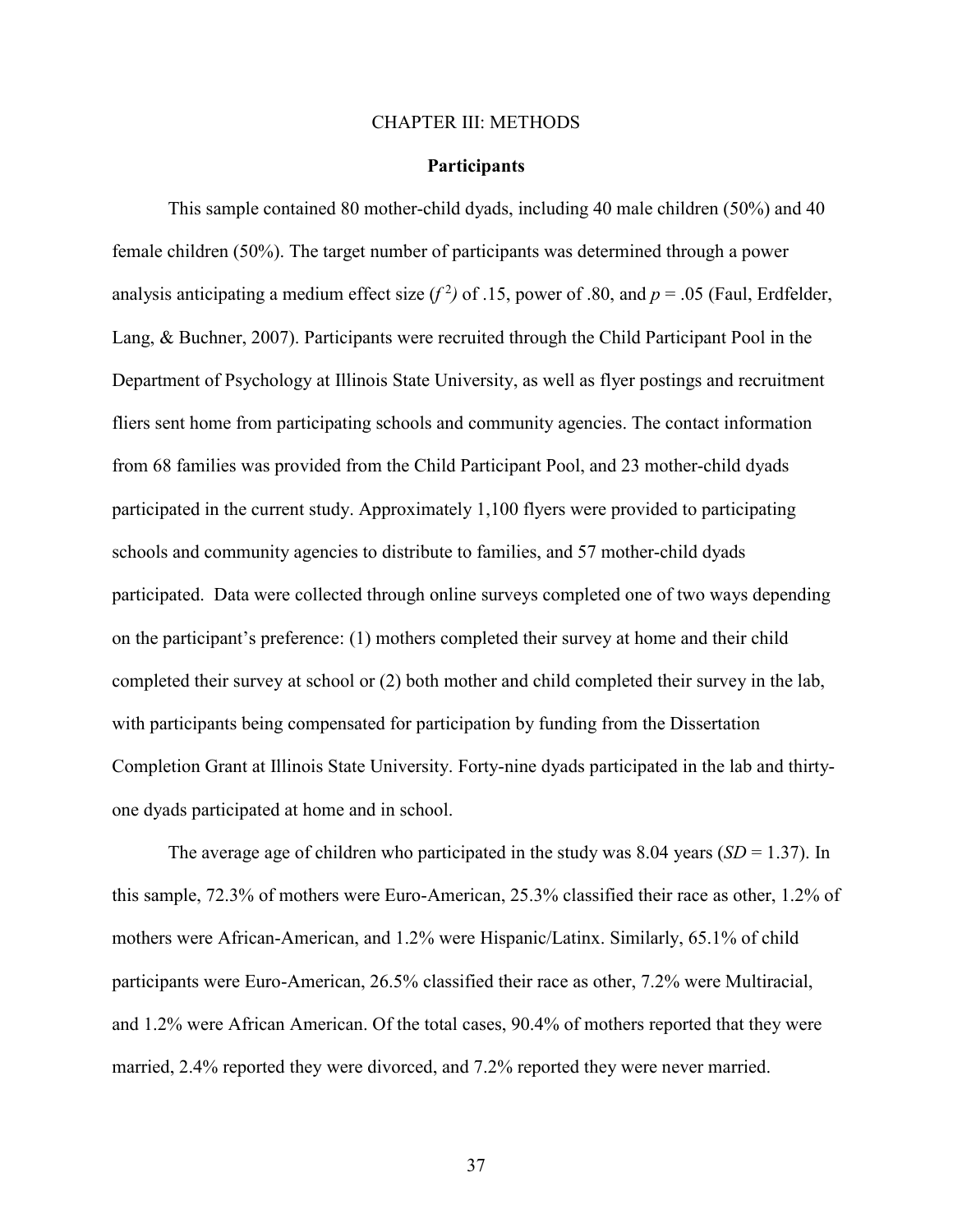# CHAPTER III: METHODS

## Participants

This sample contained 80 mother-child dyads, including 40 male children (50%) and 40 female children (50%). The target number of participants was determined through a power analysis anticipating a medium effect size ($f^2$) of .15, power of .80, and $p = .05$ (Faul, Erdfelder, Lang, & Buchner, 2007). Participants were recruited through the Child Participant Pool in the Department of Psychology at Illinois State University, as well as flyer postings and recruitment fliers sent home from participating schools and community agencies. The contact information from 68 families was provided from the Child Participant Pool, and 23 mother-child dyads participated in the current study. Approximately 1,100 flyers were provided to participating schools and community agencies to distribute to families, and 57 mother-child dyads participated. Data were collected through online surveys completed one of two ways depending on the participant's preference: (1) mothers completed their survey at home and their child completed their survey at school or (2) both mother and child completed their survey in the lab, with participants being compensated for participation by funding from the Dissertation Completion Grant at Illinois State University. Forty-nine dyads participated in the lab and thirty-one dyads participated at home and in school.

The average age of children who participated in the study was 8.04 years (*SD* = 1.37). In this sample, 72.3% of mothers were Euro-American, 25.3% classified their race as other, 1.2% of mothers were African-American, and 1.2% were Hispanic/Latinx. Similarly, 65.1% of child participants were Euro-American, 26.5% classified their race as other, 7.2% were Multiracial, and 1.2% were African American. Of the total cases, 90.4% of mothers reported that they were married, 2.4% reported they were divorced, and 7.2% reported they were never married.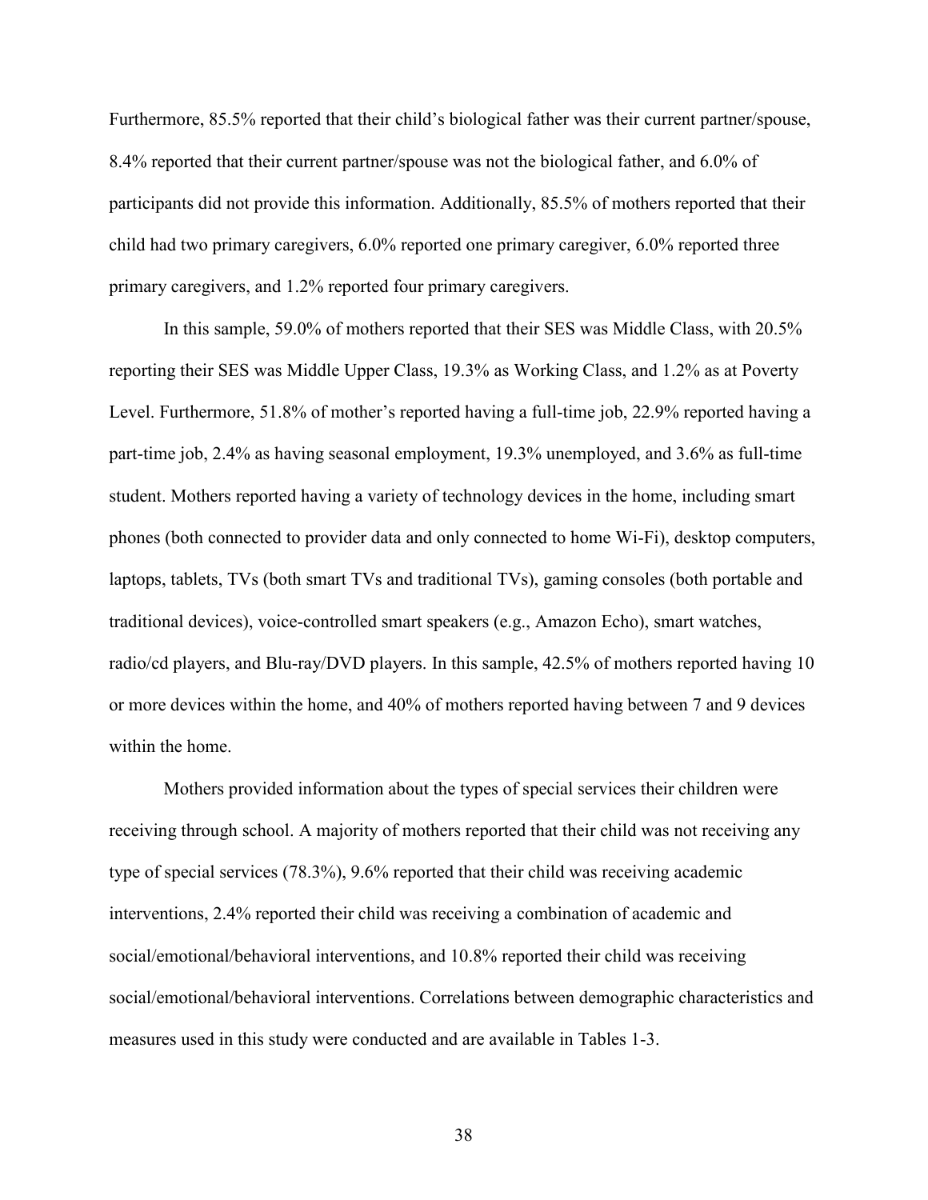Furthermore, 85.5% reported that their child's biological father was their current partner/spouse, 8.4% reported that their current partner/spouse was not the biological father, and 6.0% of participants did not provide this information. Additionally, 85.5% of mothers reported that their child had two primary caregivers, 6.0% reported one primary caregiver, 6.0% reported three primary caregivers, and 1.2% reported four primary caregivers.

In this sample, 59.0% of mothers reported that their SES was Middle Class, with 20.5% reporting their SES was Middle Upper Class, 19.3% as Working Class, and 1.2% as at Poverty Level. Furthermore, 51.8% of mother's reported having a full-time job, 22.9% reported having a part-time job, 2.4% as having seasonal employment, 19.3% unemployed, and 3.6% as full-time student. Mothers reported having a variety of technology devices in the home, including smart phones (both connected to provider data and only connected to home Wi-Fi), desktop computers, laptops, tablets, TVs (both smart TVs and traditional TVs), gaming consoles (both portable and traditional devices), voice-controlled smart speakers (e.g., Amazon Echo), smart watches, radio/cd players, and Blu-ray/DVD players. In this sample, 42.5% of mothers reported having 10 or more devices within the home, and 40% of mothers reported having between 7 and 9 devices within the home.

Mothers provided information about the types of special services their children were receiving through school. A majority of mothers reported that their child was not receiving any type of special services (78.3%), 9.6% reported that their child was receiving academic interventions, 2.4% reported their child was receiving a combination of academic and social/emotional/behavioral interventions, and 10.8% reported their child was receiving social/emotional/behavioral interventions. Correlations between demographic characteristics and measures used in this study were conducted and are available in Tables 1-3.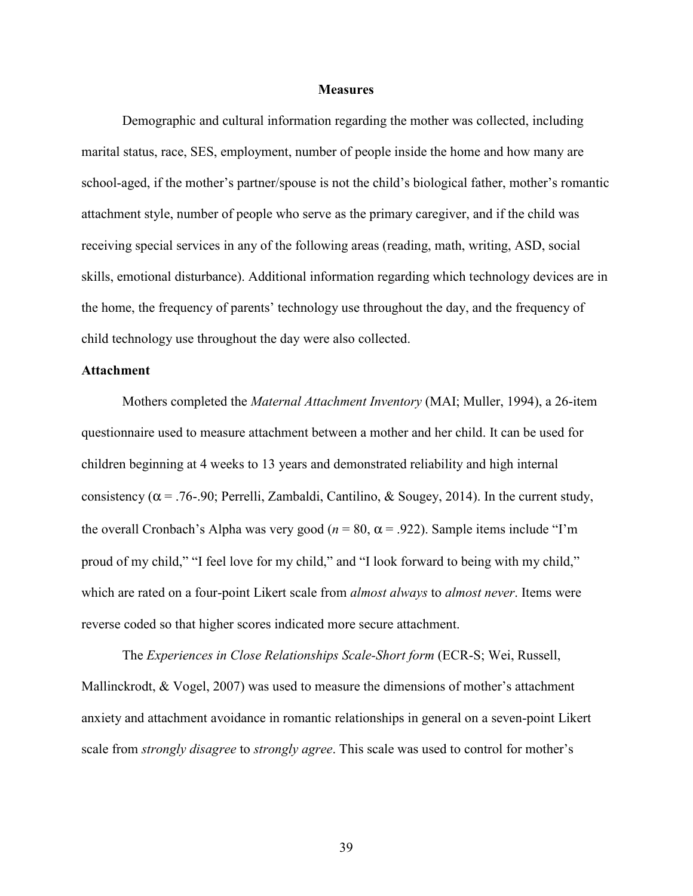## Measures

Demographic and cultural information regarding the mother was collected, including marital status, race, SES, employment, number of people inside the home and how many are school-aged, if the mother's partner/spouse is not the child's biological father, mother's romantic attachment style, number of people who serve as the primary caregiver, and if the child was receiving special services in any of the following areas (reading, math, writing, ASD, social skills, emotional disturbance). Additional information regarding which technology devices are in the home, the frequency of parents' technology use throughout the day, and the frequency of child technology use throughout the day were also collected.

### Attachment

Mothers completed the *Maternal Attachment Inventory* (MAI; Muller, 1994), a 26-item questionnaire used to measure attachment between a mother and her child. It can be used for children beginning at 4 weeks to 13 years and demonstrated reliability and high internal consistency ($\alpha$ = .76-.90; Perrelli, Zambaldi, Cantilino, & Sougey, 2014). In the current study, the overall Cronbach's Alpha was very good ($n$ = 80, $\alpha$ = .922). Sample items include "I'm proud of my child," "I feel love for my child," and "I look forward to being with my child," which are rated on a four-point Likert scale from *almost always* to *almost never*. Items were reverse coded so that higher scores indicated more secure attachment.

The *Experiences in Close Relationships Scale-Short form* (ECR-S; Wei, Russell, Mallinckrodt, & Vogel, 2007) was used to measure the dimensions of mother's attachment anxiety and attachment avoidance in romantic relationships in general on a seven-point Likert scale from *strongly disagree* to *strongly agree*. This scale was used to control for mother's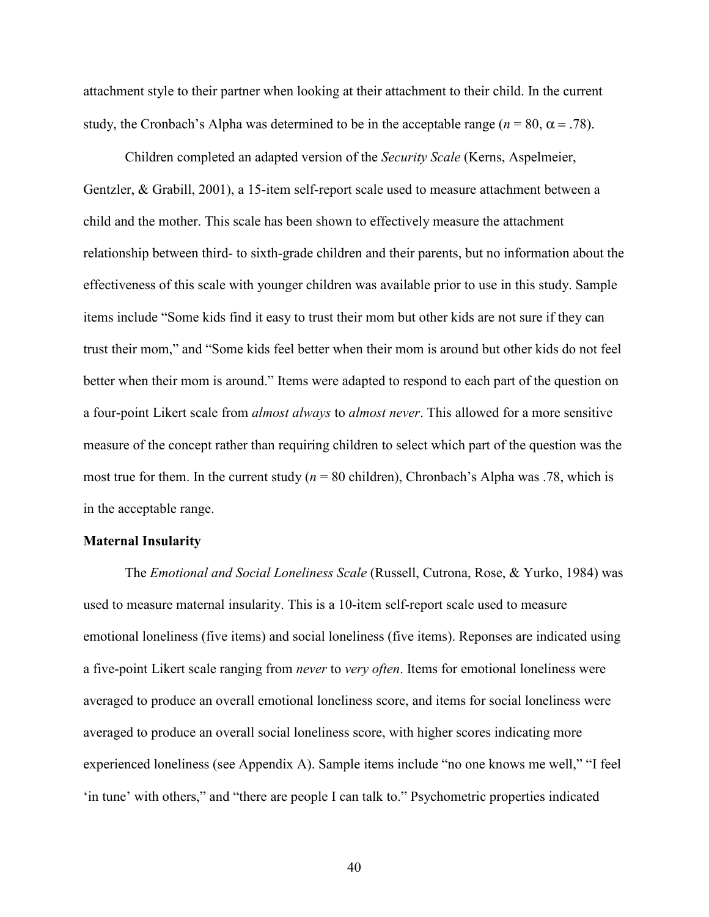attachment style to their partner when looking at their attachment to their child. In the current study, the Cronbach's Alpha was determined to be in the acceptable range ($n = 80$, $\alpha = .78$).

Children completed an adapted version of the *Security Scale* (Kerns, Aspelmeier, Gentzler, & Grabill, 2001), a 15-item self-report scale used to measure attachment between a child and the mother. This scale has been shown to effectively measure the attachment relationship between third- to sixth-grade children and their parents, but no information about the effectiveness of this scale with younger children was available prior to use in this study. Sample items include "Some kids find it easy to trust their mom but other kids are not sure if they can trust their mom," and "Some kids feel better when their mom is around but other kids do not feel better when their mom is around." Items were adapted to respond to each part of the question on a four-point Likert scale from *almost always* to *almost never*. This allowed for a more sensitive measure of the concept rather than requiring children to select which part of the question was the most true for them. In the current study ($n = 80$ children), Chronbach's Alpha was .78, which is in the acceptable range.

**Maternal Insularity**

The *Emotional and Social Loneliness Scale* (Russell, Cutrona, Rose, & Yurko, 1984) was used to measure maternal insularity. This is a 10-item self-report scale used to measure emotional loneliness (five items) and social loneliness (five items). Reponses are indicated using a five-point Likert scale ranging from *never* to *very often*. Items for emotional loneliness were averaged to produce an overall emotional loneliness score, and items for social loneliness were averaged to produce an overall social loneliness score, with higher scores indicating more experienced loneliness (see Appendix A). Sample items include "no one knows me well," "I feel 'in tune' with others," and "there are people I can talk to." Psychometric properties indicated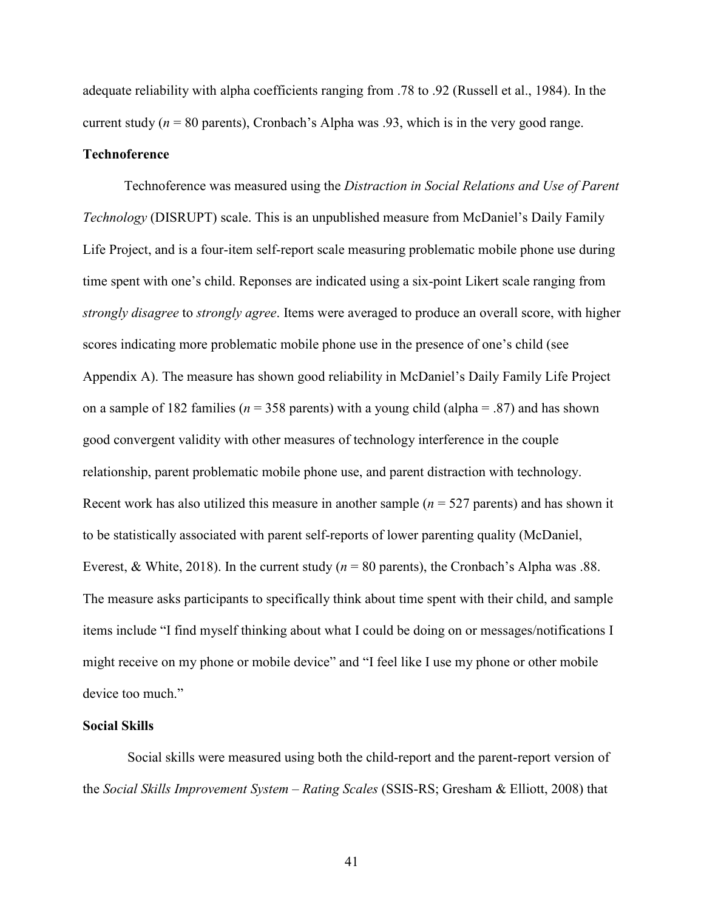adequate reliability with alpha coefficients ranging from .78 to .92 (Russell et al., 1984). In the current study (*n* = 80 parents), Cronbach's Alpha was .93, which is in the very good range.

**Technoference**

Technoference was measured using the *Distraction in Social Relations and Use of Parent Technology* (DISRUPT) scale. This is an unpublished measure from McDaniel's Daily Family Life Project, and is a four-item self-report scale measuring problematic mobile phone use during time spent with one's child. Reponses are indicated using a six-point Likert scale ranging from *strongly disagree* to *strongly agree*. Items were averaged to produce an overall score, with higher scores indicating more problematic mobile phone use in the presence of one's child (see Appendix A). The measure has shown good reliability in McDaniel's Daily Family Life Project on a sample of 182 families (*n* = 358 parents) with a young child (alpha = .87) and has shown good convergent validity with other measures of technology interference in the couple relationship, parent problematic mobile phone use, and parent distraction with technology. Recent work has also utilized this measure in another sample (*n* = 527 parents) and has shown it to be statistically associated with parent self-reports of lower parenting quality (McDaniel, Everest, & White, 2018). In the current study (*n* = 80 parents), the Cronbach's Alpha was .88. The measure asks participants to specifically think about time spent with their child, and sample items include "I find myself thinking about what I could be doing on or messages/notifications I might receive on my phone or mobile device" and "I feel like I use my phone or other mobile device too much."

**Social Skills**

Social skills were measured using both the child-report and the parent-report version of the *Social Skills Improvement System – Rating Scales* (SSIS-RS; Gresham & Elliott, 2008) that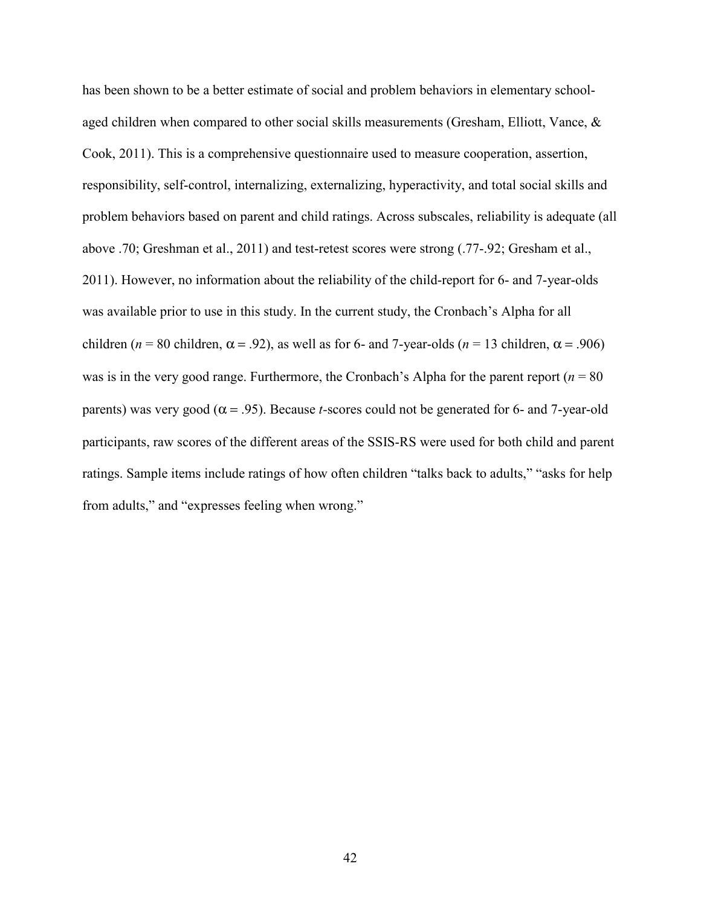has been shown to be a better estimate of social and problem behaviors in elementary school-aged children when compared to other social skills measurements (Gresham, Elliott, Vance, & Cook, 2011). This is a comprehensive questionnaire used to measure cooperation, assertion, responsibility, self-control, internalizing, externalizing, hyperactivity, and total social skills and problem behaviors based on parent and child ratings. Across subscales, reliability is adequate (all above .70; Greshman et al., 2011) and test-retest scores were strong (.77-.92; Gresham et al., 2011). However, no information about the reliability of the child-report for 6- and 7-year-olds was available prior to use in this study. In the current study, the Cronbach's Alpha for all children ($n$ = 80 children, $\alpha$ = .92), as well as for 6- and 7-year-olds ($n$ = 13 children, $\alpha$ = .906) was is in the very good range. Furthermore, the Cronbach's Alpha for the parent report ($n$ = 80 parents) was very good ($\alpha$ = .95). Because *t*-scores could not be generated for 6- and 7-year-old participants, raw scores of the different areas of the SSIS-RS were used for both child and parent ratings. Sample items include ratings of how often children "talks back to adults," "asks for help from adults," and "expresses feeling when wrong."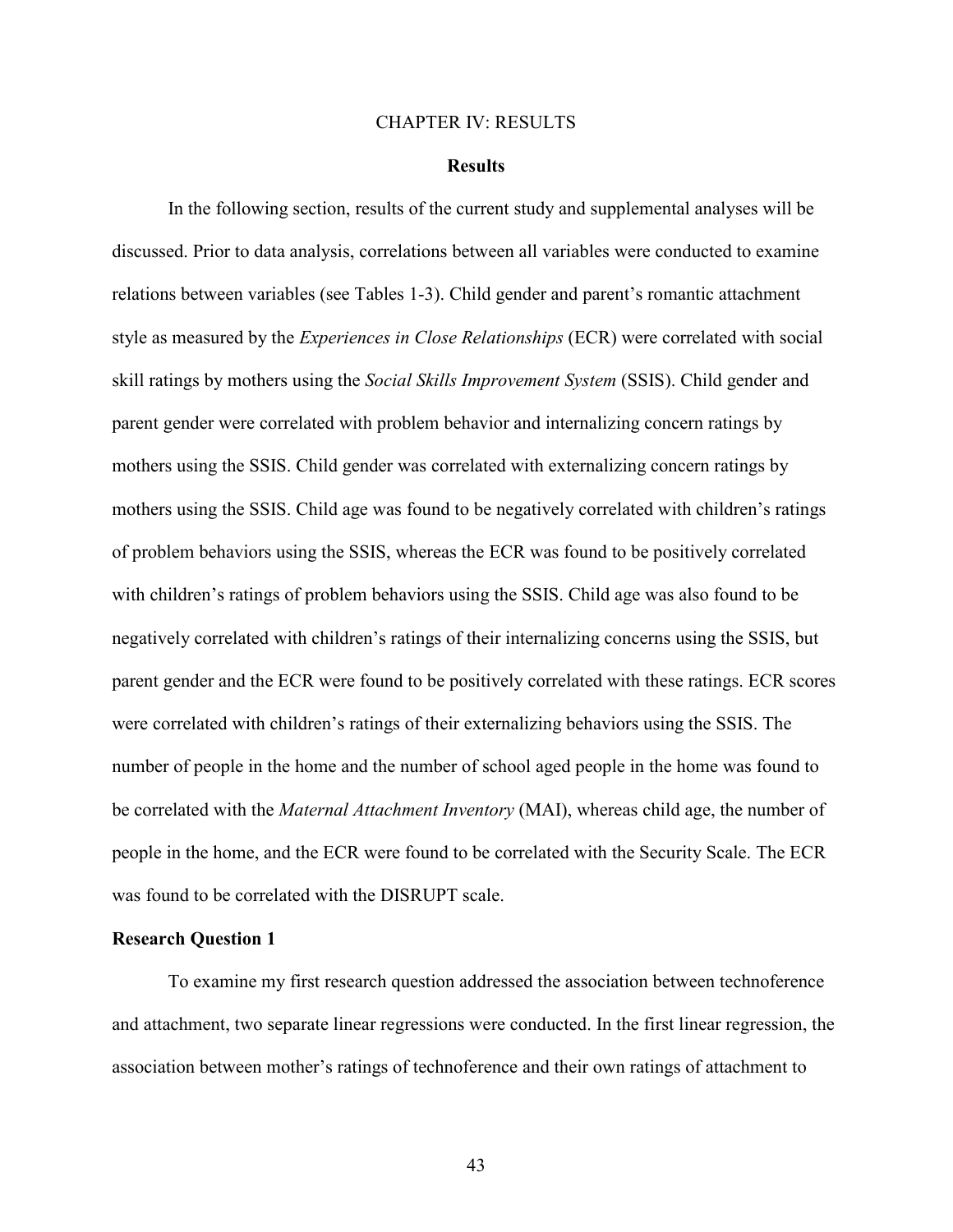# CHAPTER IV: RESULTS

## Results

In the following section, results of the current study and supplemental analyses will be discussed. Prior to data analysis, correlations between all variables were conducted to examine relations between variables (see Tables 1-3). Child gender and parent's romantic attachment style as measured by the *Experiences in Close Relationships* (ECR) were correlated with social skill ratings by mothers using the *Social Skills Improvement System* (SSIS). Child gender and parent gender were correlated with problem behavior and internalizing concern ratings by mothers using the SSIS. Child gender was correlated with externalizing concern ratings by mothers using the SSIS. Child age was found to be negatively correlated with children's ratings of problem behaviors using the SSIS, whereas the ECR was found to be positively correlated with children's ratings of problem behaviors using the SSIS. Child age was also found to be negatively correlated with children's ratings of their internalizing concerns using the SSIS, but parent gender and the ECR were found to be positively correlated with these ratings. ECR scores were correlated with children's ratings of their externalizing behaviors using the SSIS. The number of people in the home and the number of school aged people in the home was found to be correlated with the *Maternal Attachment Inventory* (MAI), whereas child age, the number of people in the home, and the ECR were found to be correlated with the Security Scale. The ECR was found to be correlated with the DISRUPT scale.

### Research Question 1

To examine my first research question addressed the association between technoference and attachment, two separate linear regressions were conducted. In the first linear regression, the association between mother's ratings of technoference and their own ratings of attachment to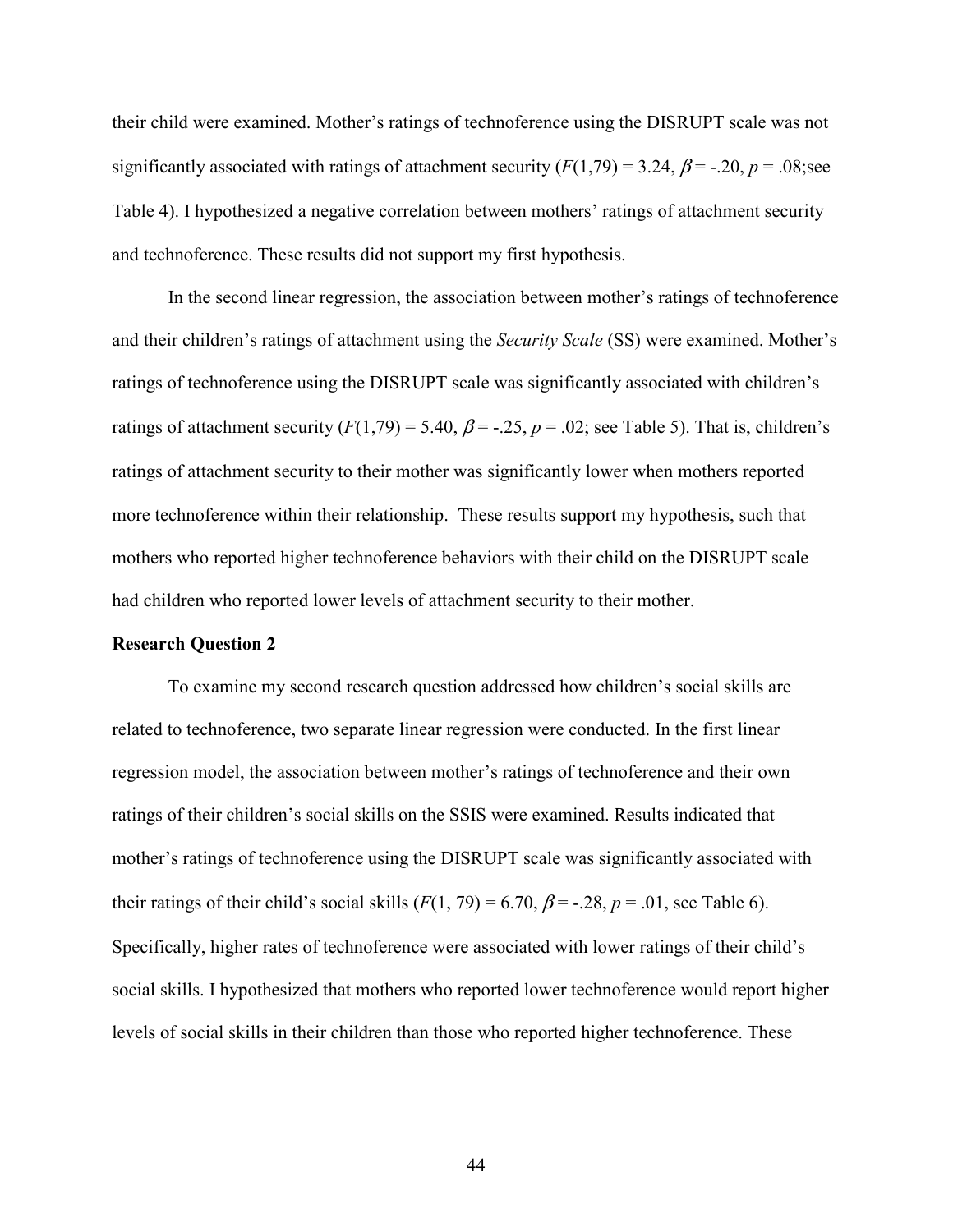their child were examined. Mother's ratings of technoference using the DISRUPT scale was not significantly associated with ratings of attachment security ($F(1,79) = 3.24$, $\beta = -.20$, $p = .08$;see Table 4). I hypothesized a negative correlation between mothers' ratings of attachment security and technoference. These results did not support my first hypothesis.

In the second linear regression, the association between mother's ratings of technoference and their children's ratings of attachment using the *Security Scale* (SS) were examined. Mother's ratings of technoference using the DISRUPT scale was significantly associated with children's ratings of attachment security ($F(1,79) = 5.40$, $\beta = -.25$, $p = .02$; see Table 5). That is, children's ratings of attachment security to their mother was significantly lower when mothers reported more technoference within their relationship. These results support my hypothesis, such that mothers who reported higher technoference behaviors with their child on the DISRUPT scale had children who reported lower levels of attachment security to their mother.

**Research Question 2**

To examine my second research question addressed how children's social skills are related to technoference, two separate linear regression were conducted. In the first linear regression model, the association between mother's ratings of technoference and their own ratings of their children's social skills on the SSIS were examined. Results indicated that mother's ratings of technoference using the DISRUPT scale was significantly associated with their ratings of their child's social skills ($F(1, 79) = 6.70$, $\beta = -.28$, $p = .01$, see Table 6). Specifically, higher rates of technoference were associated with lower ratings of their child's social skills. I hypothesized that mothers who reported lower technoference would report higher levels of social skills in their children than those who reported higher technoference. These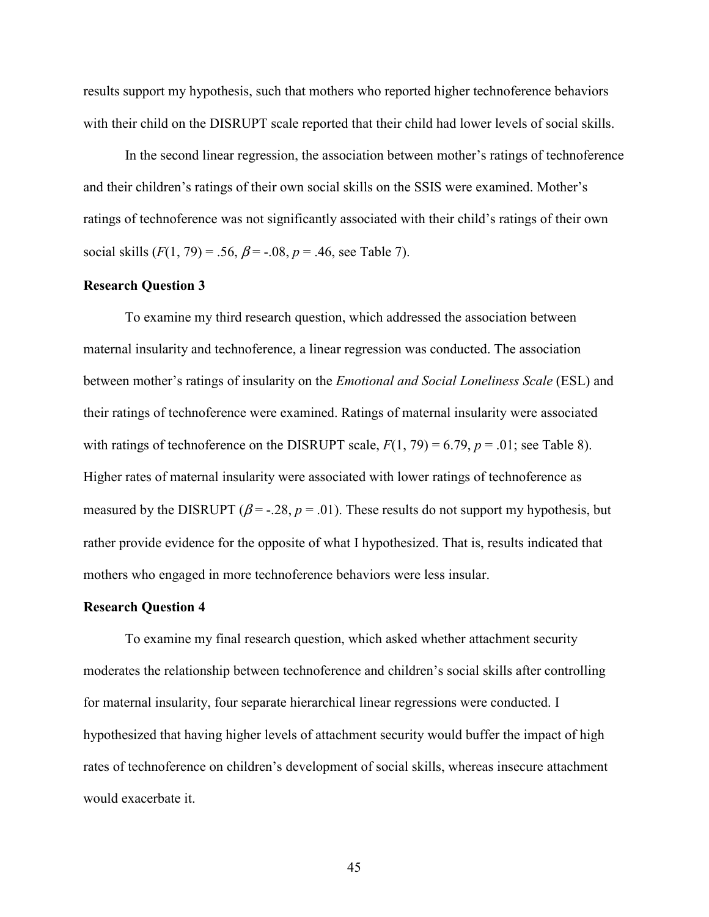results support my hypothesis, such that mothers who reported higher technoference behaviors with their child on the DISRUPT scale reported that their child had lower levels of social skills.

In the second linear regression, the association between mother's ratings of technoference and their children's ratings of their own social skills on the SSIS were examined. Mother's ratings of technoference was not significantly associated with their child's ratings of their own social skills ($F(1, 79) = .56$, $\beta = -.08$, $p = .46$, see Table 7).

### Research Question 3

To examine my third research question, which addressed the association between maternal insularity and technoference, a linear regression was conducted. The association between mother's ratings of insularity on the *Emotional and Social Loneliness Scale* (ESL) and their ratings of technoference were examined. Ratings of maternal insularity were associated with ratings of technoference on the DISRUPT scale, $F(1, 79) = 6.79$, $p = .01$; see Table 8). Higher rates of maternal insularity were associated with lower ratings of technoference as measured by the DISRUPT ($\beta = -.28$, $p = .01$). These results do not support my hypothesis, but rather provide evidence for the opposite of what I hypothesized. That is, results indicated that mothers who engaged in more technoference behaviors were less insular.

### Research Question 4

To examine my final research question, which asked whether attachment security moderates the relationship between technoference and children's social skills after controlling for maternal insularity, four separate hierarchical linear regressions were conducted. I hypothesized that having higher levels of attachment security would buffer the impact of high rates of technoference on children's development of social skills, whereas insecure attachment would exacerbate it.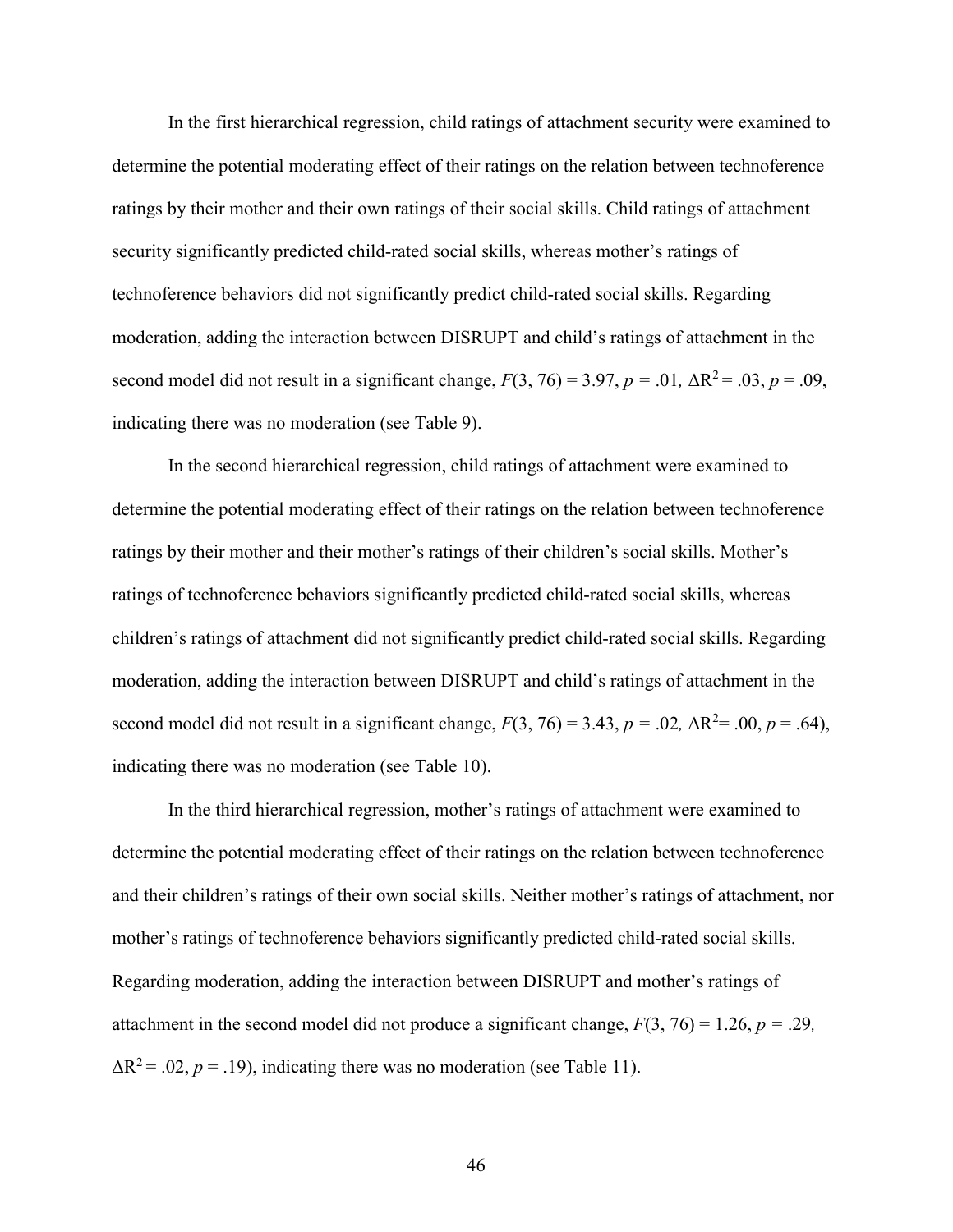In the first hierarchical regression, child ratings of attachment security were examined to determine the potential moderating effect of their ratings on the relation between technoference ratings by their mother and their own ratings of their social skills. Child ratings of attachment security significantly predicted child-rated social skills, whereas mother's ratings of technoference behaviors did not significantly predict child-rated social skills. Regarding moderation, adding the interaction between DISRUPT and child's ratings of attachment in the second model did not result in a significant change, $F(3, 76) = 3.97$, $p = .01$, $\Delta R^2 = .03$, $p = .09$, indicating there was no moderation (see Table 9).

In the second hierarchical regression, child ratings of attachment were examined to determine the potential moderating effect of their ratings on the relation between technoference ratings by their mother and their mother's ratings of their children's social skills. Mother's ratings of technoference behaviors significantly predicted child-rated social skills, whereas children's ratings of attachment did not significantly predict child-rated social skills. Regarding moderation, adding the interaction between DISRUPT and child's ratings of attachment in the second model did not result in a significant change, $F(3, 76) = 3.43$, $p = .02$, $\Delta R^2 = .00$, $p = .64$), indicating there was no moderation (see Table 10).

In the third hierarchical regression, mother's ratings of attachment were examined to determine the potential moderating effect of their ratings on the relation between technoference and their children's ratings of their own social skills. Neither mother's ratings of attachment, nor mother's ratings of technoference behaviors significantly predicted child-rated social skills. Regarding moderation, adding the interaction between DISRUPT and mother's ratings of attachment in the second model did not produce a significant change, $F(3, 76) = 1.26$, $p = .29$, $\Delta R^2 = .02$, $p = .19$), indicating there was no moderation (see Table 11).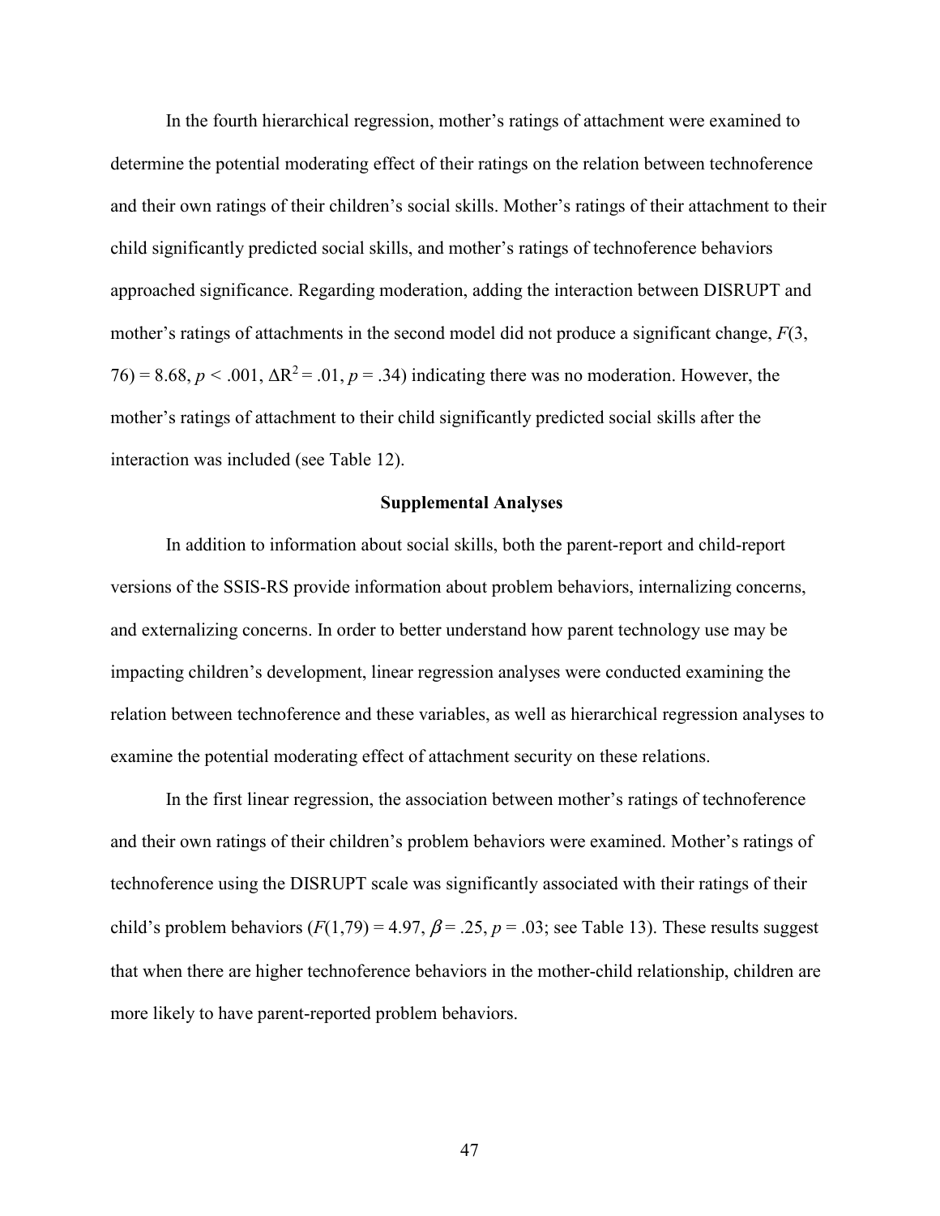In the fourth hierarchical regression, mother's ratings of attachment were examined to determine the potential moderating effect of their ratings on the relation between technoference and their own ratings of their children's social skills. Mother's ratings of their attachment to their child significantly predicted social skills, and mother's ratings of technoference behaviors approached significance. Regarding moderation, adding the interaction between DISRUPT and mother's ratings of attachments in the second model did not produce a significant change, $F(3, 76) = 8.68$, $p < .001$, $\Delta R^2 = .01$, $p = .34$) indicating there was no moderation. However, the mother's ratings of attachment to their child significantly predicted social skills after the interaction was included (see Table 12).

## Supplemental Analyses

In addition to information about social skills, both the parent-report and child-report versions of the SSIS-RS provide information about problem behaviors, internalizing concerns, and externalizing concerns. In order to better understand how parent technology use may be impacting children's development, linear regression analyses were conducted examining the relation between technoference and these variables, as well as hierarchical regression analyses to examine the potential moderating effect of attachment security on these relations.

In the first linear regression, the association between mother's ratings of technoference and their own ratings of their children's problem behaviors were examined. Mother's ratings of technoference using the DISRUPT scale was significantly associated with their ratings of their child's problem behaviors ($F(1,79) = 4.97$, $\beta = .25$, $p = .03$; see Table 13). These results suggest that when there are higher technoference behaviors in the mother-child relationship, children are more likely to have parent-reported problem behaviors.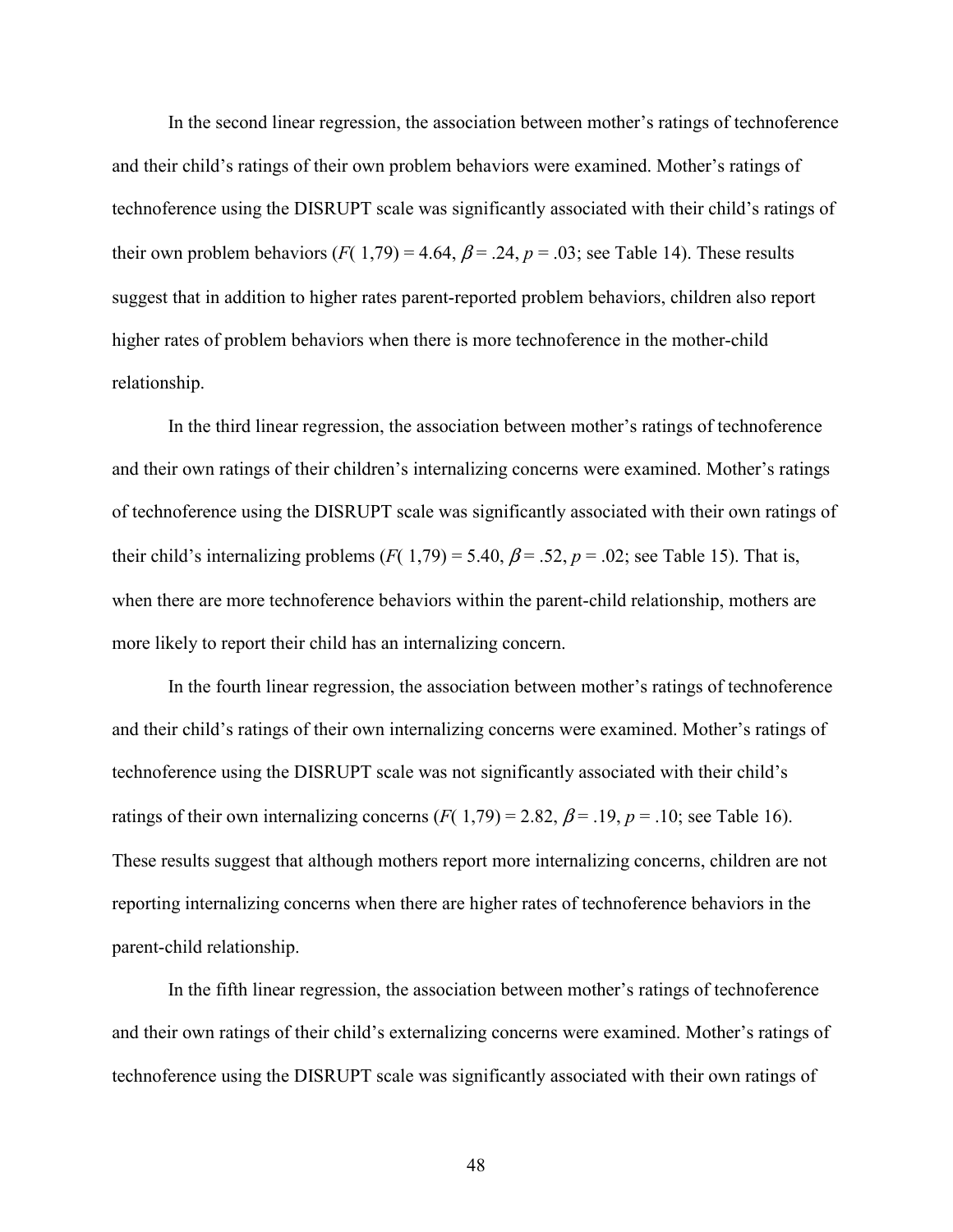In the second linear regression, the association between mother's ratings of technoference and their child's ratings of their own problem behaviors were examined. Mother's ratings of technoference using the DISRUPT scale was significantly associated with their child's ratings of their own problem behaviors ($F(1,79) = 4.64$, $\beta = .24$, $p = .03$; see Table 14). These results suggest that in addition to higher rates parent-reported problem behaviors, children also report higher rates of problem behaviors when there is more technoference in the mother-child relationship.

In the third linear regression, the association between mother's ratings of technoference and their own ratings of their children's internalizing concerns were examined. Mother's ratings of technoference using the DISRUPT scale was significantly associated with their own ratings of their child's internalizing problems ($F(1,79) = 5.40$, $\beta = .52$, $p = .02$; see Table 15). That is, when there are more technoference behaviors within the parent-child relationship, mothers are more likely to report their child has an internalizing concern.

In the fourth linear regression, the association between mother's ratings of technoference and their child's ratings of their own internalizing concerns were examined. Mother's ratings of technoference using the DISRUPT scale was not significantly associated with their child's ratings of their own internalizing concerns ($F(1,79) = 2.82$, $\beta = .19$, $p = .10$; see Table 16). These results suggest that although mothers report more internalizing concerns, children are not reporting internalizing concerns when there are higher rates of technoference behaviors in the parent-child relationship.

In the fifth linear regression, the association between mother's ratings of technoference and their own ratings of their child's externalizing concerns were examined. Mother's ratings of technoference using the DISRUPT scale was significantly associated with their own ratings of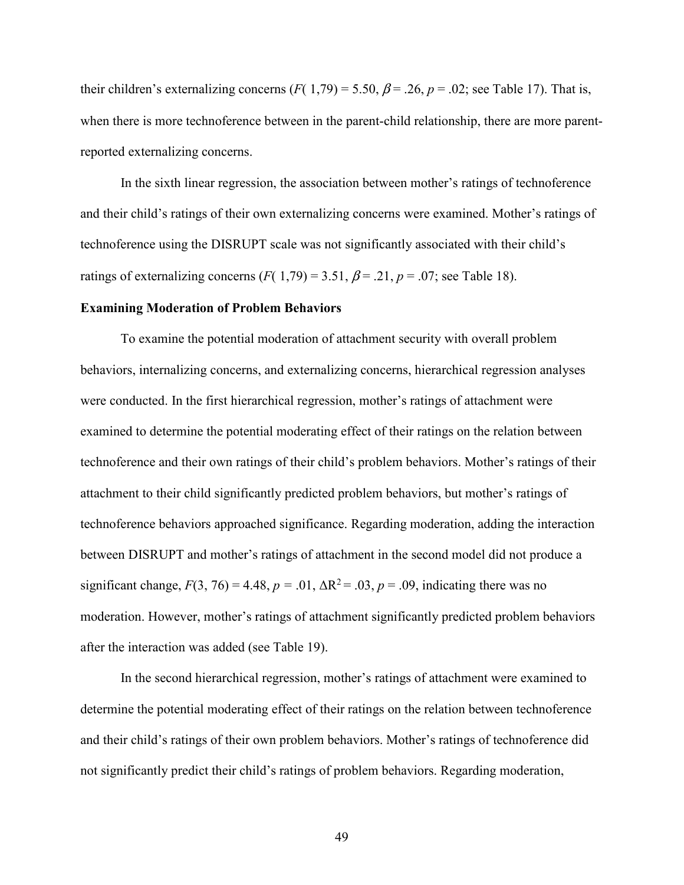their children's externalizing concerns ($F(1,79) = 5.50$, $\beta = .26$, $p = .02$; see Table 17). That is, when there is more technoference between in the parent-child relationship, there are more parent-reported externalizing concerns.

In the sixth linear regression, the association between mother's ratings of technoference and their child's ratings of their own externalizing concerns were examined. Mother's ratings of technoference using the DISRUPT scale was not significantly associated with their child's ratings of externalizing concerns ($F(1,79) = 3.51$, $\beta = .21$, $p = .07$; see Table 18).

**Examining Moderation of Problem Behaviors**

To examine the potential moderation of attachment security with overall problem behaviors, internalizing concerns, and externalizing concerns, hierarchical regression analyses were conducted. In the first hierarchical regression, mother's ratings of attachment were examined to determine the potential moderating effect of their ratings on the relation between technoference and their own ratings of their child's problem behaviors. Mother's ratings of their attachment to their child significantly predicted problem behaviors, but mother's ratings of technoference behaviors approached significance. Regarding moderation, adding the interaction between DISRUPT and mother's ratings of attachment in the second model did not produce a significant change, $F(3, 76) = 4.48$, $p = .01$, $\Delta R^2 = .03$, $p = .09$, indicating there was no moderation. However, mother's ratings of attachment significantly predicted problem behaviors after the interaction was added (see Table 19).

In the second hierarchical regression, mother's ratings of attachment were examined to determine the potential moderating effect of their ratings on the relation between technoference and their child's ratings of their own problem behaviors. Mother's ratings of technoference did not significantly predict their child's ratings of problem behaviors. Regarding moderation,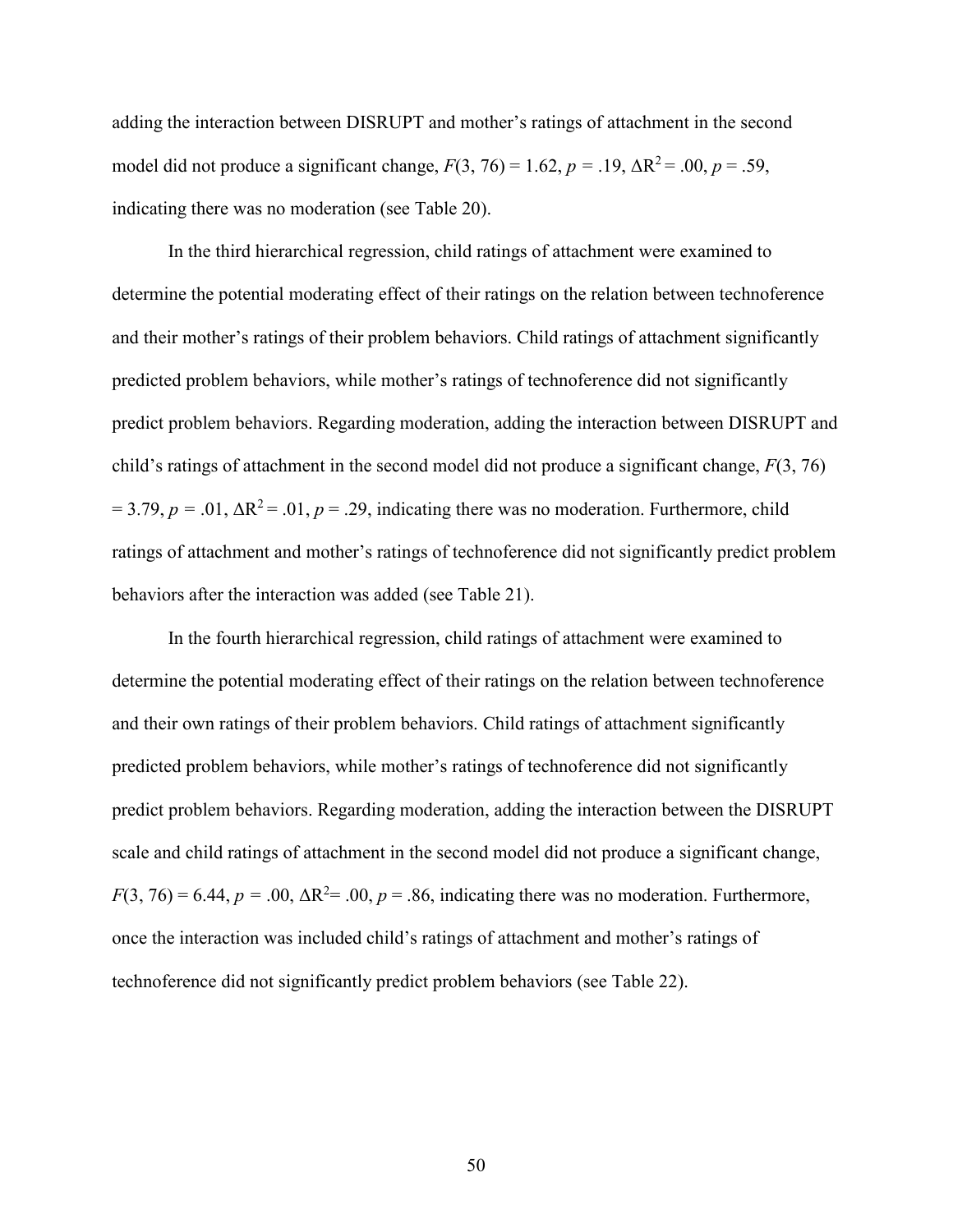adding the interaction between DISRUPT and mother's ratings of attachment in the second model did not produce a significant change, $F(3, 76) = 1.62$, $p = .19$, $\Delta R^2 = .00$, $p = .59$, indicating there was no moderation (see Table 20).

In the third hierarchical regression, child ratings of attachment were examined to determine the potential moderating effect of their ratings on the relation between technoference and their mother's ratings of their problem behaviors. Child ratings of attachment significantly predicted problem behaviors, while mother's ratings of technoference did not significantly predict problem behaviors. Regarding moderation, adding the interaction between DISRUPT and child's ratings of attachment in the second model did not produce a significant change, $F(3, 76) = 3.79$, $p = .01$, $\Delta R^2 = .01$, $p = .29$, indicating there was no moderation. Furthermore, child ratings of attachment and mother's ratings of technoference did not significantly predict problem behaviors after the interaction was added (see Table 21).

In the fourth hierarchical regression, child ratings of attachment were examined to determine the potential moderating effect of their ratings on the relation between technoference and their own ratings of their problem behaviors. Child ratings of attachment significantly predicted problem behaviors, while mother's ratings of technoference did not significantly predict problem behaviors. Regarding moderation, adding the interaction between the DISRUPT scale and child ratings of attachment in the second model did not produce a significant change, $F(3, 76) = 6.44$, $p = .00$, $\Delta R^2 = .00$, $p = .86$, indicating there was no moderation. Furthermore, once the interaction was included child's ratings of attachment and mother's ratings of technoference did not significantly predict problem behaviors (see Table 22).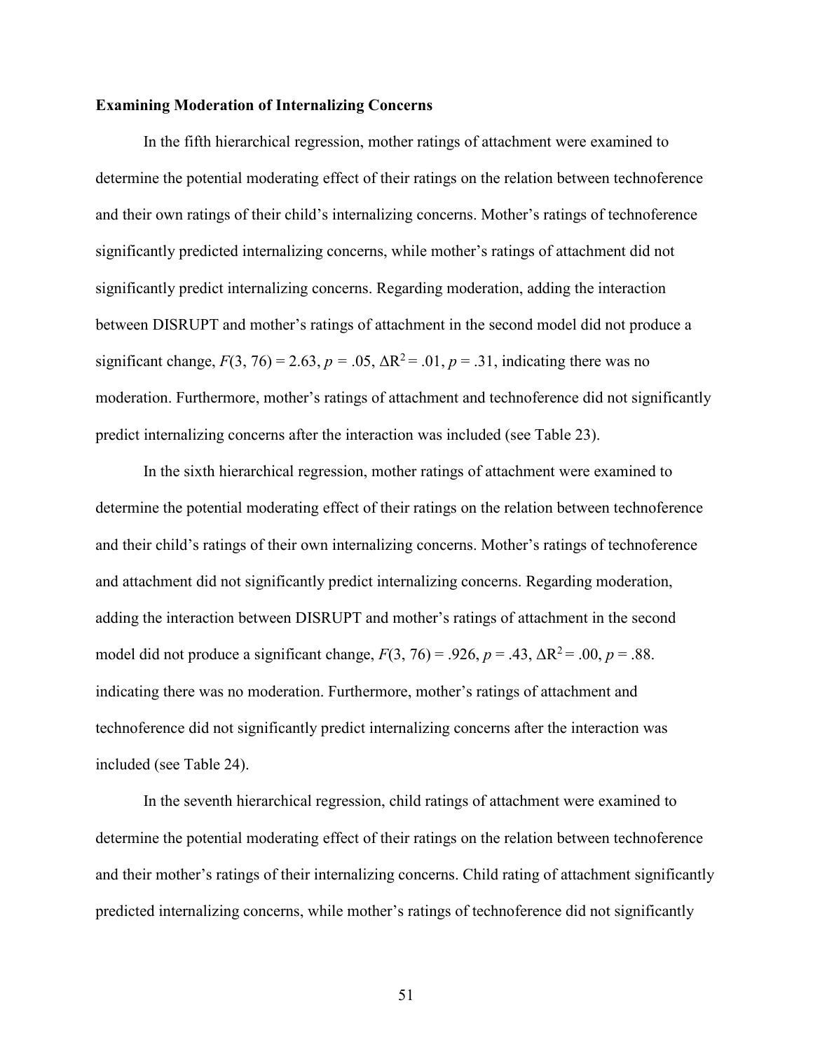**Examining Moderation of Internalizing Concerns**

In the fifth hierarchical regression, mother ratings of attachment were examined to determine the potential moderating effect of their ratings on the relation between technoference and their own ratings of their child's internalizing concerns. Mother's ratings of technoference significantly predicted internalizing concerns, while mother's ratings of attachment did not significantly predict internalizing concerns. Regarding moderation, adding the interaction between DISRUPT and mother's ratings of attachment in the second model did not produce a significant change, $F(3, 76) = 2.63$, $p = .05$, $\Delta R^2 = .01$, $p = .31$, indicating there was no moderation. Furthermore, mother's ratings of attachment and technoference did not significantly predict internalizing concerns after the interaction was included (see Table 23).

In the sixth hierarchical regression, mother ratings of attachment were examined to determine the potential moderating effect of their ratings on the relation between technoference and their child's ratings of their own internalizing concerns. Mother's ratings of technoference and attachment did not significantly predict internalizing concerns. Regarding moderation, adding the interaction between DISRUPT and mother's ratings of attachment in the second model did not produce a significant change, $F(3, 76) = .926$, $p = .43$, $\Delta R^2 = .00$, $p = .88$. indicating there was no moderation. Furthermore, mother's ratings of attachment and technoference did not significantly predict internalizing concerns after the interaction was included (see Table 24).

In the seventh hierarchical regression, child ratings of attachment were examined to determine the potential moderating effect of their ratings on the relation between technoference and their mother's ratings of their internalizing concerns. Child rating of attachment significantly predicted internalizing concerns, while mother's ratings of technoference did not significantly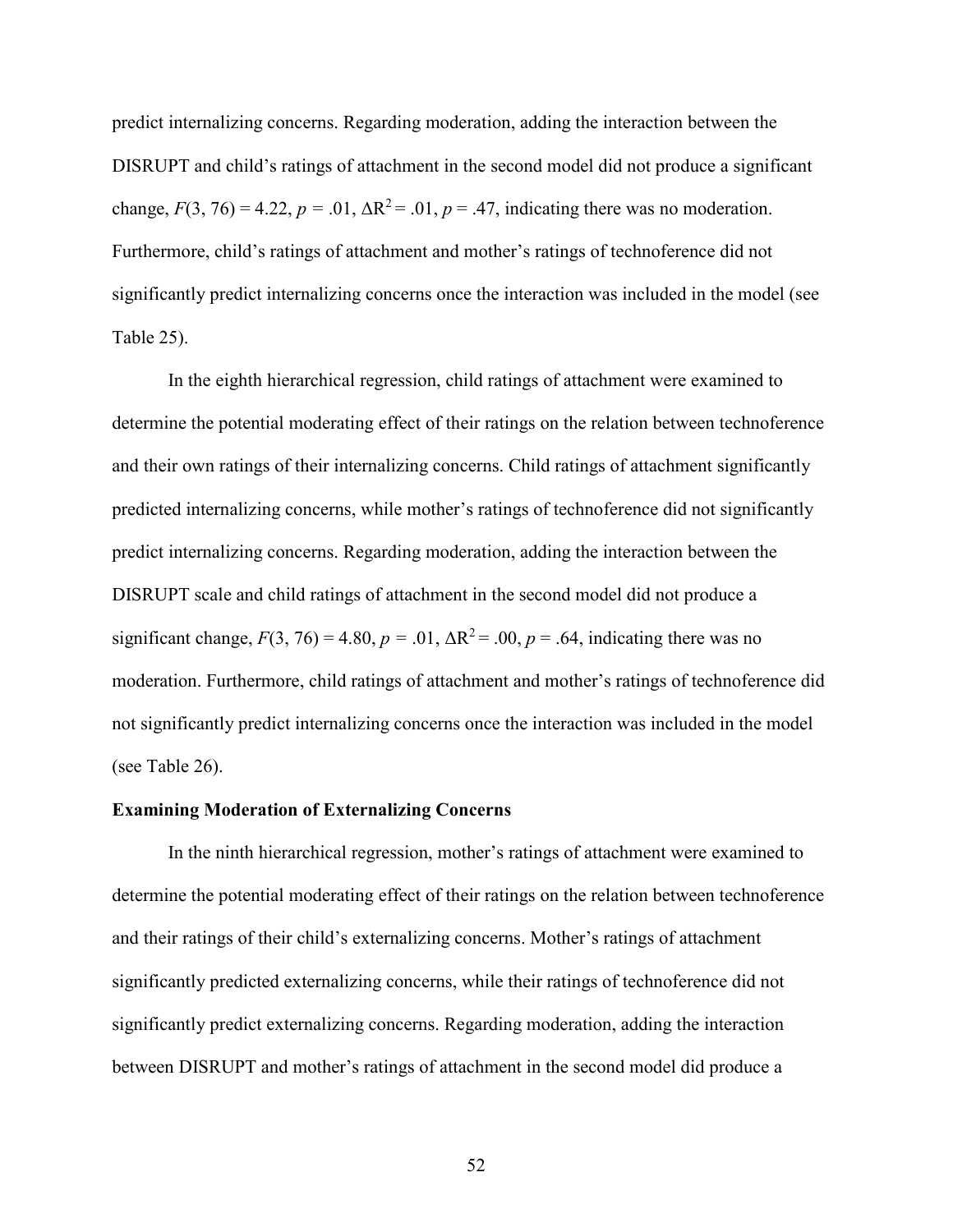predict internalizing concerns. Regarding moderation, adding the interaction between the DISRUPT and child's ratings of attachment in the second model did not produce a significant change, $F(3, 76) = 4.22$, $p = .01$, $\Delta R^2 = .01$, $p = .47$, indicating there was no moderation. Furthermore, child's ratings of attachment and mother's ratings of technoference did not significantly predict internalizing concerns once the interaction was included in the model (see Table 25).

In the eighth hierarchical regression, child ratings of attachment were examined to determine the potential moderating effect of their ratings on the relation between technoference and their own ratings of their internalizing concerns. Child ratings of attachment significantly predicted internalizing concerns, while mother's ratings of technoference did not significantly predict internalizing concerns. Regarding moderation, adding the interaction between the DISRUPT scale and child ratings of attachment in the second model did not produce a significant change, $F(3, 76) = 4.80$, $p = .01$, $\Delta R^2 = .00$, $p = .64$, indicating there was no moderation. Furthermore, child ratings of attachment and mother's ratings of technoference did not significantly predict internalizing concerns once the interaction was included in the model (see Table 26).

**Examining Moderation of Externalizing Concerns**

In the ninth hierarchical regression, mother's ratings of attachment were examined to determine the potential moderating effect of their ratings on the relation between technoference and their ratings of their child's externalizing concerns. Mother's ratings of attachment significantly predicted externalizing concerns, while their ratings of technoference did not significantly predict externalizing concerns. Regarding moderation, adding the interaction between DISRUPT and mother's ratings of attachment in the second model did produce a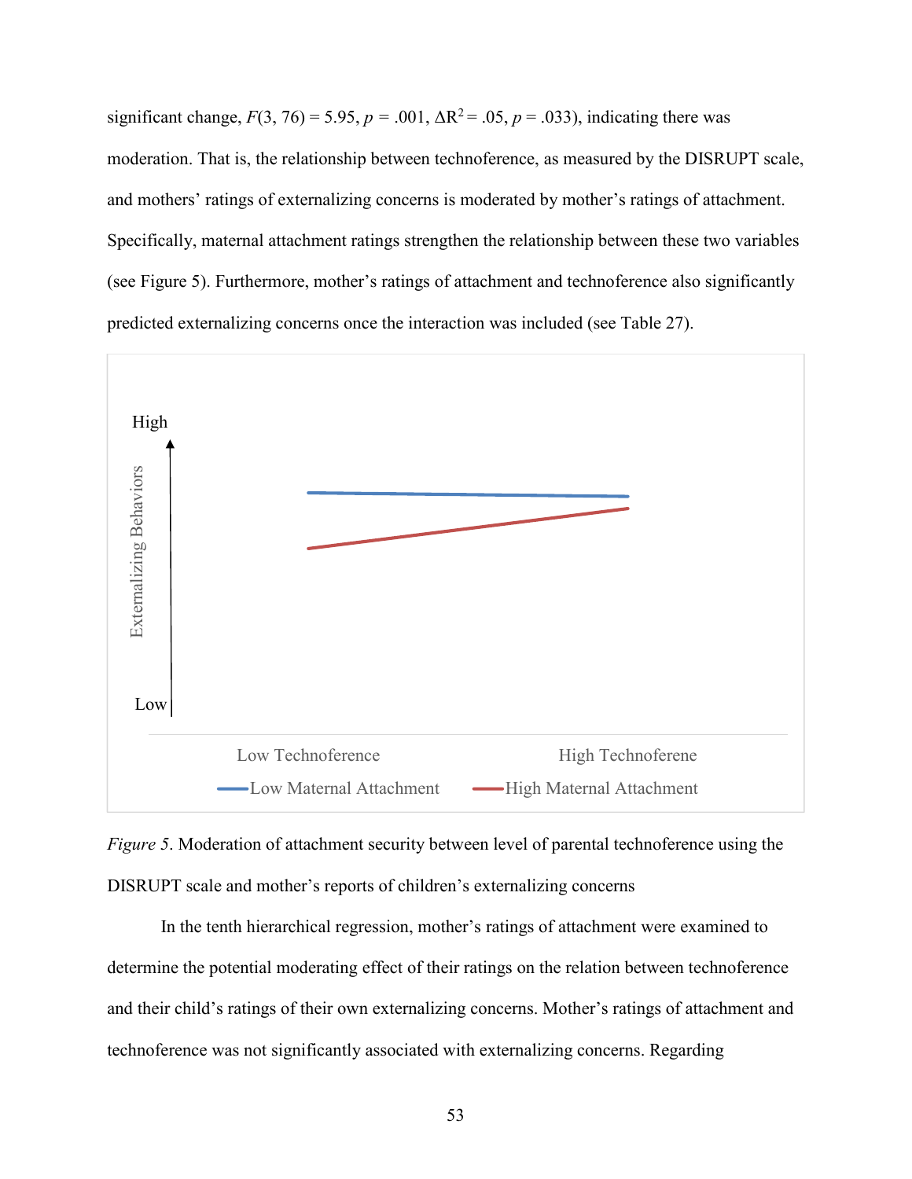significant change, $F(3, 76) = 5.95$, $p = .001$, $\Delta R^2 = .05$, $p = .033$), indicating there was moderation. That is, the relationship between technoference, as measured by the DISRUPT scale, and mothers' ratings of externalizing concerns is moderated by mother's ratings of attachment. Specifically, maternal attachment ratings strengthen the relationship between these two variables (see Figure 5). Furthermore, mother's ratings of attachment and technoference also significantly predicted externalizing concerns once the interaction was included (see Table 27).

*Figure 5*. Moderation of attachment security between level of parental technoference using the DISRUPT scale and mother's reports of children's externalizing concerns

In the tenth hierarchical regression, mother's ratings of attachment were examined to determine the potential moderating effect of their ratings on the relation between technoference and their child's ratings of their own externalizing concerns. Mother's ratings of attachment and technoference was not significantly associated with externalizing concerns. Regarding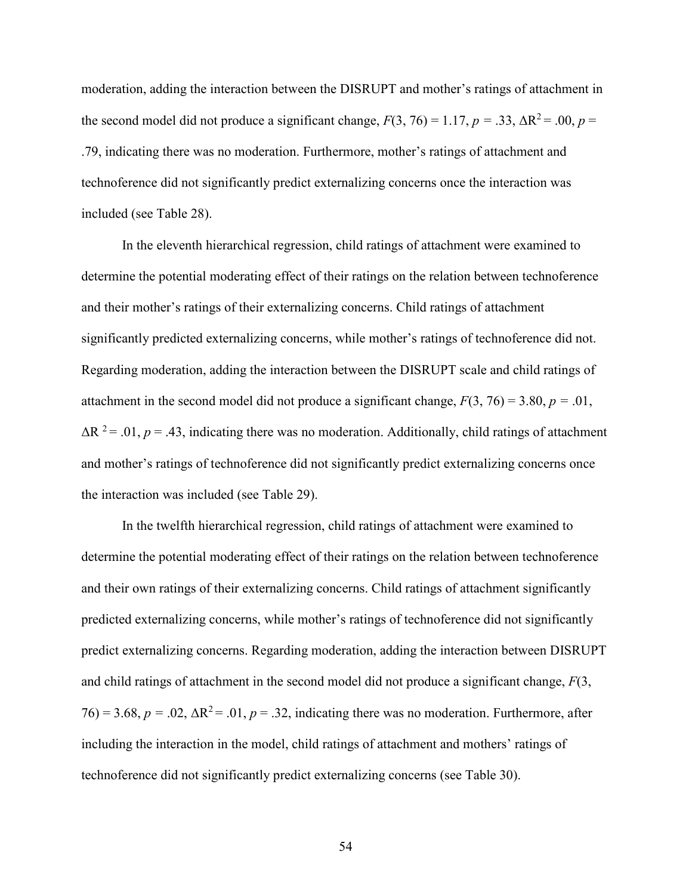moderation, adding the interaction between the DISRUPT and mother's ratings of attachment in the second model did not produce a significant change, $F(3, 76) = 1.17$, $p = .33$, $\Delta R^2 = .00$, $p = .79$, indicating there was no moderation. Furthermore, mother's ratings of attachment and technoference did not significantly predict externalizing concerns once the interaction was included (see Table 28).

In the eleventh hierarchical regression, child ratings of attachment were examined to determine the potential moderating effect of their ratings on the relation between technoference and their mother's ratings of their externalizing concerns. Child ratings of attachment significantly predicted externalizing concerns, while mother's ratings of technoference did not. Regarding moderation, adding the interaction between the DISRUPT scale and child ratings of attachment in the second model did not produce a significant change, $F(3, 76) = 3.80$, $p = .01$, $\Delta R^2 = .01$, $p = .43$, indicating there was no moderation. Additionally, child ratings of attachment and mother's ratings of technoference did not significantly predict externalizing concerns once the interaction was included (see Table 29).

In the twelfth hierarchical regression, child ratings of attachment were examined to determine the potential moderating effect of their ratings on the relation between technoference and their own ratings of their externalizing concerns. Child ratings of attachment significantly predicted externalizing concerns, while mother's ratings of technoference did not significantly predict externalizing concerns. Regarding moderation, adding the interaction between DISRUPT and child ratings of attachment in the second model did not produce a significant change, $F(3, 76) = 3.68$, $p = .02$, $\Delta R^2 = .01$, $p = .32$, indicating there was no moderation. Furthermore, after including the interaction in the model, child ratings of attachment and mothers' ratings of technoference did not significantly predict externalizing concerns (see Table 30).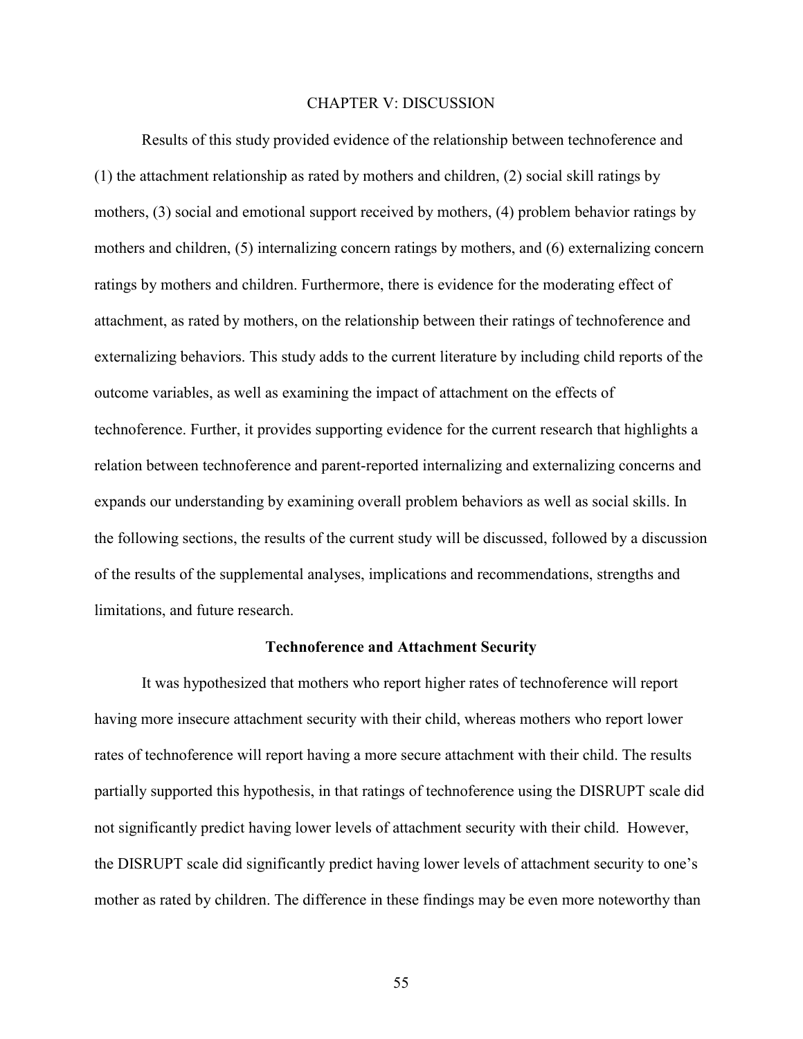# CHAPTER V: DISCUSSION

Results of this study provided evidence of the relationship between technoference and (1) the attachment relationship as rated by mothers and children, (2) social skill ratings by mothers, (3) social and emotional support received by mothers, (4) problem behavior ratings by mothers and children, (5) internalizing concern ratings by mothers, and (6) externalizing concern ratings by mothers and children. Furthermore, there is evidence for the moderating effect of attachment, as rated by mothers, on the relationship between their ratings of technoference and externalizing behaviors. This study adds to the current literature by including child reports of the outcome variables, as well as examining the impact of attachment on the effects of technoference. Further, it provides supporting evidence for the current research that highlights a relation between technoference and parent-reported internalizing and externalizing concerns and expands our understanding by examining overall problem behaviors as well as social skills. In the following sections, the results of the current study will be discussed, followed by a discussion of the results of the supplemental analyses, implications and recommendations, strengths and limitations, and future research.

## Technoference and Attachment Security

It was hypothesized that mothers who report higher rates of technoference will report having more insecure attachment security with their child, whereas mothers who report lower rates of technoference will report having a more secure attachment with their child. The results partially supported this hypothesis, in that ratings of technoference using the DISRUPT scale did not significantly predict having lower levels of attachment security with their child. However, the DISRUPT scale did significantly predict having lower levels of attachment security to one's mother as rated by children. The difference in these findings may be even more noteworthy than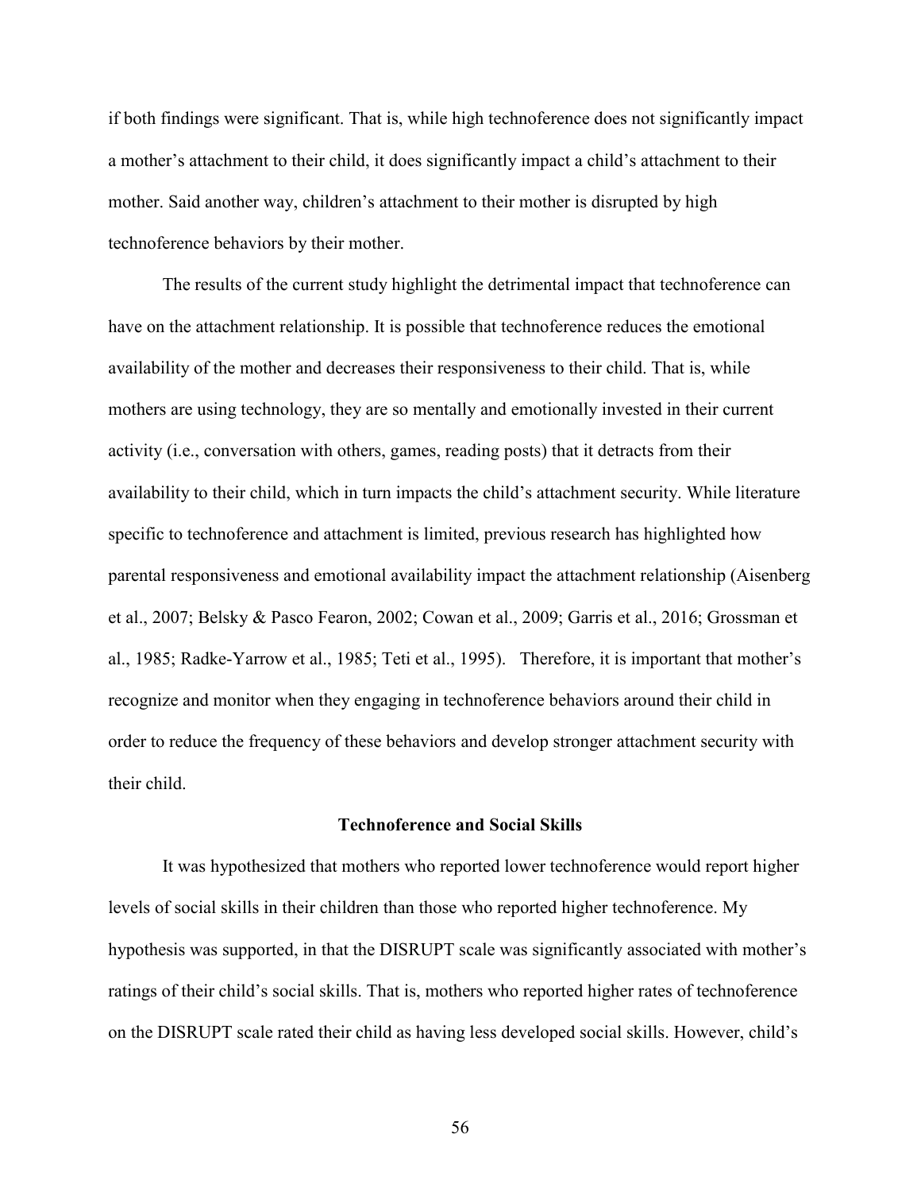if both findings were significant. That is, while high technoference does not significantly impact a mother's attachment to their child, it does significantly impact a child's attachment to their mother. Said another way, children's attachment to their mother is disrupted by high technoference behaviors by their mother.

The results of the current study highlight the detrimental impact that technoference can have on the attachment relationship. It is possible that technoference reduces the emotional availability of the mother and decreases their responsiveness to their child. That is, while mothers are using technology, they are so mentally and emotionally invested in their current activity (i.e., conversation with others, games, reading posts) that it detracts from their availability to their child, which in turn impacts the child's attachment security. While literature specific to technoference and attachment is limited, previous research has highlighted how parental responsiveness and emotional availability impact the attachment relationship (Aisenberg et al., 2007; Belsky & Pasco Fearon, 2002; Cowan et al., 2009; Garris et al., 2016; Grossman et al., 1985; Radke-Yarrow et al., 1985; Teti et al., 1995). Therefore, it is important that mother's recognize and monitor when they engaging in technoference behaviors around their child in order to reduce the frequency of these behaviors and develop stronger attachment security with their child.

### Technoference and Social Skills

It was hypothesized that mothers who reported lower technoference would report higher levels of social skills in their children than those who reported higher technoference. My hypothesis was supported, in that the DISRUPT scale was significantly associated with mother's ratings of their child's social skills. That is, mothers who reported higher rates of technoference on the DISRUPT scale rated their child as having less developed social skills. However, child's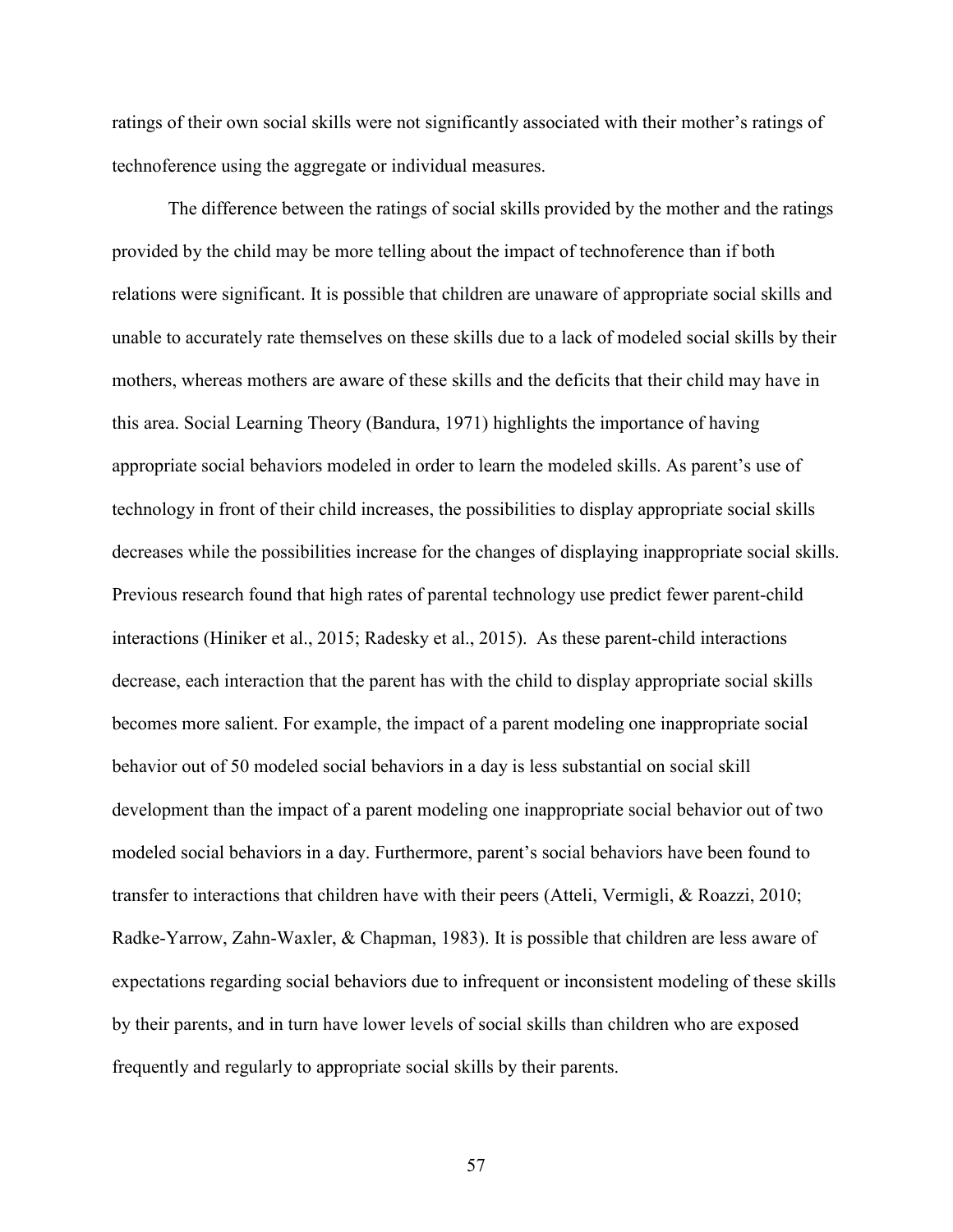ratings of their own social skills were not significantly associated with their mother's ratings of technoference using the aggregate or individual measures.

The difference between the ratings of social skills provided by the mother and the ratings provided by the child may be more telling about the impact of technoference than if both relations were significant. It is possible that children are unaware of appropriate social skills and unable to accurately rate themselves on these skills due to a lack of modeled social skills by their mothers, whereas mothers are aware of these skills and the deficits that their child may have in this area. Social Learning Theory (Bandura, 1971) highlights the importance of having appropriate social behaviors modeled in order to learn the modeled skills. As parent's use of technology in front of their child increases, the possibilities to display appropriate social skills decreases while the possibilities increase for the changes of displaying inappropriate social skills. Previous research found that high rates of parental technology use predict fewer parent-child interactions (Hiniker et al., 2015; Radesky et al., 2015). As these parent-child interactions decrease, each interaction that the parent has with the child to display appropriate social skills becomes more salient. For example, the impact of a parent modeling one inappropriate social behavior out of 50 modeled social behaviors in a day is less substantial on social skill development than the impact of a parent modeling one inappropriate social behavior out of two modeled social behaviors in a day. Furthermore, parent's social behaviors have been found to transfer to interactions that children have with their peers (Atteli, Vermigli, & Roazzi, 2010; Radke-Yarrow, Zahn-Waxler, & Chapman, 1983). It is possible that children are less aware of expectations regarding social behaviors due to infrequent or inconsistent modeling of these skills by their parents, and in turn have lower levels of social skills than children who are exposed frequently and regularly to appropriate social skills by their parents.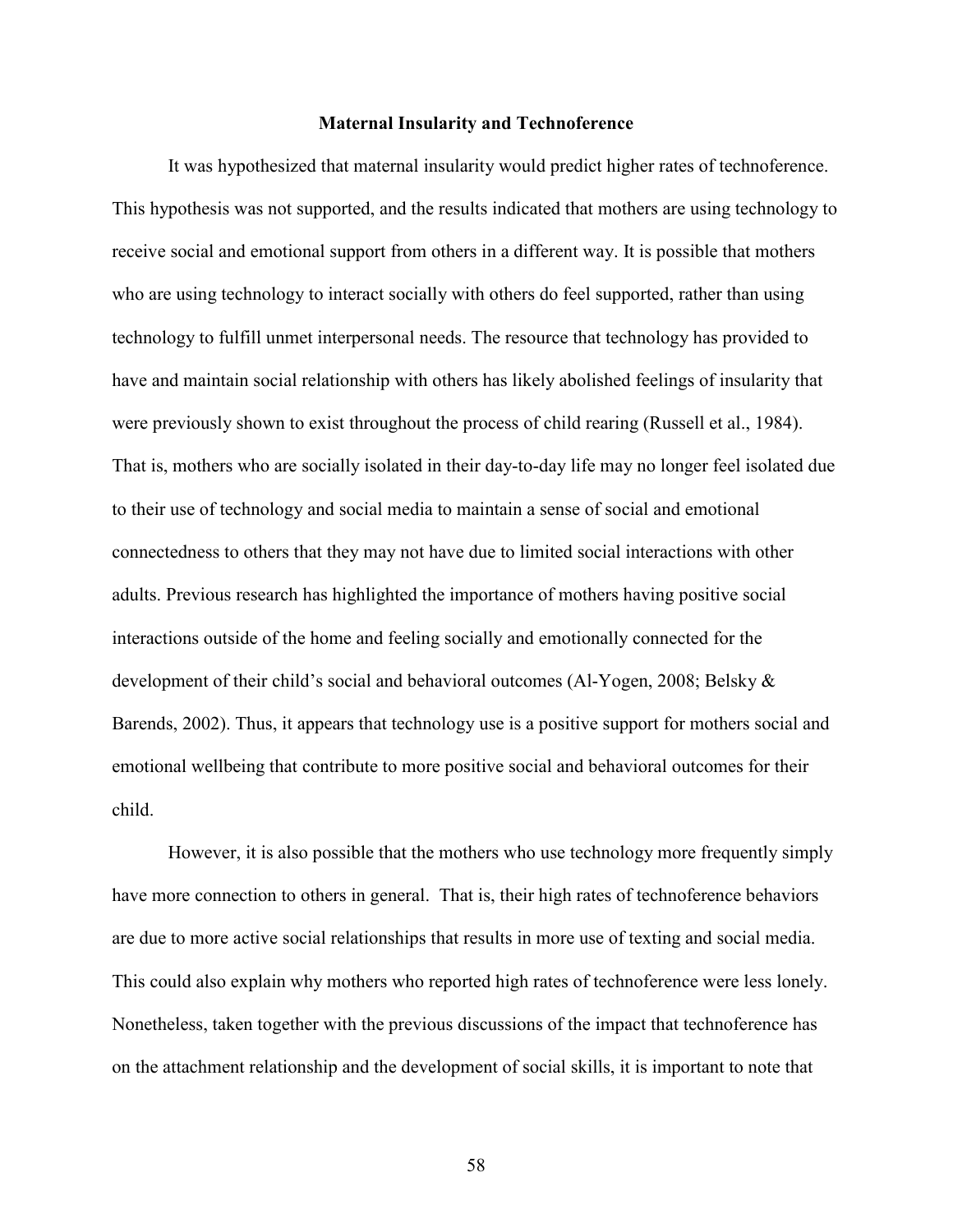## Maternal Insularity and Technoference

It was hypothesized that maternal insularity would predict higher rates of technoference. This hypothesis was not supported, and the results indicated that mothers are using technology to receive social and emotional support from others in a different way. It is possible that mothers who are using technology to interact socially with others do feel supported, rather than using technology to fulfill unmet interpersonal needs. The resource that technology has provided to have and maintain social relationship with others has likely abolished feelings of insularity that were previously shown to exist throughout the process of child rearing (Russell et al., 1984). That is, mothers who are socially isolated in their day-to-day life may no longer feel isolated due to their use of technology and social media to maintain a sense of social and emotional connectedness to others that they may not have due to limited social interactions with other adults. Previous research has highlighted the importance of mothers having positive social interactions outside of the home and feeling socially and emotionally connected for the development of their child's social and behavioral outcomes (Al-Yogen, 2008; Belsky & Barends, 2002). Thus, it appears that technology use is a positive support for mothers social and emotional wellbeing that contribute to more positive social and behavioral outcomes for their child.

However, it is also possible that the mothers who use technology more frequently simply have more connection to others in general. That is, their high rates of technoference behaviors are due to more active social relationships that results in more use of texting and social media. This could also explain why mothers who reported high rates of technoference were less lonely. Nonetheless, taken together with the previous discussions of the impact that technoference has on the attachment relationship and the development of social skills, it is important to note that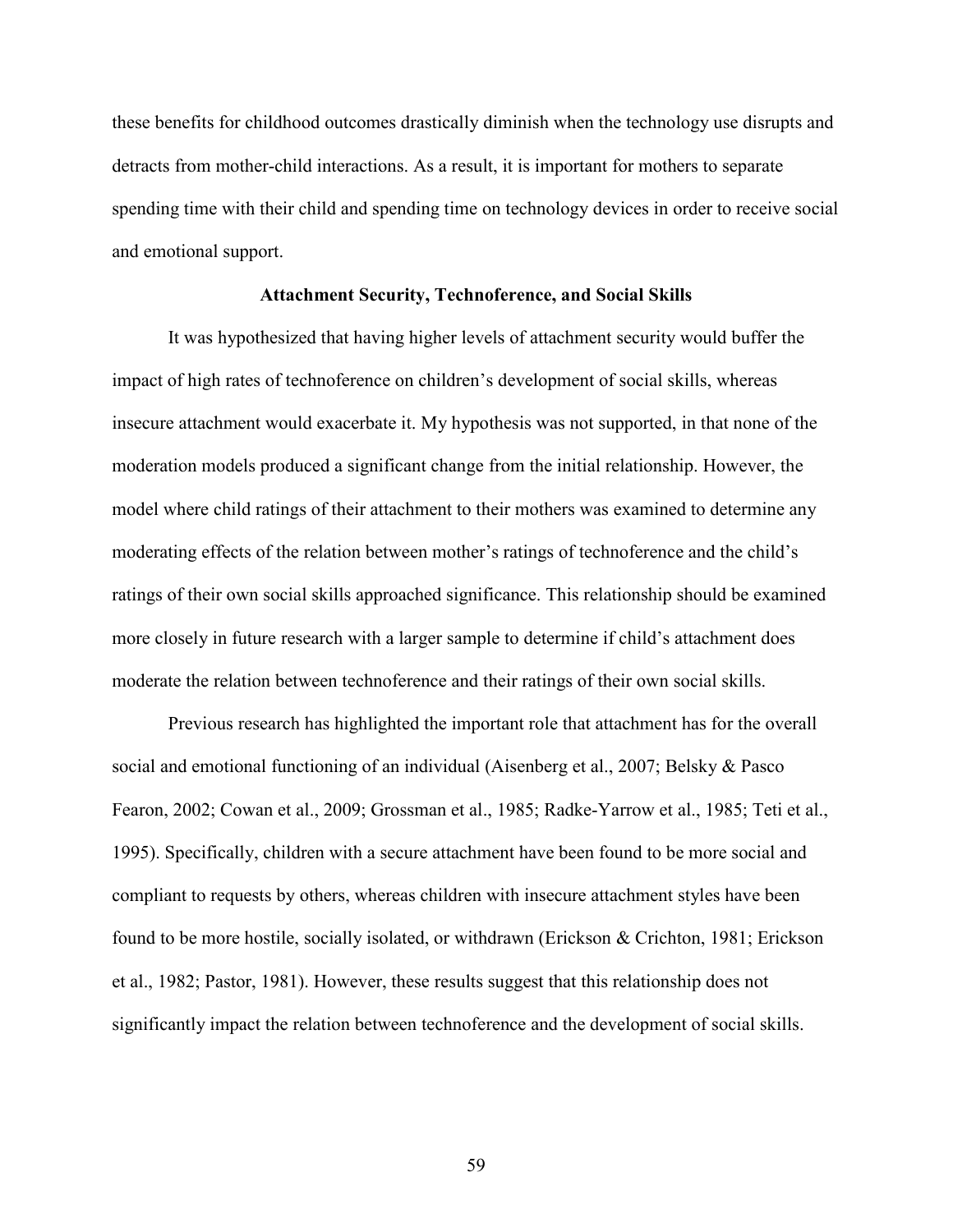these benefits for childhood outcomes drastically diminish when the technology use disrupts and detracts from mother-child interactions. As a result, it is important for mothers to separate spending time with their child and spending time on technology devices in order to receive social and emotional support.

### Attachment Security, Technoference, and Social Skills

It was hypothesized that having higher levels of attachment security would buffer the impact of high rates of technoference on children's development of social skills, whereas insecure attachment would exacerbate it. My hypothesis was not supported, in that none of the moderation models produced a significant change from the initial relationship. However, the model where child ratings of their attachment to their mothers was examined to determine any moderating effects of the relation between mother's ratings of technoference and the child's ratings of their own social skills approached significance. This relationship should be examined more closely in future research with a larger sample to determine if child's attachment does moderate the relation between technoference and their ratings of their own social skills.

Previous research has highlighted the important role that attachment has for the overall social and emotional functioning of an individual (Aisenberg et al., 2007; Belsky & Pasco Fearon, 2002; Cowan et al., 2009; Grossman et al., 1985; Radke-Yarrow et al., 1985; Teti et al., 1995). Specifically, children with a secure attachment have been found to be more social and compliant to requests by others, whereas children with insecure attachment styles have been found to be more hostile, socially isolated, or withdrawn (Erickson & Crichton, 1981; Erickson et al., 1982; Pastor, 1981). However, these results suggest that this relationship does not significantly impact the relation between technoference and the development of social skills.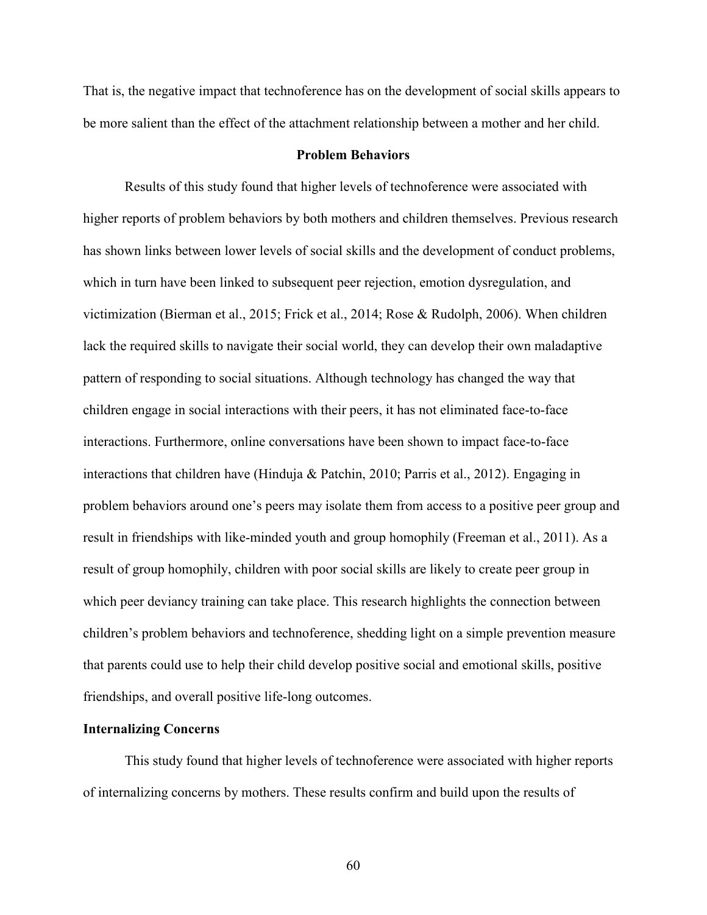That is, the negative impact that technoference has on the development of social skills appears to be more salient than the effect of the attachment relationship between a mother and her child.

## Problem Behaviors

Results of this study found that higher levels of technoference were associated with higher reports of problem behaviors by both mothers and children themselves. Previous research has shown links between lower levels of social skills and the development of conduct problems, which in turn have been linked to subsequent peer rejection, emotion dysregulation, and victimization (Bierman et al., 2015; Frick et al., 2014; Rose & Rudolph, 2006). When children lack the required skills to navigate their social world, they can develop their own maladaptive pattern of responding to social situations. Although technology has changed the way that children engage in social interactions with their peers, it has not eliminated face-to-face interactions. Furthermore, online conversations have been shown to impact face-to-face interactions that children have (Hinduja & Patchin, 2010; Parris et al., 2012). Engaging in problem behaviors around one's peers may isolate them from access to a positive peer group and result in friendships with like-minded youth and group homophily (Freeman et al., 2011). As a result of group homophily, children with poor social skills are likely to create peer group in which peer deviancy training can take place. This research highlights the connection between children's problem behaviors and technoference, shedding light on a simple prevention measure that parents could use to help their child develop positive social and emotional skills, positive friendships, and overall positive life-long outcomes.

### Internalizing Concerns

This study found that higher levels of technoference were associated with higher reports of internalizing concerns by mothers. These results confirm and build upon the results of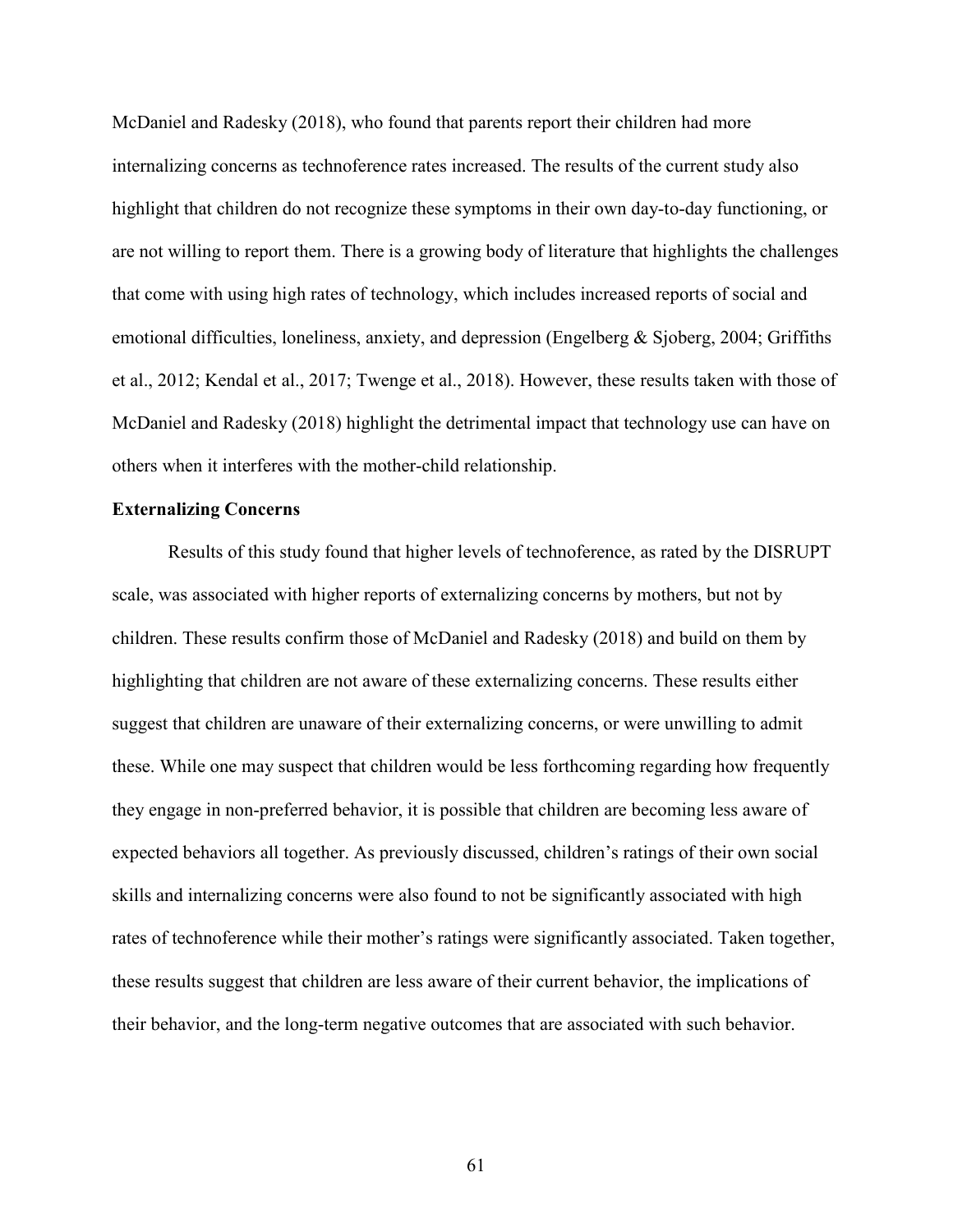McDaniel and Radesky (2018), who found that parents report their children had more internalizing concerns as technoference rates increased. The results of the current study also highlight that children do not recognize these symptoms in their own day-to-day functioning, or are not willing to report them. There is a growing body of literature that highlights the challenges that come with using high rates of technology, which includes increased reports of social and emotional difficulties, loneliness, anxiety, and depression (Engelberg & Sjoberg, 2004; Griffiths et al., 2012; Kendal et al., 2017; Twenge et al., 2018). However, these results taken with those of McDaniel and Radesky (2018) highlight the detrimental impact that technology use can have on others when it interferes with the mother-child relationship.

**Externalizing Concerns**

Results of this study found that higher levels of technoference, as rated by the DISRUPT scale, was associated with higher reports of externalizing concerns by mothers, but not by children. These results confirm those of McDaniel and Radesky (2018) and build on them by highlighting that children are not aware of these externalizing concerns. These results either suggest that children are unaware of their externalizing concerns, or were unwilling to admit these. While one may suspect that children would be less forthcoming regarding how frequently they engage in non-preferred behavior, it is possible that children are becoming less aware of expected behaviors all together. As previously discussed, children's ratings of their own social skills and internalizing concerns were also found to not be significantly associated with high rates of technoference while their mother's ratings were significantly associated. Taken together, these results suggest that children are less aware of their current behavior, the implications of their behavior, and the long-term negative outcomes that are associated with such behavior.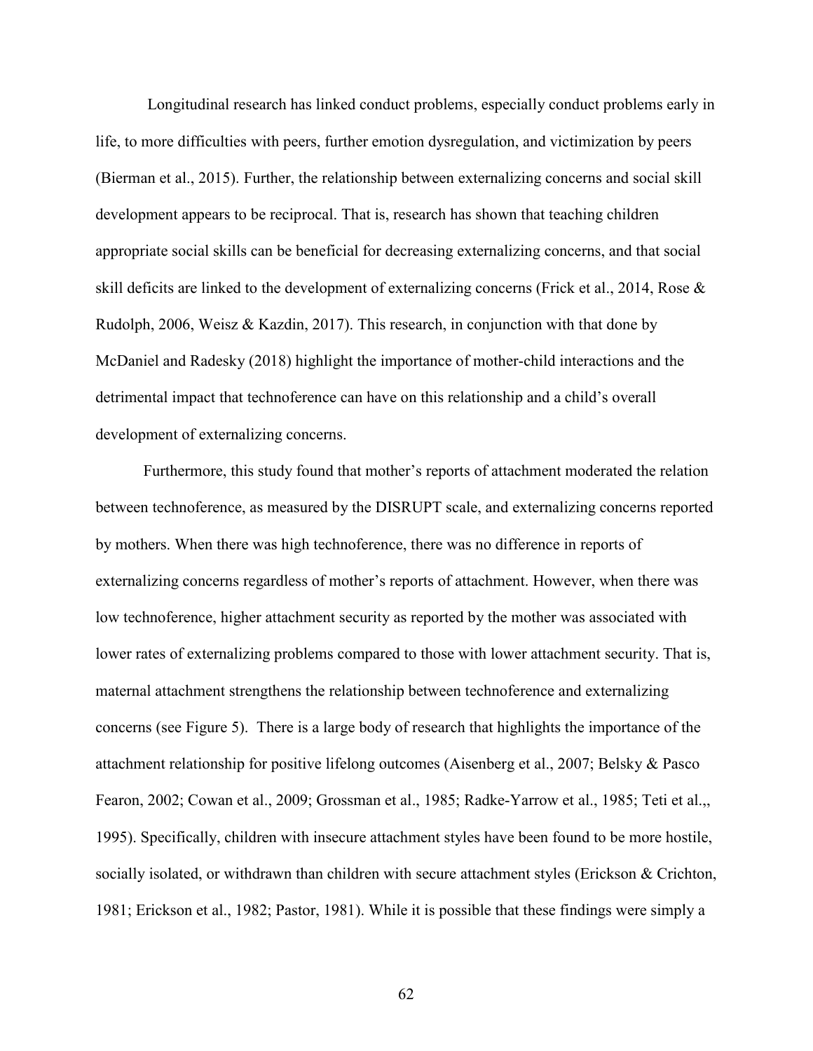Longitudinal research has linked conduct problems, especially conduct problems early in life, to more difficulties with peers, further emotion dysregulation, and victimization by peers (Bierman et al., 2015). Further, the relationship between externalizing concerns and social skill development appears to be reciprocal. That is, research has shown that teaching children appropriate social skills can be beneficial for decreasing externalizing concerns, and that social skill deficits are linked to the development of externalizing concerns (Frick et al., 2014, Rose & Rudolph, 2006, Weisz & Kazdin, 2017). This research, in conjunction with that done by McDaniel and Radesky (2018) highlight the importance of mother-child interactions and the detrimental impact that technoference can have on this relationship and a child's overall development of externalizing concerns.

Furthermore, this study found that mother's reports of attachment moderated the relation between technoference, as measured by the DISRUPT scale, and externalizing concerns reported by mothers. When there was high technoference, there was no difference in reports of externalizing concerns regardless of mother's reports of attachment. However, when there was low technoference, higher attachment security as reported by the mother was associated with lower rates of externalizing problems compared to those with lower attachment security. That is, maternal attachment strengthens the relationship between technoference and externalizing concerns (see Figure 5). There is a large body of research that highlights the importance of the attachment relationship for positive lifelong outcomes (Aisenberg et al., 2007; Belsky & Pasco Fearon, 2002; Cowan et al., 2009; Grossman et al., 1985; Radke-Yarrow et al., 1985; Teti et al.,, 1995). Specifically, children with insecure attachment styles have been found to be more hostile, socially isolated, or withdrawn than children with secure attachment styles (Erickson & Crichton, 1981; Erickson et al., 1982; Pastor, 1981). While it is possible that these findings were simply a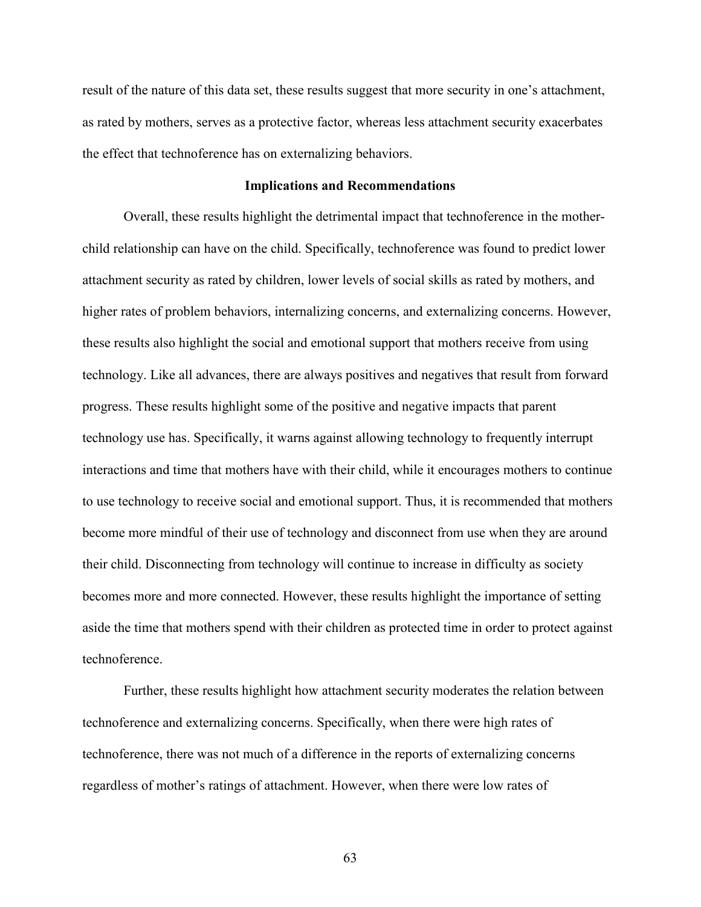result of the nature of this data set, these results suggest that more security in one's attachment, as rated by mothers, serves as a protective factor, whereas less attachment security exacerbates the effect that technoference has on externalizing behaviors.

### Implications and Recommendations

Overall, these results highlight the detrimental impact that technoference in the mother-child relationship can have on the child. Specifically, technoference was found to predict lower attachment security as rated by children, lower levels of social skills as rated by mothers, and higher rates of problem behaviors, internalizing concerns, and externalizing concerns. However, these results also highlight the social and emotional support that mothers receive from using technology. Like all advances, there are always positives and negatives that result from forward progress. These results highlight some of the positive and negative impacts that parent technology use has. Specifically, it warns against allowing technology to frequently interrupt interactions and time that mothers have with their child, while it encourages mothers to continue to use technology to receive social and emotional support. Thus, it is recommended that mothers become more mindful of their use of technology and disconnect from use when they are around their child. Disconnecting from technology will continue to increase in difficulty as society becomes more and more connected. However, these results highlight the importance of setting aside the time that mothers spend with their children as protected time in order to protect against technoference.

Further, these results highlight how attachment security moderates the relation between technoference and externalizing concerns. Specifically, when there were high rates of technoference, there was not much of a difference in the reports of externalizing concerns regardless of mother's ratings of attachment. However, when there were low rates of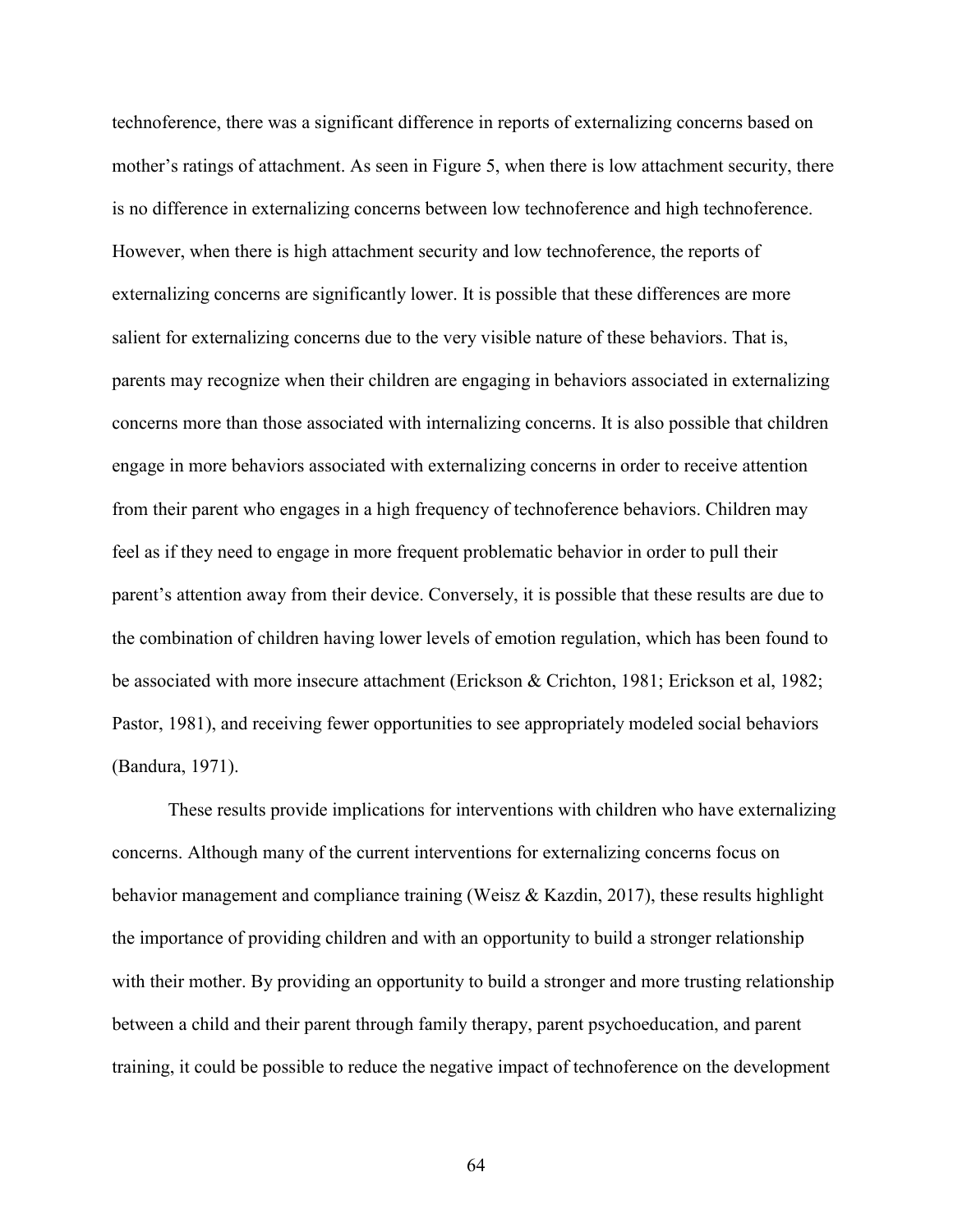technoference, there was a significant difference in reports of externalizing concerns based on mother's ratings of attachment. As seen in Figure 5, when there is low attachment security, there is no difference in externalizing concerns between low technoference and high technoference. However, when there is high attachment security and low technoference, the reports of externalizing concerns are significantly lower. It is possible that these differences are more salient for externalizing concerns due to the very visible nature of these behaviors. That is, parents may recognize when their children are engaging in behaviors associated in externalizing concerns more than those associated with internalizing concerns. It is also possible that children engage in more behaviors associated with externalizing concerns in order to receive attention from their parent who engages in a high frequency of technoference behaviors. Children may feel as if they need to engage in more frequent problematic behavior in order to pull their parent's attention away from their device. Conversely, it is possible that these results are due to the combination of children having lower levels of emotion regulation, which has been found to be associated with more insecure attachment (Erickson & Crichton, 1981; Erickson et al, 1982; Pastor, 1981), and receiving fewer opportunities to see appropriately modeled social behaviors (Bandura, 1971).

These results provide implications for interventions with children who have externalizing concerns. Although many of the current interventions for externalizing concerns focus on behavior management and compliance training (Weisz & Kazdin, 2017), these results highlight the importance of providing children and with an opportunity to build a stronger relationship with their mother. By providing an opportunity to build a stronger and more trusting relationship between a child and their parent through family therapy, parent psychoeducation, and parent training, it could be possible to reduce the negative impact of technoference on the development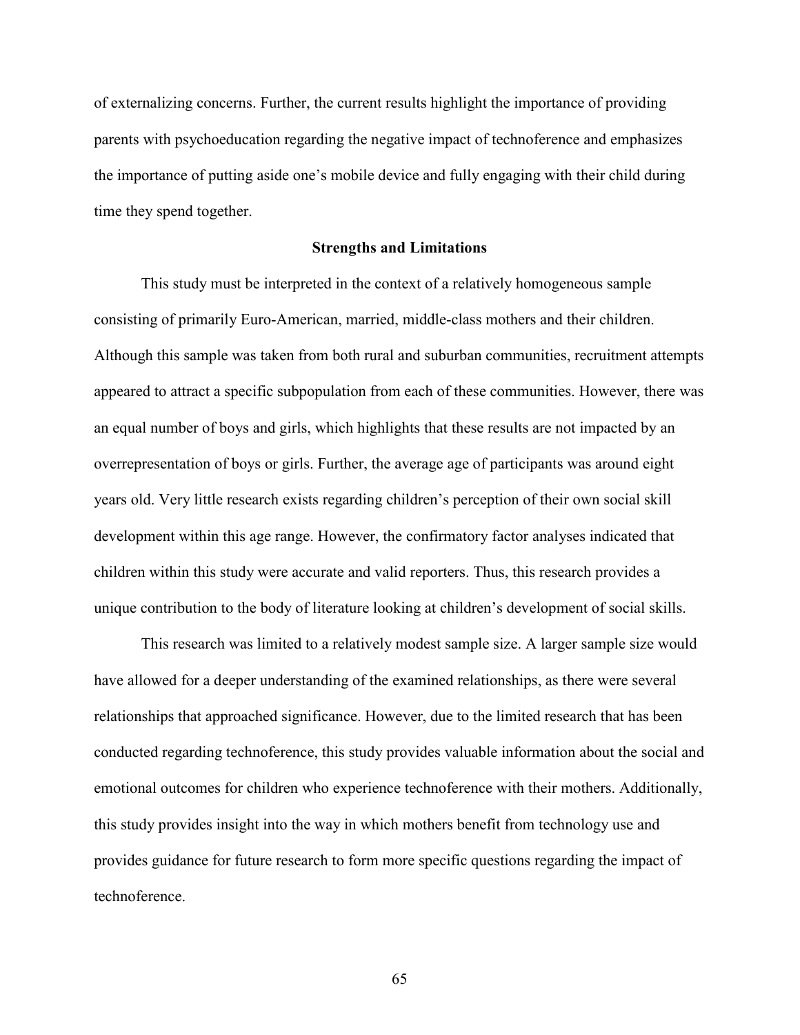of externalizing concerns. Further, the current results highlight the importance of providing parents with psychoeducation regarding the negative impact of technoference and emphasizes the importance of putting aside one's mobile device and fully engaging with their child during time they spend together.

## Strengths and Limitations

This study must be interpreted in the context of a relatively homogeneous sample consisting of primarily Euro-American, married, middle-class mothers and their children. Although this sample was taken from both rural and suburban communities, recruitment attempts appeared to attract a specific subpopulation from each of these communities. However, there was an equal number of boys and girls, which highlights that these results are not impacted by an overrepresentation of boys or girls. Further, the average age of participants was around eight years old. Very little research exists regarding children's perception of their own social skill development within this age range. However, the confirmatory factor analyses indicated that children within this study were accurate and valid reporters. Thus, this research provides a unique contribution to the body of literature looking at children's development of social skills.

This research was limited to a relatively modest sample size. A larger sample size would have allowed for a deeper understanding of the examined relationships, as there were several relationships that approached significance. However, due to the limited research that has been conducted regarding technoference, this study provides valuable information about the social and emotional outcomes for children who experience technoference with their mothers. Additionally, this study provides insight into the way in which mothers benefit from technology use and provides guidance for future research to form more specific questions regarding the impact of technoference.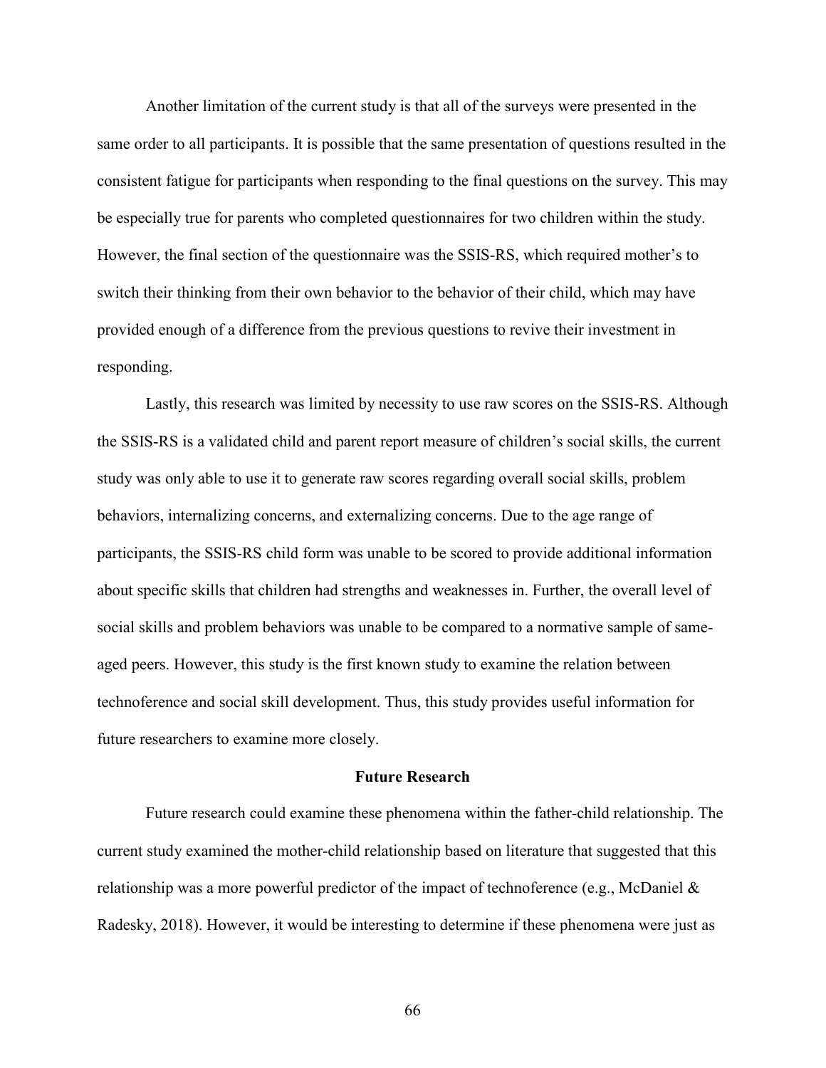Another limitation of the current study is that all of the surveys were presented in the same order to all participants. It is possible that the same presentation of questions resulted in the consistent fatigue for participants when responding to the final questions on the survey. This may be especially true for parents who completed questionnaires for two children within the study. However, the final section of the questionnaire was the SSIS-RS, which required mother's to switch their thinking from their own behavior to the behavior of their child, which may have provided enough of a difference from the previous questions to revive their investment in responding.

Lastly, this research was limited by necessity to use raw scores on the SSIS-RS. Although the SSIS-RS is a validated child and parent report measure of children's social skills, the current study was only able to use it to generate raw scores regarding overall social skills, problem behaviors, internalizing concerns, and externalizing concerns. Due to the age range of participants, the SSIS-RS child form was unable to be scored to provide additional information about specific skills that children had strengths and weaknesses in. Further, the overall level of social skills and problem behaviors was unable to be compared to a normative sample of same-aged peers. However, this study is the first known study to examine the relation between technoference and social skill development. Thus, this study provides useful information for future researchers to examine more closely.

## Future Research

Future research could examine these phenomena within the father-child relationship. The current study examined the mother-child relationship based on literature that suggested that this relationship was a more powerful predictor of the impact of technoference (e.g., McDaniel & Radesky, 2018). However, it would be interesting to determine if these phenomena were just as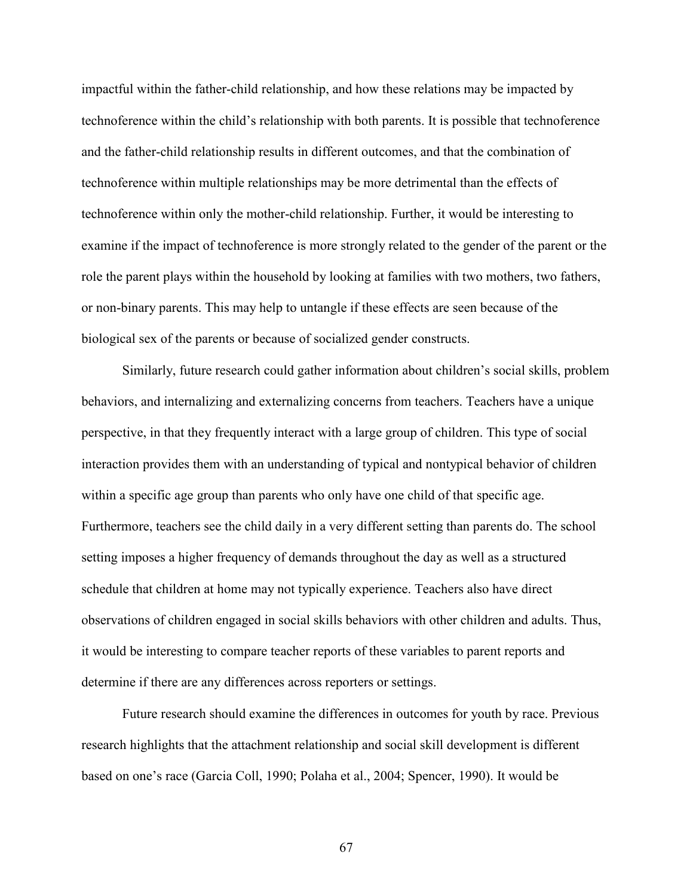impactful within the father-child relationship, and how these relations may be impacted by technoference within the child's relationship with both parents. It is possible that technoference and the father-child relationship results in different outcomes, and that the combination of technoference within multiple relationships may be more detrimental than the effects of technoference within only the mother-child relationship. Further, it would be interesting to examine if the impact of technoference is more strongly related to the gender of the parent or the role the parent plays within the household by looking at families with two mothers, two fathers, or non-binary parents. This may help to untangle if these effects are seen because of the biological sex of the parents or because of socialized gender constructs.

Similarly, future research could gather information about children's social skills, problem behaviors, and internalizing and externalizing concerns from teachers. Teachers have a unique perspective, in that they frequently interact with a large group of children. This type of social interaction provides them with an understanding of typical and nontypical behavior of children within a specific age group than parents who only have one child of that specific age. Furthermore, teachers see the child daily in a very different setting than parents do. The school setting imposes a higher frequency of demands throughout the day as well as a structured schedule that children at home may not typically experience. Teachers also have direct observations of children engaged in social skills behaviors with other children and adults. Thus, it would be interesting to compare teacher reports of these variables to parent reports and determine if there are any differences across reporters or settings.

Future research should examine the differences in outcomes for youth by race. Previous research highlights that the attachment relationship and social skill development is different based on one's race (Garcia Coll, 1990; Polaha et al., 2004; Spencer, 1990). It would be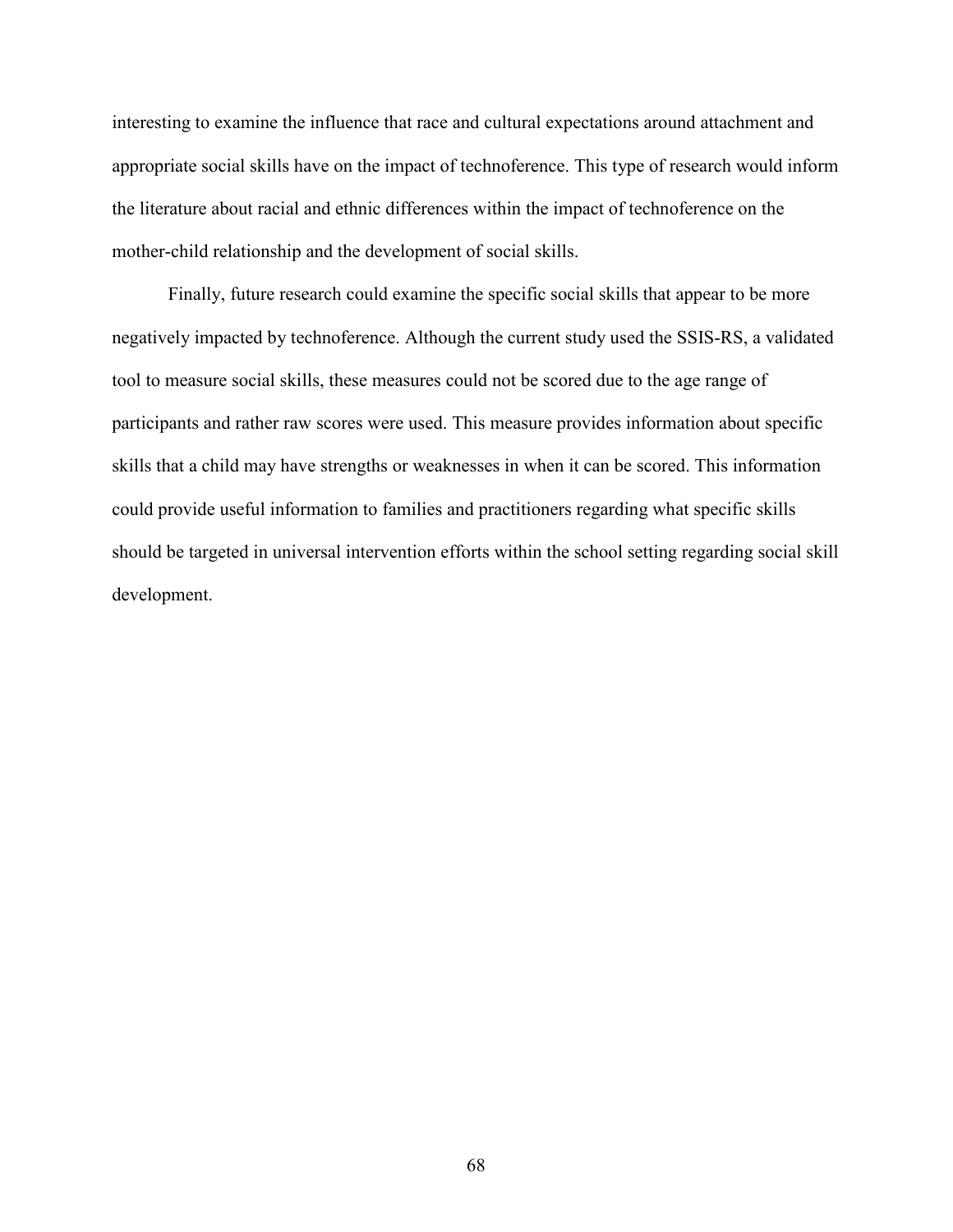interesting to examine the influence that race and cultural expectations around attachment and appropriate social skills have on the impact of technoference. This type of research would inform the literature about racial and ethnic differences within the impact of technoference on the mother-child relationship and the development of social skills.

Finally, future research could examine the specific social skills that appear to be more negatively impacted by technoference. Although the current study used the SSIS-RS, a validated tool to measure social skills, these measures could not be scored due to the age range of participants and rather raw scores were used. This measure provides information about specific skills that a child may have strengths or weaknesses in when it can be scored. This information could provide useful information to families and practitioners regarding what specific skills should be targeted in universal intervention efforts within the school setting regarding social skill development.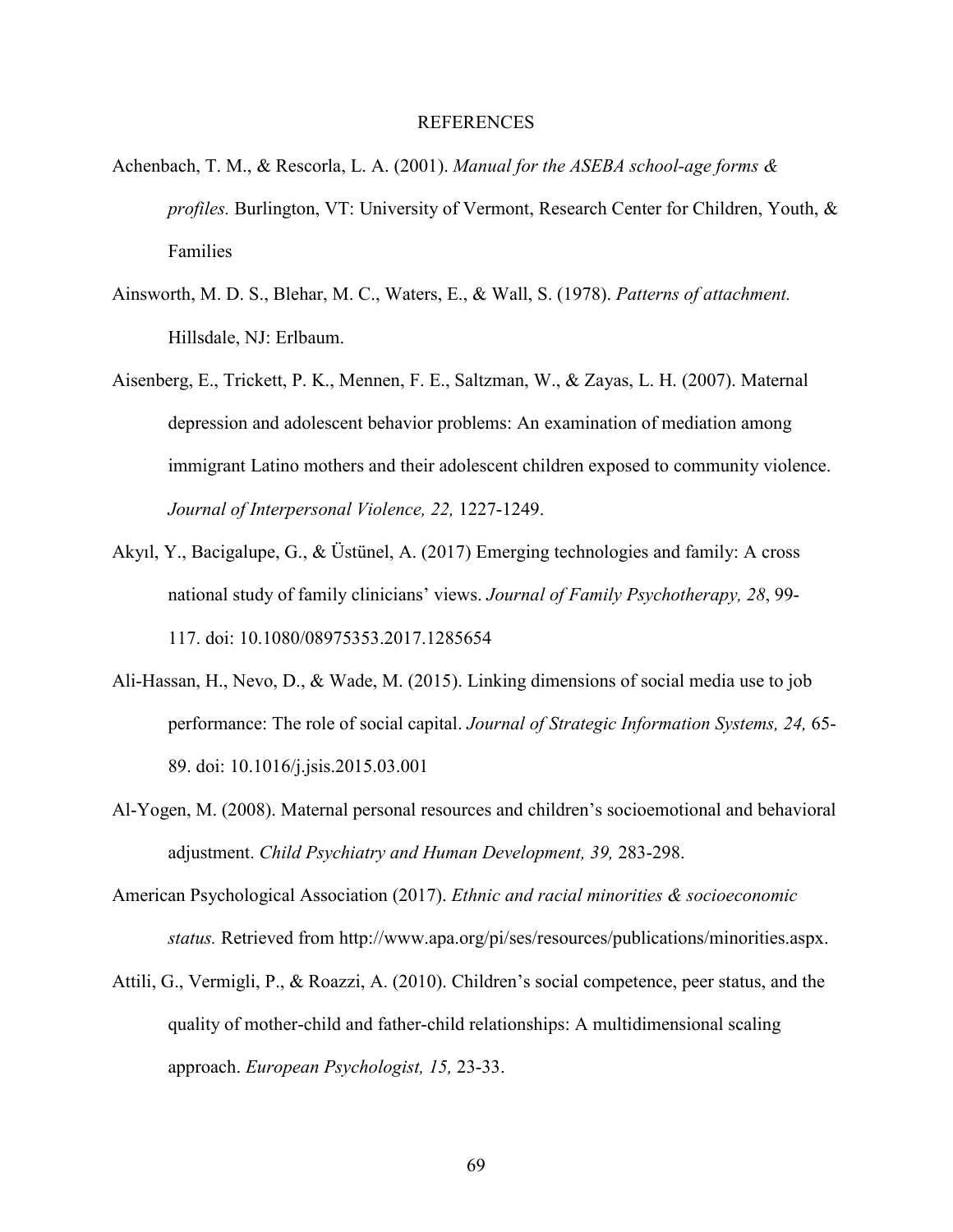# REFERENCES

Achenbach, T. M., & Rescorla, L. A. (2001). *Manual for the ASEBA school-age forms & profiles.* Burlington, VT: University of Vermont, Research Center for Children, Youth, & Families

Ainsworth, M. D. S., Blehar, M. C., Waters, E., & Wall, S. (1978). *Patterns of attachment.* Hillsdale, NJ: Erlbaum.

Aisenberg, E., Trickett, P. K., Mennen, F. E., Saltzman, W., & Zayas, L. H. (2007). Maternal depression and adolescent behavior problems: An examination of mediation among immigrant Latino mothers and their adolescent children exposed to community violence. *Journal of Interpersonal Violence, 22,* 1227-1249.

Akyıl, Y., Bacigalupe, G., & Üstünel, A. (2017) Emerging technologies and family: A cross national study of family clinicians' views. *Journal of Family Psychotherapy, 28*, 99-117. doi: 10.1080/08975353.2017.1285654

Ali-Hassan, H., Nevo, D., & Wade, M. (2015). Linking dimensions of social media use to job performance: The role of social capital. *Journal of Strategic Information Systems, 24,* 65-89. doi: 10.1016/j.jsis.2015.03.001

Al-Yogen, M. (2008). Maternal personal resources and children's socioemotional and behavioral adjustment. *Child Psychiatry and Human Development, 39,* 283-298.

American Psychological Association (2017). *Ethnic and racial minorities & socioeconomic status.* Retrieved from http://www.apa.org/pi/ses/resources/publications/minorities.aspx.

Attili, G., Vermigli, P., & Roazzi, A. (2010). Children's social competence, peer status, and the quality of mother-child and father-child relationships: A multidimensional scaling approach. *European Psychologist, 15,* 23-33.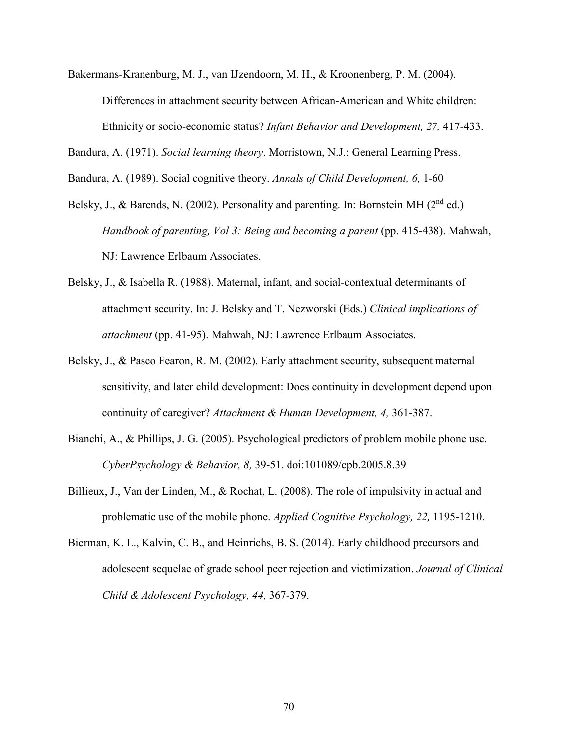Bakermans-Kranenburg, M. J., van IJzendoorn, M. H., & Kroonenberg, P. M. (2004). Differences in attachment security between African-American and White children: Ethnicity or socio-economic status? *Infant Behavior and Development, 27,* 417-433.

Bandura, A. (1971). *Social learning theory*. Morristown, N.J.: General Learning Press.

Bandura, A. (1989). Social cognitive theory. *Annals of Child Development, 6,* 1-60

Belsky, J., & Barends, N. (2002). Personality and parenting. In: Bornstein MH (2nd ed.) *Handbook of parenting, Vol 3: Being and becoming a parent* (pp. 415-438). Mahwah, NJ: Lawrence Erlbaum Associates.

Belsky, J., & Isabella R. (1988). Maternal, infant, and social-contextual determinants of attachment security. In: J. Belsky and T. Nezworski (Eds.) *Clinical implications of attachment* (pp. 41-95). Mahwah, NJ: Lawrence Erlbaum Associates.

Belsky, J., & Pasco Fearon, R. M. (2002). Early attachment security, subsequent maternal sensitivity, and later child development: Does continuity in development depend upon continuity of caregiver? *Attachment & Human Development, 4,* 361-387.

Bianchi, A., & Phillips, J. G. (2005). Psychological predictors of problem mobile phone use. *CyberPsychology & Behavior, 8,* 39-51. doi:101089/cpb.2005.8.39

Billieux, J., Van der Linden, M., & Rochat, L. (2008). The role of impulsivity in actual and problematic use of the mobile phone. *Applied Cognitive Psychology, 22,* 1195-1210.

Bierman, K. L., Kalvin, C. B., and Heinrichs, B. S. (2014). Early childhood precursors and adolescent sequelae of grade school peer rejection and victimization. *Journal of Clinical Child & Adolescent Psychology, 44,* 367-379.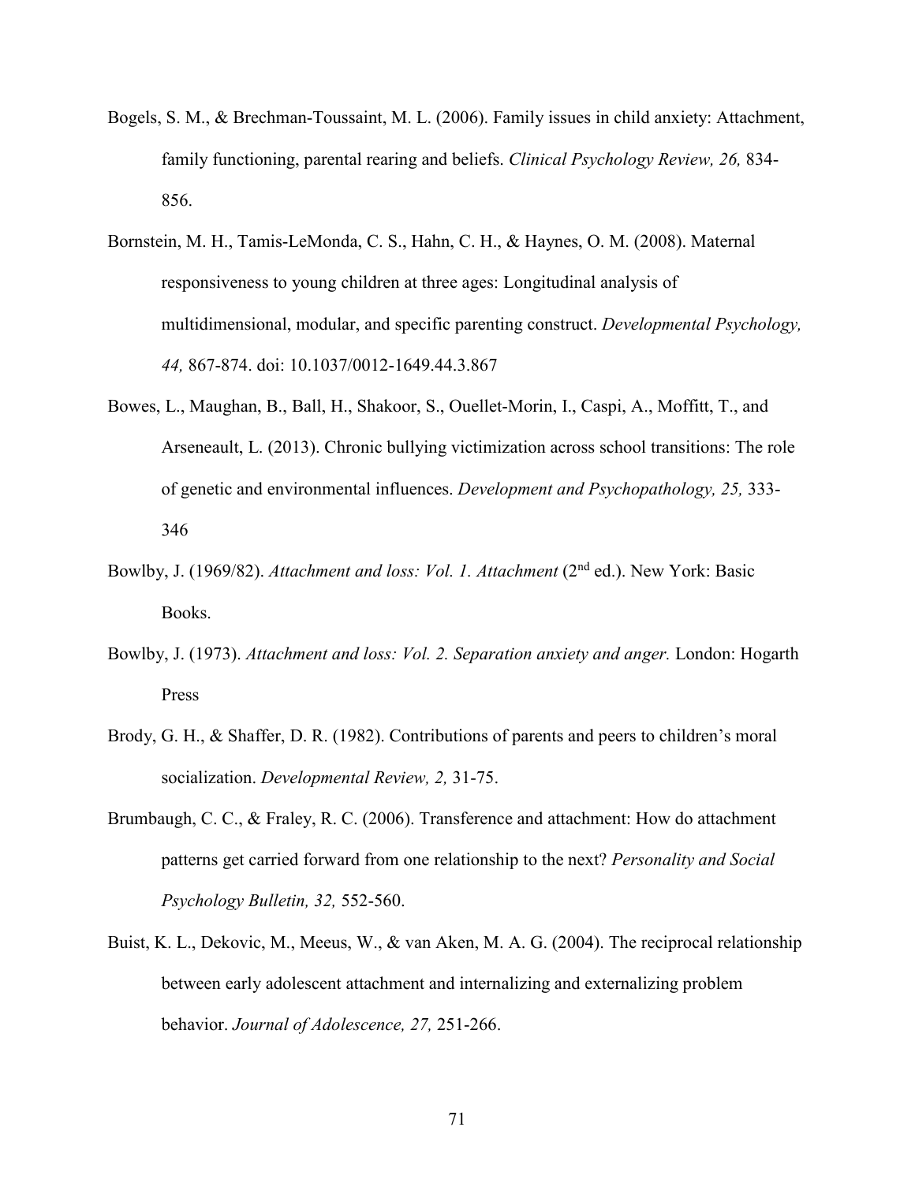Bogels, S. M., & Brechman-Toussaint, M. L. (2006). Family issues in child anxiety: Attachment, family functioning, parental rearing and beliefs. *Clinical Psychology Review, 26,* 834-856.

Bornstein, M. H., Tamis-LeMonda, C. S., Hahn, C. H., & Haynes, O. M. (2008). Maternal responsiveness to young children at three ages: Longitudinal analysis of multidimensional, modular, and specific parenting construct. *Developmental Psychology, 44,* 867-874. doi: 10.1037/0012-1649.44.3.867

Bowes, L., Maughan, B., Ball, H., Shakoor, S., Ouellet-Morin, I., Caspi, A., Moffitt, T., and Arseneault, L. (2013). Chronic bullying victimization across school transitions: The role of genetic and environmental influences. *Development and Psychopathology, 25,* 333-346

Bowlby, J. (1969/82). *Attachment and loss: Vol. 1. Attachment* (2nd ed.). New York: Basic Books.

Bowlby, J. (1973). *Attachment and loss: Vol. 2. Separation anxiety and anger.* London: Hogarth Press

Brody, G. H., & Shaffer, D. R. (1982). Contributions of parents and peers to children's moral socialization. *Developmental Review, 2,* 31-75.

Brumbaugh, C. C., & Fraley, R. C. (2006). Transference and attachment: How do attachment patterns get carried forward from one relationship to the next? *Personality and Social Psychology Bulletin, 32,* 552-560.

Buist, K. L., Dekovic, M., Meeus, W., & van Aken, M. A. G. (2004). The reciprocal relationship between early adolescent attachment and internalizing and externalizing problem behavior. *Journal of Adolescence, 27,* 251-266.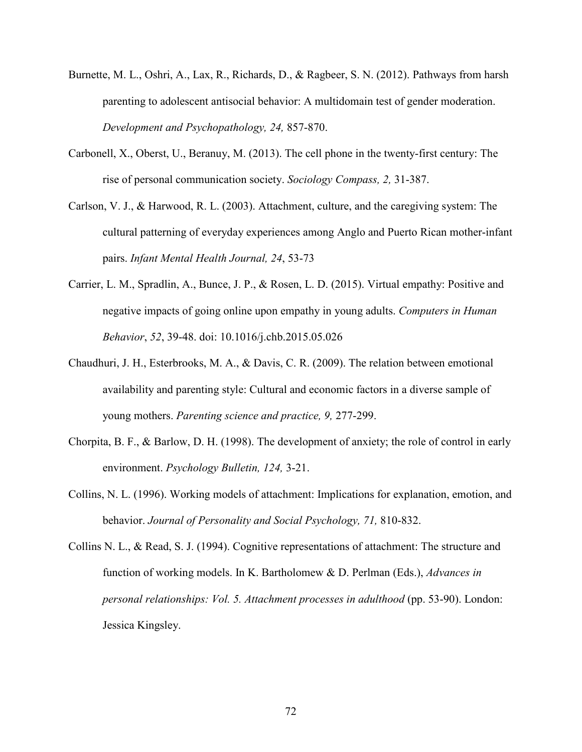Burnette, M. L., Oshri, A., Lax, R., Richards, D., & Ragbeer, S. N. (2012). Pathways from harsh parenting to adolescent antisocial behavior: A multidomain test of gender moderation. *Development and Psychopathology, 24,* 857-870.

Carbonell, X., Oberst, U., Beranuy, M. (2013). The cell phone in the twenty-first century: The rise of personal communication society. *Sociology Compass, 2,* 31-387.

Carlson, V. J., & Harwood, R. L. (2003). Attachment, culture, and the caregiving system: The cultural patterning of everyday experiences among Anglo and Puerto Rican mother-infant pairs. *Infant Mental Health Journal, 24*, 53-73

Carrier, L. M., Spradlin, A., Bunce, J. P., & Rosen, L. D. (2015). Virtual empathy: Positive and negative impacts of going online upon empathy in young adults. *Computers in Human Behavior*, *52*, 39-48. doi: 10.1016/j.chb.2015.05.026

Chaudhuri, J. H., Esterbrooks, M. A., & Davis, C. R. (2009). The relation between emotional availability and parenting style: Cultural and economic factors in a diverse sample of young mothers. *Parenting science and practice, 9,* 277-299.

Chorpita, B. F., & Barlow, D. H. (1998). The development of anxiety; the role of control in early environment. *Psychology Bulletin, 124,* 3-21.

Collins, N. L. (1996). Working models of attachment: Implications for explanation, emotion, and behavior. *Journal of Personality and Social Psychology, 71,* 810-832.

Collins N. L., & Read, S. J. (1994). Cognitive representations of attachment: The structure and function of working models. In K. Bartholomew & D. Perlman (Eds.), *Advances in personal relationships: Vol. 5. Attachment processes in adulthood* (pp. 53-90). London: Jessica Kingsley.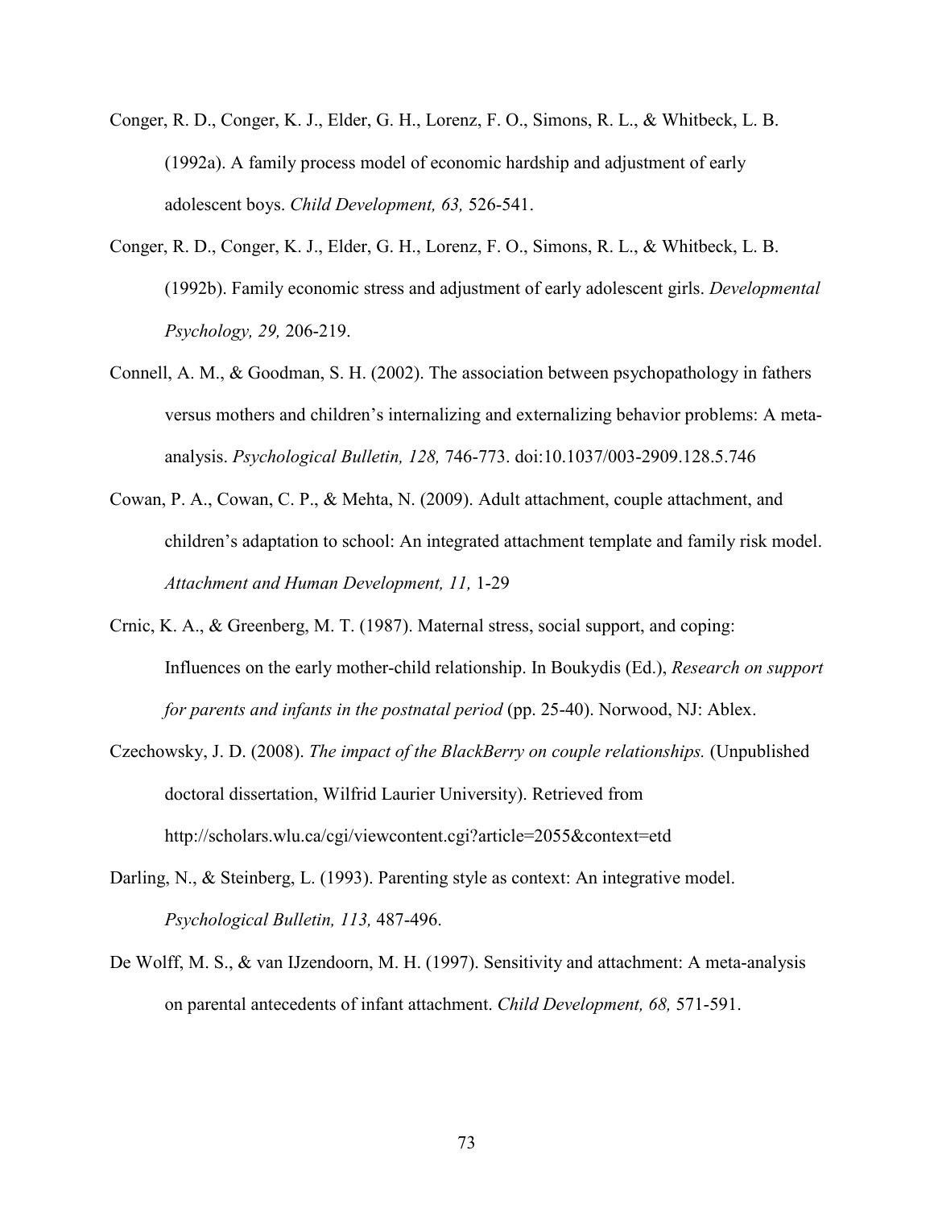Conger, R. D., Conger, K. J., Elder, G. H., Lorenz, F. O., Simons, R. L., & Whitbeck, L. B. (1992a). A family process model of economic hardship and adjustment of early adolescent boys. *Child Development, 63,* 526-541.

Conger, R. D., Conger, K. J., Elder, G. H., Lorenz, F. O., Simons, R. L., & Whitbeck, L. B. (1992b). Family economic stress and adjustment of early adolescent girls. *Developmental Psychology, 29,* 206-219.

Connell, A. M., & Goodman, S. H. (2002). The association between psychopathology in fathers versus mothers and children's internalizing and externalizing behavior problems: A meta-analysis. *Psychological Bulletin, 128,* 746-773. doi:10.1037/003-2909.128.5.746

Cowan, P. A., Cowan, C. P., & Mehta, N. (2009). Adult attachment, couple attachment, and children's adaptation to school: An integrated attachment template and family risk model. *Attachment and Human Development, 11,* 1-29

Crnic, K. A., & Greenberg, M. T. (1987). Maternal stress, social support, and coping: Influences on the early mother-child relationship. In Boukydis (Ed.), *Research on support for parents and infants in the postnatal period* (pp. 25-40). Norwood, NJ: Ablex.

Czechowsky, J. D. (2008). *The impact of the BlackBerry on couple relationships.* (Unpublished doctoral dissertation, Wilfrid Laurier University). Retrieved from http://scholars.wlu.ca/cgi/viewcontent.cgi?article=2055&context=etd

Darling, N., & Steinberg, L. (1993). Parenting style as context: An integrative model. *Psychological Bulletin, 113,* 487-496.

De Wolff, M. S., & van IJzendoorn, M. H. (1997). Sensitivity and attachment: A meta-analysis on parental antecedents of infant attachment. *Child Development, 68,* 571-591.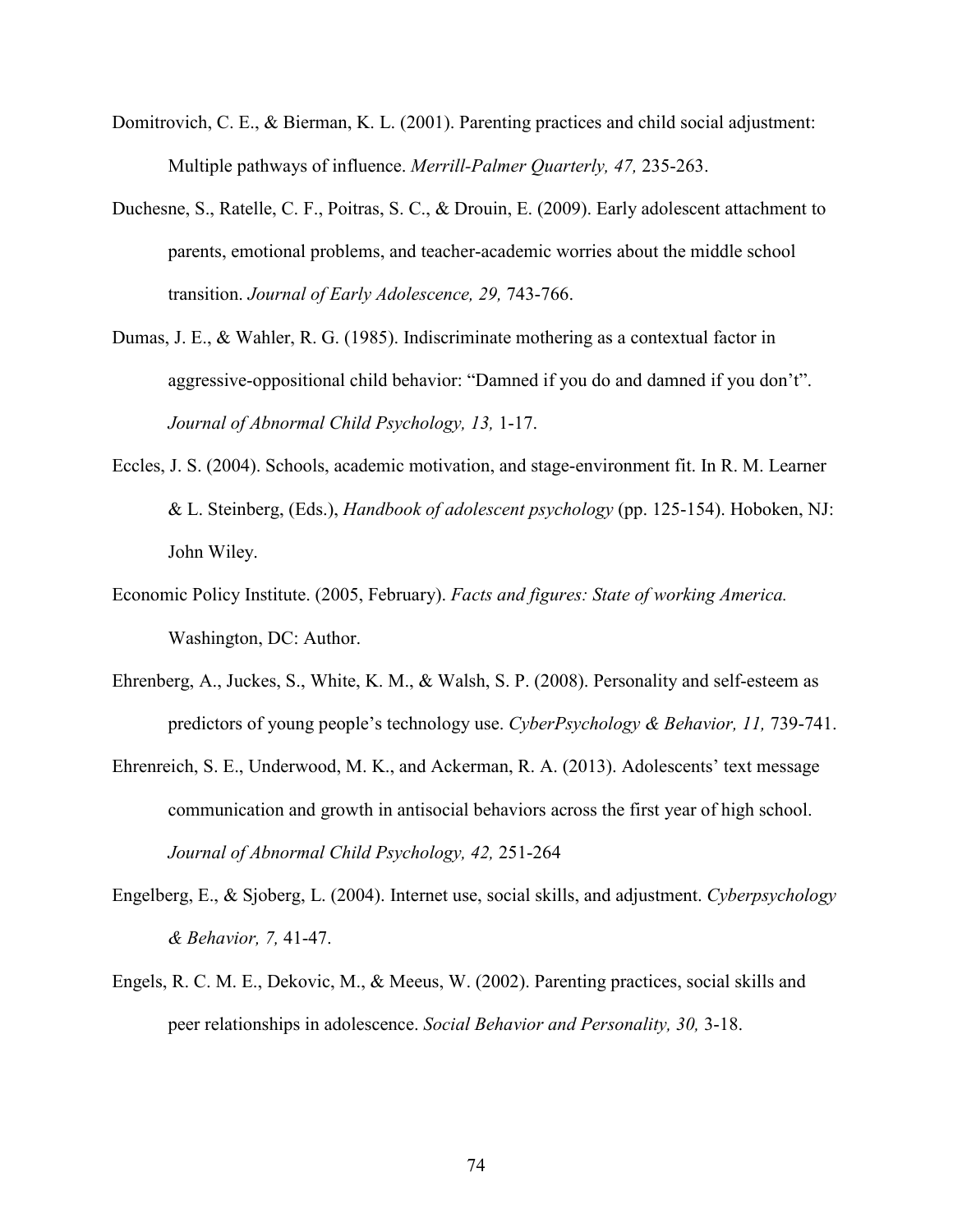Domitrovich, C. E., & Bierman, K. L. (2001). Parenting practices and child social adjustment: Multiple pathways of influence. *Merrill-Palmer Quarterly, 47,* 235-263.

Duchesne, S., Ratelle, C. F., Poitras, S. C., & Drouin, E. (2009). Early adolescent attachment to parents, emotional problems, and teacher-academic worries about the middle school transition. *Journal of Early Adolescence, 29,* 743-766.

Dumas, J. E., & Wahler, R. G. (1985). Indiscriminate mothering as a contextual factor in aggressive-oppositional child behavior: "Damned if you do and damned if you don't". *Journal of Abnormal Child Psychology, 13,* 1-17.

Eccles, J. S. (2004). Schools, academic motivation, and stage-environment fit. In R. M. Learner & L. Steinberg, (Eds.), *Handbook of adolescent psychology* (pp. 125-154). Hoboken, NJ: John Wiley.

Economic Policy Institute. (2005, February). *Facts and figures: State of working America.* Washington, DC: Author.

Ehrenberg, A., Juckes, S., White, K. M., & Walsh, S. P. (2008). Personality and self-esteem as predictors of young people's technology use. *CyberPsychology & Behavior, 11,* 739-741.

Ehrenreich, S. E., Underwood, M. K., and Ackerman, R. A. (2013). Adolescents' text message communication and growth in antisocial behaviors across the first year of high school. *Journal of Abnormal Child Psychology, 42,* 251-264

Engelberg, E., & Sjoberg, L. (2004). Internet use, social skills, and adjustment. *Cyberpsychology & Behavior, 7,* 41-47.

Engels, R. C. M. E., Dekovic, M., & Meeus, W. (2002). Parenting practices, social skills and peer relationships in adolescence. *Social Behavior and Personality, 30,* 3-18.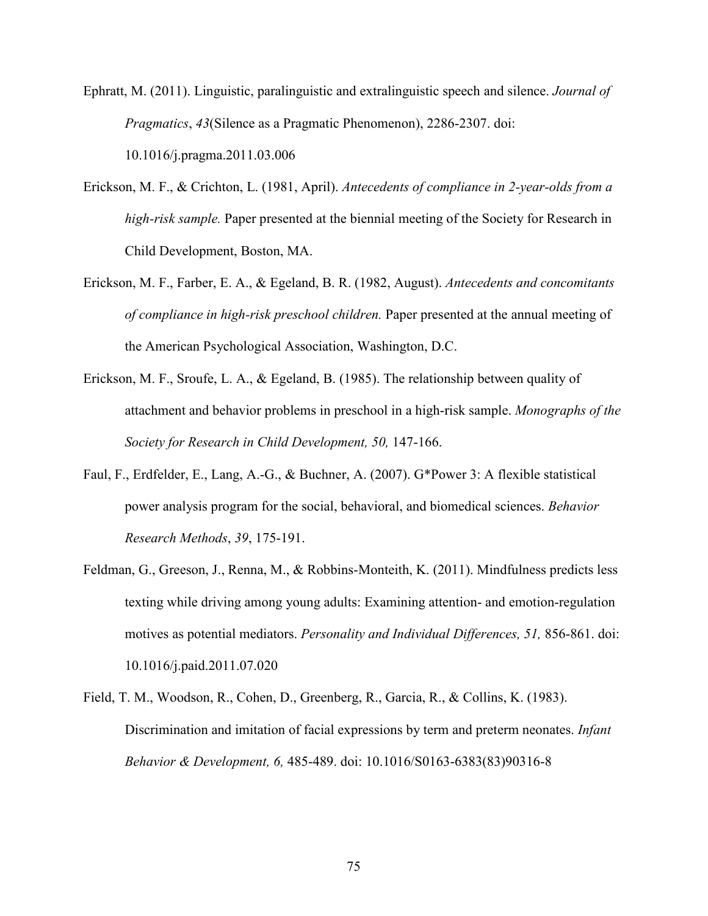Ephratt, M. (2011). Linguistic, paralinguistic and extralinguistic speech and silence. *Journal of Pragmatics*, *43*(Silence as a Pragmatic Phenomenon), 2286-2307. doi: 10.1016/j.pragma.2011.03.006

Erickson, M. F., & Crichton, L. (1981, April). *Antecedents of compliance in 2-year-olds from a high-risk sample.* Paper presented at the biennial meeting of the Society for Research in Child Development, Boston, MA.

Erickson, M. F., Farber, E. A., & Egeland, B. R. (1982, August). *Antecedents and concomitants of compliance in high-risk preschool children.* Paper presented at the annual meeting of the American Psychological Association, Washington, D.C.

Erickson, M. F., Sroufe, L. A., & Egeland, B. (1985). The relationship between quality of attachment and behavior problems in preschool in a high-risk sample. *Monographs of the Society for Research in Child Development, 50,* 147-166.

Faul, F., Erdfelder, E., Lang, A.-G., & Buchner, A. (2007). G*Power 3: A flexible statistical power analysis program for the social, behavioral, and biomedical sciences. *Behavior Research Methods*, *39*, 175-191.

Feldman, G., Greeson, J., Renna, M., & Robbins-Monteith, K. (2011). Mindfulness predicts less texting while driving among young adults: Examining attention- and emotion-regulation motives as potential mediators. *Personality and Individual Differences, 51,* 856-861. doi: 10.1016/j.paid.2011.07.020

Field, T. M., Woodson, R., Cohen, D., Greenberg, R., Garcia, R., & Collins, K. (1983). Discrimination and imitation of facial expressions by term and preterm neonates. *Infant Behavior & Development, 6,* 485-489. doi: 10.1016/S0163-6383(83)90316-8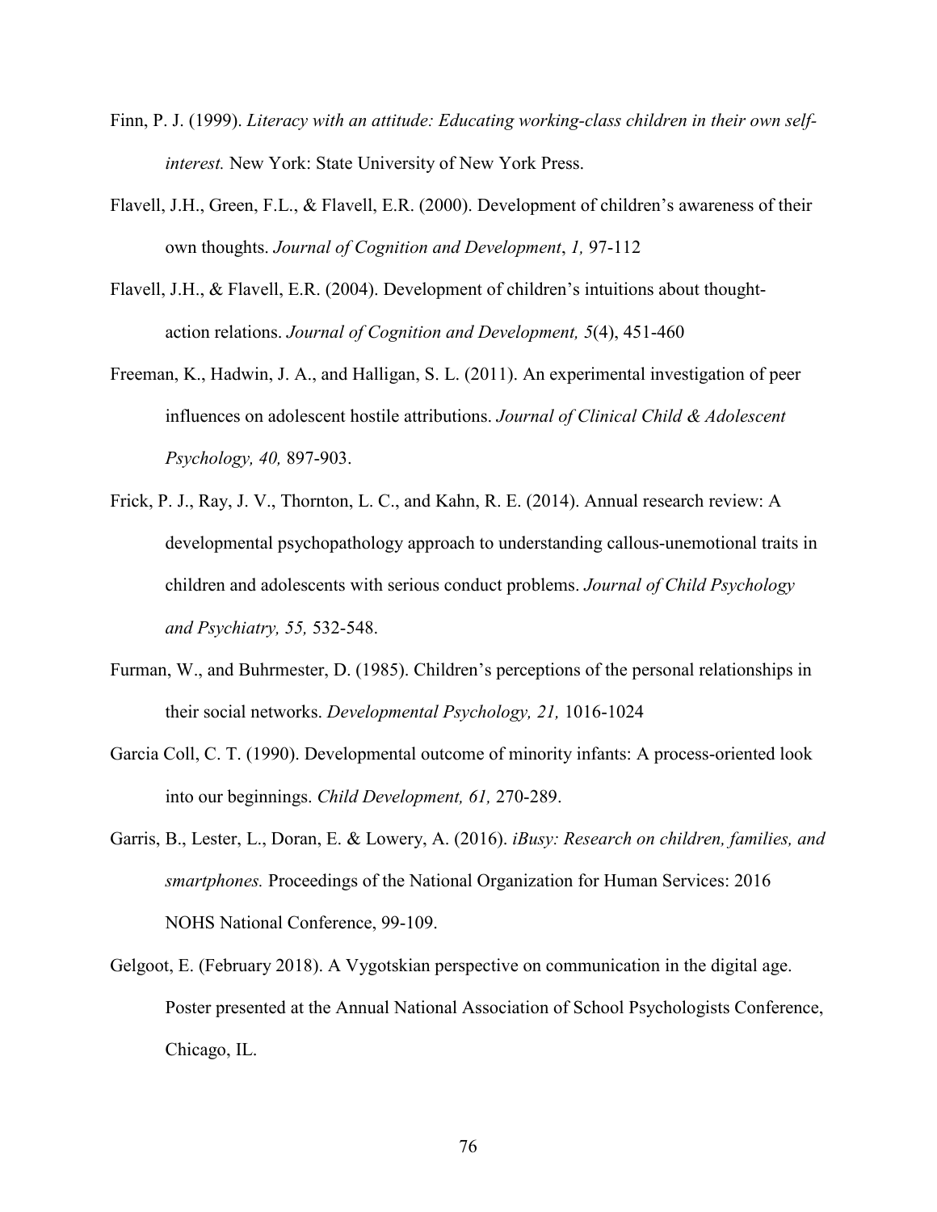Finn, P. J. (1999). *Literacy with an attitude: Educating working-class children in their own self-interest.* New York: State University of New York Press.

Flavell, J.H., Green, F.L., & Flavell, E.R. (2000). Development of children's awareness of their own thoughts. *Journal of Cognition and Development*, *1,* 97-112

Flavell, J.H., & Flavell, E.R. (2004). Development of children's intuitions about thought-action relations. *Journal of Cognition and Development, 5*(4), 451-460

Freeman, K., Hadwin, J. A., and Halligan, S. L. (2011). An experimental investigation of peer influences on adolescent hostile attributions. *Journal of Clinical Child & Adolescent Psychology, 40,* 897-903.

Frick, P. J., Ray, J. V., Thornton, L. C., and Kahn, R. E. (2014). Annual research review: A developmental psychopathology approach to understanding callous-unemotional traits in children and adolescents with serious conduct problems. *Journal of Child Psychology and Psychiatry, 55,* 532-548.

Furman, W., and Buhrmester, D. (1985). Children's perceptions of the personal relationships in their social networks. *Developmental Psychology, 21,* 1016-1024

Garcia Coll, C. T. (1990). Developmental outcome of minority infants: A process-oriented look into our beginnings. *Child Development, 61,* 270-289.

Garris, B., Lester, L., Doran, E. & Lowery, A. (2016). *iBusy: Research on children, families, and smartphones.* Proceedings of the National Organization for Human Services: 2016 NOHS National Conference, 99-109.

Gelgoot, E. (February 2018). A Vygotskian perspective on communication in the digital age. Poster presented at the Annual National Association of School Psychologists Conference, Chicago, IL.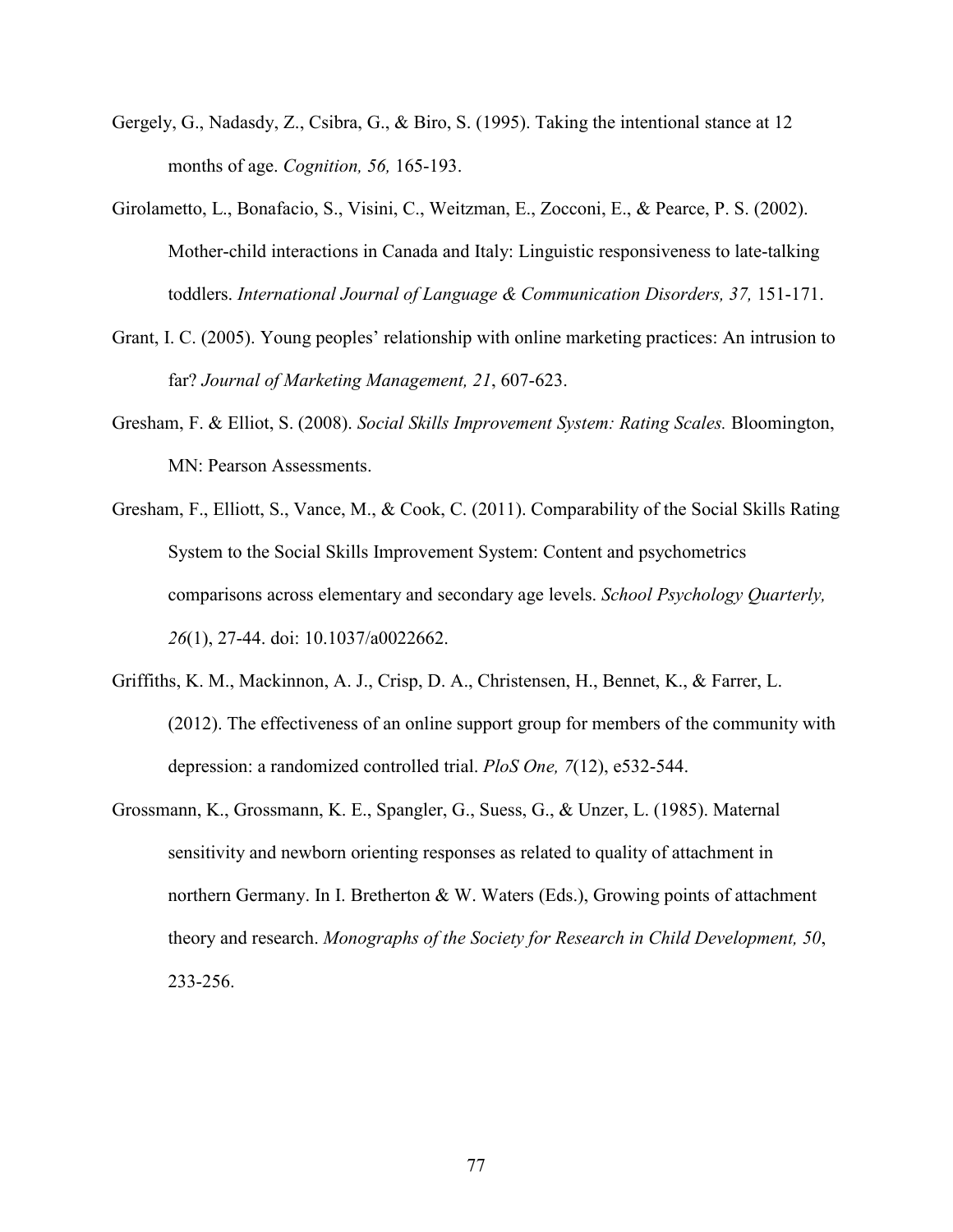Gergely, G., Nadasdy, Z., Csibra, G., & Biro, S. (1995). Taking the intentional stance at 12 months of age. *Cognition, 56,* 165-193.

Girolametto, L., Bonafacio, S., Visini, C., Weitzman, E., Zocconi, E., & Pearce, P. S. (2002). Mother-child interactions in Canada and Italy: Linguistic responsiveness to late-talking toddlers. *International Journal of Language & Communication Disorders, 37,* 151-171.

Grant, I. C. (2005). Young peoples' relationship with online marketing practices: An intrusion to far? *Journal of Marketing Management, 21*, 607-623.

Gresham, F. & Elliot, S. (2008). *Social Skills Improvement System: Rating Scales.* Bloomington, MN: Pearson Assessments.

Gresham, F., Elliott, S., Vance, M., & Cook, C. (2011). Comparability of the Social Skills Rating System to the Social Skills Improvement System: Content and psychometrics comparisons across elementary and secondary age levels. *School Psychology Quarterly, 26*(1), 27-44. doi: 10.1037/a0022662.

Griffiths, K. M., Mackinnon, A. J., Crisp, D. A., Christensen, H., Bennet, K., & Farrer, L. (2012). The effectiveness of an online support group for members of the community with depression: a randomized controlled trial. *PloS One, 7*(12), e532-544.

Grossmann, K., Grossmann, K. E., Spangler, G., Suess, G., & Unzer, L. (1985). Maternal sensitivity and newborn orienting responses as related to quality of attachment in northern Germany. In I. Bretherton & W. Waters (Eds.), Growing points of attachment theory and research. *Monographs of the Society for Research in Child Development, 50*, 233-256.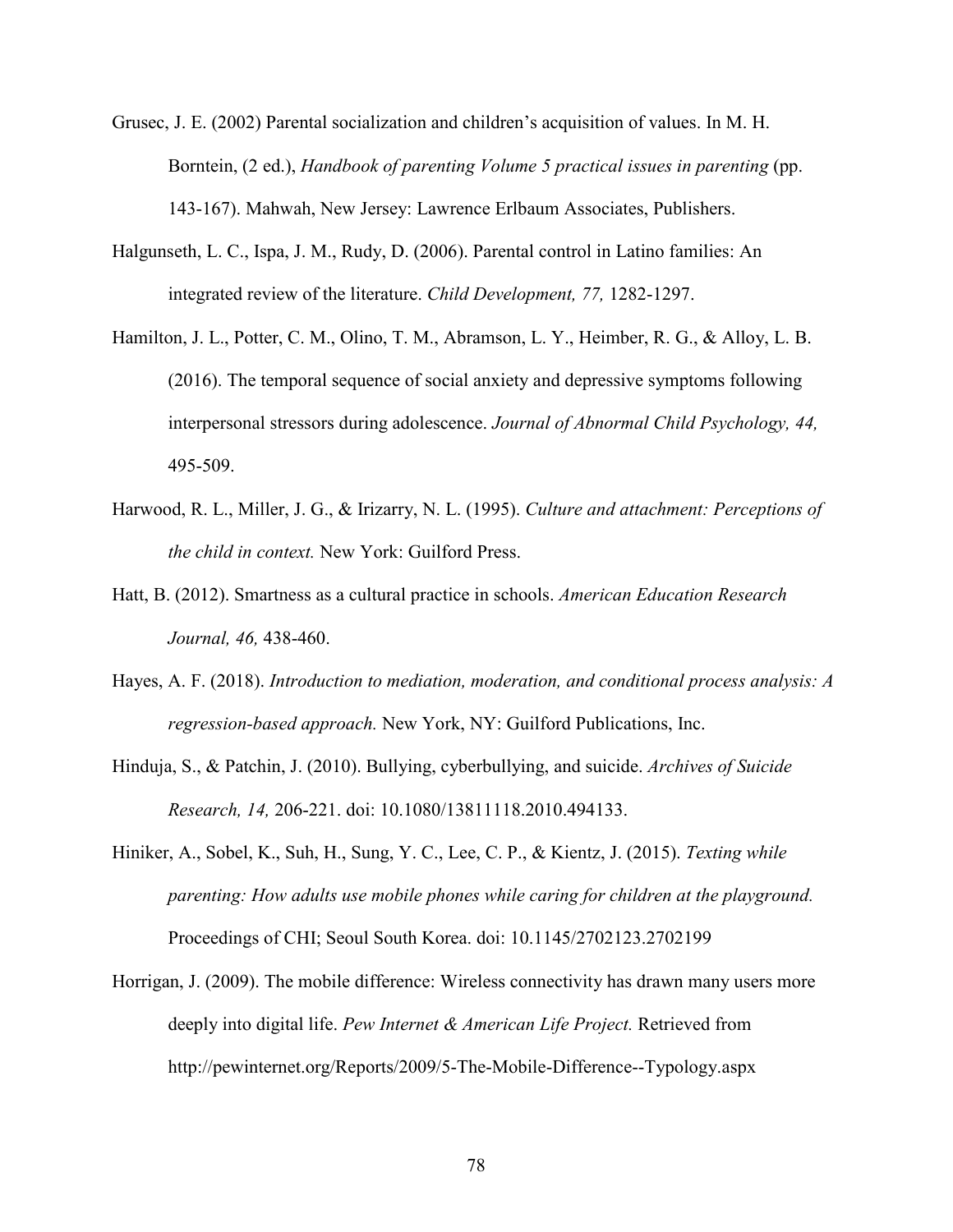Grusec, J. E. (2002) Parental socialization and children's acquisition of values. In M. H. Borntein, (2 ed.), *Handbook of parenting Volume 5 practical issues in parenting* (pp. 143-167). Mahwah, New Jersey: Lawrence Erlbaum Associates, Publishers.

Halgunseth, L. C., Ispa, J. M., Rudy, D. (2006). Parental control in Latino families: An integrated review of the literature. *Child Development, 77,* 1282-1297.

Hamilton, J. L., Potter, C. M., Olino, T. M., Abramson, L. Y., Heimber, R. G., & Alloy, L. B. (2016). The temporal sequence of social anxiety and depressive symptoms following interpersonal stressors during adolescence. *Journal of Abnormal Child Psychology, 44,* 495-509.

Harwood, R. L., Miller, J. G., & Irizarry, N. L. (1995). *Culture and attachment: Perceptions of the child in context.* New York: Guilford Press.

Hatt, B. (2012). Smartness as a cultural practice in schools. *American Education Research Journal, 46,* 438-460.

Hayes, A. F. (2018). *Introduction to mediation, moderation, and conditional process analysis: A regression-based approach.* New York, NY: Guilford Publications, Inc.

Hinduja, S., & Patchin, J. (2010). Bullying, cyberbullying, and suicide. *Archives of Suicide Research, 14,* 206-221. doi: 10.1080/13811118.2010.494133.

Hiniker, A., Sobel, K., Suh, H., Sung, Y. C., Lee, C. P., & Kientz, J. (2015). *Texting while parenting: How adults use mobile phones while caring for children at the playground.* Proceedings of CHI; Seoul South Korea. doi: 10.1145/2702123.2702199

Horrigan, J. (2009). The mobile difference: Wireless connectivity has drawn many users more deeply into digital life. *Pew Internet & American Life Project.* Retrieved from http://pewinternet.org/Reports/2009/5-The-Mobile-Difference--Typology.aspx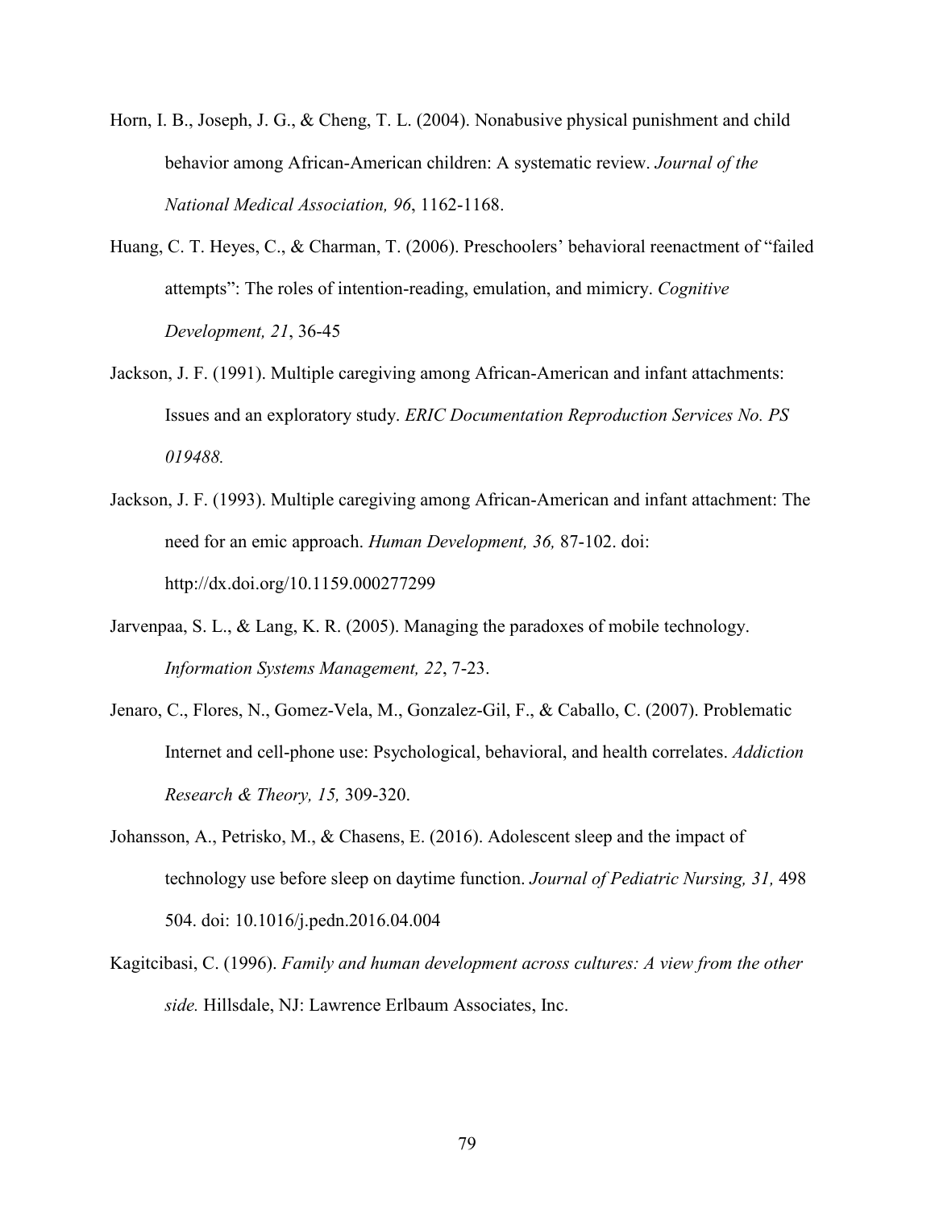Horn, I. B., Joseph, J. G., & Cheng, T. L. (2004). Nonabusive physical punishment and child behavior among African-American children: A systematic review. *Journal of the National Medical Association, 96*, 1162-1168.

Huang, C. T. Heyes, C., & Charman, T. (2006). Preschoolers' behavioral reenactment of "failed attempts": The roles of intention-reading, emulation, and mimicry. *Cognitive Development, 21*, 36-45

Jackson, J. F. (1991). Multiple caregiving among African-American and infant attachments: Issues and an exploratory study. *ERIC Documentation Reproduction Services No. PS 019488.*

Jackson, J. F. (1993). Multiple caregiving among African-American and infant attachment: The need for an emic approach. *Human Development, 36,* 87-102. doi: http://dx.doi.org/10.1159.000277299

Jarvenpaa, S. L., & Lang, K. R. (2005). Managing the paradoxes of mobile technology. *Information Systems Management, 22*, 7-23.

Jenaro, C., Flores, N., Gomez-Vela, M., Gonzalez-Gil, F., & Caballo, C. (2007). Problematic Internet and cell-phone use: Psychological, behavioral, and health correlates. *Addiction Research & Theory, 15,* 309-320.

Johansson, A., Petrisko, M., & Chasens, E. (2016). Adolescent sleep and the impact of technology use before sleep on daytime function. *Journal of Pediatric Nursing, 31,* 498 504. doi: 10.1016/j.pedn.2016.04.004

Kagitcibasi, C. (1996). *Family and human development across cultures: A view from the other side.* Hillsdale, NJ: Lawrence Erlbaum Associates, Inc.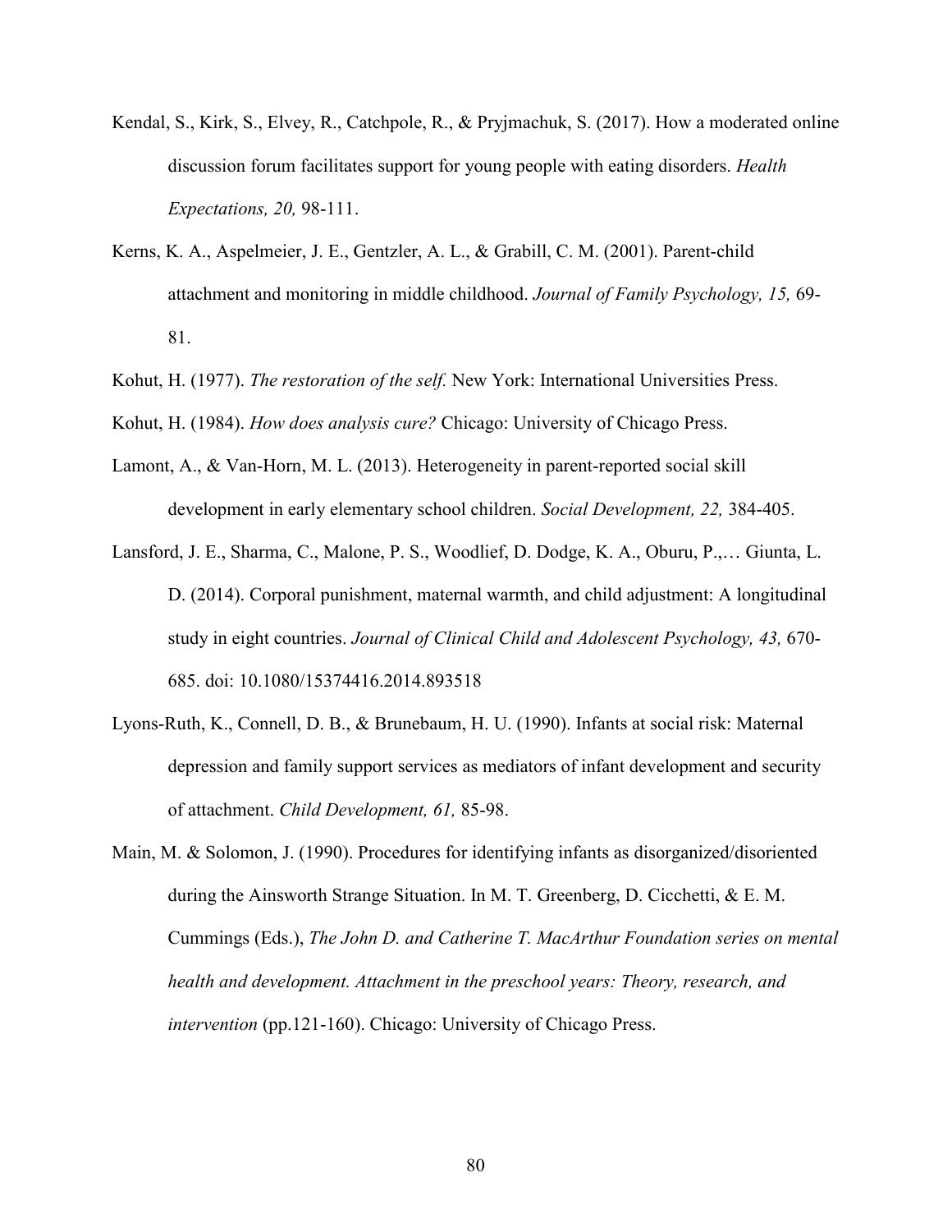Kendal, S., Kirk, S., Elvey, R., Catchpole, R., & Pryjmachuk, S. (2017). How a moderated online discussion forum facilitates support for young people with eating disorders. *Health Expectations, 20,* 98-111.

Kerns, K. A., Aspelmeier, J. E., Gentzler, A. L., & Grabill, C. M. (2001). Parent-child attachment and monitoring in middle childhood. *Journal of Family Psychology, 15,* 69-81.

Kohut, H. (1977). *The restoration of the self.* New York: International Universities Press.

Kohut, H. (1984). *How does analysis cure?* Chicago: University of Chicago Press.

Lamont, A., & Van-Horn, M. L. (2013). Heterogeneity in parent-reported social skill development in early elementary school children. *Social Development, 22,* 384-405.

Lansford, J. E., Sharma, C., Malone, P. S., Woodlief, D. Dodge, K. A., Oburu, P.,… Giunta, L. D. (2014). Corporal punishment, maternal warmth, and child adjustment: A longitudinal study in eight countries. *Journal of Clinical Child and Adolescent Psychology, 43,* 670-685. doi: 10.1080/15374416.2014.893518

Lyons-Ruth, K., Connell, D. B., & Brunebaum, H. U. (1990). Infants at social risk: Maternal depression and family support services as mediators of infant development and security of attachment. *Child Development, 61,* 85-98.

Main, M. & Solomon, J. (1990). Procedures for identifying infants as disorganized/disoriented during the Ainsworth Strange Situation. In M. T. Greenberg, D. Cicchetti, & E. M. Cummings (Eds.), *The John D. and Catherine T. MacArthur Foundation series on mental health and development. Attachment in the preschool years: Theory, research, and intervention* (pp.121-160). Chicago: University of Chicago Press.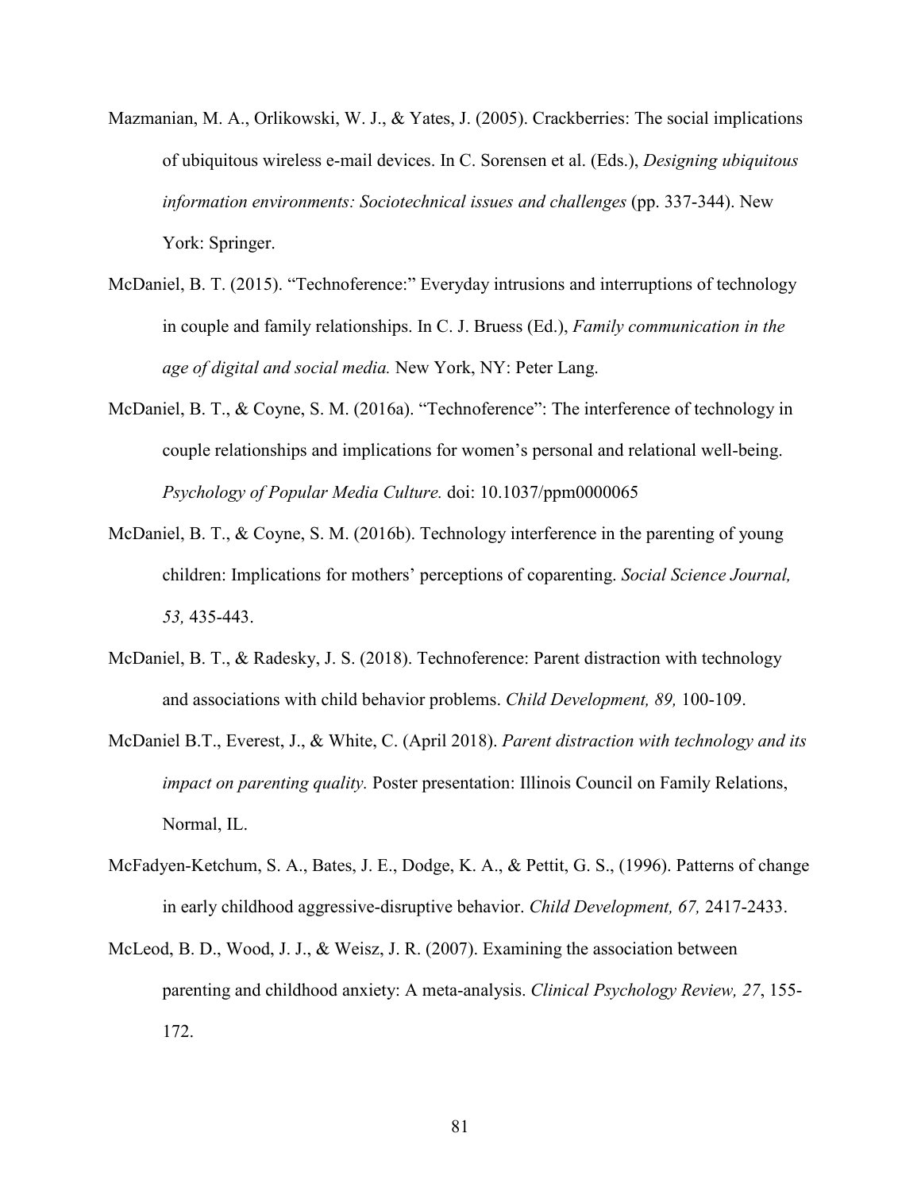Mazmanian, M. A., Orlikowski, W. J., & Yates, J. (2005). Crackberries: The social implications of ubiquitous wireless e-mail devices. In C. Sorensen et al. (Eds.), *Designing ubiquitous information environments: Sociotechnical issues and challenges* (pp. 337-344). New York: Springer.

McDaniel, B. T. (2015). "Technoference:" Everyday intrusions and interruptions of technology in couple and family relationships. In C. J. Bruess (Ed.), *Family communication in the age of digital and social media.* New York, NY: Peter Lang.

McDaniel, B. T., & Coyne, S. M. (2016a). "Technoference": The interference of technology in couple relationships and implications for women's personal and relational well-being. *Psychology of Popular Media Culture.* doi: 10.1037/ppm0000065

McDaniel, B. T., & Coyne, S. M. (2016b). Technology interference in the parenting of young children: Implications for mothers' perceptions of coparenting. *Social Science Journal, 53,* 435-443.

McDaniel, B. T., & Radesky, J. S. (2018). Technoference: Parent distraction with technology and associations with child behavior problems. *Child Development, 89,* 100-109.

McDaniel B.T., Everest, J., & White, C. (April 2018). *Parent distraction with technology and its impact on parenting quality.* Poster presentation: Illinois Council on Family Relations, Normal, IL.

McFadyen-Ketchum, S. A., Bates, J. E., Dodge, K. A., & Pettit, G. S., (1996). Patterns of change in early childhood aggressive-disruptive behavior. *Child Development, 67,* 2417-2433.

McLeod, B. D., Wood, J. J., & Weisz, J. R. (2007). Examining the association between parenting and childhood anxiety: A meta-analysis. *Clinical Psychology Review, 27*, 155-172.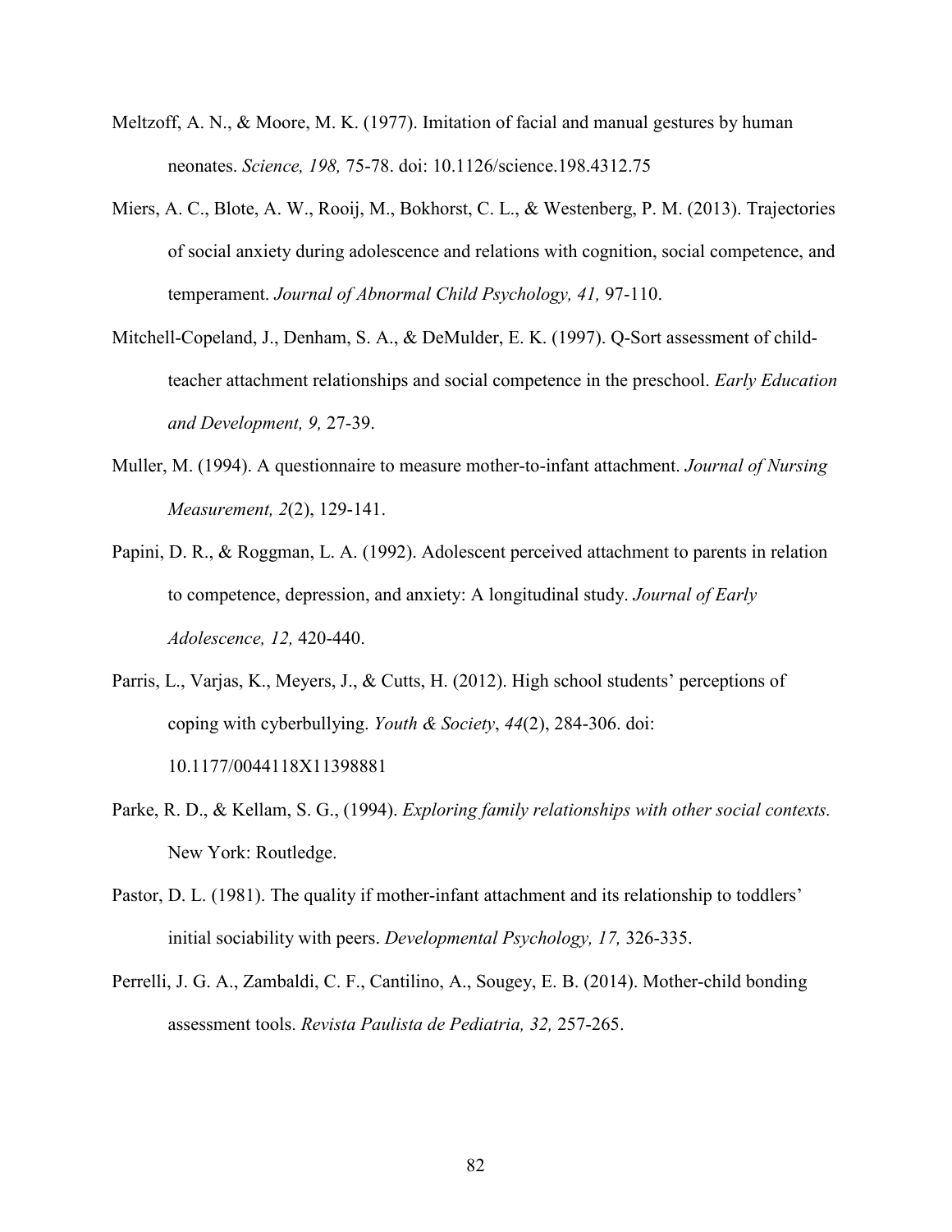Meltzoff, A. N., & Moore, M. K. (1977). Imitation of facial and manual gestures by human neonates. *Science, 198,* 75-78. doi: 10.1126/science.198.4312.75

Miers, A. C., Blote, A. W., Rooij, M., Bokhorst, C. L., & Westenberg, P. M. (2013). Trajectories of social anxiety during adolescence and relations with cognition, social competence, and temperament. *Journal of Abnormal Child Psychology, 41,* 97-110.

Mitchell-Copeland, J., Denham, S. A., & DeMulder, E. K. (1997). Q-Sort assessment of child-teacher attachment relationships and social competence in the preschool. *Early Education and Development, 9,* 27-39.

Muller, M. (1994). A questionnaire to measure mother-to-infant attachment. *Journal of Nursing Measurement, 2*(2), 129-141.

Papini, D. R., & Roggman, L. A. (1992). Adolescent perceived attachment to parents in relation to competence, depression, and anxiety: A longitudinal study. *Journal of Early Adolescence, 12,* 420-440.

Parris, L., Varjas, K., Meyers, J., & Cutts, H. (2012). High school students' perceptions of coping with cyberbullying. *Youth & Society*, *44*(2), 284-306. doi: 10.1177/0044118X11398881

Parke, R. D., & Kellam, S. G., (1994). *Exploring family relationships with other social contexts.* New York: Routledge.

Pastor, D. L. (1981). The quality if mother-infant attachment and its relationship to toddlers' initial sociability with peers. *Developmental Psychology, 17,* 326-335.

Perrelli, J. G. A., Zambaldi, C. F., Cantilino, A., Sougey, E. B. (2014). Mother-child bonding assessment tools. *Revista Paulista de Pediatria, 32,* 257-265.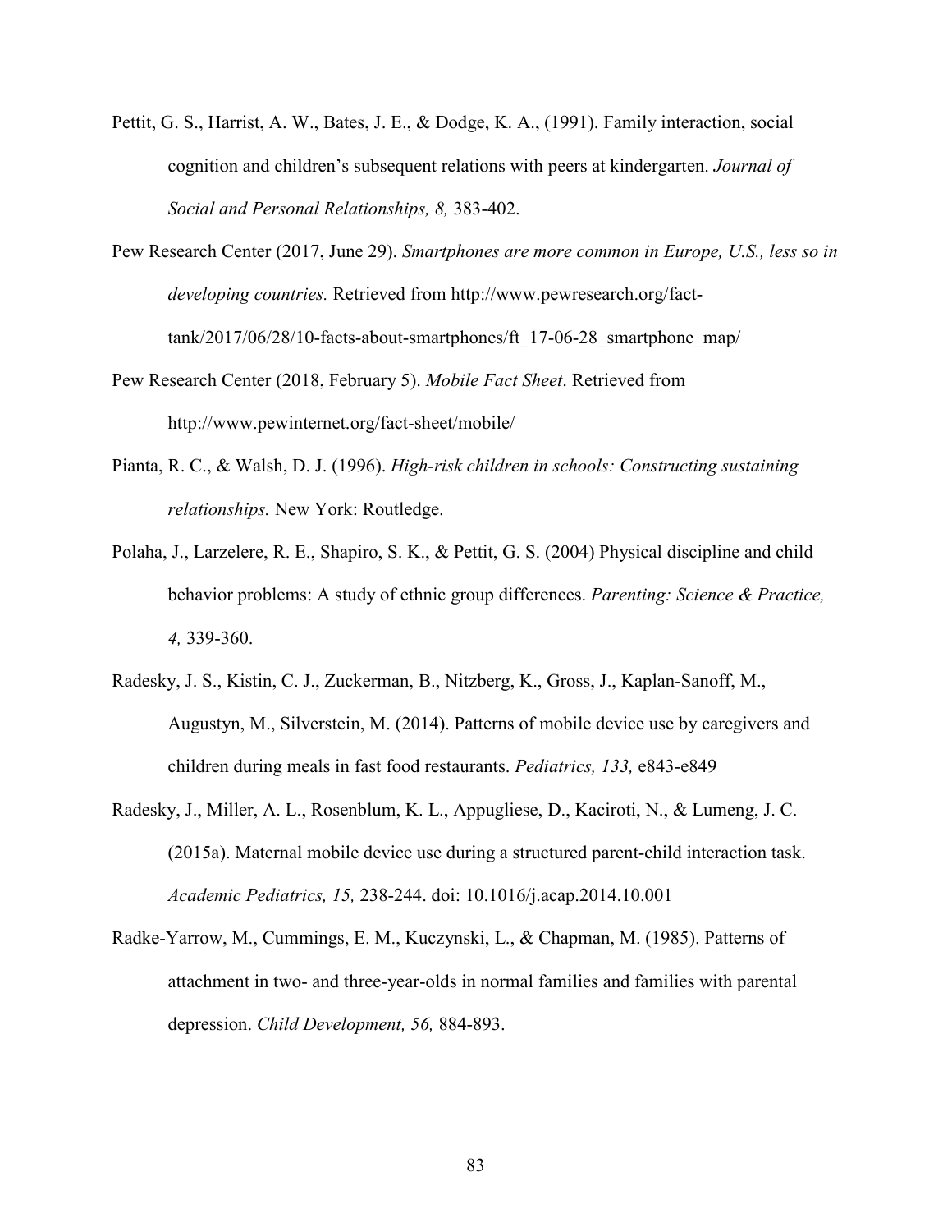Pettit, G. S., Harrist, A. W., Bates, J. E., & Dodge, K. A., (1991). Family interaction, social cognition and children's subsequent relations with peers at kindergarten. *Journal of Social and Personal Relationships, 8,* 383-402.

Pew Research Center (2017, June 29). *Smartphones are more common in Europe, U.S., less so in developing countries.* Retrieved from http://www.pewresearch.org/fact-tank/2017/06/28/10-facts-about-smartphones/ft_17-06-28_smartphone_map/

Pew Research Center (2018, February 5). *Mobile Fact Sheet*. Retrieved from http://www.pewinternet.org/fact-sheet/mobile/

Pianta, R. C., & Walsh, D. J. (1996). *High-risk children in schools: Constructing sustaining relationships.* New York: Routledge.

Polaha, J., Larzelere, R. E., Shapiro, S. K., & Pettit, G. S. (2004) Physical discipline and child behavior problems: A study of ethnic group differences. *Parenting: Science & Practice, 4,* 339-360.

Radesky, J. S., Kistin, C. J., Zuckerman, B., Nitzberg, K., Gross, J., Kaplan-Sanoff, M., Augustyn, M., Silverstein, M. (2014). Patterns of mobile device use by caregivers and children during meals in fast food restaurants. *Pediatrics, 133,* e843-e849

Radesky, J., Miller, A. L., Rosenblum, K. L., Appugliese, D., Kaciroti, N., & Lumeng, J. C. (2015a). Maternal mobile device use during a structured parent-child interaction task. *Academic Pediatrics, 15,* 238-244. doi: 10.1016/j.acap.2014.10.001

Radke-Yarrow, M., Cummings, E. M., Kuczynski, L., & Chapman, M. (1985). Patterns of attachment in two- and three-year-olds in normal families and families with parental depression. *Child Development, 56,* 884-893.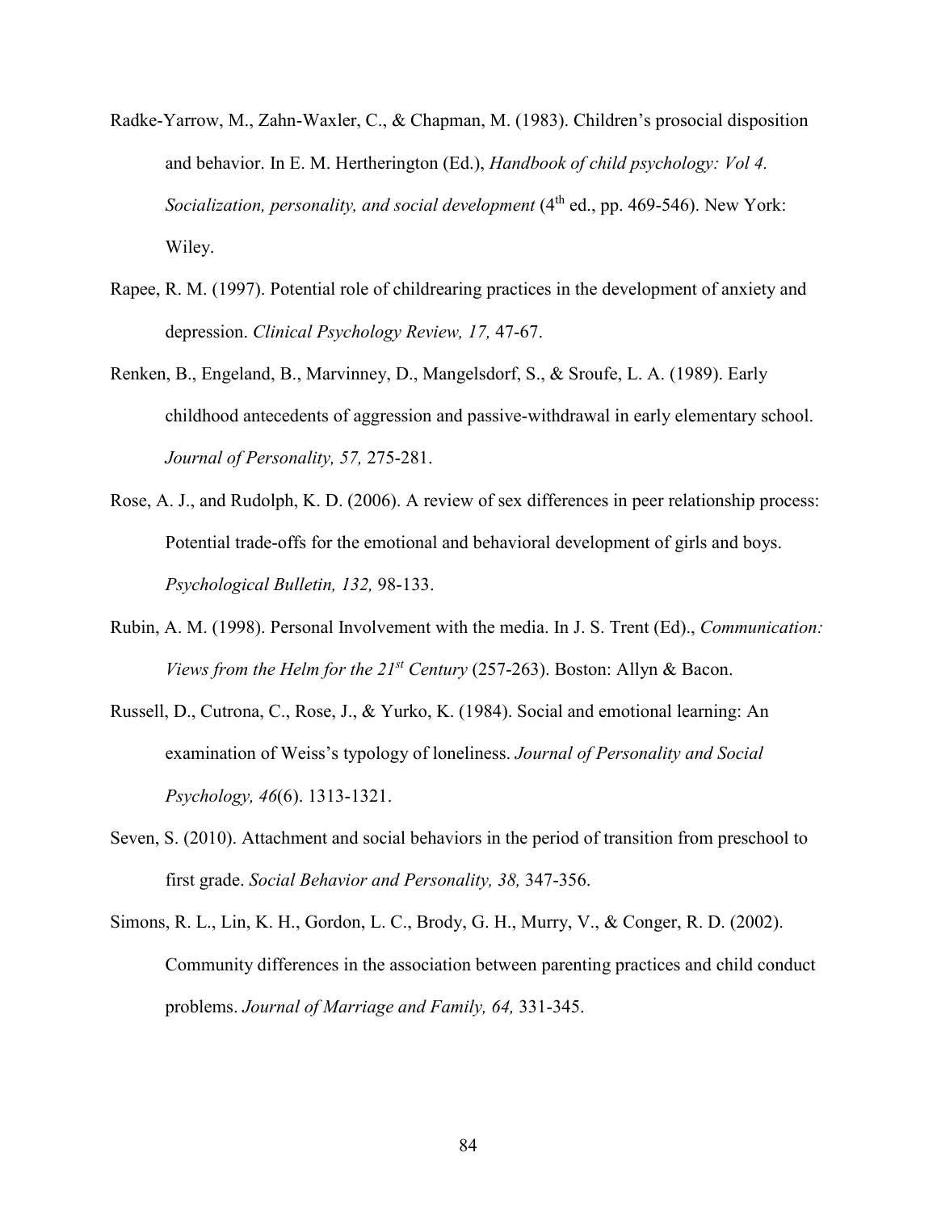Radke-Yarrow, M., Zahn-Waxler, C., & Chapman, M. (1983). Children's prosocial disposition and behavior. In E. M. Hertherington (Ed.), *Handbook of child psychology: Vol 4. Socialization, personality, and social development* (4th ed., pp. 469-546). New York: Wiley.

Rapee, R. M. (1997). Potential role of childrearing practices in the development of anxiety and depression. *Clinical Psychology Review, 17,* 47-67.

Renken, B., Engeland, B., Marvinney, D., Mangelsdorf, S., & Sroufe, L. A. (1989). Early childhood antecedents of aggression and passive-withdrawal in early elementary school. *Journal of Personality, 57,* 275-281.

Rose, A. J., and Rudolph, K. D. (2006). A review of sex differences in peer relationship process: Potential trade-offs for the emotional and behavioral development of girls and boys. *Psychological Bulletin, 132,* 98-133.

Rubin, A. M. (1998). Personal Involvement with the media. In J. S. Trent (Ed)., *Communication: Views from the Helm for the 21st Century* (257-263). Boston: Allyn & Bacon.

Russell, D., Cutrona, C., Rose, J., & Yurko, K. (1984). Social and emotional learning: An examination of Weiss's typology of loneliness. *Journal of Personality and Social Psychology, 46*(6). 1313-1321.

Seven, S. (2010). Attachment and social behaviors in the period of transition from preschool to first grade. *Social Behavior and Personality, 38,* 347-356.

Simons, R. L., Lin, K. H., Gordon, L. C., Brody, G. H., Murry, V., & Conger, R. D. (2002). Community differences in the association between parenting practices and child conduct problems. *Journal of Marriage and Family, 64,* 331-345.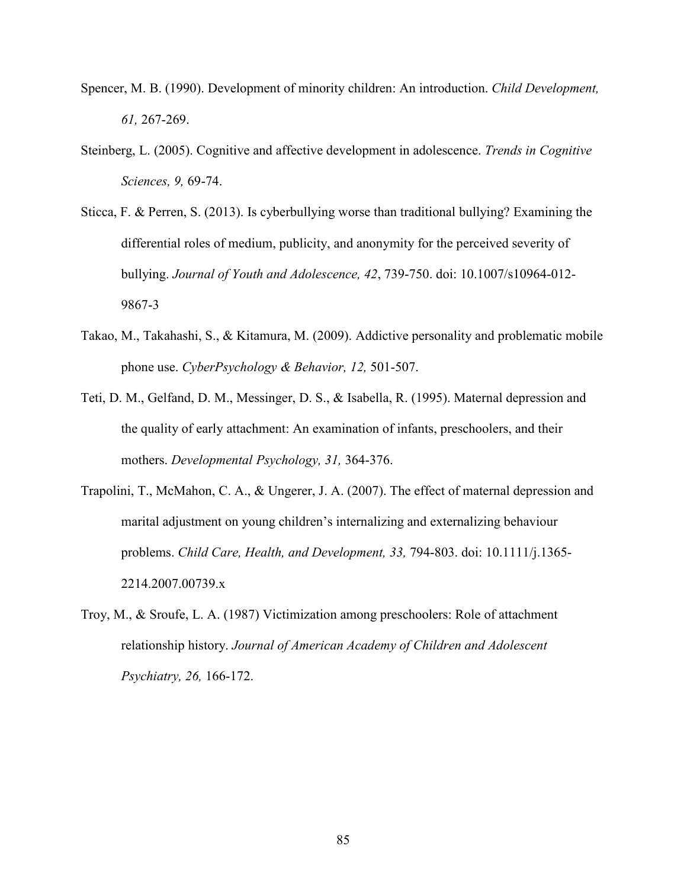Spencer, M. B. (1990). Development of minority children: An introduction. *Child Development, 61,* 267-269.

Steinberg, L. (2005). Cognitive and affective development in adolescence. *Trends in Cognitive Sciences, 9,* 69-74.

Sticca, F. & Perren, S. (2013). Is cyberbullying worse than traditional bullying? Examining the differential roles of medium, publicity, and anonymity for the perceived severity of bullying. *Journal of Youth and Adolescence, 42*, 739-750. doi: 10.1007/s10964-012-9867-3

Takao, M., Takahashi, S., & Kitamura, M. (2009). Addictive personality and problematic mobile phone use. *CyberPsychology & Behavior, 12,* 501-507.

Teti, D. M., Gelfand, D. M., Messinger, D. S., & Isabella, R. (1995). Maternal depression and the quality of early attachment: An examination of infants, preschoolers, and their mothers. *Developmental Psychology, 31,* 364-376.

Trapolini, T., McMahon, C. A., & Ungerer, J. A. (2007). The effect of maternal depression and marital adjustment on young children's internalizing and externalizing behaviour problems. *Child Care, Health, and Development, 33,* 794-803. doi: 10.1111/j.1365-2214.2007.00739.x

Troy, M., & Sroufe, L. A. (1987) Victimization among preschoolers: Role of attachment relationship history. *Journal of American Academy of Children and Adolescent Psychiatry, 26,* 166-172.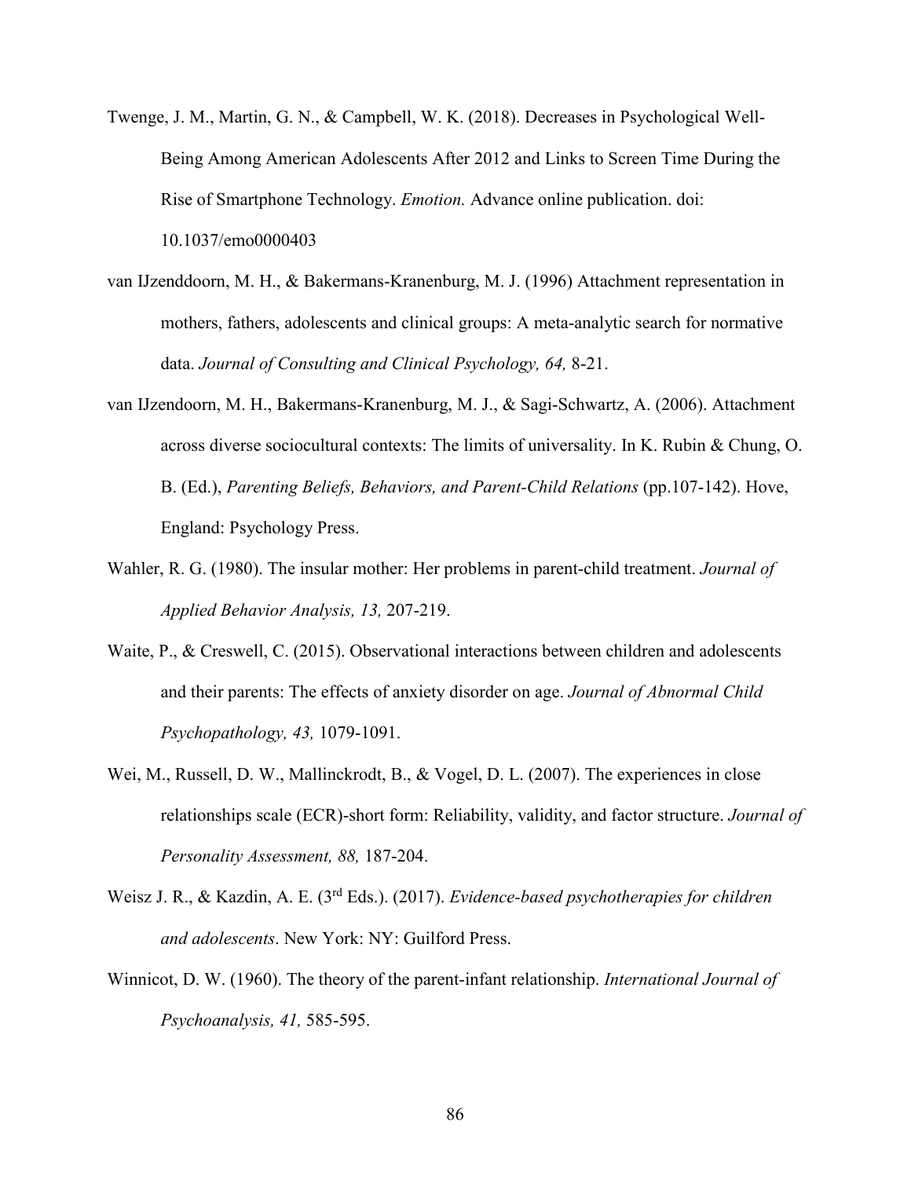Twenge, J. M., Martin, G. N., & Campbell, W. K. (2018). Decreases in Psychological Well-Being Among American Adolescents After 2012 and Links to Screen Time During the Rise of Smartphone Technology. *Emotion.* Advance online publication. doi: 10.1037/emo0000403

van IJzenddoorn, M. H., & Bakermans-Kranenburg, M. J. (1996) Attachment representation in mothers, fathers, adolescents and clinical groups: A meta-analytic search for normative data. *Journal of Consulting and Clinical Psychology, 64,* 8-21.

van IJzendoorn, M. H., Bakermans-Kranenburg, M. J., & Sagi-Schwartz, A. (2006). Attachment across diverse sociocultural contexts: The limits of universality. In K. Rubin & Chung, O. B. (Ed.), *Parenting Beliefs, Behaviors, and Parent-Child Relations* (pp.107-142). Hove, England: Psychology Press.

Wahler, R. G. (1980). The insular mother: Her problems in parent-child treatment. *Journal of Applied Behavior Analysis, 13,* 207-219.

Waite, P., & Creswell, C. (2015). Observational interactions between children and adolescents and their parents: The effects of anxiety disorder on age. *Journal of Abnormal Child Psychopathology, 43,* 1079-1091.

Wei, M., Russell, D. W., Mallinckrodt, B., & Vogel, D. L. (2007). The experiences in close relationships scale (ECR)-short form: Reliability, validity, and factor structure. *Journal of Personality Assessment, 88,* 187-204.

Weisz J. R., & Kazdin, A. E. (3rd Eds.). (2017). *Evidence-based psychotherapies for children and adolescents*. New York: NY: Guilford Press.

Winnicot, D. W. (1960). The theory of the parent-infant relationship. *International Journal of Psychoanalysis, 41,* 585-595.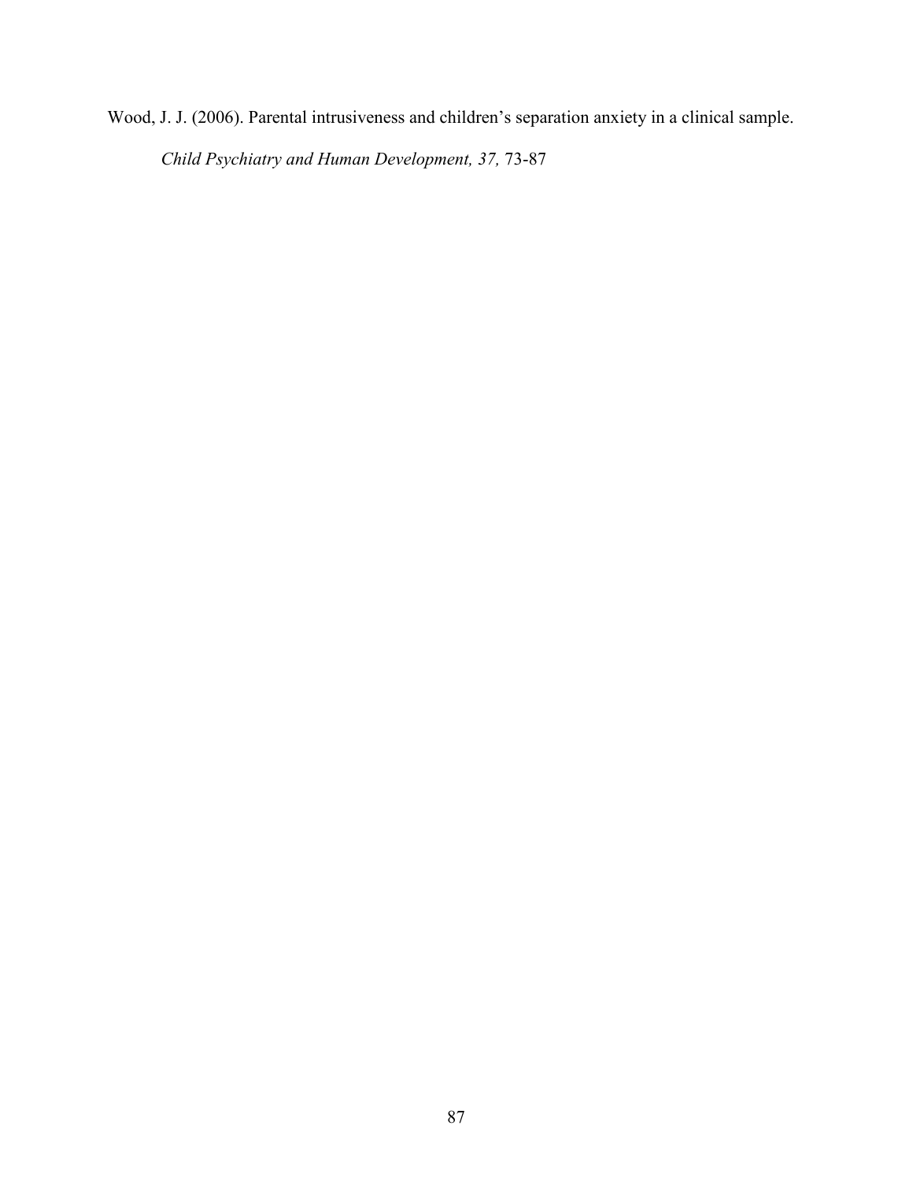Wood, J. J. (2006). Parental intrusiveness and children's separation anxiety in a clinical sample. *Child Psychiatry and Human Development, 37,* 73-87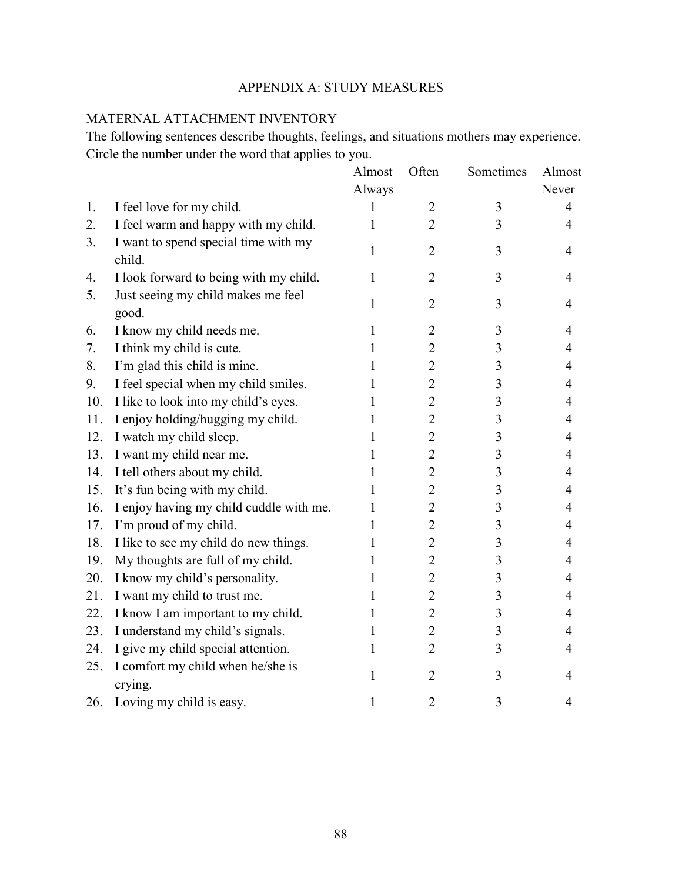# APPENDIX A: STUDY MEASURES

## MATERNAL ATTACHMENT INVENTORY

The following sentences describe thoughts, feelings, and situations mothers may experience. Circle the number under the word that applies to you.

| | | Almost Always | Often | Sometimes | Almost Never |
|---|---|---|---|---|---|
| 1. | I feel love for my child. | 1 | 2 | 3 | 4 |
| 2. | I feel warm and happy with my child. | 1 | 2 | 3 | 4 |
| 3. | I want to spend special time with my child. | 1 | 2 | 3 | 4 |
| 4. | I look forward to being with my child. | 1 | 2 | 3 | 4 |
| 5. | Just seeing my child makes me feel good. | 1 | 2 | 3 | 4 |
| 6. | I know my child needs me. | 1 | 2 | 3 | 4 |
| 7. | I think my child is cute. | 1 | 2 | 3 | 4 |
| 8. | I'm glad this child is mine. | 1 | 2 | 3 | 4 |
| 9. | I feel special when my child smiles. | 1 | 2 | 3 | 4 |
| 10. | I like to look into my child's eyes. | 1 | 2 | 3 | 4 |
| 11. | I enjoy holding/hugging my child. | 1 | 2 | 3 | 4 |
| 12. | I watch my child sleep. | 1 | 2 | 3 | 4 |
| 13. | I want my child near me. | 1 | 2 | 3 | 4 |
| 14. | I tell others about my child. | 1 | 2 | 3 | 4 |
| 15. | It's fun being with my child. | 1 | 2 | 3 | 4 |
| 16. | I enjoy having my child cuddle with me. | 1 | 2 | 3 | 4 |
| 17. | I'm proud of my child. | 1 | 2 | 3 | 4 |
| 18. | I like to see my child do new things. | 1 | 2 | 3 | 4 |
| 19. | My thoughts are full of my child. | 1 | 2 | 3 | 4 |
| 20. | I know my child's personality. | 1 | 2 | 3 | 4 |
| 21. | I want my child to trust me. | 1 | 2 | 3 | 4 |
| 22. | I know I am important to my child. | 1 | 2 | 3 | 4 |
| 23. | I understand my child's signals. | 1 | 2 | 3 | 4 |
| 24. | I give my child special attention. | 1 | 2 | 3 | 4 |
| 25. | I comfort my child when he/she is crying. | 1 | 2 | 3 | 4 |
| 26. | Loving my child is easy. | 1 | 2 | 3 | 4 |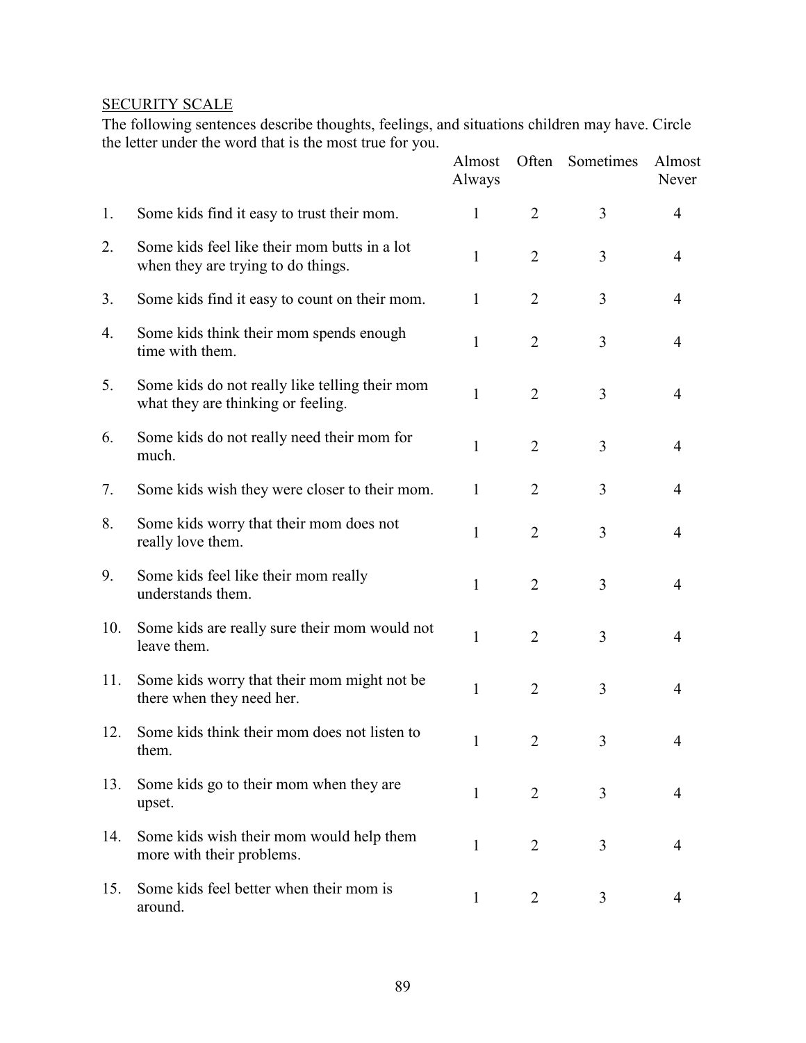SECURITY SCALE

The following sentences describe thoughts, feelings, and situations children may have. Circle the letter under the word that is the most true for you.

| | | Almost Always | Often | Sometimes | Almost Never |
|---|---|---|---|---|---|
| 1. | Some kids find it easy to trust their mom. | 1 | 2 | 3 | 4 |
| 2. | Some kids feel like their mom butts in a lot when they are trying to do things. | 1 | 2 | 3 | 4 |
| 3. | Some kids find it easy to count on their mom. | 1 | 2 | 3 | 4 |
| 4. | Some kids think their mom spends enough time with them. | 1 | 2 | 3 | 4 |
| 5. | Some kids do not really like telling their mom what they are thinking or feeling. | 1 | 2 | 3 | 4 |
| 6. | Some kids do not really need their mom for much. | 1 | 2 | 3 | 4 |
| 7. | Some kids wish they were closer to their mom. | 1 | 2 | 3 | 4 |
| 8. | Some kids worry that their mom does not really love them. | 1 | 2 | 3 | 4 |
| 9. | Some kids feel like their mom really understands them. | 1 | 2 | 3 | 4 |
| 10. | Some kids are really sure their mom would not leave them. | 1 | 2 | 3 | 4 |
| 11. | Some kids worry that their mom might not be there when they need her. | 1 | 2 | 3 | 4 |
| 12. | Some kids think their mom does not listen to them. | 1 | 2 | 3 | 4 |
| 13. | Some kids go to their mom when they are upset. | 1 | 2 | 3 | 4 |
| 14. | Some kids wish their mom would help them more with their problems. | 1 | 2 | 3 | 4 |
| 15. | Some kids feel better when their mom is around. | 1 | 2 | 3 | 4 |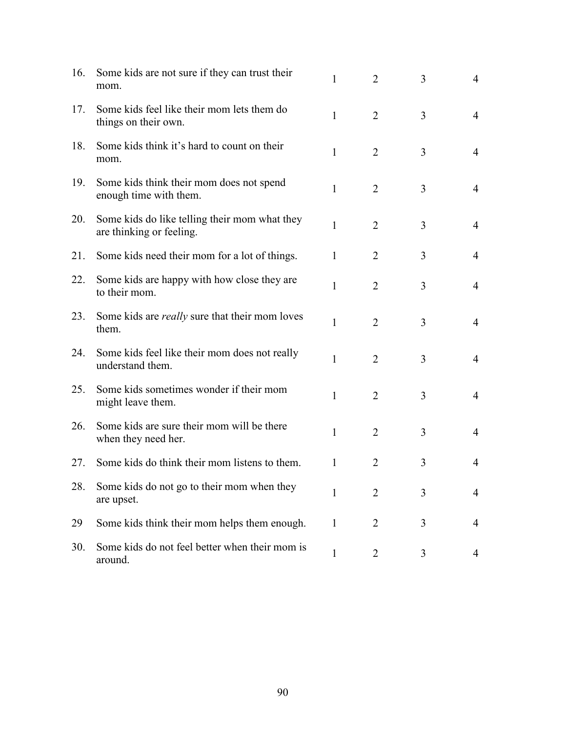| | | | | | |
|---|---|---|---|---|---|
| 16. | Some kids are not sure if they can trust their mom. | 1 | 2 | 3 | 4 |
| 17. | Some kids feel like their mom lets them do things on their own. | 1 | 2 | 3 | 4 |
| 18. | Some kids think it's hard to count on their mom. | 1 | 2 | 3 | 4 |
| 19. | Some kids think their mom does not spend enough time with them. | 1 | 2 | 3 | 4 |
| 20. | Some kids do like telling their mom what they are thinking or feeling. | 1 | 2 | 3 | 4 |
| 21. | Some kids need their mom for a lot of things. | 1 | 2 | 3 | 4 |
| 22. | Some kids are happy with how close they are to their mom. | 1 | 2 | 3 | 4 |
| 23. | Some kids are *really* sure that their mom loves them. | 1 | 2 | 3 | 4 |
| 24. | Some kids feel like their mom does not really understand them. | 1 | 2 | 3 | 4 |
| 25. | Some kids sometimes wonder if their mom might leave them. | 1 | 2 | 3 | 4 |
| 26. | Some kids are sure their mom will be there when they need her. | 1 | 2 | 3 | 4 |
| 27. | Some kids do think their mom listens to them. | 1 | 2 | 3 | 4 |
| 28. | Some kids do not go to their mom when they are upset. | 1 | 2 | 3 | 4 |
| 29 | Some kids think their mom helps them enough. | 1 | 2 | 3 | 4 |
| 30. | Some kids do not feel better when their mom is around. | 1 | 2 | 3 | 4 |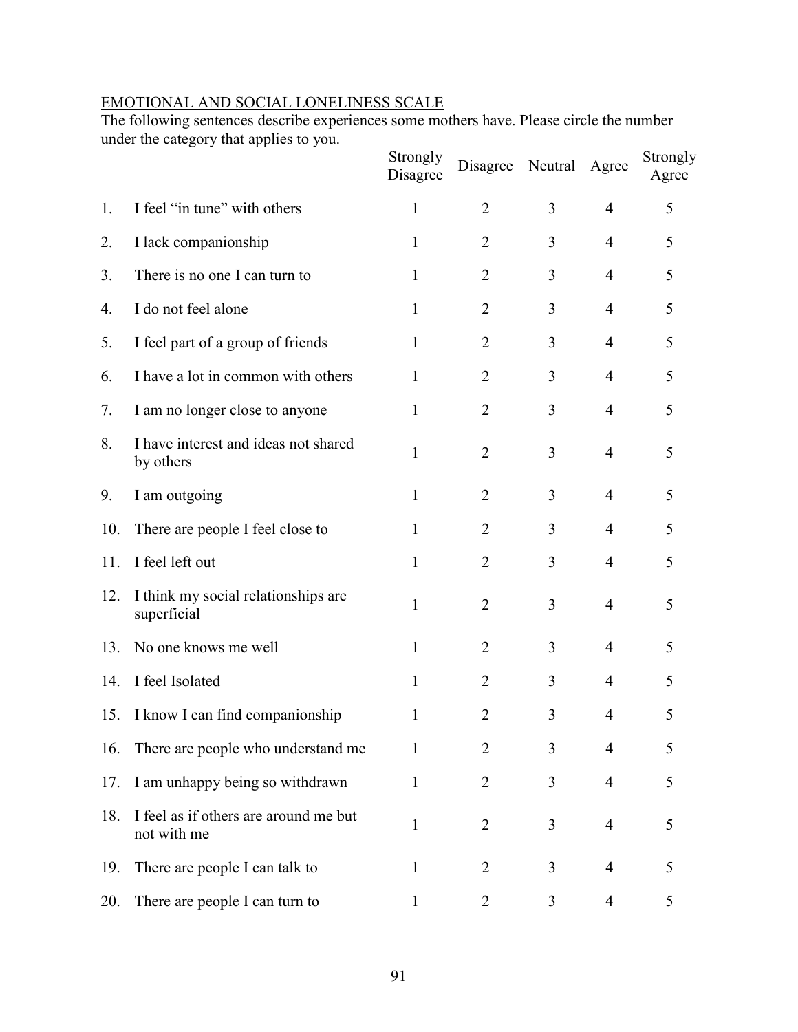EMOTIONAL AND SOCIAL LONELINESS SCALE

The following sentences describe experiences some mothers have. Please circle the number under the category that applies to you.

| | | Strongly Disagree | Disagree | Neutral | Agree | Strongly Agree |
|---|---|---|---|---|---|---|
| 1. | I feel "in tune" with others | 1 | 2 | 3 | 4 | 5 |
| 2. | I lack companionship | 1 | 2 | 3 | 4 | 5 |
| 3. | There is no one I can turn to | 1 | 2 | 3 | 4 | 5 |
| 4. | I do not feel alone | 1 | 2 | 3 | 4 | 5 |
| 5. | I feel part of a group of friends | 1 | 2 | 3 | 4 | 5 |
| 6. | I have a lot in common with others | 1 | 2 | 3 | 4 | 5 |
| 7. | I am no longer close to anyone | 1 | 2 | 3 | 4 | 5 |
| 8. | I have interest and ideas not shared by others | 1 | 2 | 3 | 4 | 5 |
| 9. | I am outgoing | 1 | 2 | 3 | 4 | 5 |
| 10. | There are people I feel close to | 1 | 2 | 3 | 4 | 5 |
| 11. | I feel left out | 1 | 2 | 3 | 4 | 5 |
| 12. | I think my social relationships are superficial | 1 | 2 | 3 | 4 | 5 |
| 13. | No one knows me well | 1 | 2 | 3 | 4 | 5 |
| 14. | I feel Isolated | 1 | 2 | 3 | 4 | 5 |
| 15. | I know I can find companionship | 1 | 2 | 3 | 4 | 5 |
| 16. | There are people who understand me | 1 | 2 | 3 | 4 | 5 |
| 17. | I am unhappy being so withdrawn | 1 | 2 | 3 | 4 | 5 |
| 18. | I feel as if others are around me but not with me | 1 | 2 | 3 | 4 | 5 |
| 19. | There are people I can talk to | 1 | 2 | 3 | 4 | 5 |
| 20. | There are people I can turn to | 1 | 2 | 3 | 4 | 5 |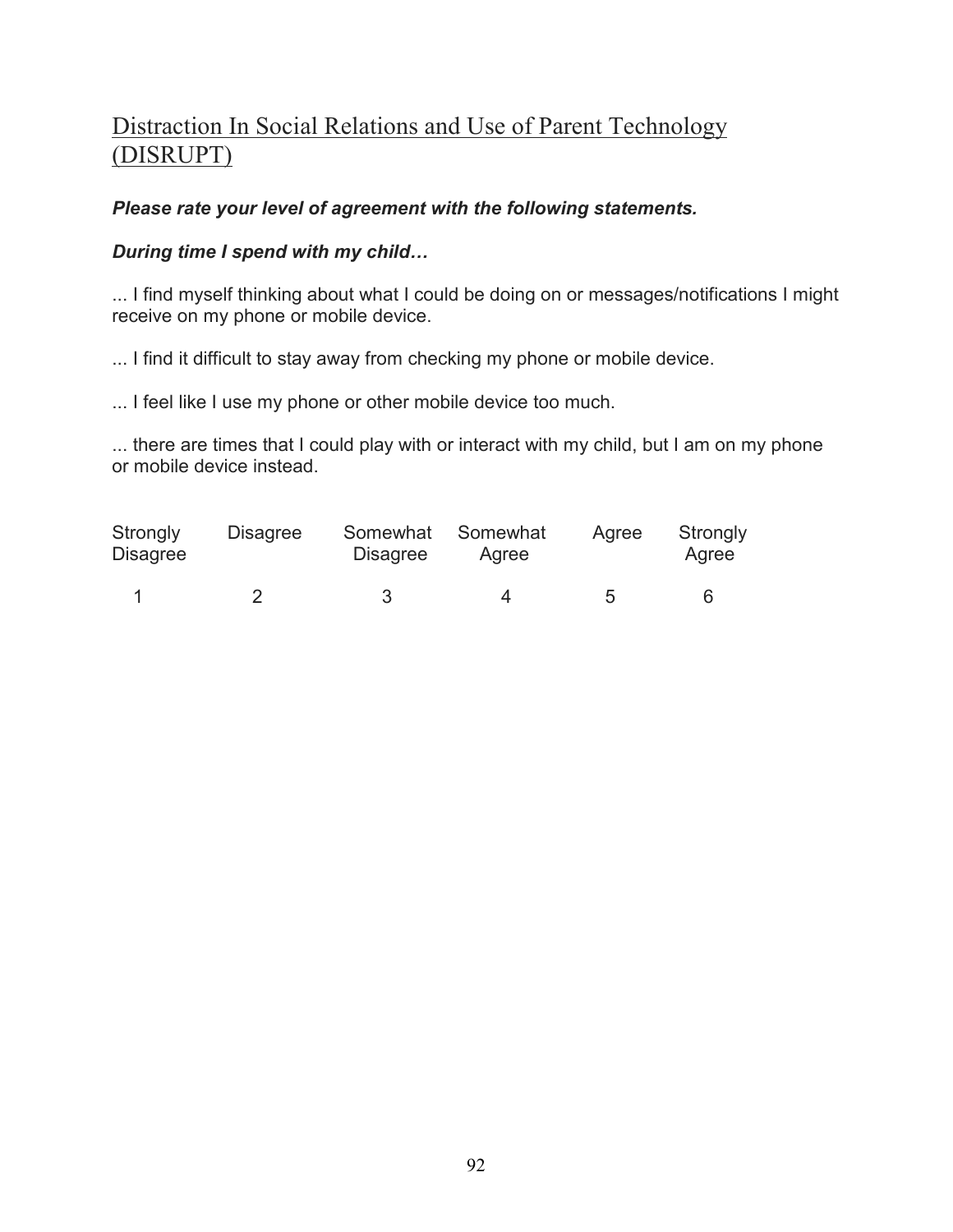## Distraction In Social Relations and Use of Parent Technology (DISRUPT)

***Please rate your level of agreement with the following statements.***

***During time I spend with my child…***

... I find myself thinking about what I could be doing on or messages/notifications I might receive on my phone or mobile device.

... I find it difficult to stay away from checking my phone or mobile device.

... I feel like I use my phone or other mobile device too much.

... there are times that I could play with or interact with my child, but I am on my phone or mobile device instead.

| Strongly Disagree | Disagree | Somewhat Disagree | Somewhat Agree | Agree | Strongly Agree |
|---|---|---|---|---|---|
| 1 | 2 | 3 | 4 | 5 | 6 |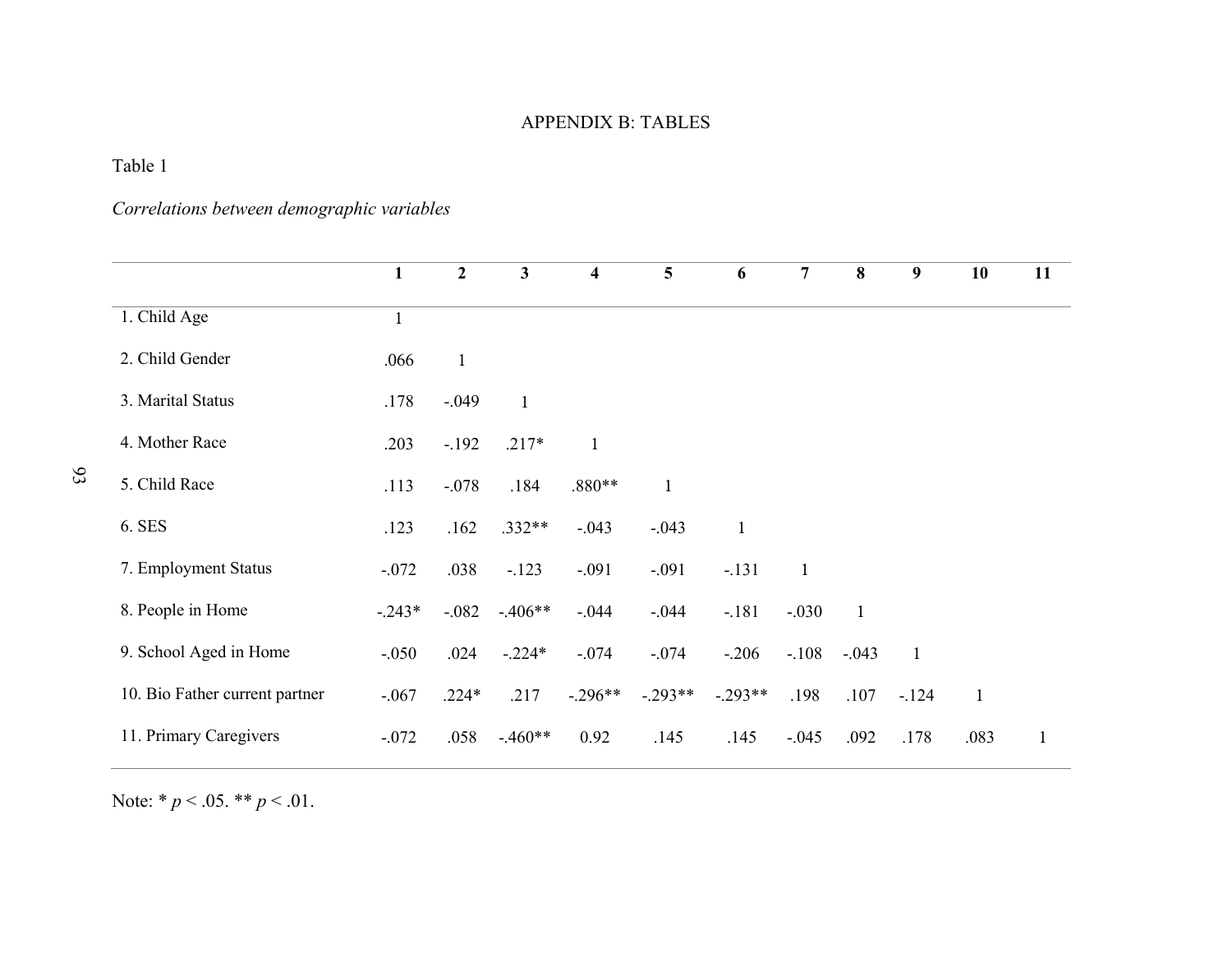# APPENDIX B: TABLES

Table 1

*Correlations between demographic variables*

| | **1** | **2** | **3** | **4** | **5** | **6** | **7** | **8** | **9** | **10** | **11** |
|---|---|---|---|---|---|---|---|---|---|---|---|
| 1. Child Age | 1 | | | | | | | | | | |
| 2. Child Gender | .066 | 1 | | | | | | | | | |
| 3. Marital Status | .178 | -.049 | 1 | | | | | | | | |
| 4. Mother Race | .203 | -.192 | .217* | 1 | | | | | | | |
| 5. Child Race | .113 | -.078 | .184 | .880** | 1 | | | | | | |
| 6. SES | .123 | .162 | .332** | -.043 | -.043 | 1 | | | | | |
| 7. Employment Status | -.072 | .038 | -.123 | -.091 | -.091 | -.131 | 1 | | | | |
| 8. People in Home | -.243* | -.082 | -.406** | -.044 | -.044 | -.181 | -.030 | 1 | | | |
| 9. School Aged in Home | -.050 | .024 | -.224* | -.074 | -.074 | -.206 | -.108 | -.043 | 1 | | |
| 10. Bio Father current partner | -.067 | .224* | .217 | -.296** | -.293** | -.293** | .198 | .107 | -.124 | 1 | |
| 11. Primary Caregivers | -.072 | .058 | -.460** | 0.92 | .145 | .145 | -.045 | .092 | .178 | .083 | 1 |

Note: * $p < .05$. ** $p < .01$.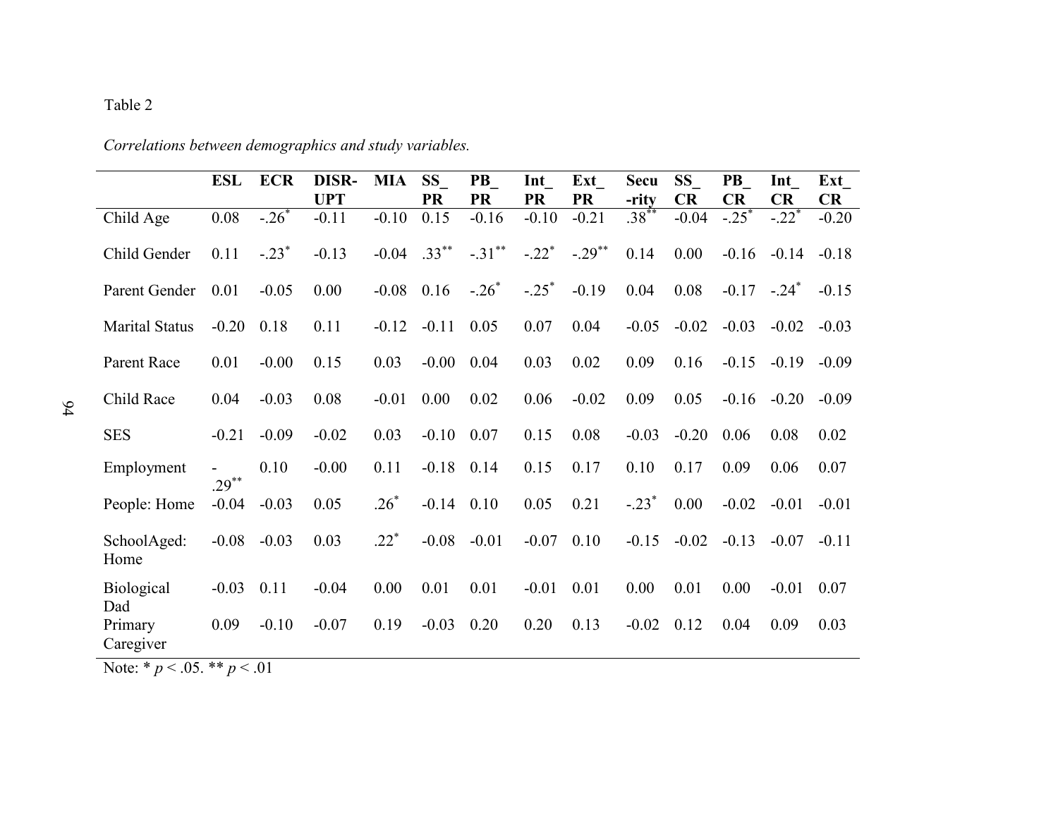Table 2

*Correlations between demographics and study variables.*

| | ESL | ECR | DISR-UPT | MIA | SS_PR | PB_PR | Int_PR | Ext_PR | Secu-rity | SS_CR | PB_CR | Int_CR | Ext_CR |
|---|---|---|---|---|---|---|---|---|---|---|---|---|---|
| Child Age | 0.08 | -.26* | -0.11 | -0.10 | 0.15 | -0.16 | -0.10 | -0.21 | .38** | -0.04 | -.25* | -.22* | -0.20 |
| Child Gender | 0.11 | -.23* | -0.13 | -0.04 | .33** | -.31** | -.22* | -.29** | 0.14 | 0.00 | -0.16 | -0.14 | -0.18 |
| Parent Gender | 0.01 | -0.05 | 0.00 | -0.08 | 0.16 | -.26* | -.25* | -0.19 | 0.04 | 0.08 | -0.17 | -.24* | -0.15 |
| Marital Status | -0.20 | 0.18 | 0.11 | -0.12 | -0.11 | 0.05 | 0.07 | 0.04 | -0.05 | -0.02 | -0.03 | -0.02 | -0.03 |
| Parent Race | 0.01 | -0.00 | 0.15 | 0.03 | -0.00 | 0.04 | 0.03 | 0.02 | 0.09 | 0.16 | -0.15 | -0.19 | -0.09 |
| Child Race | 0.04 | -0.03 | 0.08 | -0.01 | 0.00 | 0.02 | 0.06 | -0.02 | 0.09 | 0.05 | -0.16 | -0.20 | -0.09 |
| SES | -0.21 | -0.09 | -0.02 | 0.03 | -0.10 | 0.07 | 0.15 | 0.08 | -0.03 | -0.20 | 0.06 | 0.08 | 0.02 |
| Employment | -.29** | 0.10 | -0.00 | 0.11 | -0.18 | 0.14 | 0.15 | 0.17 | 0.10 | 0.17 | 0.09 | 0.06 | 0.07 |
| People: Home | -0.04 | -0.03 | 0.05 | .26* | -0.14 | 0.10 | 0.05 | 0.21 | -.23* | 0.00 | -0.02 | -0.01 | -0.01 |
| SchoolAged: Home | -0.08 | -0.03 | 0.03 | .22* | -0.08 | -0.01 | -0.07 | 0.10 | -0.15 | -0.02 | -0.13 | -0.07 | -0.11 |
| Biological Dad | -0.03 | 0.11 | -0.04 | 0.00 | 0.01 | 0.01 | -0.01 | 0.01 | 0.00 | 0.01 | 0.00 | -0.01 | 0.07 |
| Primary Caregiver | 0.09 | -0.10 | -0.07 | 0.19 | -0.03 | 0.20 | 0.20 | 0.13 | -0.02 | 0.12 | 0.04 | 0.09 | 0.03 |

Note: * $p < .05$. ** $p < .01$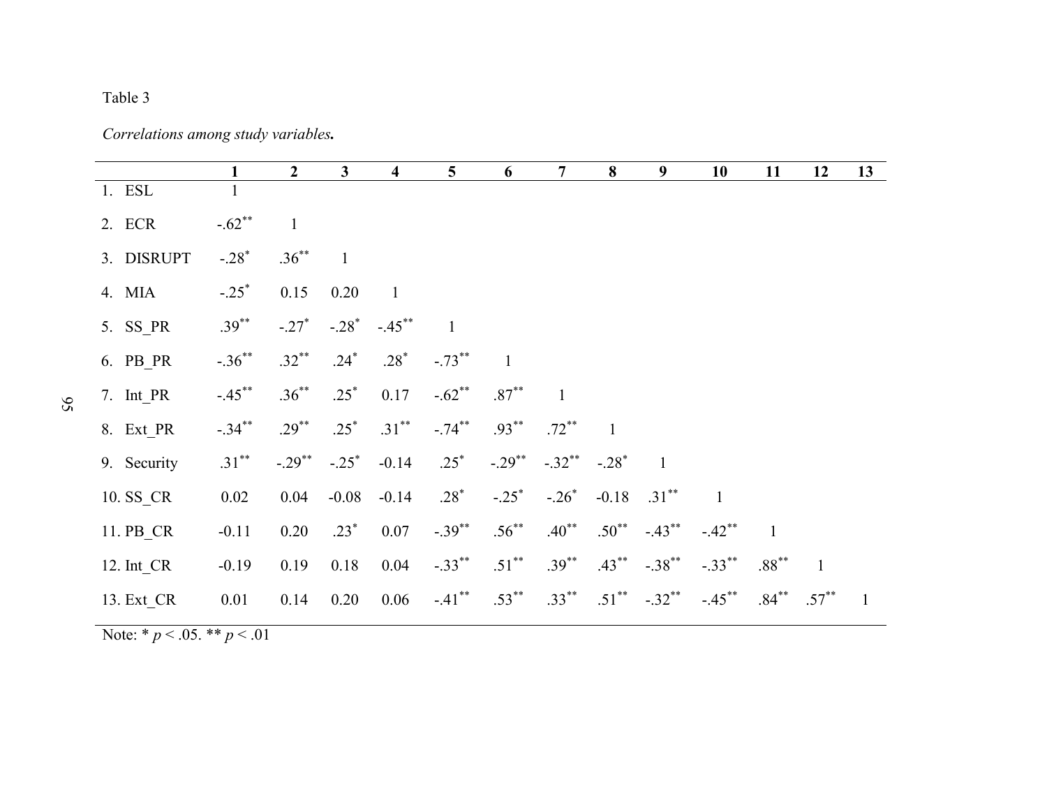Table 3

*Correlations among study variables.*

| | 1 | 2 | 3 | 4 | 5 | 6 | 7 | 8 | 9 | 10 | 11 | 12 | 13 |
|---|---|---|---|---|---|---|---|---|---|---|---|---|---|
| 1. ESL | 1 | | | | | | | | | | | | |
| 2. ECR | -.62** | 1 | | | | | | | | | | | |
| 3. DISRUPT | -.28* | .36** | 1 | | | | | | | | | | |
| 4. MIA | -.25* | 0.15 | 0.20 | 1 | | | | | | | | | |
| 5. SS_PR | .39** | -.27* | -.28* | -.45** | 1 | | | | | | | | |
| 6. PB_PR | -.36** | .32** | .24* | .28* | -.73** | 1 | | | | | | | |
| 7. Int_PR | -.45** | .36** | .25* | 0.17 | -.62** | .87** | 1 | | | | | | |
| 8. Ext_PR | -.34** | .29** | .25* | .31** | -.74** | .93** | .72** | 1 | | | | | |
| 9. Security | .31** | -.29** | -.25* | -0.14 | .25* | -.29** | -.32** | -.28* | 1 | | | | |
| 10. SS_CR | 0.02 | 0.04 | -0.08 | -0.14 | .28* | -.25* | -.26* | -0.18 | .31** | 1 | | | |
| 11. PB_CR | -0.11 | 0.20 | .23* | 0.07 | -.39** | .56** | .40** | .50** | -.43** | -.42** | 1 | | |
| 12. Int_CR | -0.19 | 0.19 | 0.18 | 0.04 | -.33** | .51** | .39** | .43** | -.38** | -.33** | .88** | 1 | |
| 13. Ext_CR | 0.01 | 0.14 | 0.20 | 0.06 | -.41** | .53** | .33** | .51** | -.32** | -.45** | .84** | .57** | 1 |

Note: * $p < .05$. ** $p < .01$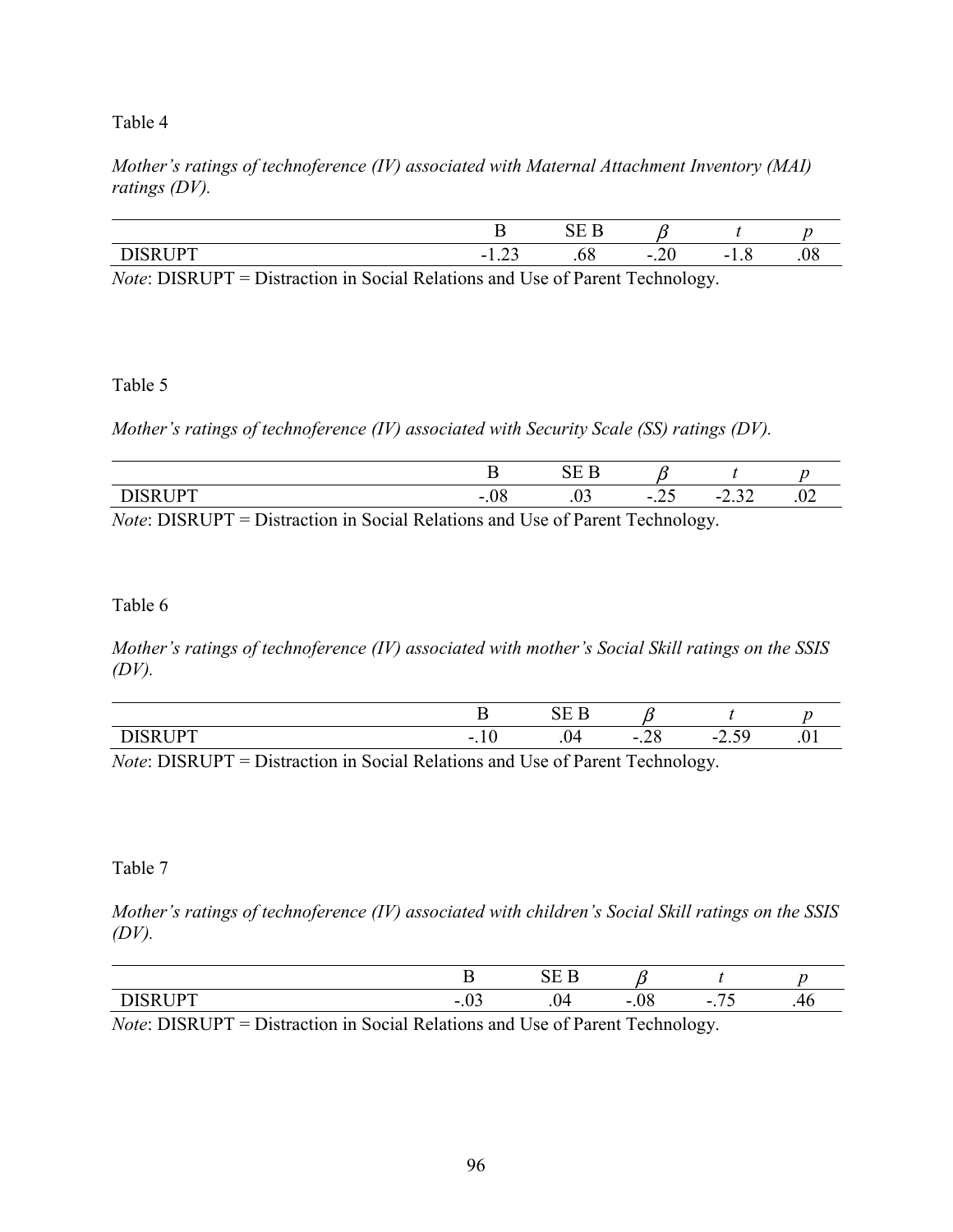Table 4

*Mother's ratings of technoference (IV) associated with Maternal Attachment Inventory (MAI) ratings (DV).*

| | B | SE B | $\beta$ | *t* | *p* |
|---|---|---|---|---|---|
| DISRUPT | -1.23 | .68 | -.20 | -1.8 | .08 |

*Note*: DISRUPT = Distraction in Social Relations and Use of Parent Technology.

Table 5

*Mother's ratings of technoference (IV) associated with Security Scale (SS) ratings (DV).*

| | B | SE B | $\beta$ | *t* | *p* |
|---|---|---|---|---|---|
| DISRUPT | -.08 | .03 | -.25 | -2.32 | .02 |

*Note*: DISRUPT = Distraction in Social Relations and Use of Parent Technology.

Table 6

*Mother's ratings of technoference (IV) associated with mother's Social Skill ratings on the SSIS (DV).*

| | B | SE B | $\beta$ | *t* | *p* |
|---|---|---|---|---|---|
| DISRUPT | -.10 | .04 | -.28 | -2.59 | .01 |

*Note*: DISRUPT = Distraction in Social Relations and Use of Parent Technology.

Table 7

*Mother's ratings of technoference (IV) associated with children's Social Skill ratings on the SSIS (DV).*

| | B | SE B | $\beta$ | *t* | *p* |
|---|---|---|---|---|---|
| DISRUPT | -.03 | .04 | -.08 | -.75 | .46 |

*Note*: DISRUPT = Distraction in Social Relations and Use of Parent Technology.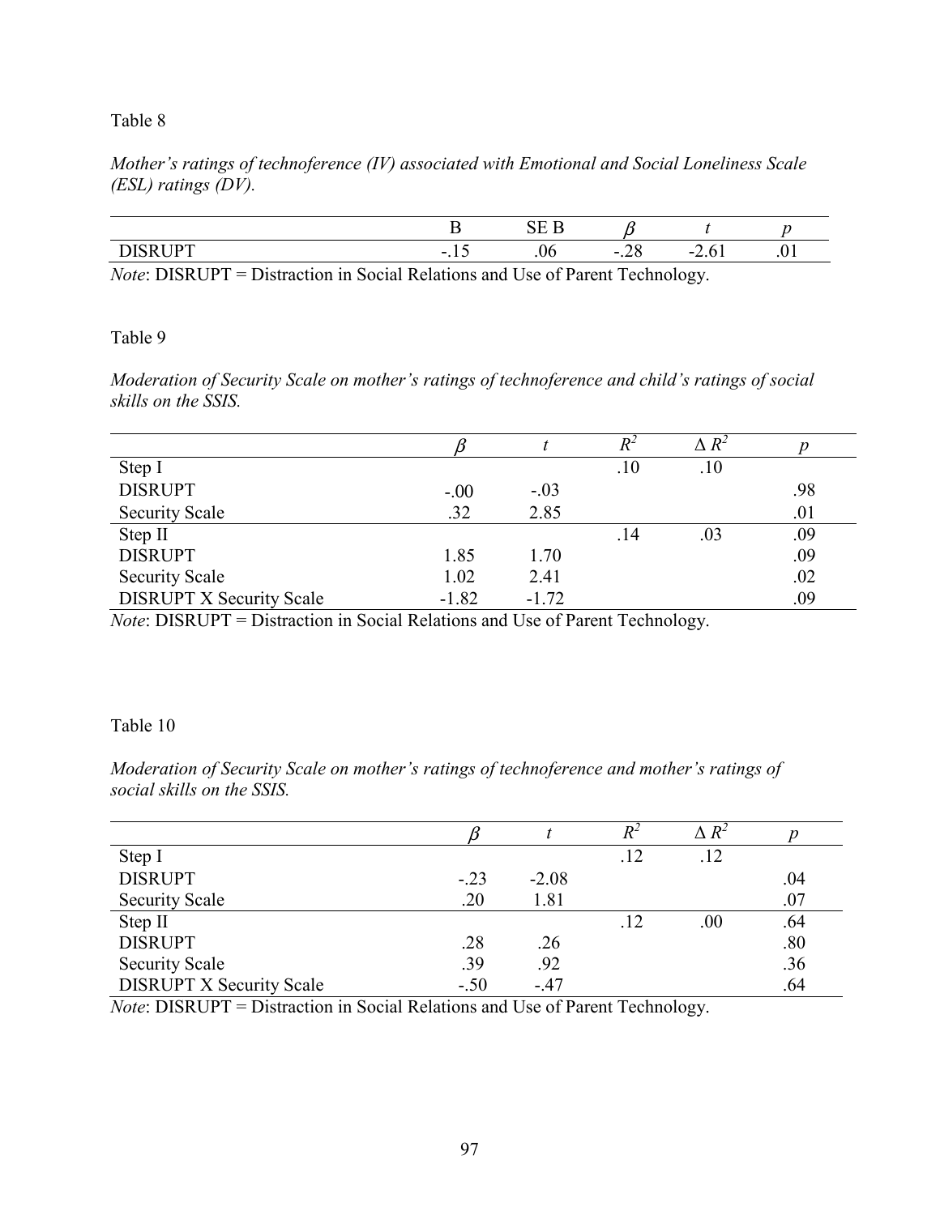Table 8

*Mother's ratings of technoference (IV) associated with Emotional and Social Loneliness Scale (ESL) ratings (DV).*

| | B | SE B | $\beta$ | $t$ | $p$ |
|---|---|---|---|---|---|
| DISRUPT | -.15 | .06 | -.28 | -2.61 | .01 |

*Note*: DISRUPT = Distraction in Social Relations and Use of Parent Technology.

Table 9

*Moderation of Security Scale on mother's ratings of technoference and child's ratings of social skills on the SSIS.*

| | $\beta$ | $t$ | $R^2$ | $\Delta R^2$ | $p$ |
|---|---|---|---|---|---|
| Step I | | | .10 | .10 | |
| DISRUPT | -.00 | -.03 | | | .98 |
| Security Scale | .32 | 2.85 | | | .01 |
| Step II | | | .14 | .03 | .09 |
| DISRUPT | 1.85 | 1.70 | | | .09 |
| Security Scale | 1.02 | 2.41 | | | .02 |
| DISRUPT X Security Scale | -1.82 | -1.72 | | | .09 |

*Note*: DISRUPT = Distraction in Social Relations and Use of Parent Technology.

Table 10

*Moderation of Security Scale on mother's ratings of technoference and mother's ratings of social skills on the SSIS.*

| | $\beta$ | $t$ | $R^2$ | $\Delta R^2$ | $p$ |
|---|---|---|---|---|---|
| Step I | | | .12 | .12 | |
| DISRUPT | -.23 | -2.08 | | | .04 |
| Security Scale | .20 | 1.81 | | | .07 |
| Step II | | | .12 | .00 | .64 |
| DISRUPT | .28 | .26 | | | .80 |
| Security Scale | .39 | .92 | | | .36 |
| DISRUPT X Security Scale | -.50 | -.47 | | | .64 |

*Note*: DISRUPT = Distraction in Social Relations and Use of Parent Technology.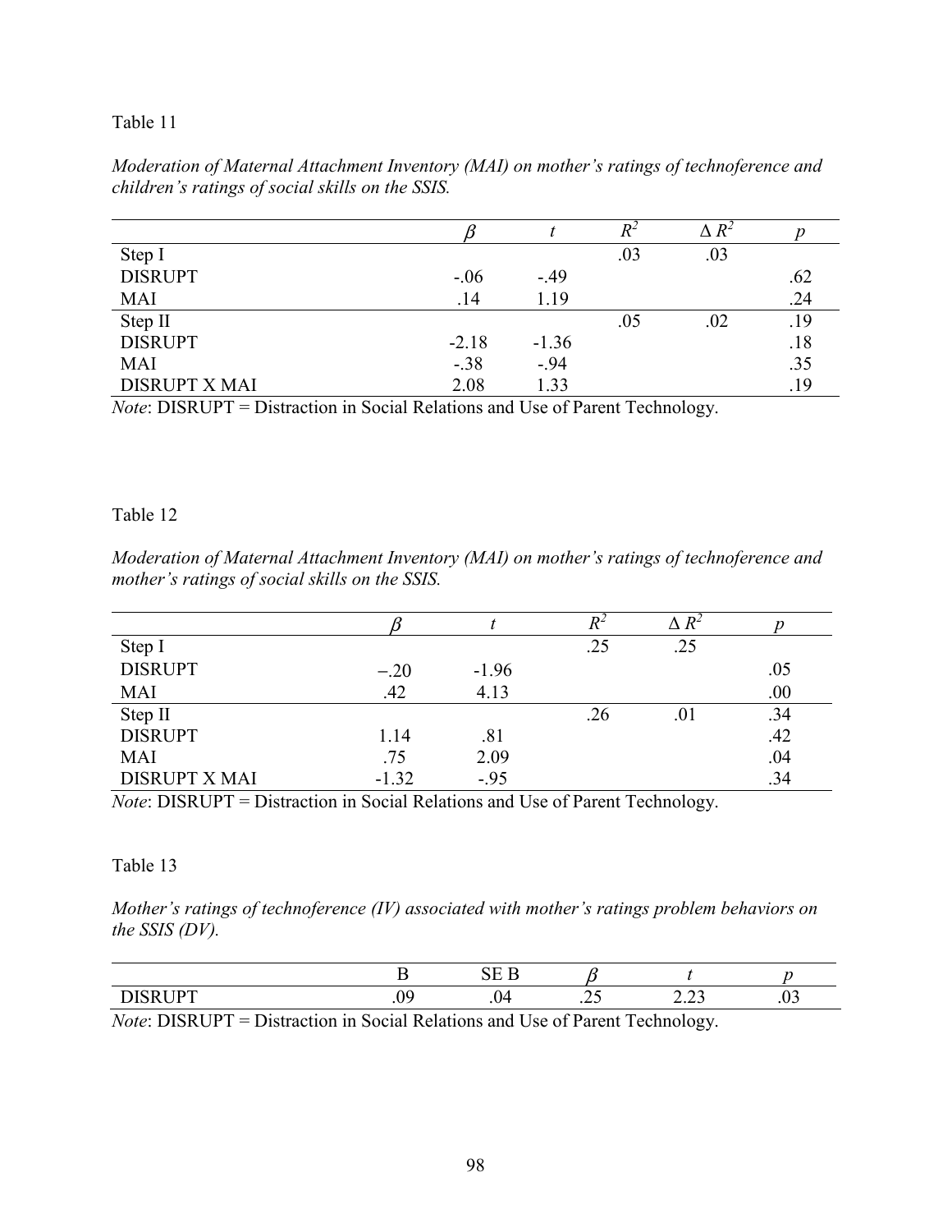Table 11

*Moderation of Maternal Attachment Inventory (MAI) on mother's ratings of technoference and children's ratings of social skills on the SSIS.*

| | $\beta$ | $t$ | $R^2$ | $\Delta R^2$ | $p$ |
|---|---|---|---|---|---|
| Step I | | | .03 | .03 | |
| DISRUPT | -.06 | -.49 | | | .62 |
| MAI | .14 | 1.19 | | | .24 |
| Step II | | | .05 | .02 | .19 |
| DISRUPT | -2.18 | -1.36 | | | .18 |
| MAI | -.38 | -.94 | | | .35 |
| DISRUPT X MAI | 2.08 | 1.33 | | | .19 |

*Note*: DISRUPT = Distraction in Social Relations and Use of Parent Technology.

Table 12

*Moderation of Maternal Attachment Inventory (MAI) on mother's ratings of technoference and mother's ratings of social skills on the SSIS.*

| | $\beta$ | $t$ | $R^2$ | $\Delta R^2$ | $p$ |
|---|---|---|---|---|---|
| Step I | | | .25 | .25 | |
| DISRUPT | −.20 | -1.96 | | | .05 |
| MAI | .42 | 4.13 | | | .00 |
| Step II | | | .26 | .01 | .34 |
| DISRUPT | 1.14 | .81 | | | .42 |
| MAI | .75 | 2.09 | | | .04 |
| DISRUPT X MAI | -1.32 | -.95 | | | .34 |

*Note*: DISRUPT = Distraction in Social Relations and Use of Parent Technology.

Table 13

*Mother's ratings of technoference (IV) associated with mother's ratings problem behaviors on the SSIS (DV).*

| | B | SE B | $\beta$ | $t$ | $p$ |
|---|---|---|---|---|---|
| DISRUPT | .09 | .04 | .25 | 2.23 | .03 |

*Note*: DISRUPT = Distraction in Social Relations and Use of Parent Technology.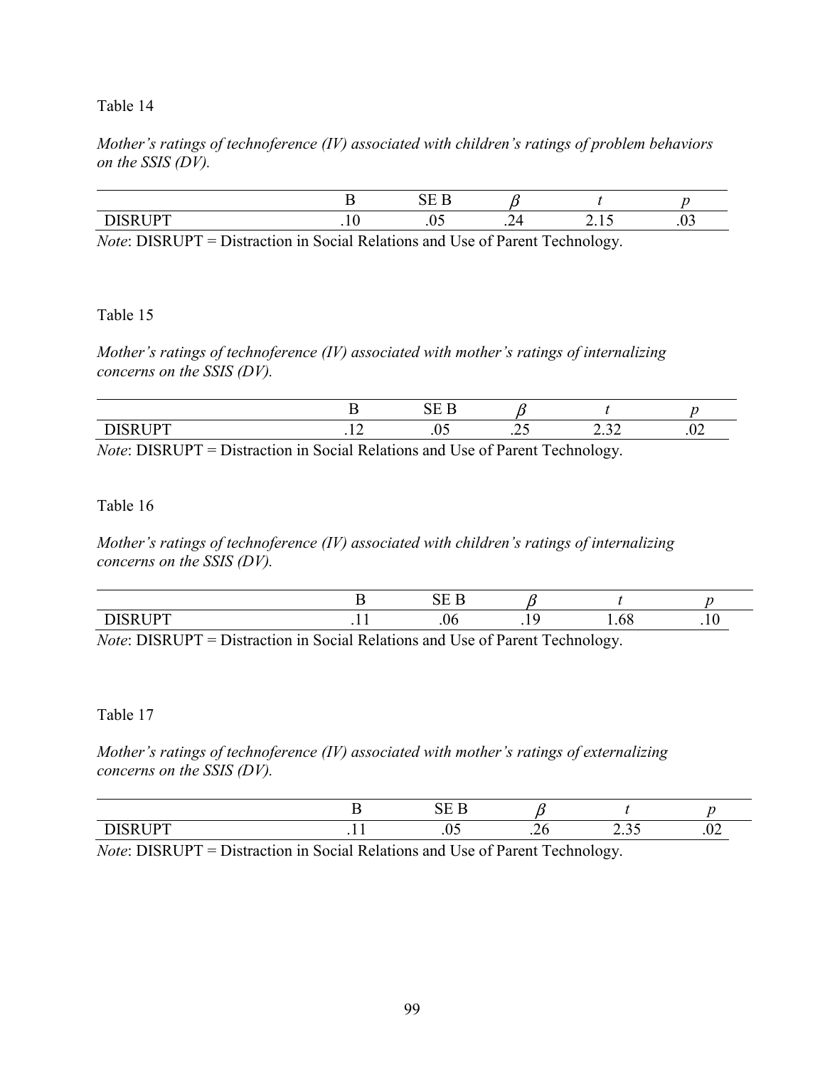Table 14

*Mother's ratings of technoference (IV) associated with children's ratings of problem behaviors on the SSIS (DV).*

| | B | SE B | $\beta$ | $t$ | $p$ |
|---|---|---|---|---|---|
| DISRUPT | .10 | .05 | .24 | 2.15 | .03 |

*Note*: DISRUPT = Distraction in Social Relations and Use of Parent Technology.

Table 15

*Mother's ratings of technoference (IV) associated with mother's ratings of internalizing concerns on the SSIS (DV).*

| | B | SE B | $\beta$ | $t$ | $p$ |
|---|---|---|---|---|---|
| DISRUPT | .12 | .05 | .25 | 2.32 | .02 |

*Note*: DISRUPT = Distraction in Social Relations and Use of Parent Technology.

Table 16

*Mother's ratings of technoference (IV) associated with children's ratings of internalizing concerns on the SSIS (DV).*

| | B | SE B | $\beta$ | $t$ | $p$ |
|---|---|---|---|---|---|
| DISRUPT | .11 | .06 | .19 | 1.68 | .10 |

*Note*: DISRUPT = Distraction in Social Relations and Use of Parent Technology.

Table 17

*Mother's ratings of technoference (IV) associated with mother's ratings of externalizing concerns on the SSIS (DV).*

| | B | SE B | $\beta$ | $t$ | $p$ |
|---|---|---|---|---|---|
| DISRUPT | .11 | .05 | .26 | 2.35 | .02 |

*Note*: DISRUPT = Distraction in Social Relations and Use of Parent Technology.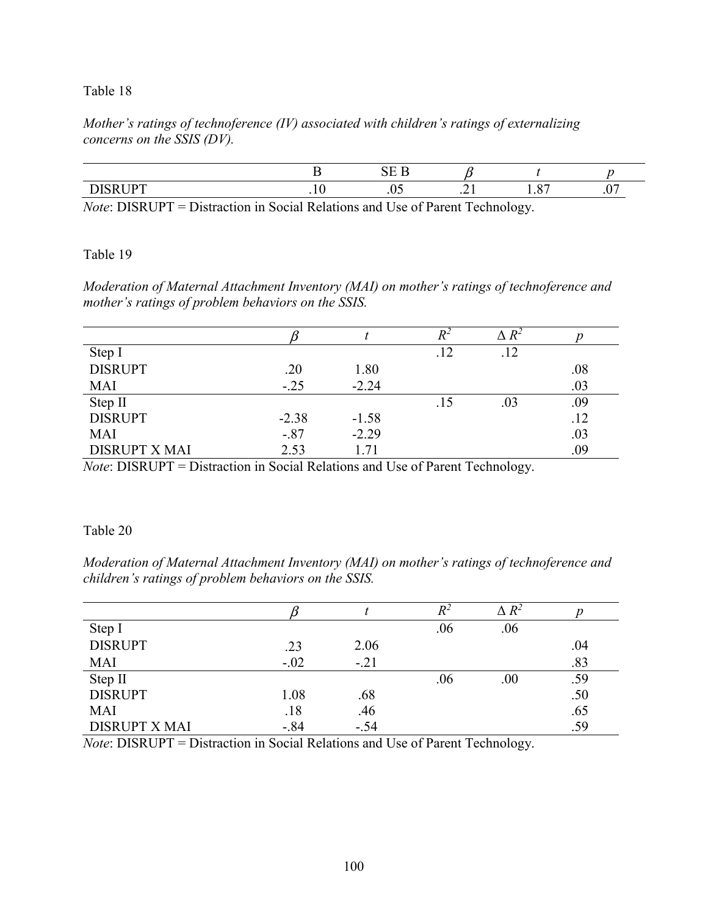Table 18

*Mother's ratings of technoference (IV) associated with children's ratings of externalizing concerns on the SSIS (DV).*

| | B | SE B | $\beta$ | $t$ | $p$ |
|---|---|---|---|---|---|
| DISRUPT | .10 | .05 | .21 | 1.87 | .07 |

*Note*: DISRUPT = Distraction in Social Relations and Use of Parent Technology.

Table 19

*Moderation of Maternal Attachment Inventory (MAI) on mother's ratings of technoference and mother's ratings of problem behaviors on the SSIS.*

| | $\beta$ | $t$ | $R^2$ | $\Delta R^2$ | $p$ |
|---|---|---|---|---|---|
| Step I | | | .12 | .12 | |
| DISRUPT | .20 | 1.80 | | | .08 |
| MAI | -.25 | -2.24 | | | .03 |
| Step II | | | .15 | .03 | .09 |
| DISRUPT | -2.38 | -1.58 | | | .12 |
| MAI | -.87 | -2.29 | | | .03 |
| DISRUPT X MAI | 2.53 | 1.71 | | | .09 |

*Note*: DISRUPT = Distraction in Social Relations and Use of Parent Technology.

Table 20

*Moderation of Maternal Attachment Inventory (MAI) on mother's ratings of technoference and children's ratings of problem behaviors on the SSIS.*

| | $\beta$ | $t$ | $R^2$ | $\Delta R^2$ | $p$ |
|---|---|---|---|---|---|
| Step I | | | .06 | .06 | |
| DISRUPT | .23 | 2.06 | | | .04 |
| MAI | -.02 | -.21 | | | .83 |
| Step II | | | .06 | .00 | .59 |
| DISRUPT | 1.08 | .68 | | | .50 |
| MAI | .18 | .46 | | | .65 |
| DISRUPT X MAI | -.84 | -.54 | | | .59 |

*Note*: DISRUPT = Distraction in Social Relations and Use of Parent Technology.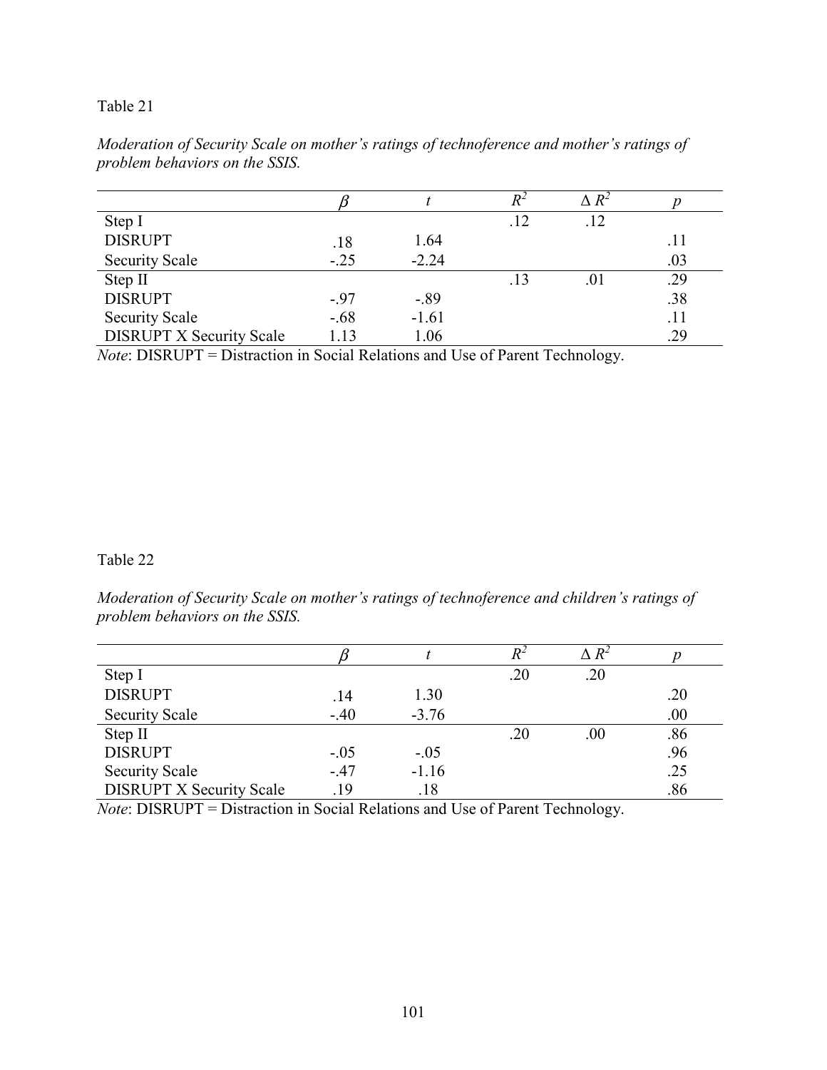Table 21

*Moderation of Security Scale on mother's ratings of technoference and mother's ratings of problem behaviors on the SSIS.*

| | $\beta$ | $t$ | $R^2$ | $\Delta R^2$ | $p$ |
|---|---|---|---|---|---|
| Step I | | | .12 | .12 | |
| DISRUPT | .18 | 1.64 | | | .11 |
| Security Scale | -.25 | -2.24 | | | .03 |
| Step II | | | .13 | .01 | .29 |
| DISRUPT | -.97 | -.89 | | | .38 |
| Security Scale | -.68 | -1.61 | | | .11 |
| DISRUPT X Security Scale | 1.13 | 1.06 | | | .29 |

*Note*: DISRUPT = Distraction in Social Relations and Use of Parent Technology.

Table 22

*Moderation of Security Scale on mother's ratings of technoference and children's ratings of problem behaviors on the SSIS.*

| | $\beta$ | $t$ | $R^2$ | $\Delta R^2$ | $p$ |
|---|---|---|---|---|---|
| Step I | | | .20 | .20 | |
| DISRUPT | .14 | 1.30 | | | .20 |
| Security Scale | -.40 | -3.76 | | | .00 |
| Step II | | | .20 | .00 | .86 |
| DISRUPT | -.05 | -.05 | | | .96 |
| Security Scale | -.47 | -1.16 | | | .25 |
| DISRUPT X Security Scale | .19 | .18 | | | .86 |

*Note*: DISRUPT = Distraction in Social Relations and Use of Parent Technology.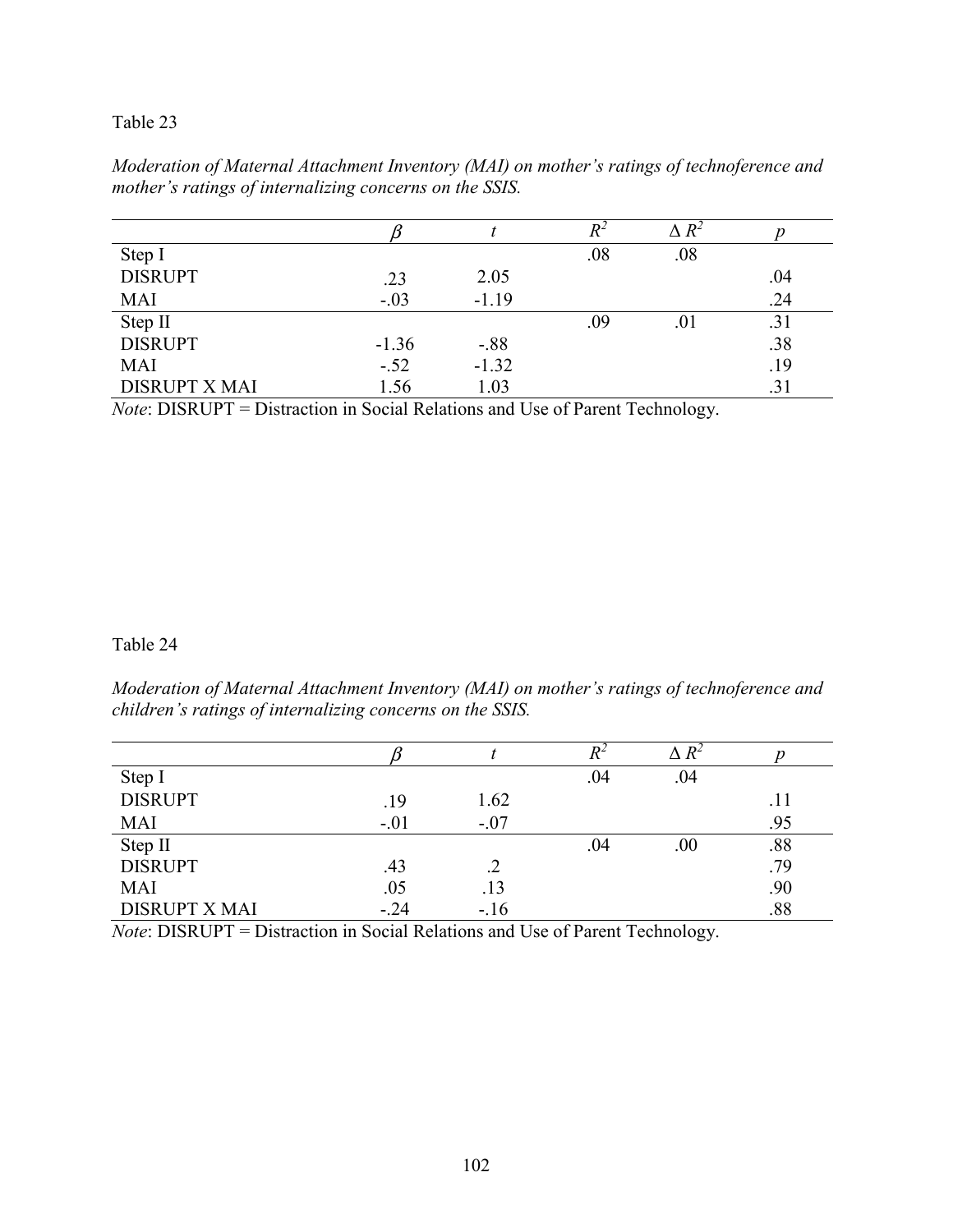Table 23

*Moderation of Maternal Attachment Inventory (MAI) on mother's ratings of technoference and mother's ratings of internalizing concerns on the SSIS.*

| | $\beta$ | $t$ | $R^2$ | $\Delta R^2$ | $p$ |
|---|---|---|---|---|---|
| Step I | | | .08 | .08 | |
| DISRUPT | .23 | 2.05 | | | .04 |
| MAI | -.03 | -1.19 | | | .24 |
| Step II | | | .09 | .01 | .31 |
| DISRUPT | -1.36 | -.88 | | | .38 |
| MAI | -.52 | -1.32 | | | .19 |
| DISRUPT X MAI | 1.56 | 1.03 | | | .31 |

*Note*: DISRUPT = Distraction in Social Relations and Use of Parent Technology.

Table 24

*Moderation of Maternal Attachment Inventory (MAI) on mother's ratings of technoference and children's ratings of internalizing concerns on the SSIS.*

| | $\beta$ | $t$ | $R^2$ | $\Delta R^2$ | $p$ |
|---|---|---|---|---|---|
| Step I | | | .04 | .04 | |
| DISRUPT | .19 | 1.62 | | | .11 |
| MAI | -.01 | -.07 | | | .95 |
| Step II | | | .04 | .00 | .88 |
| DISRUPT | .43 | .2 | | | .79 |
| MAI | .05 | .13 | | | .90 |
| DISRUPT X MAI | -.24 | -.16 | | | .88 |

*Note*: DISRUPT = Distraction in Social Relations and Use of Parent Technology.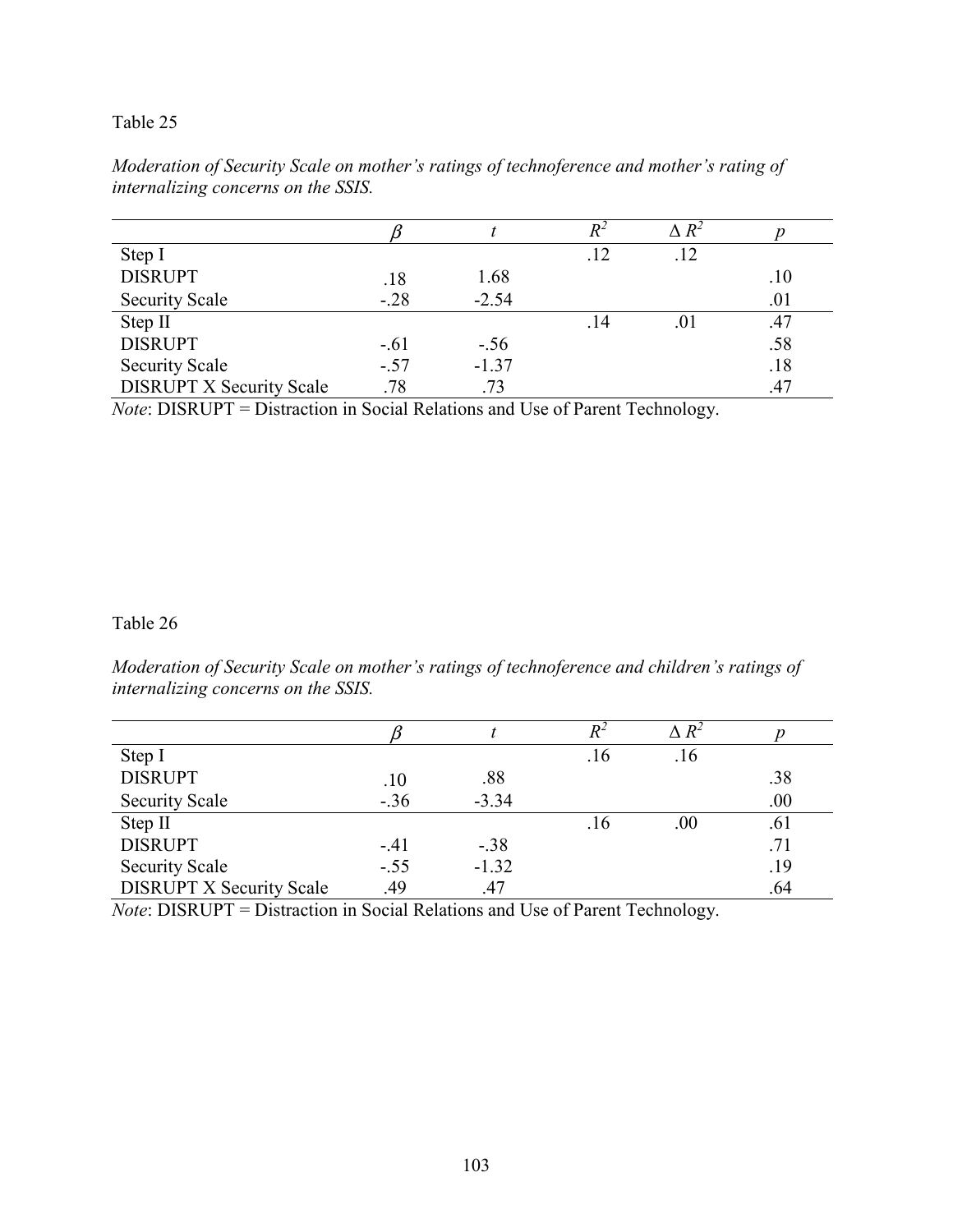Table 25

*Moderation of Security Scale on mother's ratings of technoference and mother's rating of internalizing concerns on the SSIS.*

| | $\beta$ | $t$ | $R^2$ | $\Delta R^2$ | $p$ |
|---|---|---|---|---|---|
| Step I | | | .12 | .12 | |
| DISRUPT | .18 | 1.68 | | | .10 |
| Security Scale | -.28 | -2.54 | | | .01 |
| Step II | | | .14 | .01 | .47 |
| DISRUPT | -.61 | -.56 | | | .58 |
| Security Scale | -.57 | -1.37 | | | .18 |
| DISRUPT X Security Scale | .78 | .73 | | | .47 |

*Note*: DISRUPT = Distraction in Social Relations and Use of Parent Technology.

Table 26

*Moderation of Security Scale on mother's ratings of technoference and children's ratings of internalizing concerns on the SSIS.*

| | $\beta$ | $t$ | $R^2$ | $\Delta R^2$ | $p$ |
|---|---|---|---|---|---|
| Step I | | | .16 | .16 | |
| DISRUPT | .10 | .88 | | | .38 |
| Security Scale | -.36 | -3.34 | | | .00 |
| Step II | | | .16 | .00 | .61 |
| DISRUPT | -.41 | -.38 | | | .71 |
| Security Scale | -.55 | -1.32 | | | .19 |
| DISRUPT X Security Scale | .49 | .47 | | | .64 |

*Note*: DISRUPT = Distraction in Social Relations and Use of Parent Technology.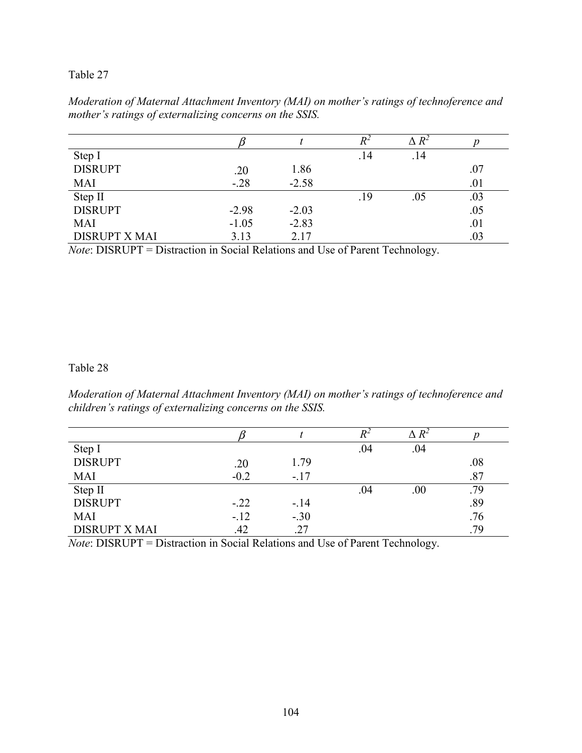Table 27

*Moderation of Maternal Attachment Inventory (MAI) on mother's ratings of technoference and mother's ratings of externalizing concerns on the SSIS.*

| | $\beta$ | $t$ | $R^2$ | $\Delta R^2$ | $p$ |
|---|---|---|---|---|---|
| Step I | | | .14 | .14 | |
| DISRUPT | .20 | 1.86 | | | .07 |
| MAI | -.28 | -2.58 | | | .01 |
| Step II | | | .19 | .05 | .03 |
| DISRUPT | -2.98 | -2.03 | | | .05 |
| MAI | -1.05 | -2.83 | | | .01 |
| DISRUPT X MAI | 3.13 | 2.17 | | | .03 |

*Note*: DISRUPT = Distraction in Social Relations and Use of Parent Technology.

Table 28

*Moderation of Maternal Attachment Inventory (MAI) on mother's ratings of technoference and children's ratings of externalizing concerns on the SSIS.*

| | $\beta$ | $t$ | $R^2$ | $\Delta R^2$ | $p$ |
|---|---|---|---|---|---|
| Step I | | | .04 | .04 | |
| DISRUPT | .20 | 1.79 | | | .08 |
| MAI | -0.2 | -.17 | | | .87 |
| Step II | | | .04 | .00 | .79 |
| DISRUPT | -.22 | -.14 | | | .89 |
| MAI | -.12 | -.30 | | | .76 |
| DISRUPT X MAI | .42 | .27 | | | .79 |

*Note*: DISRUPT = Distraction in Social Relations and Use of Parent Technology.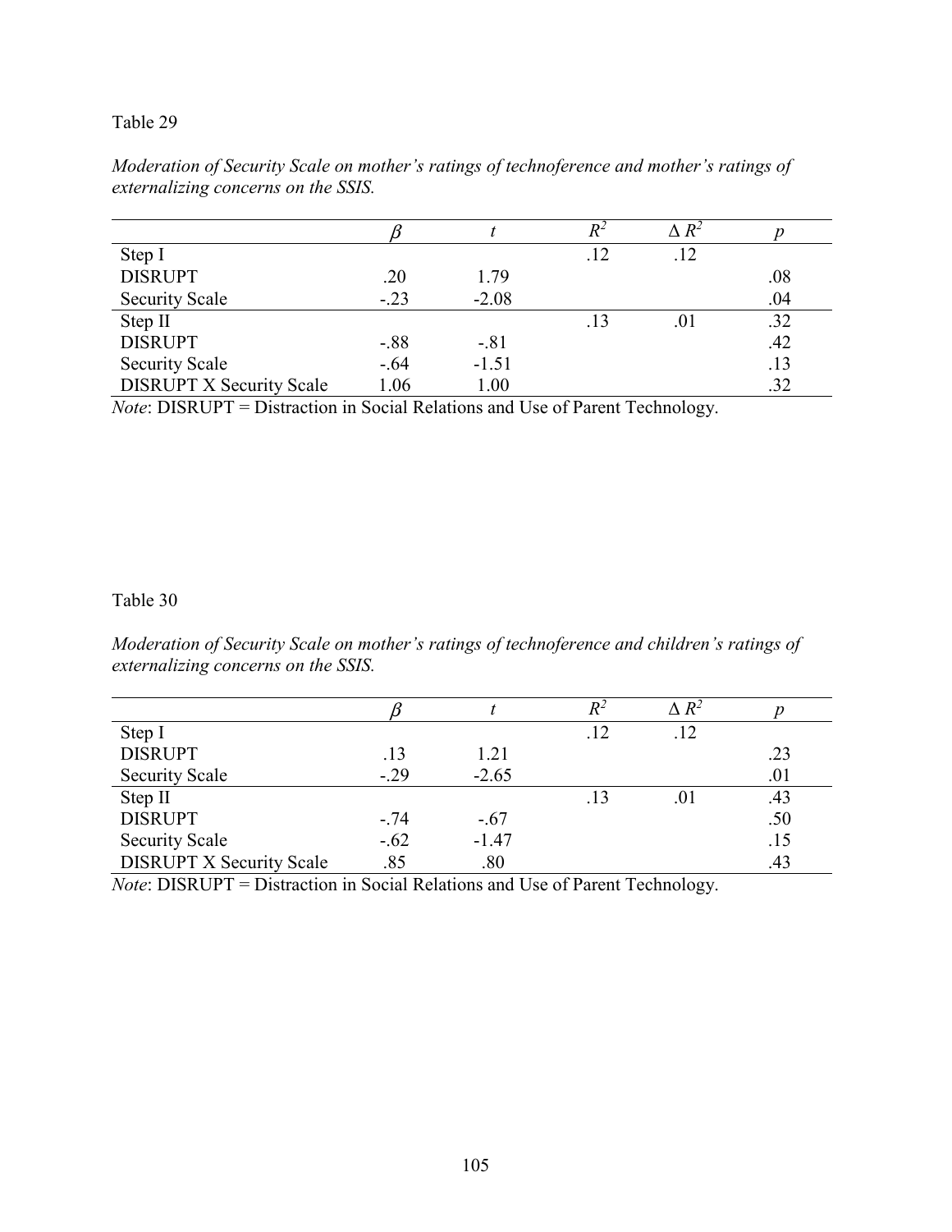Table 29

*Moderation of Security Scale on mother's ratings of technoference and mother's ratings of externalizing concerns on the SSIS.*

| | $\beta$ | $t$ | $R^2$ | $\Delta R^2$ | $p$ |
|---|---|---|---|---|---|
| Step I | | | .12 | .12 | |
| DISRUPT | .20 | 1.79 | | | .08 |
| Security Scale | -.23 | -2.08 | | | .04 |
| Step II | | | .13 | .01 | .32 |
| DISRUPT | -.88 | -.81 | | | .42 |
| Security Scale | -.64 | -1.51 | | | .13 |
| DISRUPT X Security Scale | 1.06 | 1.00 | | | .32 |

*Note*: DISRUPT = Distraction in Social Relations and Use of Parent Technology.

Table 30

*Moderation of Security Scale on mother's ratings of technoference and children's ratings of externalizing concerns on the SSIS.*

| | $\beta$ | $t$ | $R^2$ | $\Delta R^2$ | $p$ |
|---|---|---|---|---|---|
| Step I | | | .12 | .12 | |
| DISRUPT | .13 | 1.21 | | | .23 |
| Security Scale | -.29 | -2.65 | | | .01 |
| Step II | | | .13 | .01 | .43 |
| DISRUPT | -.74 | -.67 | | | .50 |
| Security Scale | -.62 | -1.47 | | | .15 |
| DISRUPT X Security Scale | .85 | .80 | | | .43 |

*Note*: DISRUPT = Distraction in Social Relations and Use of Parent Technology.